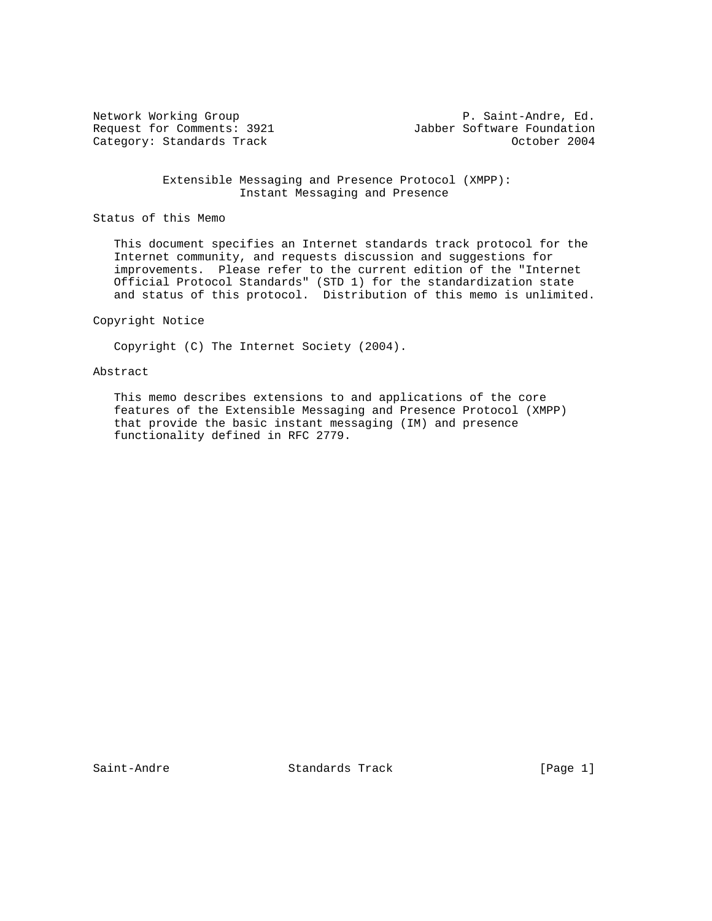Network Working Group                                P. Saint-Andre, Ed.
Request for Comments: 3921                    Jabber Software Foundation
Category: Standards Track                                   October 2004

# Extensible Messaging and Presence Protocol (XMPP): Instant Messaging and Presence

## Status of this Memo

This document specifies an Internet standards track protocol for the Internet community, and requests discussion and suggestions for improvements. Please refer to the current edition of the "Internet Official Protocol Standards" (STD 1) for the standardization state and status of this protocol. Distribution of this memo is unlimited.

## Copyright Notice

Copyright (C) The Internet Society (2004).

## Abstract

This memo describes extensions to and applications of the core features of the Extensible Messaging and Presence Protocol (XMPP) that provide the basic instant messaging (IM) and presence functionality defined in RFC 2779.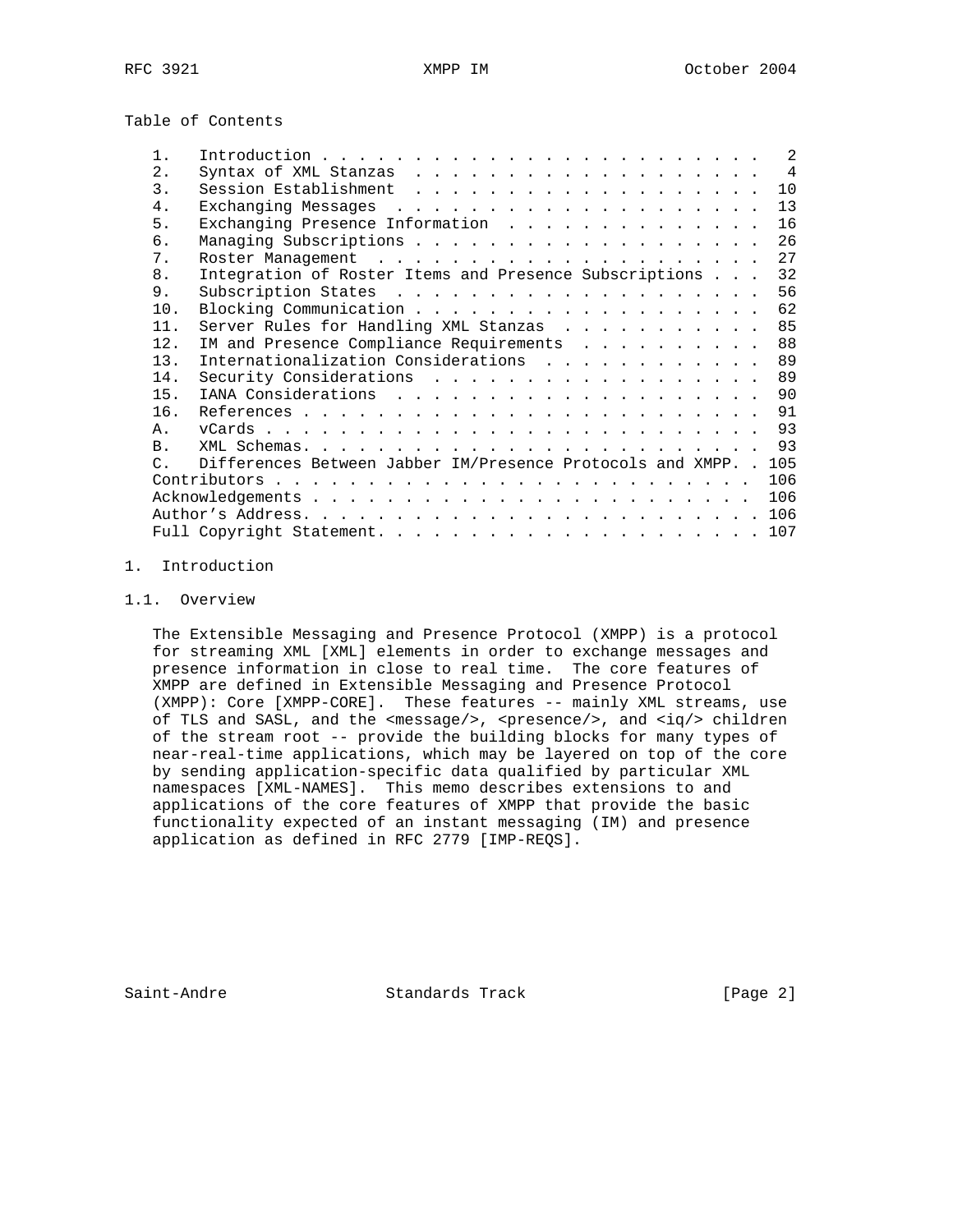## Table of Contents

| | | |
|---|---|---|
| 1. | Introduction | 2 |
| 2. | Syntax of XML Stanzas | 4 |
| 3. | Session Establishment | 10 |
| 4. | Exchanging Messages | 13 |
| 5. | Exchanging Presence Information | 16 |
| 6. | Managing Subscriptions | 26 |
| 7. | Roster Management | 27 |
| 8. | Integration of Roster Items and Presence Subscriptions | 32 |
| 9. | Subscription States | 56 |
| 10. | Blocking Communication | 62 |
| 11. | Server Rules for Handling XML Stanzas | 85 |
| 12. | IM and Presence Compliance Requirements | 88 |
| 13. | Internationalization Considerations | 89 |
| 14. | Security Considerations | 89 |
| 15. | IANA Considerations | 90 |
| 16. | References | 91 |
| A. | vCards | 93 |
| B. | XML Schemas | 93 |
| C. | Differences Between Jabber IM/Presence Protocols and XMPP | 105 |
| | Contributors | 106 |
| | Acknowledgements | 106 |
| | Author's Address | 106 |
| | Full Copyright Statement | 107 |

# 1. Introduction

## 1.1. Overview

The Extensible Messaging and Presence Protocol (XMPP) is a protocol for streaming XML [XML] elements in order to exchange messages and presence information in close to real time. The core features of XMPP are defined in Extensible Messaging and Presence Protocol (XMPP): Core [XMPP-CORE]. These features -- mainly XML streams, use of TLS and SASL, and the <message/>, <presence/>, and <iq/> children of the stream root -- provide the building blocks for many types of near-real-time applications, which may be layered on top of the core by sending application-specific data qualified by particular XML namespaces [XML-NAMES]. This memo describes extensions to and applications of the core features of XMPP that provide the basic functionality expected of an instant messaging (IM) and presence application as defined in RFC 2779 [IMP-REQS].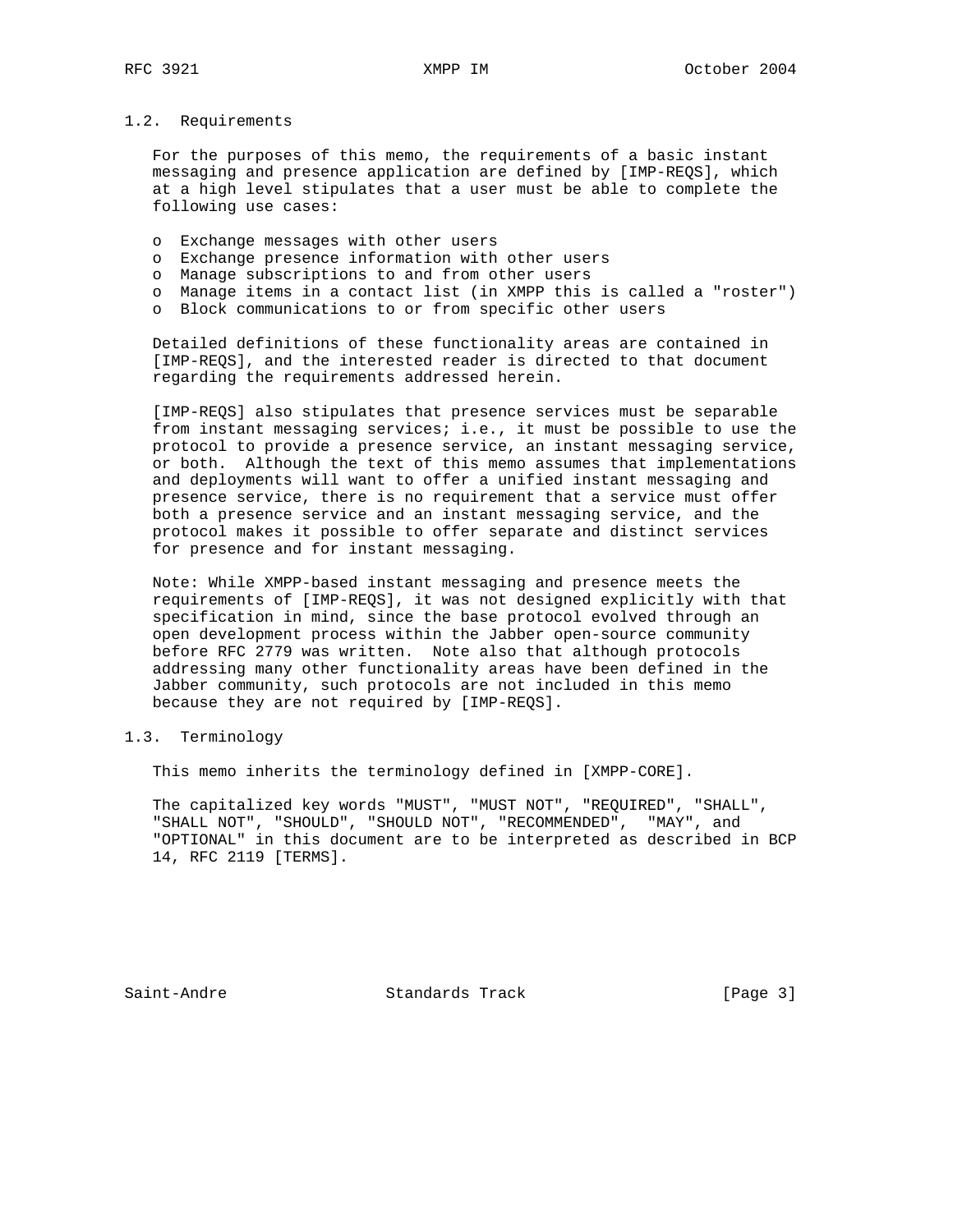### 1.2. Requirements

For the purposes of this memo, the requirements of a basic instant messaging and presence application are defined by [IMP-REQS], which at a high level stipulates that a user must be able to complete the following use cases:

- Exchange messages with other users
- Exchange presence information with other users
- Manage subscriptions to and from other users
- Manage items in a contact list (in XMPP this is called a "roster")
- Block communications to or from specific other users

Detailed definitions of these functionality areas are contained in [IMP-REQS], and the interested reader is directed to that document regarding the requirements addressed herein.

[IMP-REQS] also stipulates that presence services must be separable from instant messaging services; i.e., it must be possible to use the protocol to provide a presence service, an instant messaging service, or both. Although the text of this memo assumes that implementations and deployments will want to offer a unified instant messaging and presence service, there is no requirement that a service must offer both a presence service and an instant messaging service, and the protocol makes it possible to offer separate and distinct services for presence and for instant messaging.

Note: While XMPP-based instant messaging and presence meets the requirements of [IMP-REQS], it was not designed explicitly with that specification in mind, since the base protocol evolved through an open development process within the Jabber open-source community before RFC 2779 was written. Note also that although protocols addressing many other functionality areas have been defined in the Jabber community, such protocols are not included in this memo because they are not required by [IMP-REQS].

### 1.3. Terminology

This memo inherits the terminology defined in [XMPP-CORE].

The capitalized key words "MUST", "MUST NOT", "REQUIRED", "SHALL", "SHALL NOT", "SHOULD", "SHOULD NOT", "RECOMMENDED", "MAY", and "OPTIONAL" in this document are to be interpreted as described in BCP 14, RFC 2119 [TERMS].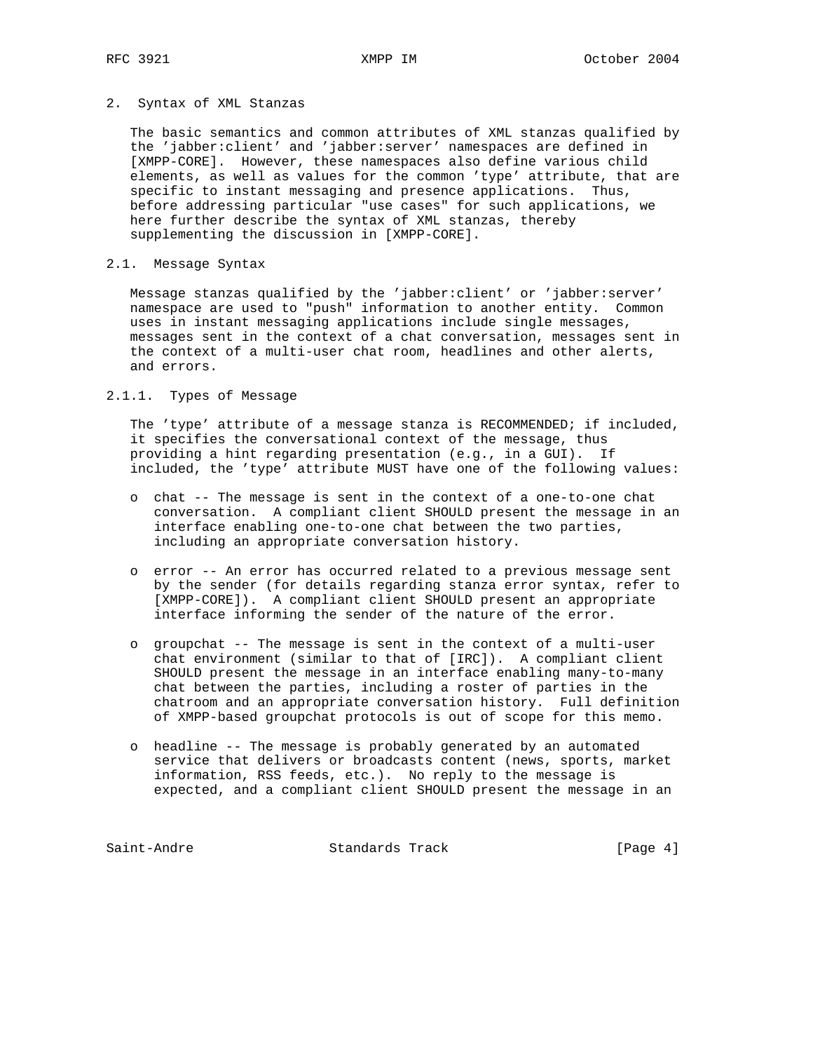## 2. Syntax of XML Stanzas

The basic semantics and common attributes of XML stanzas qualified by the 'jabber:client' and 'jabber:server' namespaces are defined in [XMPP-CORE]. However, these namespaces also define various child elements, as well as values for the common 'type' attribute, that are specific to instant messaging and presence applications. Thus, before addressing particular "use cases" for such applications, we here further describe the syntax of XML stanzas, thereby supplementing the discussion in [XMPP-CORE].

### 2.1. Message Syntax

Message stanzas qualified by the 'jabber:client' or 'jabber:server' namespace are used to "push" information to another entity. Common uses in instant messaging applications include single messages, messages sent in the context of a chat conversation, messages sent in the context of a multi-user chat room, headlines and other alerts, and errors.

#### 2.1.1. Types of Message

The 'type' attribute of a message stanza is RECOMMENDED; if included, it specifies the conversational context of the message, thus providing a hint regarding presentation (e.g., in a GUI). If included, the 'type' attribute MUST have one of the following values:

- chat -- The message is sent in the context of a one-to-one chat conversation. A compliant client SHOULD present the message in an interface enabling one-to-one chat between the two parties, including an appropriate conversation history.

- error -- An error has occurred related to a previous message sent by the sender (for details regarding stanza error syntax, refer to [XMPP-CORE]). A compliant client SHOULD present an appropriate interface informing the sender of the nature of the error.

- groupchat -- The message is sent in the context of a multi-user chat environment (similar to that of [IRC]). A compliant client SHOULD present the message in an interface enabling many-to-many chat between the parties, including a roster of parties in the chatroom and an appropriate conversation history. Full definition of XMPP-based groupchat protocols is out of scope for this memo.

- headline -- The message is probably generated by an automated service that delivers or broadcasts content (news, sports, market information, RSS feeds, etc.). No reply to the message is expected, and a compliant client SHOULD present the message in an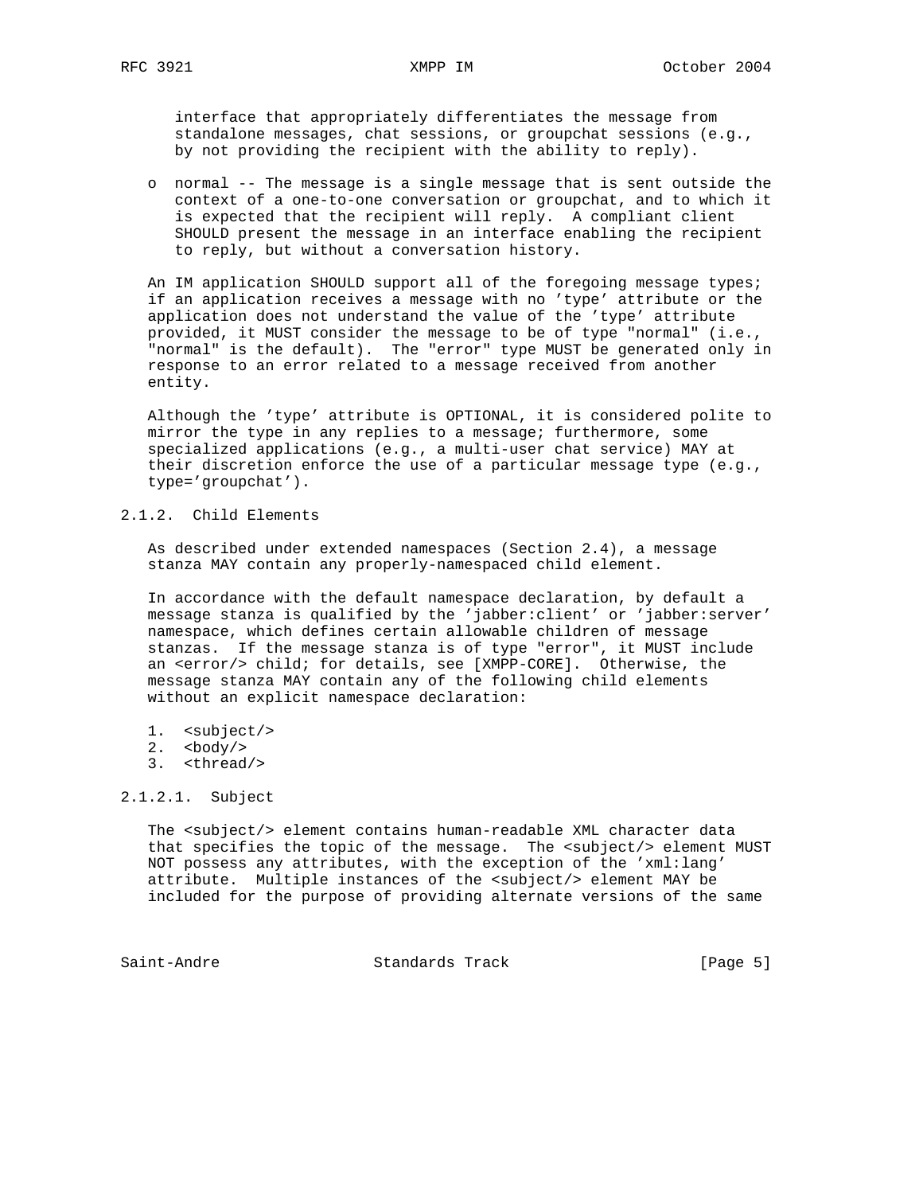interface that appropriately differentiates the message from standalone messages, chat sessions, or groupchat sessions (e.g., by not providing the recipient with the ability to reply).

- normal -- The message is a single message that is sent outside the context of a one-to-one conversation or groupchat, and to which it is expected that the recipient will reply. A compliant client SHOULD present the message in an interface enabling the recipient to reply, but without a conversation history.

An IM application SHOULD support all of the foregoing message types; if an application receives a message with no 'type' attribute or the application does not understand the value of the 'type' attribute provided, it MUST consider the message to be of type "normal" (i.e., "normal" is the default). The "error" type MUST be generated only in response to an error related to a message received from another entity.

Although the 'type' attribute is OPTIONAL, it is considered polite to mirror the type in any replies to a message; furthermore, some specialized applications (e.g., a multi-user chat service) MAY at their discretion enforce the use of a particular message type (e.g., type='groupchat').

### 2.1.2. Child Elements

As described under extended namespaces (Section 2.4), a message stanza MAY contain any properly-namespaced child element.

In accordance with the default namespace declaration, by default a message stanza is qualified by the 'jabber:client' or 'jabber:server' namespace, which defines certain allowable children of message stanzas. If the message stanza is of type "error", it MUST include an <error/> child; for details, see [XMPP-CORE]. Otherwise, the message stanza MAY contain any of the following child elements without an explicit namespace declaration:

1. <subject/>
2. <body/>
3. <thread/>

#### 2.1.2.1. Subject

The <subject/> element contains human-readable XML character data that specifies the topic of the message. The <subject/> element MUST NOT possess any attributes, with the exception of the 'xml:lang' attribute. Multiple instances of the <subject/> element MAY be included for the purpose of providing alternate versions of the same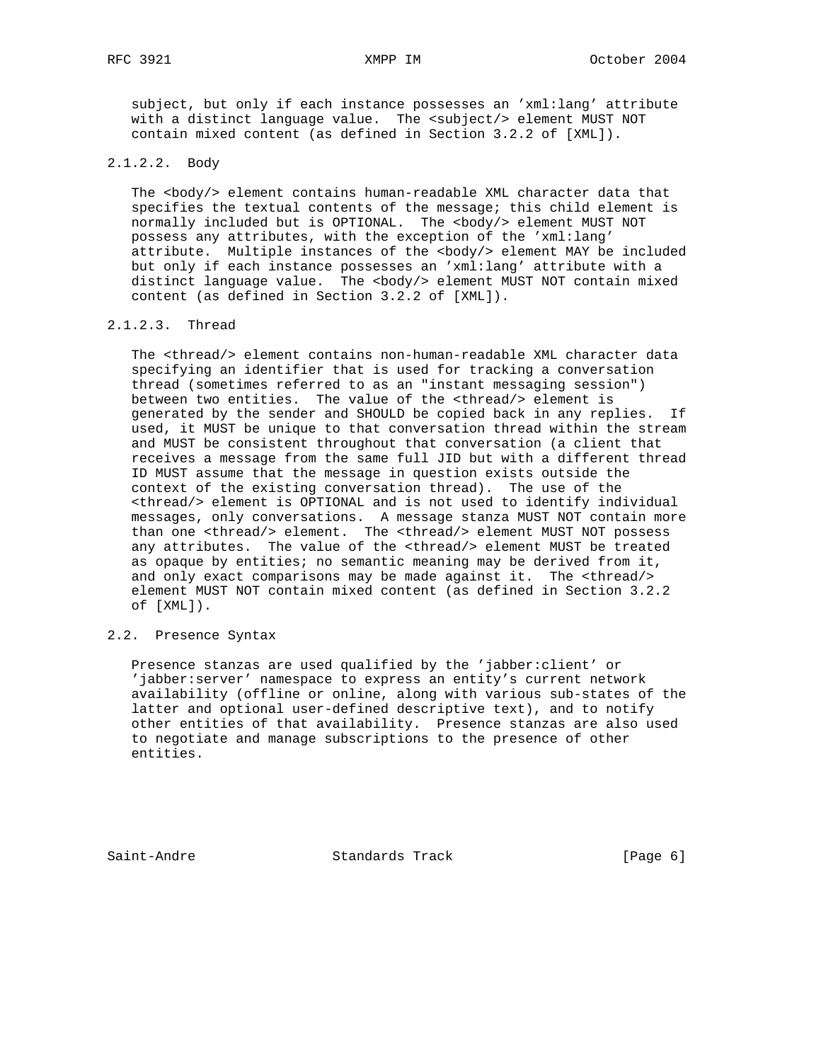subject, but only if each instance possesses an 'xml:lang' attribute with a distinct language value. The <subject/> element MUST NOT contain mixed content (as defined in Section 3.2.2 of [XML]).

#### 2.1.2.2. Body

The <body/> element contains human-readable XML character data that specifies the textual contents of the message; this child element is normally included but is OPTIONAL. The <body/> element MUST NOT possess any attributes, with the exception of the 'xml:lang' attribute. Multiple instances of the <body/> element MAY be included but only if each instance possesses an 'xml:lang' attribute with a distinct language value. The <body/> element MUST NOT contain mixed content (as defined in Section 3.2.2 of [XML]).

#### 2.1.2.3. Thread

The <thread/> element contains non-human-readable XML character data specifying an identifier that is used for tracking a conversation thread (sometimes referred to as an "instant messaging session") between two entities. The value of the <thread/> element is generated by the sender and SHOULD be copied back in any replies. If used, it MUST be unique to that conversation thread within the stream and MUST be consistent throughout that conversation (a client that receives a message from the same full JID but with a different thread ID MUST assume that the message in question exists outside the context of the existing conversation thread). The use of the <thread/> element is OPTIONAL and is not used to identify individual messages, only conversations. A message stanza MUST NOT contain more than one <thread/> element. The <thread/> element MUST NOT possess any attributes. The value of the <thread/> element MUST be treated as opaque by entities; no semantic meaning may be derived from it, and only exact comparisons may be made against it. The <thread/> element MUST NOT contain mixed content (as defined in Section 3.2.2 of [XML]).

## 2.2. Presence Syntax

Presence stanzas are used qualified by the 'jabber:client' or 'jabber:server' namespace to express an entity's current network availability (offline or online, along with various sub-states of the latter and optional user-defined descriptive text), and to notify other entities of that availability. Presence stanzas are also used to negotiate and manage subscriptions to the presence of other entities.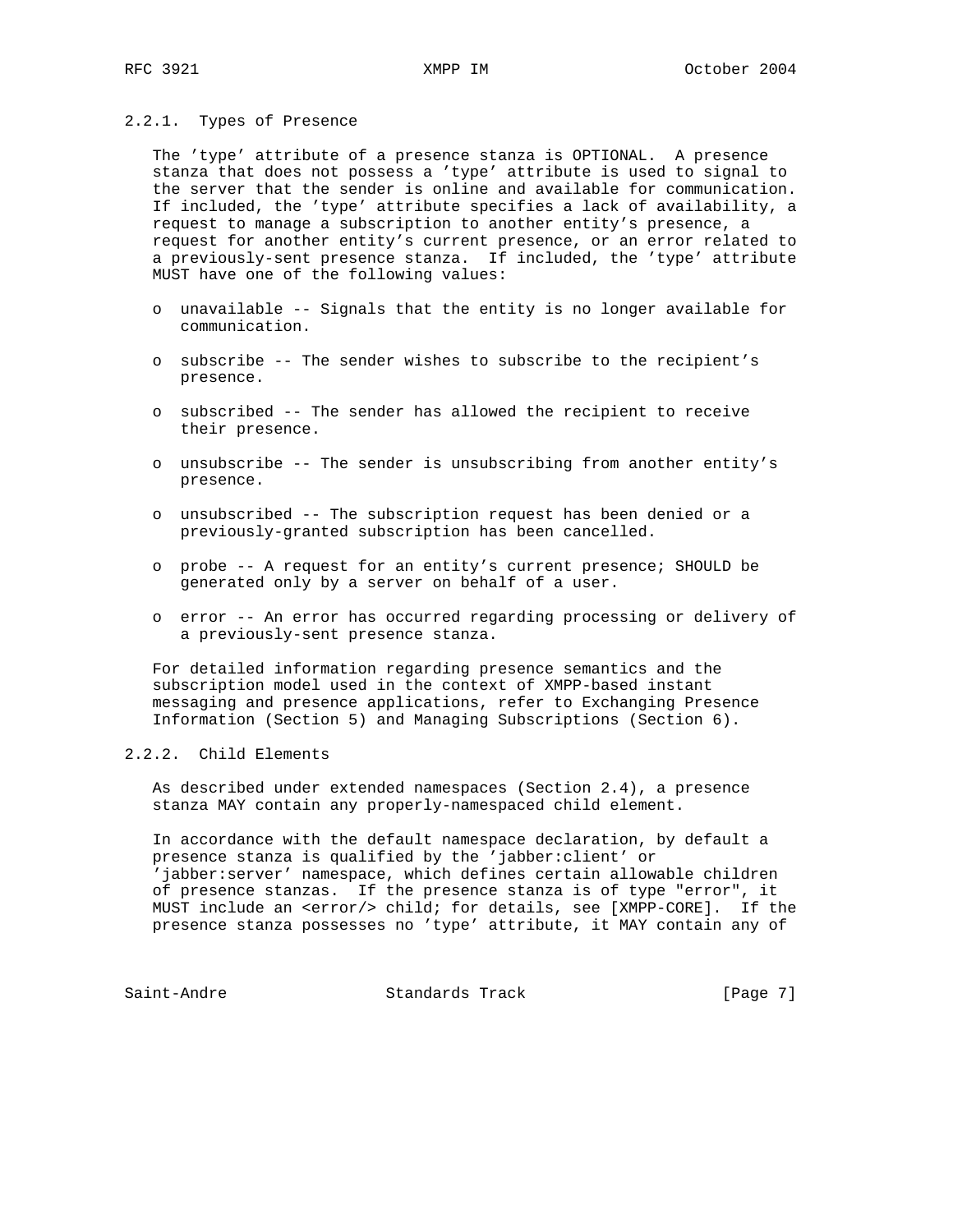### 2.2.1. Types of Presence

The 'type' attribute of a presence stanza is OPTIONAL. A presence stanza that does not possess a 'type' attribute is used to signal to the server that the sender is online and available for communication. If included, the 'type' attribute specifies a lack of availability, a request to manage a subscription to another entity's presence, a request for another entity's current presence, or an error related to a previously-sent presence stanza. If included, the 'type' attribute MUST have one of the following values:

- unavailable -- Signals that the entity is no longer available for communication.
- subscribe -- The sender wishes to subscribe to the recipient's presence.
- subscribed -- The sender has allowed the recipient to receive their presence.
- unsubscribe -- The sender is unsubscribing from another entity's presence.
- unsubscribed -- The subscription request has been denied or a previously-granted subscription has been cancelled.
- probe -- A request for an entity's current presence; SHOULD be generated only by a server on behalf of a user.
- error -- An error has occurred regarding processing or delivery of a previously-sent presence stanza.

For detailed information regarding presence semantics and the subscription model used in the context of XMPP-based instant messaging and presence applications, refer to Exchanging Presence Information (Section 5) and Managing Subscriptions (Section 6).

### 2.2.2. Child Elements

As described under extended namespaces (Section 2.4), a presence stanza MAY contain any properly-namespaced child element.

In accordance with the default namespace declaration, by default a presence stanza is qualified by the 'jabber:client' or 'jabber:server' namespace, which defines certain allowable children of presence stanzas. If the presence stanza is of type "error", it MUST include an <error/> child; for details, see [XMPP-CORE]. If the presence stanza possesses no 'type' attribute, it MAY contain any of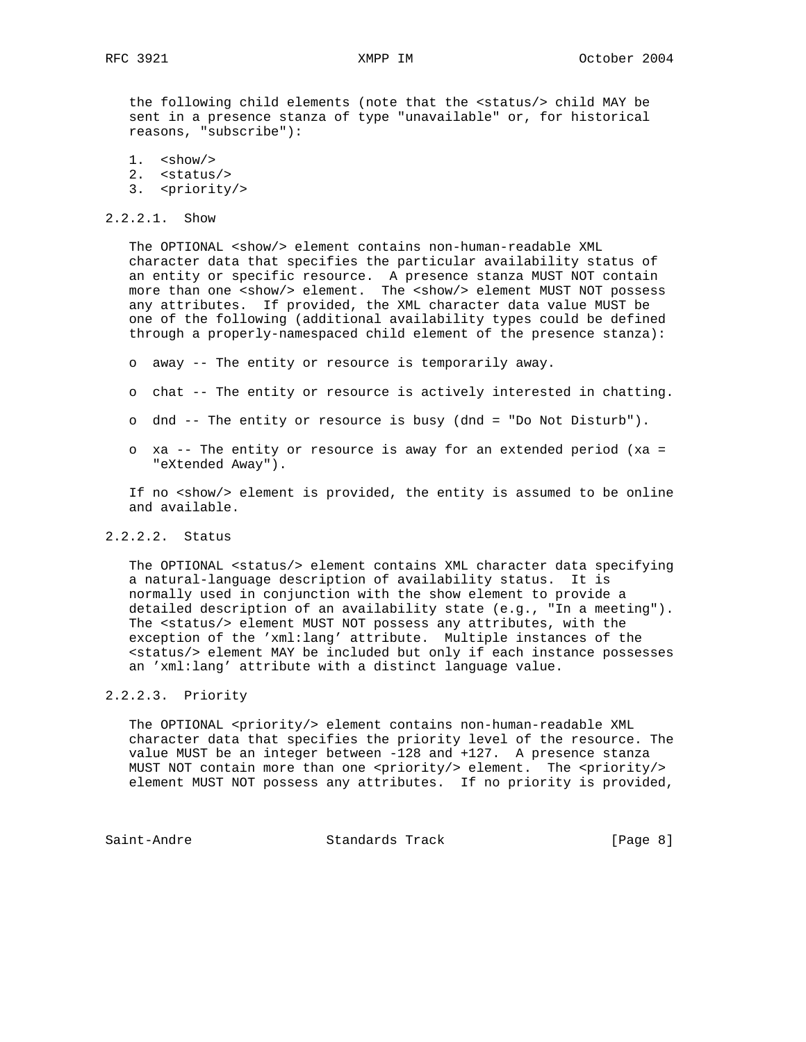the following child elements (note that the <status/> child MAY be sent in a presence stanza of type "unavailable" or, for historical reasons, "subscribe"):

1. <show/>
2. <status/>
3. <priority/>

#### 2.2.2.1. Show

The OPTIONAL <show/> element contains non-human-readable XML character data that specifies the particular availability status of an entity or specific resource. A presence stanza MUST NOT contain more than one <show/> element. The <show/> element MUST NOT possess any attributes. If provided, the XML character data value MUST be one of the following (additional availability types could be defined through a properly-namespaced child element of the presence stanza):

- away -- The entity or resource is temporarily away.
- chat -- The entity or resource is actively interested in chatting.
- dnd -- The entity or resource is busy (dnd = "Do Not Disturb").
- xa -- The entity or resource is away for an extended period (xa = "eXtended Away").

If no <show/> element is provided, the entity is assumed to be online and available.

#### 2.2.2.2. Status

The OPTIONAL <status/> element contains XML character data specifying a natural-language description of availability status. It is normally used in conjunction with the show element to provide a detailed description of an availability state (e.g., "In a meeting"). The <status/> element MUST NOT possess any attributes, with the exception of the 'xml:lang' attribute. Multiple instances of the <status/> element MAY be included but only if each instance possesses an 'xml:lang' attribute with a distinct language value.

#### 2.2.2.3. Priority

The OPTIONAL <priority/> element contains non-human-readable XML character data that specifies the priority level of the resource. The value MUST be an integer between -128 and +127. A presence stanza MUST NOT contain more than one <priority/> element. The <priority/> element MUST NOT possess any attributes. If no priority is provided,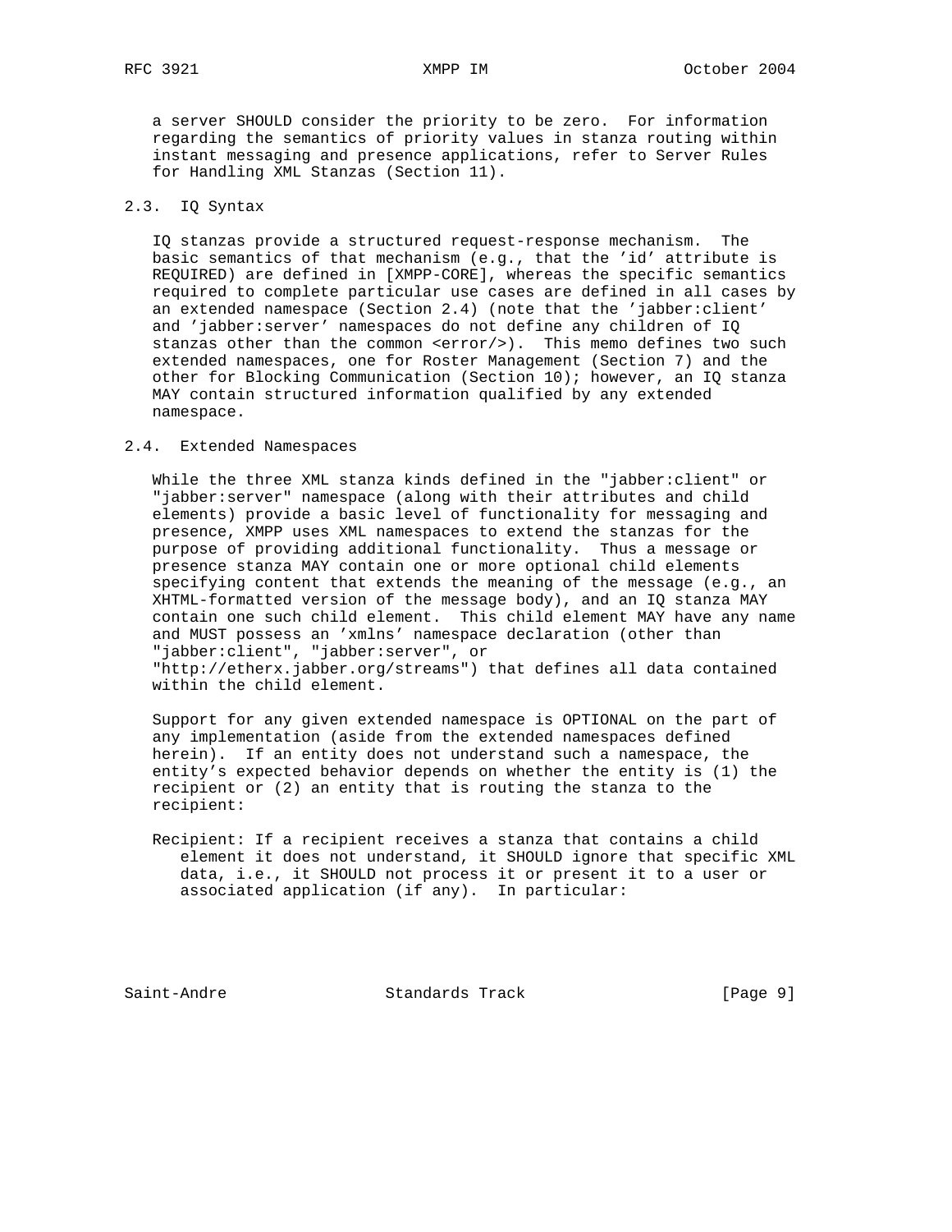a server SHOULD consider the priority to be zero. For information regarding the semantics of priority values in stanza routing within instant messaging and presence applications, refer to Server Rules for Handling XML Stanzas (Section 11).

## 2.3. IQ Syntax

IQ stanzas provide a structured request-response mechanism. The basic semantics of that mechanism (e.g., that the 'id' attribute is REQUIRED) are defined in [XMPP-CORE], whereas the specific semantics required to complete particular use cases are defined in all cases by an extended namespace (Section 2.4) (note that the 'jabber:client' and 'jabber:server' namespaces do not define any children of IQ stanzas other than the common <error/>). This memo defines two such extended namespaces, one for Roster Management (Section 7) and the other for Blocking Communication (Section 10); however, an IQ stanza MAY contain structured information qualified by any extended namespace.

## 2.4. Extended Namespaces

While the three XML stanza kinds defined in the "jabber:client" or "jabber:server" namespace (along with their attributes and child elements) provide a basic level of functionality for messaging and presence, XMPP uses XML namespaces to extend the stanzas for the purpose of providing additional functionality. Thus a message or presence stanza MAY contain one or more optional child elements specifying content that extends the meaning of the message (e.g., an XHTML-formatted version of the message body), and an IQ stanza MAY contain one such child element. This child element MAY have any name and MUST possess an 'xmlns' namespace declaration (other than "jabber:client", "jabber:server", or "http://etherx.jabber.org/streams") that defines all data contained within the child element.

Support for any given extended namespace is OPTIONAL on the part of any implementation (aside from the extended namespaces defined herein). If an entity does not understand such a namespace, the entity's expected behavior depends on whether the entity is (1) the recipient or (2) an entity that is routing the stanza to the recipient:

Recipient: If a recipient receives a stanza that contains a child element it does not understand, it SHOULD ignore that specific XML data, i.e., it SHOULD not process it or present it to a user or associated application (if any). In particular: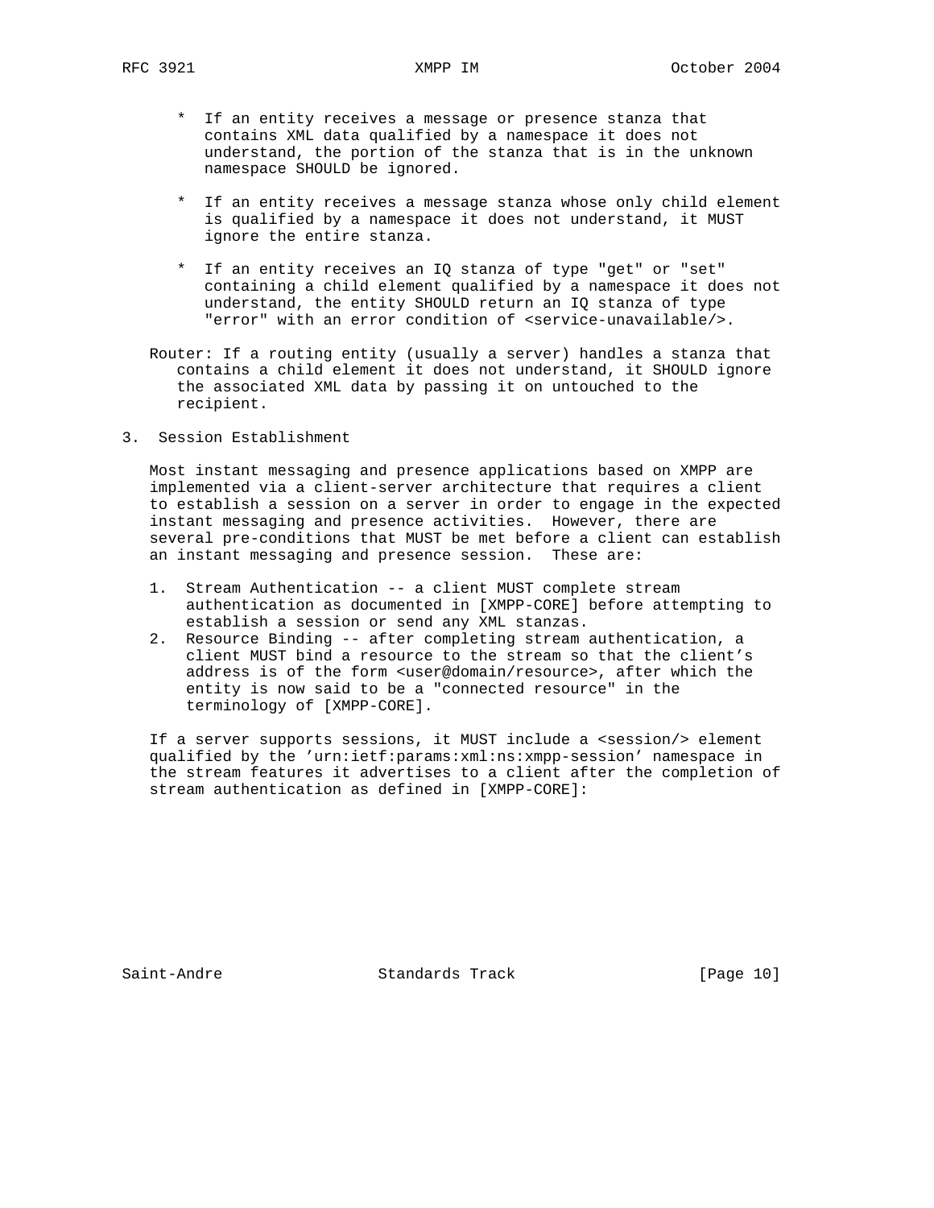* If an entity receives a message or presence stanza that contains XML data qualified by a namespace it does not understand, the portion of the stanza that is in the unknown namespace SHOULD be ignored.

* If an entity receives a message stanza whose only child element is qualified by a namespace it does not understand, it MUST ignore the entire stanza.

* If an entity receives an IQ stanza of type "get" or "set" containing a child element qualified by a namespace it does not understand, the entity SHOULD return an IQ stanza of type "error" with an error condition of <service-unavailable/>.

Router: If a routing entity (usually a server) handles a stanza that contains a child element it does not understand, it SHOULD ignore the associated XML data by passing it on untouched to the recipient.

## 3. Session Establishment

Most instant messaging and presence applications based on XMPP are implemented via a client-server architecture that requires a client to establish a session on a server in order to engage in the expected instant messaging and presence activities. However, there are several pre-conditions that MUST be met before a client can establish an instant messaging and presence session. These are:

1. Stream Authentication -- a client MUST complete stream authentication as documented in [XMPP-CORE] before attempting to establish a session or send any XML stanzas.
2. Resource Binding -- after completing stream authentication, a client MUST bind a resource to the stream so that the client's address is of the form <user@domain/resource>, after which the entity is now said to be a "connected resource" in the terminology of [XMPP-CORE].

If a server supports sessions, it MUST include a <session/> element qualified by the 'urn:ietf:params:xml:ns:xmpp-session' namespace in the stream features it advertises to a client after the completion of stream authentication as defined in [XMPP-CORE]: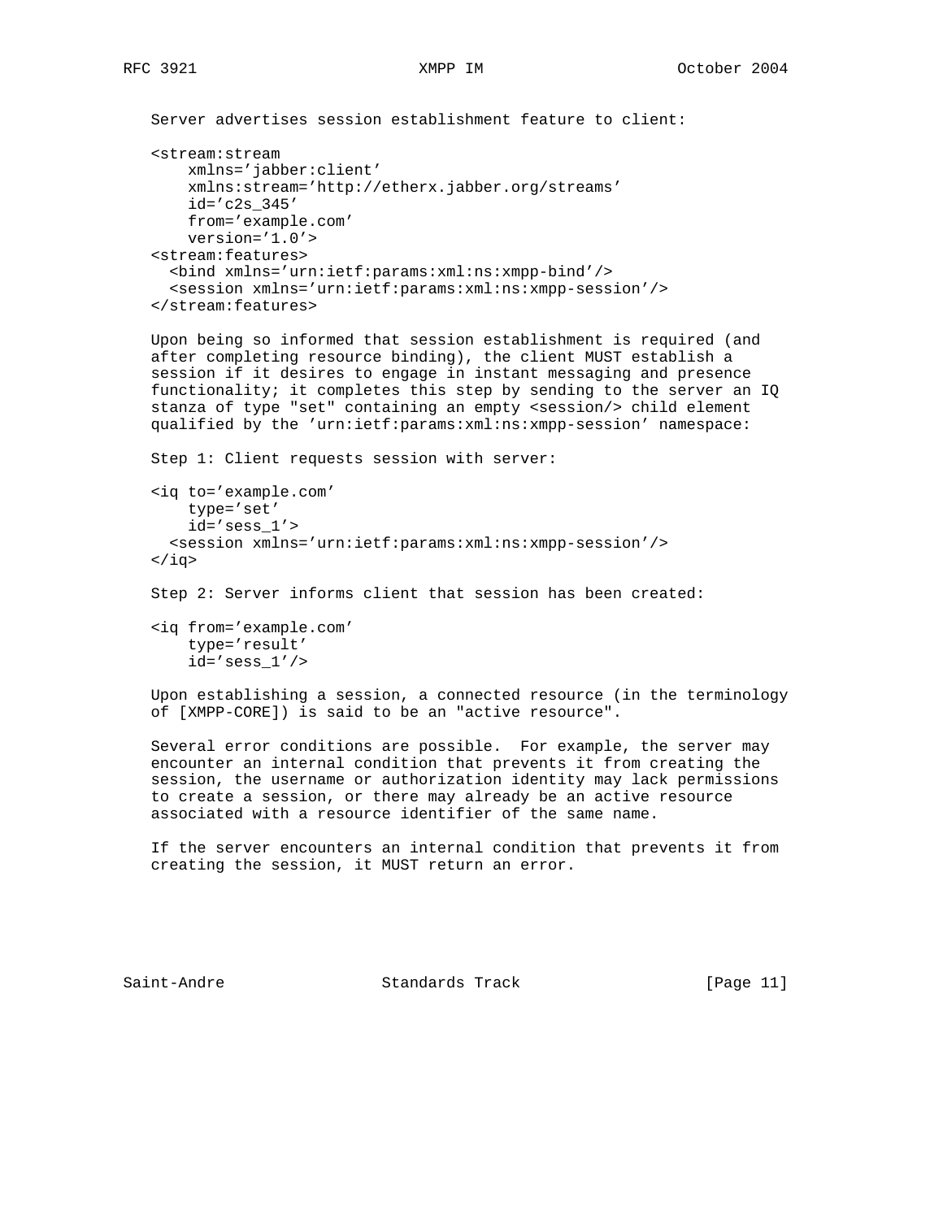Server advertises session establishment feature to client:

```
<stream:stream
    xmlns='jabber:client'
    xmlns:stream='http://etherx.jabber.org/streams'
    id='c2s_345'
    from='example.com'
    version='1.0'>
<stream:features>
  <bind xmlns='urn:ietf:params:xml:ns:xmpp-bind'/>
  <session xmlns='urn:ietf:params:xml:ns:xmpp-session'/>
</stream:features>
```

Upon being so informed that session establishment is required (and after completing resource binding), the client MUST establish a session if it desires to engage in instant messaging and presence functionality; it completes this step by sending to the server an IQ stanza of type "set" containing an empty <session/> child element qualified by the 'urn:ietf:params:xml:ns:xmpp-session' namespace:

Step 1: Client requests session with server:

```
<iq to='example.com'
    type='set'
    id='sess_1'>
  <session xmlns='urn:ietf:params:xml:ns:xmpp-session'/>
</iq>
```

Step 2: Server informs client that session has been created:

```
<iq from='example.com'
    type='result'
    id='sess_1'/>
```

Upon establishing a session, a connected resource (in the terminology of [XMPP-CORE]) is said to be an "active resource".

Several error conditions are possible. For example, the server may encounter an internal condition that prevents it from creating the session, the username or authorization identity may lack permissions to create a session, or there may already be an active resource associated with a resource identifier of the same name.

If the server encounters an internal condition that prevents it from creating the session, it MUST return an error.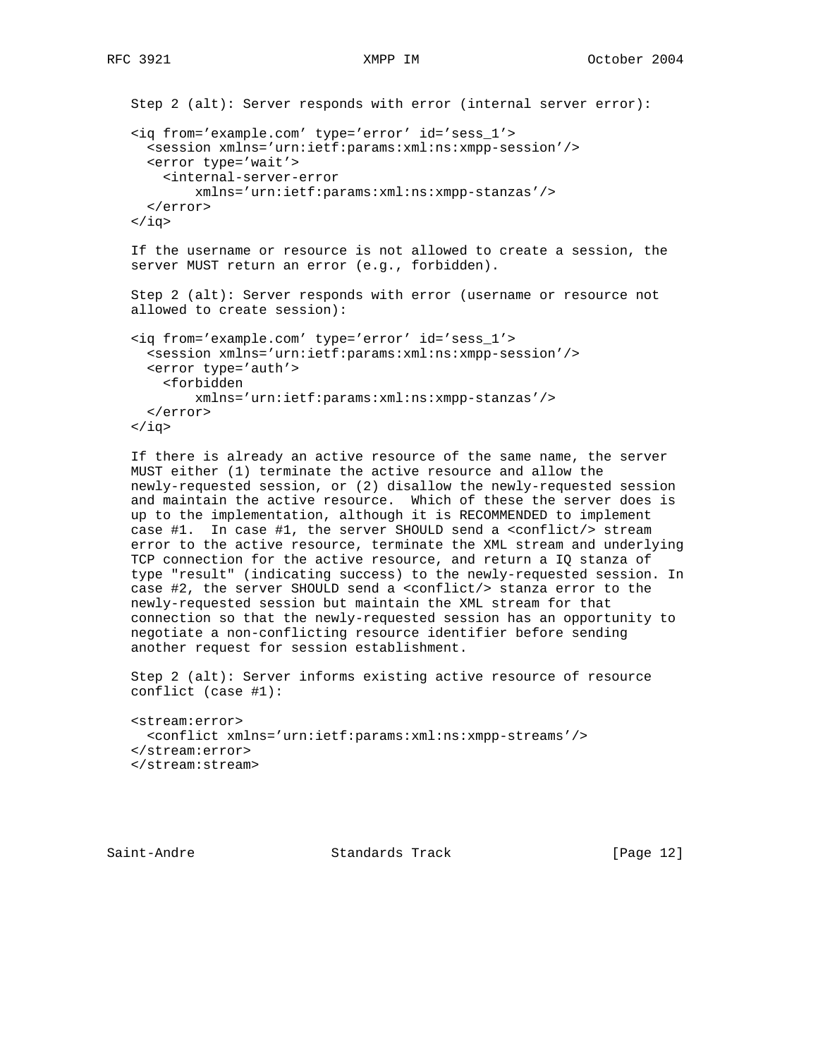Step 2 (alt): Server responds with error (internal server error):

```
<iq from='example.com' type='error' id='sess_1'>
  <session xmlns='urn:ietf:params:xml:ns:xmpp-session'/>
  <error type='wait'>
    <internal-server-error
        xmlns='urn:ietf:params:xml:ns:xmpp-stanzas'/>
  </error>
</iq>
```

If the username or resource is not allowed to create a session, the server MUST return an error (e.g., forbidden).

Step 2 (alt): Server responds with error (username or resource not allowed to create session):

```
<iq from='example.com' type='error' id='sess_1'>
  <session xmlns='urn:ietf:params:xml:ns:xmpp-session'/>
  <error type='auth'>
    <forbidden
        xmlns='urn:ietf:params:xml:ns:xmpp-stanzas'/>
  </error>
</iq>
```

If there is already an active resource of the same name, the server MUST either (1) terminate the active resource and allow the newly-requested session, or (2) disallow the newly-requested session and maintain the active resource. Which of these the server does is up to the implementation, although it is RECOMMENDED to implement case #1. In case #1, the server SHOULD send a <conflict/> stream error to the active resource, terminate the XML stream and underlying TCP connection for the active resource, and return a IQ stanza of type "result" (indicating success) to the newly-requested session. In case #2, the server SHOULD send a <conflict/> stanza error to the newly-requested session but maintain the XML stream for that connection so that the newly-requested session has an opportunity to negotiate a non-conflicting resource identifier before sending another request for session establishment.

Step 2 (alt): Server informs existing active resource of resource conflict (case #1):

```
<stream:error>
  <conflict xmlns='urn:ietf:params:xml:ns:xmpp-streams'/>
</stream:error>
</stream:stream>
```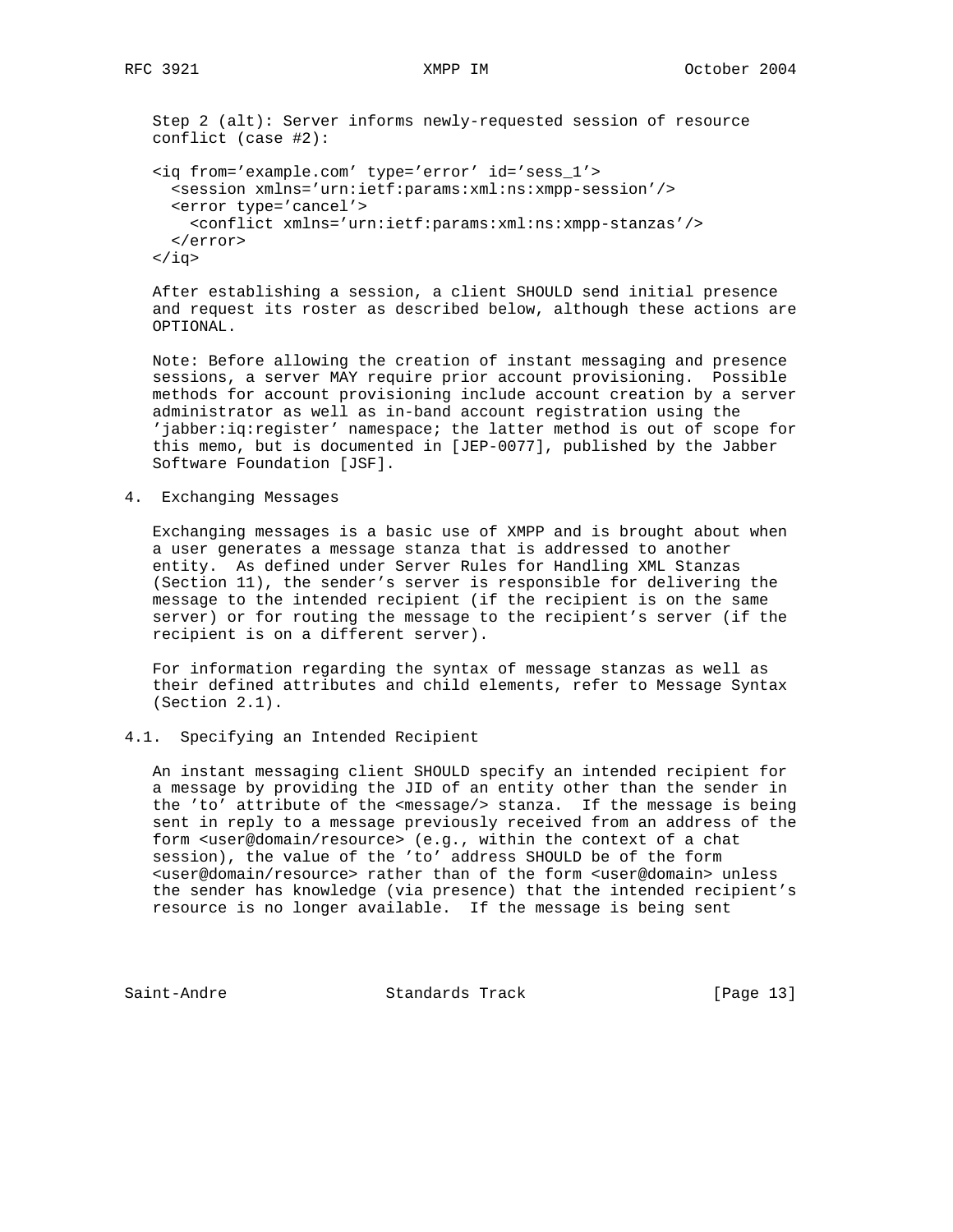Step 2 (alt): Server informs newly-requested session of resource conflict (case #2):

```
<iq from='example.com' type='error' id='sess_1'>
  <session xmlns='urn:ietf:params:xml:ns:xmpp-session'/>
  <error type='cancel'>
    <conflict xmlns='urn:ietf:params:xml:ns:xmpp-stanzas'/>
  </error>
</iq>
```

After establishing a session, a client SHOULD send initial presence and request its roster as described below, although these actions are OPTIONAL.

Note: Before allowing the creation of instant messaging and presence sessions, a server MAY require prior account provisioning. Possible methods for account provisioning include account creation by a server administrator as well as in-band account registration using the 'jabber:iq:register' namespace; the latter method is out of scope for this memo, but is documented in [JEP-0077], published by the Jabber Software Foundation [JSF].

## 4. Exchanging Messages

Exchanging messages is a basic use of XMPP and is brought about when a user generates a message stanza that is addressed to another entity. As defined under Server Rules for Handling XML Stanzas (Section 11), the sender's server is responsible for delivering the message to the intended recipient (if the recipient is on the same server) or for routing the message to the recipient's server (if the recipient is on a different server).

For information regarding the syntax of message stanzas as well as their defined attributes and child elements, refer to Message Syntax (Section 2.1).

### 4.1. Specifying an Intended Recipient

An instant messaging client SHOULD specify an intended recipient for a message by providing the JID of an entity other than the sender in the 'to' attribute of the <message/> stanza. If the message is being sent in reply to a message previously received from an address of the form <user@domain/resource> (e.g., within the context of a chat session), the value of the 'to' address SHOULD be of the form <user@domain/resource> rather than of the form <user@domain> unless the sender has knowledge (via presence) that the intended recipient's resource is no longer available. If the message is being sent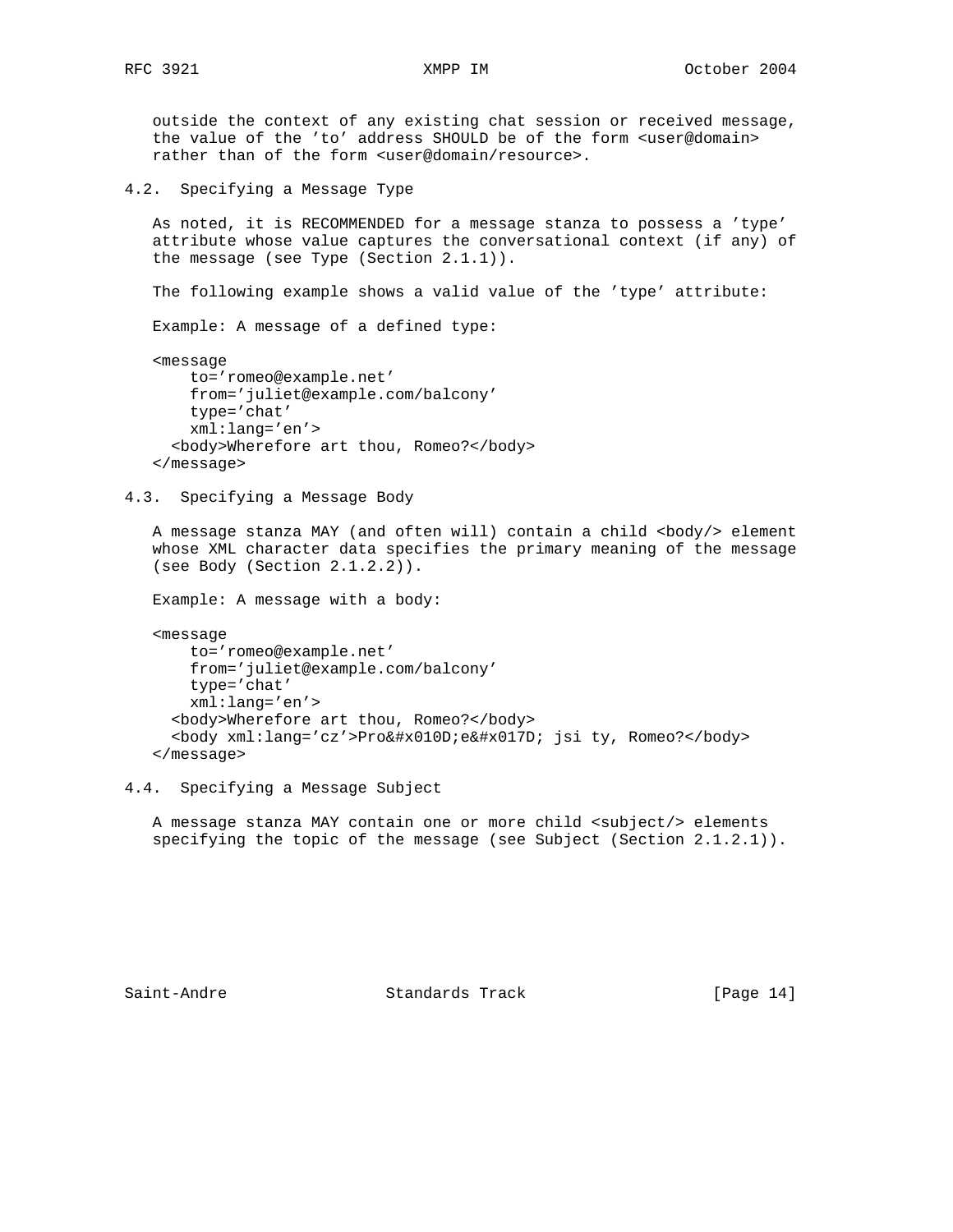outside the context of any existing chat session or received message, the value of the 'to' address SHOULD be of the form <user@domain> rather than of the form <user@domain/resource>.

## 4.2. Specifying a Message Type

As noted, it is RECOMMENDED for a message stanza to possess a 'type' attribute whose value captures the conversational context (if any) of the message (see Type (Section 2.1.1)).

The following example shows a valid value of the 'type' attribute:

Example: A message of a defined type:

```
<message
    to='romeo@example.net'
    from='juliet@example.com/balcony'
    type='chat'
    xml:lang='en'>
  <body>Wherefore art thou, Romeo?</body>
</message>
```

## 4.3. Specifying a Message Body

A message stanza MAY (and often will) contain a child <body/> element whose XML character data specifies the primary meaning of the message (see Body (Section 2.1.2.2)).

Example: A message with a body:

```
<message
    to='romeo@example.net'
    from='juliet@example.com/balcony'
    type='chat'
    xml:lang='en'>
  <body>Wherefore art thou, Romeo?</body>
  <body xml:lang='cz'>Pro&#x010D;e&#x017D; jsi ty, Romeo?</body>
</message>
```

## 4.4. Specifying a Message Subject

A message stanza MAY contain one or more child <subject/> elements specifying the topic of the message (see Subject (Section 2.1.2.1)).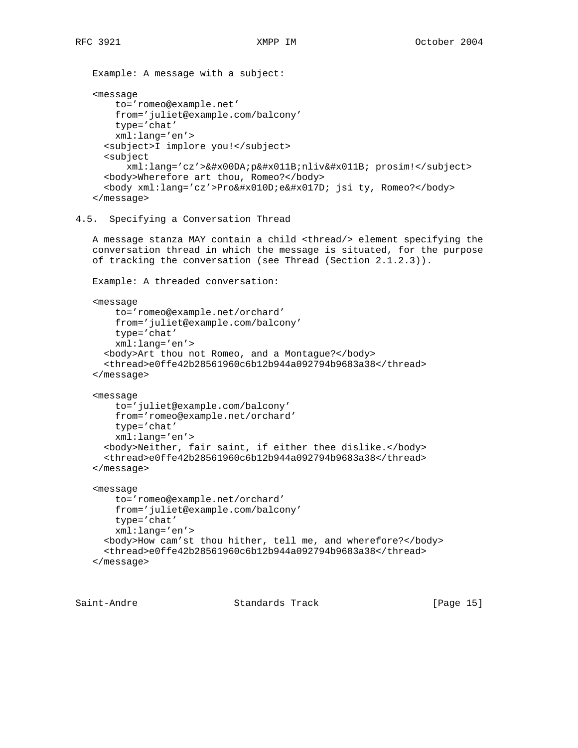Example: A message with a subject:

```
<message
    to='romeo@example.net'
    from='juliet@example.com/balcony'
    type='chat'
    xml:lang='en'>
  <subject>I implore you!</subject>
  <subject
      xml:lang='cz'>&#x00DA;p&#x011B;nliv&#x011B; prosim!</subject>
  <body>Wherefore art thou, Romeo?</body>
  <body xml:lang='cz'>Pro&#x010D;e&#x017D; jsi ty, Romeo?</body>
</message>
```

### 4.5. Specifying a Conversation Thread

A message stanza MAY contain a child <thread/> element specifying the conversation thread in which the message is situated, for the purpose of tracking the conversation (see Thread (Section 2.1.2.3)).

Example: A threaded conversation:

```
<message
    to='romeo@example.net/orchard'
    from='juliet@example.com/balcony'
    type='chat'
    xml:lang='en'>
  <body>Art thou not Romeo, and a Montague?</body>
  <thread>e0ffe42b28561960c6b12b944a092794b9683a38</thread>
</message>

<message
    to='juliet@example.com/balcony'
    from='romeo@example.net/orchard'
    type='chat'
    xml:lang='en'>
  <body>Neither, fair saint, if either thee dislike.</body>
  <thread>e0ffe42b28561960c6b12b944a092794b9683a38</thread>
</message>

<message
    to='romeo@example.net/orchard'
    from='juliet@example.com/balcony'
    type='chat'
    xml:lang='en'>
  <body>How cam'st thou hither, tell me, and wherefore?</body>
  <thread>e0ffe42b28561960c6b12b944a092794b9683a38</thread>
</message>
```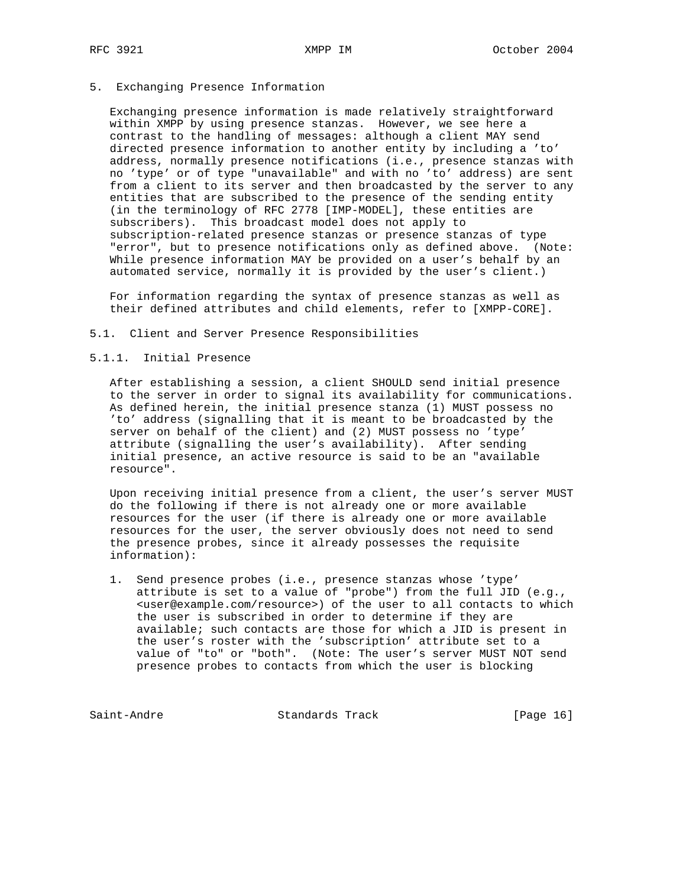## 5. Exchanging Presence Information

Exchanging presence information is made relatively straightforward within XMPP by using presence stanzas. However, we see here a contrast to the handling of messages: although a client MAY send directed presence information to another entity by including a 'to' address, normally presence notifications (i.e., presence stanzas with no 'type' or of type "unavailable" and with no 'to' address) are sent from a client to its server and then broadcasted by the server to any entities that are subscribed to the presence of the sending entity (in the terminology of RFC 2778 [IMP-MODEL], these entities are subscribers). This broadcast model does not apply to subscription-related presence stanzas or presence stanzas of type "error", but to presence notifications only as defined above. (Note: While presence information MAY be provided on a user's behalf by an automated service, normally it is provided by the user's client.)

For information regarding the syntax of presence stanzas as well as their defined attributes and child elements, refer to [XMPP-CORE].

### 5.1. Client and Server Presence Responsibilities

#### 5.1.1. Initial Presence

After establishing a session, a client SHOULD send initial presence to the server in order to signal its availability for communications. As defined herein, the initial presence stanza (1) MUST possess no 'to' address (signalling that it is meant to be broadcasted by the server on behalf of the client) and (2) MUST possess no 'type' attribute (signalling the user's availability). After sending initial presence, an active resource is said to be an "available resource".

Upon receiving initial presence from a client, the user's server MUST do the following if there is not already one or more available resources for the user (if there is already one or more available resources for the user, the server obviously does not need to send the presence probes, since it already possesses the requisite information):

1. Send presence probes (i.e., presence stanzas whose 'type' attribute is set to a value of "probe") from the full JID (e.g., <user@example.com/resource>) of the user to all contacts to which the user is subscribed in order to determine if they are available; such contacts are those for which a JID is present in the user's roster with the 'subscription' attribute set to a value of "to" or "both". (Note: The user's server MUST NOT send presence probes to contacts from which the user is blocking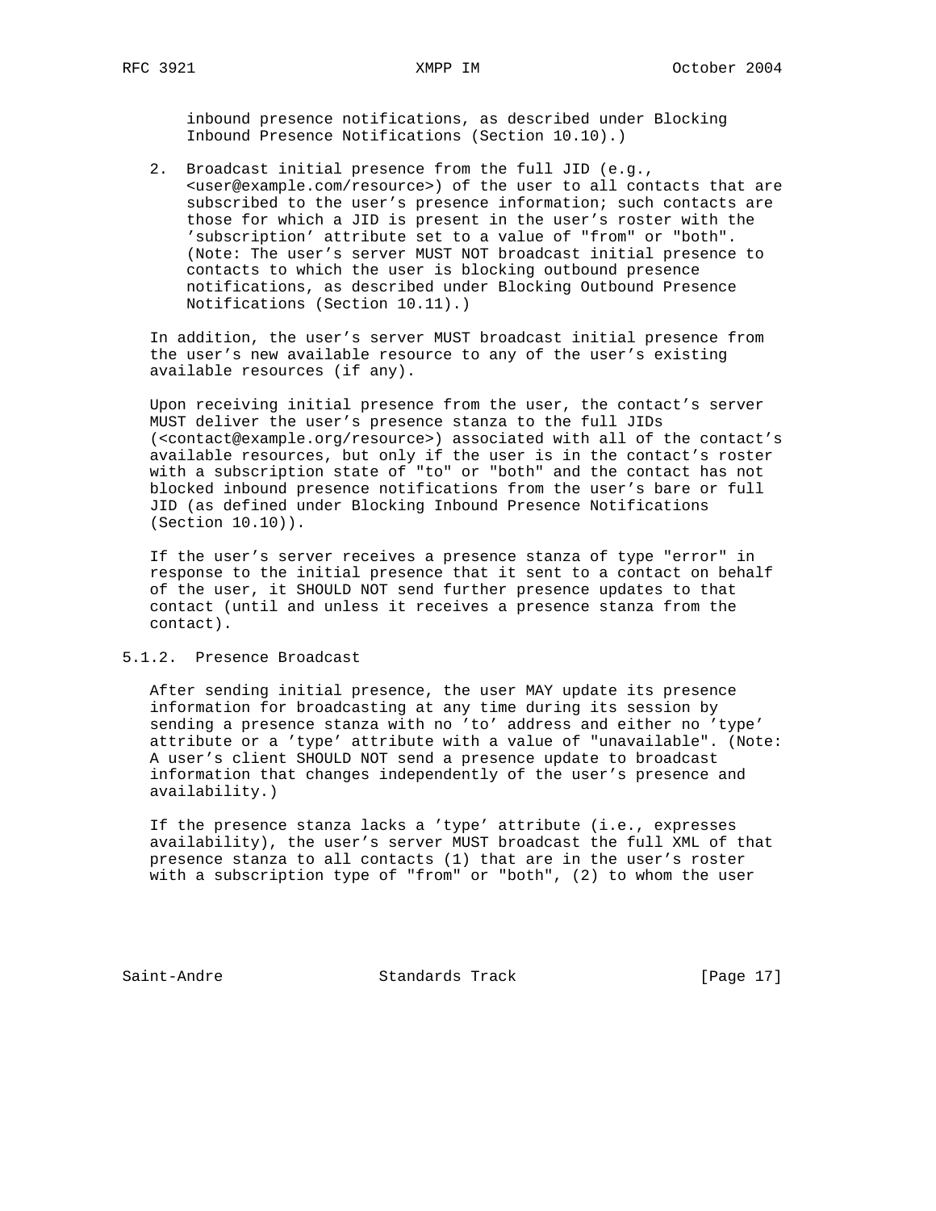inbound presence notifications, as described under Blocking Inbound Presence Notifications (Section 10.10).)

2. Broadcast initial presence from the full JID (e.g., <user@example.com/resource>) of the user to all contacts that are subscribed to the user's presence information; such contacts are those for which a JID is present in the user's roster with the 'subscription' attribute set to a value of "from" or "both". (Note: The user's server MUST NOT broadcast initial presence to contacts to which the user is blocking outbound presence notifications, as described under Blocking Outbound Presence Notifications (Section 10.11).)

In addition, the user's server MUST broadcast initial presence from the user's new available resource to any of the user's existing available resources (if any).

Upon receiving initial presence from the user, the contact's server MUST deliver the user's presence stanza to the full JIDs (<contact@example.org/resource>) associated with all of the contact's available resources, but only if the user is in the contact's roster with a subscription state of "to" or "both" and the contact has not blocked inbound presence notifications from the user's bare or full JID (as defined under Blocking Inbound Presence Notifications (Section 10.10)).

If the user's server receives a presence stanza of type "error" in response to the initial presence that it sent to a contact on behalf of the user, it SHOULD NOT send further presence updates to that contact (until and unless it receives a presence stanza from the contact).

### 5.1.2. Presence Broadcast

After sending initial presence, the user MAY update its presence information for broadcasting at any time during its session by sending a presence stanza with no 'to' address and either no 'type' attribute or a 'type' attribute with a value of "unavailable". (Note: A user's client SHOULD NOT send a presence update to broadcast information that changes independently of the user's presence and availability.)

If the presence stanza lacks a 'type' attribute (i.e., expresses availability), the user's server MUST broadcast the full XML of that presence stanza to all contacts (1) that are in the user's roster with a subscription type of "from" or "both", (2) to whom the user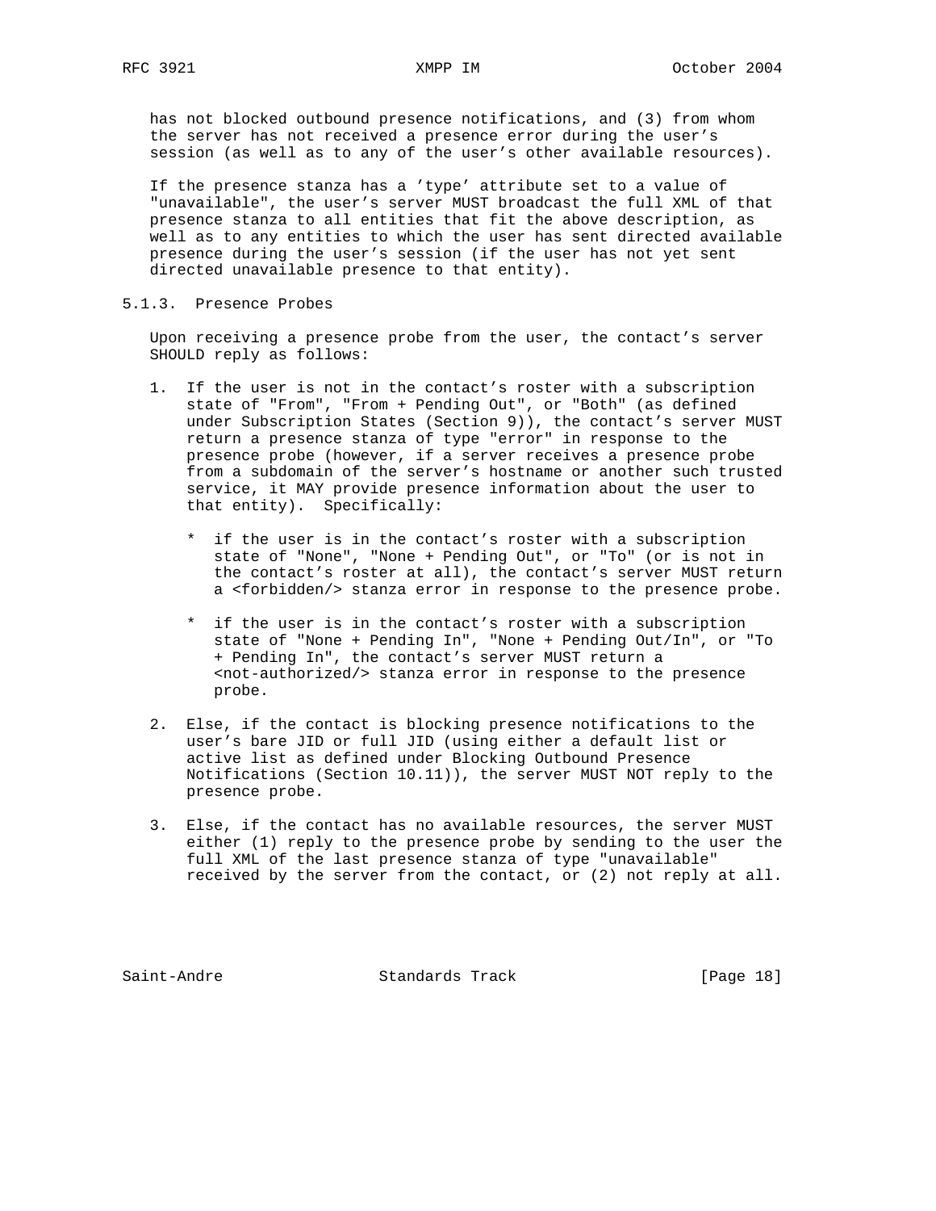has not blocked outbound presence notifications, and (3) from whom the server has not received a presence error during the user's session (as well as to any of the user's other available resources).

If the presence stanza has a 'type' attribute set to a value of "unavailable", the user's server MUST broadcast the full XML of that presence stanza to all entities that fit the above description, as well as to any entities to which the user has sent directed available presence during the user's session (if the user has not yet sent directed unavailable presence to that entity).

### 5.1.3. Presence Probes

Upon receiving a presence probe from the user, the contact's server SHOULD reply as follows:

1. If the user is not in the contact's roster with a subscription state of "From", "From + Pending Out", or "Both" (as defined under Subscription States (Section 9)), the contact's server MUST return a presence stanza of type "error" in response to the presence probe (however, if a server receives a presence probe from a subdomain of the server's hostname or another such trusted service, it MAY provide presence information about the user to that entity). Specifically:

   * if the user is in the contact's roster with a subscription state of "None", "None + Pending Out", or "To" (or is not in the contact's roster at all), the contact's server MUST return a <forbidden/> stanza error in response to the presence probe.

   * if the user is in the contact's roster with a subscription state of "None + Pending In", "None + Pending Out/In", or "To + Pending In", the contact's server MUST return a <not-authorized/> stanza error in response to the presence probe.

2. Else, if the contact is blocking presence notifications to the user's bare JID or full JID (using either a default list or active list as defined under Blocking Outbound Presence Notifications (Section 10.11)), the server MUST NOT reply to the presence probe.

3. Else, if the contact has no available resources, the server MUST either (1) reply to the presence probe by sending to the user the full XML of the last presence stanza of type "unavailable" received by the server from the contact, or (2) not reply at all.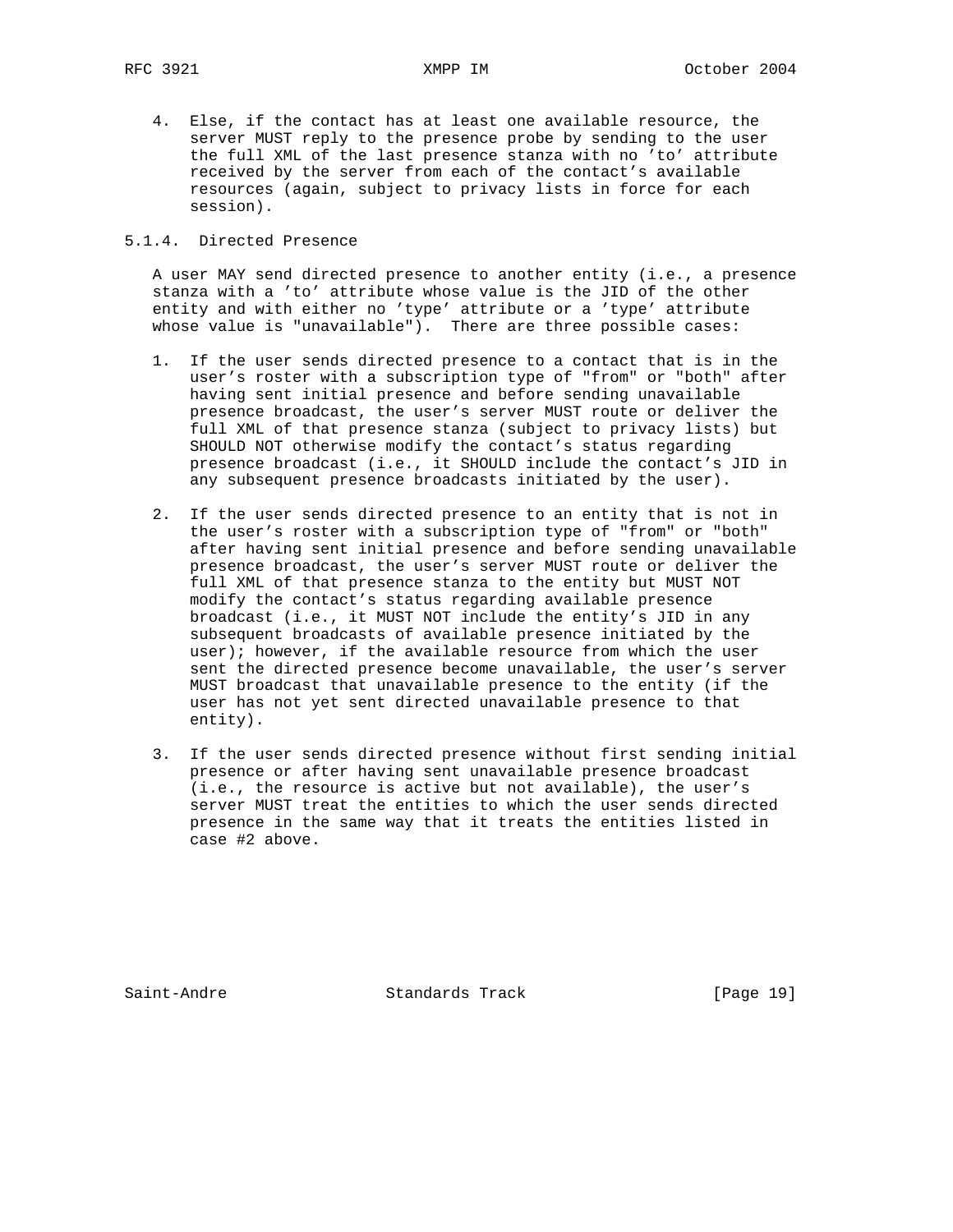4. Else, if the contact has at least one available resource, the server MUST reply to the presence probe by sending to the user the full XML of the last presence stanza with no 'to' attribute received by the server from each of the contact's available resources (again, subject to privacy lists in force for each session).

### 5.1.4. Directed Presence

A user MAY send directed presence to another entity (i.e., a presence stanza with a 'to' attribute whose value is the JID of the other entity and with either no 'type' attribute or a 'type' attribute whose value is "unavailable"). There are three possible cases:

1. If the user sends directed presence to a contact that is in the user's roster with a subscription type of "from" or "both" after having sent initial presence and before sending unavailable presence broadcast, the user's server MUST route or deliver the full XML of that presence stanza (subject to privacy lists) but SHOULD NOT otherwise modify the contact's status regarding presence broadcast (i.e., it SHOULD include the contact's JID in any subsequent presence broadcasts initiated by the user).

2. If the user sends directed presence to an entity that is not in the user's roster with a subscription type of "from" or "both" after having sent initial presence and before sending unavailable presence broadcast, the user's server MUST route or deliver the full XML of that presence stanza to the entity but MUST NOT modify the contact's status regarding available presence broadcast (i.e., it MUST NOT include the entity's JID in any subsequent broadcasts of available presence initiated by the user); however, if the available resource from which the user sent the directed presence become unavailable, the user's server MUST broadcast that unavailable presence to the entity (if the user has not yet sent directed unavailable presence to that entity).

3. If the user sends directed presence without first sending initial presence or after having sent unavailable presence broadcast (i.e., the resource is active but not available), the user's server MUST treat the entities to which the user sends directed presence in the same way that it treats the entities listed in case #2 above.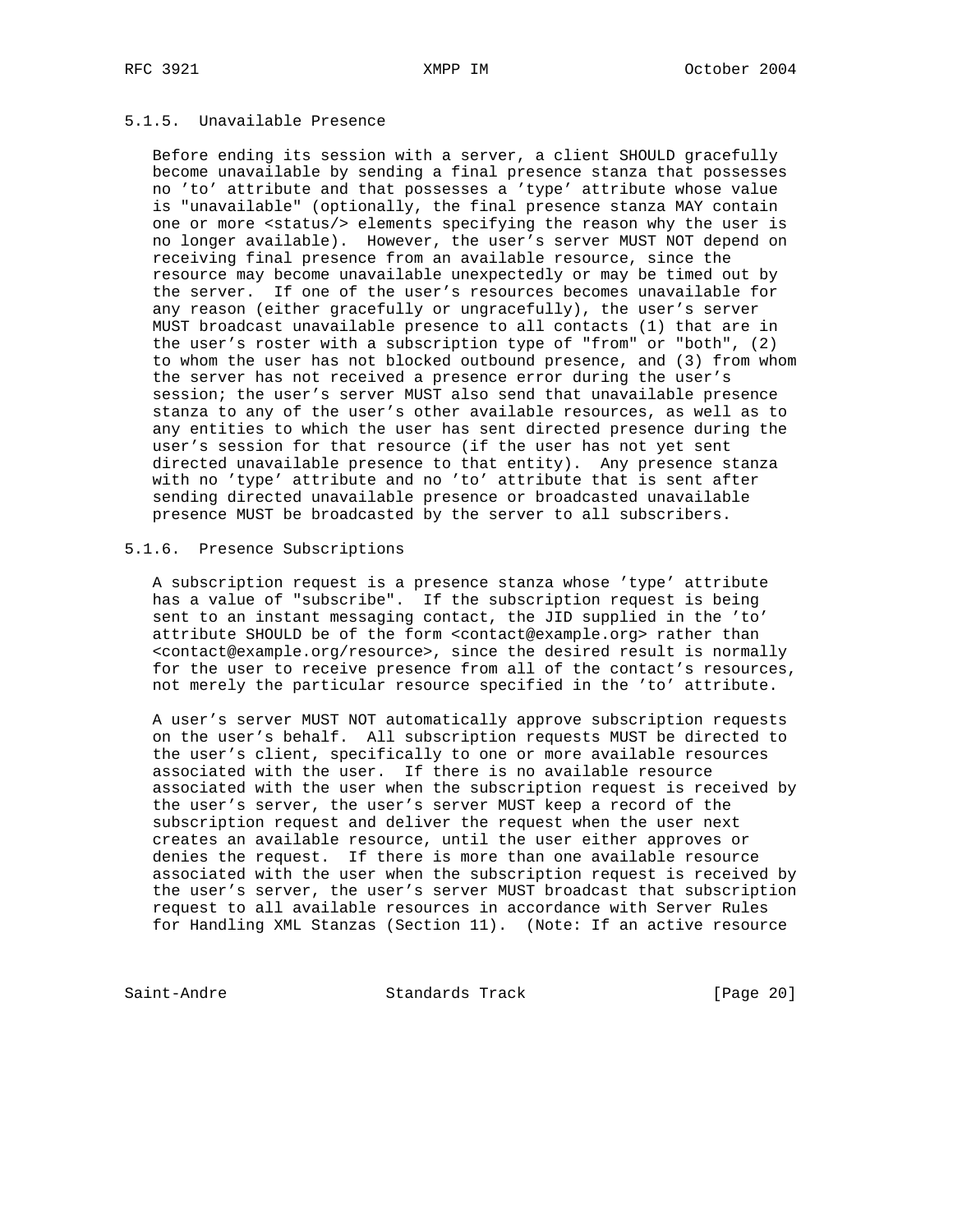### 5.1.5. Unavailable Presence

Before ending its session with a server, a client SHOULD gracefully become unavailable by sending a final presence stanza that possesses no 'to' attribute and that possesses a 'type' attribute whose value is "unavailable" (optionally, the final presence stanza MAY contain one or more <status/> elements specifying the reason why the user is no longer available). However, the user's server MUST NOT depend on receiving final presence from an available resource, since the resource may become unavailable unexpectedly or may be timed out by the server. If one of the user's resources becomes unavailable for any reason (either gracefully or ungracefully), the user's server MUST broadcast unavailable presence to all contacts (1) that are in the user's roster with a subscription type of "from" or "both", (2) to whom the user has not blocked outbound presence, and (3) from whom the server has not received a presence error during the user's session; the user's server MUST also send that unavailable presence stanza to any of the user's other available resources, as well as to any entities to which the user has sent directed presence during the user's session for that resource (if the user has not yet sent directed unavailable presence to that entity). Any presence stanza with no 'type' attribute and no 'to' attribute that is sent after sending directed unavailable presence or broadcasted unavailable presence MUST be broadcasted by the server to all subscribers.

### 5.1.6. Presence Subscriptions

A subscription request is a presence stanza whose 'type' attribute has a value of "subscribe". If the subscription request is being sent to an instant messaging contact, the JID supplied in the 'to' attribute SHOULD be of the form <contact@example.org> rather than <contact@example.org/resource>, since the desired result is normally for the user to receive presence from all of the contact's resources, not merely the particular resource specified in the 'to' attribute.

A user's server MUST NOT automatically approve subscription requests on the user's behalf. All subscription requests MUST be directed to the user's client, specifically to one or more available resources associated with the user. If there is no available resource associated with the user when the subscription request is received by the user's server, the user's server MUST keep a record of the subscription request and deliver the request when the user next creates an available resource, until the user either approves or denies the request. If there is more than one available resource associated with the user when the subscription request is received by the user's server, the user's server MUST broadcast that subscription request to all available resources in accordance with Server Rules for Handling XML Stanzas (Section 11). (Note: If an active resource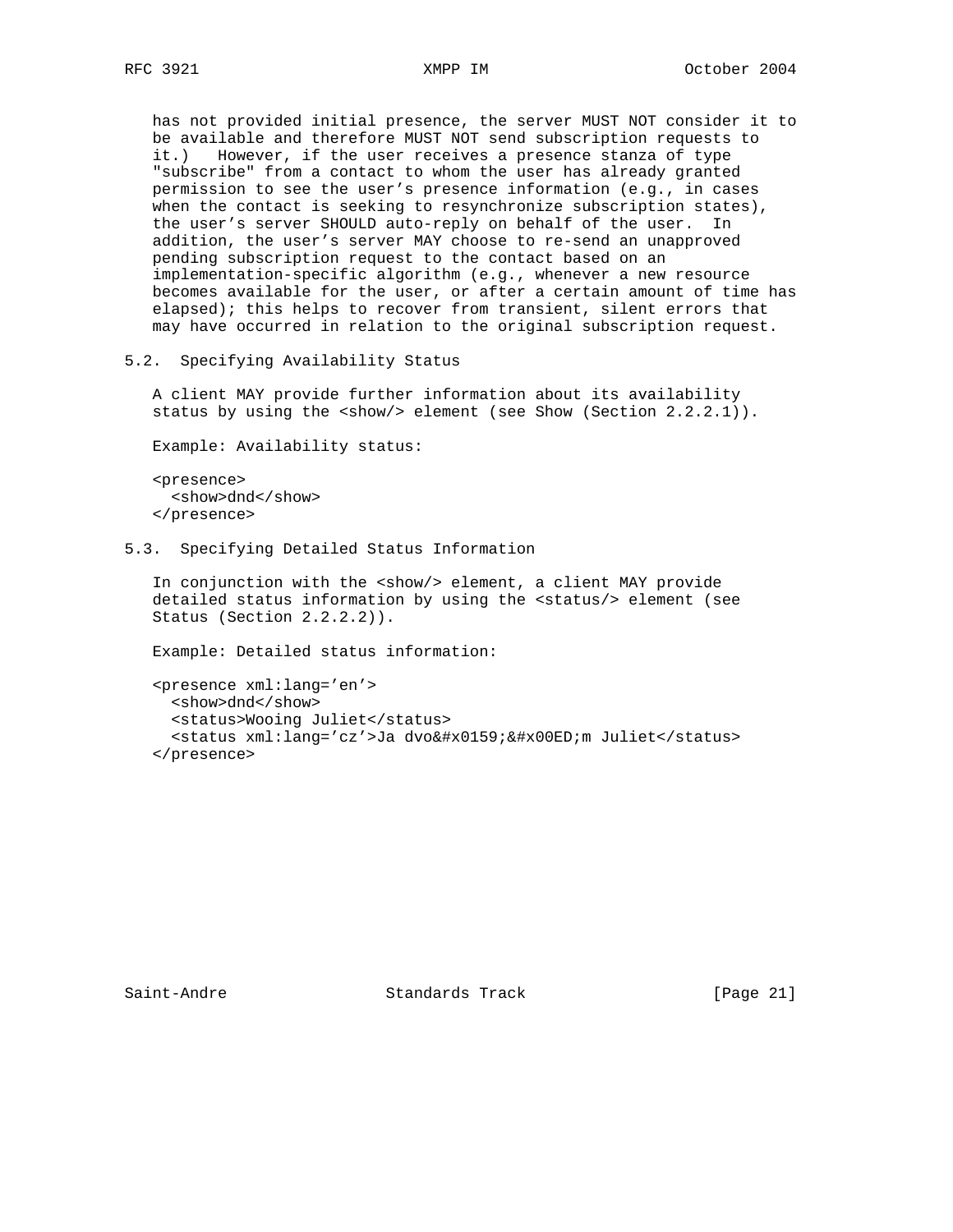has not provided initial presence, the server MUST NOT consider it to be available and therefore MUST NOT send subscription requests to it.) However, if the user receives a presence stanza of type "subscribe" from a contact to whom the user has already granted permission to see the user's presence information (e.g., in cases when the contact is seeking to resynchronize subscription states), the user's server SHOULD auto-reply on behalf of the user. In addition, the user's server MAY choose to re-send an unapproved pending subscription request to the contact based on an implementation-specific algorithm (e.g., whenever a new resource becomes available for the user, or after a certain amount of time has elapsed); this helps to recover from transient, silent errors that may have occurred in relation to the original subscription request.

## 5.2. Specifying Availability Status

A client MAY provide further information about its availability status by using the <show/> element (see Show (Section 2.2.2.1)).

Example: Availability status:

```
<presence>
  <show>dnd</show>
</presence>
```

## 5.3. Specifying Detailed Status Information

In conjunction with the <show/> element, a client MAY provide detailed status information by using the <status/> element (see Status (Section 2.2.2.2)).

Example: Detailed status information:

```
<presence xml:lang='en'>
  <show>dnd</show>
  <status>Wooing Juliet</status>
  <status xml:lang='cz'>Ja dvo&#x0159;&#x00ED;m Juliet</status>
</presence>
```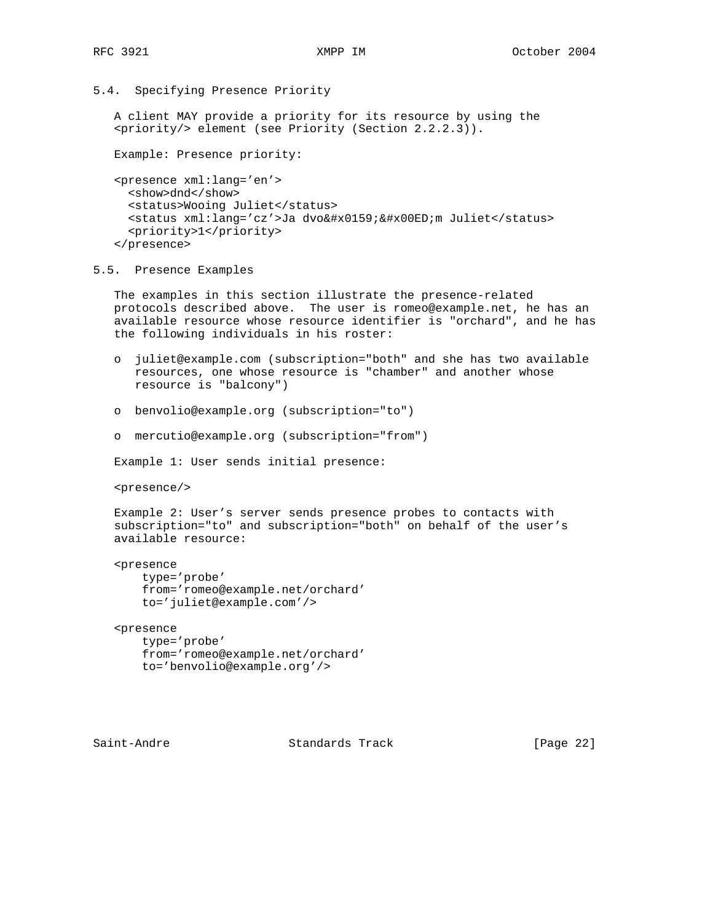### 5.4. Specifying Presence Priority

A client MAY provide a priority for its resource by using the <priority/> element (see Priority (Section 2.2.2.3)).

Example: Presence priority:

```
<presence xml:lang='en'>
  <show>dnd</show>
  <status>Wooing Juliet</status>
  <status xml:lang='cz'>Ja dvo&#x0159;&#x00ED;m Juliet</status>
  <priority>1</priority>
</presence>
```

### 5.5. Presence Examples

The examples in this section illustrate the presence-related protocols described above. The user is romeo@example.net, he has an available resource whose resource identifier is "orchard", and he has the following individuals in his roster:

- juliet@example.com (subscription="both" and she has two available resources, one whose resource is "chamber" and another whose resource is "balcony")
- benvolio@example.org (subscription="to")
- mercutio@example.org (subscription="from")

Example 1: User sends initial presence:

```
<presence/>
```

Example 2: User's server sends presence probes to contacts with subscription="to" and subscription="both" on behalf of the user's available resource:

```
<presence
    type='probe'
    from='romeo@example.net/orchard'
    to='juliet@example.com'/>

<presence
    type='probe'
    from='romeo@example.net/orchard'
    to='benvolio@example.org'/>
```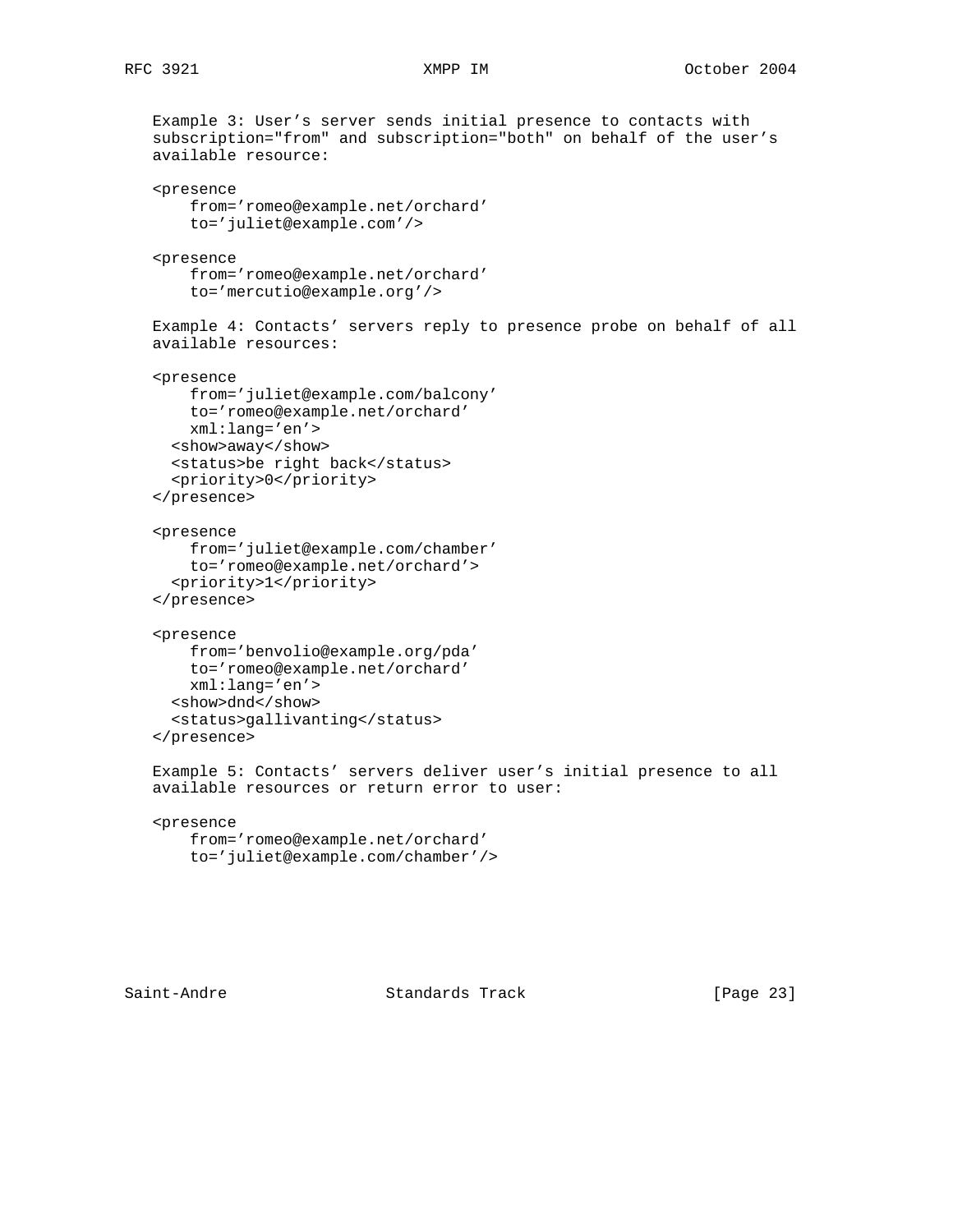Example 3: User's server sends initial presence to contacts with subscription="from" and subscription="both" on behalf of the user's available resource:

```
<presence
    from='romeo@example.net/orchard'
    to='juliet@example.com'/>

<presence
    from='romeo@example.net/orchard'
    to='mercutio@example.org'/>
```

Example 4: Contacts' servers reply to presence probe on behalf of all available resources:

```
<presence
    from='juliet@example.com/balcony'
    to='romeo@example.net/orchard'
    xml:lang='en'>
  <show>away</show>
  <status>be right back</status>
  <priority>0</priority>
</presence>

<presence
    from='juliet@example.com/chamber'
    to='romeo@example.net/orchard'>
  <priority>1</priority>
</presence>

<presence
    from='benvolio@example.org/pda'
    to='romeo@example.net/orchard'
    xml:lang='en'>
  <show>dnd</show>
  <status>gallivanting</status>
</presence>
```

Example 5: Contacts' servers deliver user's initial presence to all available resources or return error to user:

```
<presence
    from='romeo@example.net/orchard'
    to='juliet@example.com/chamber'/>
```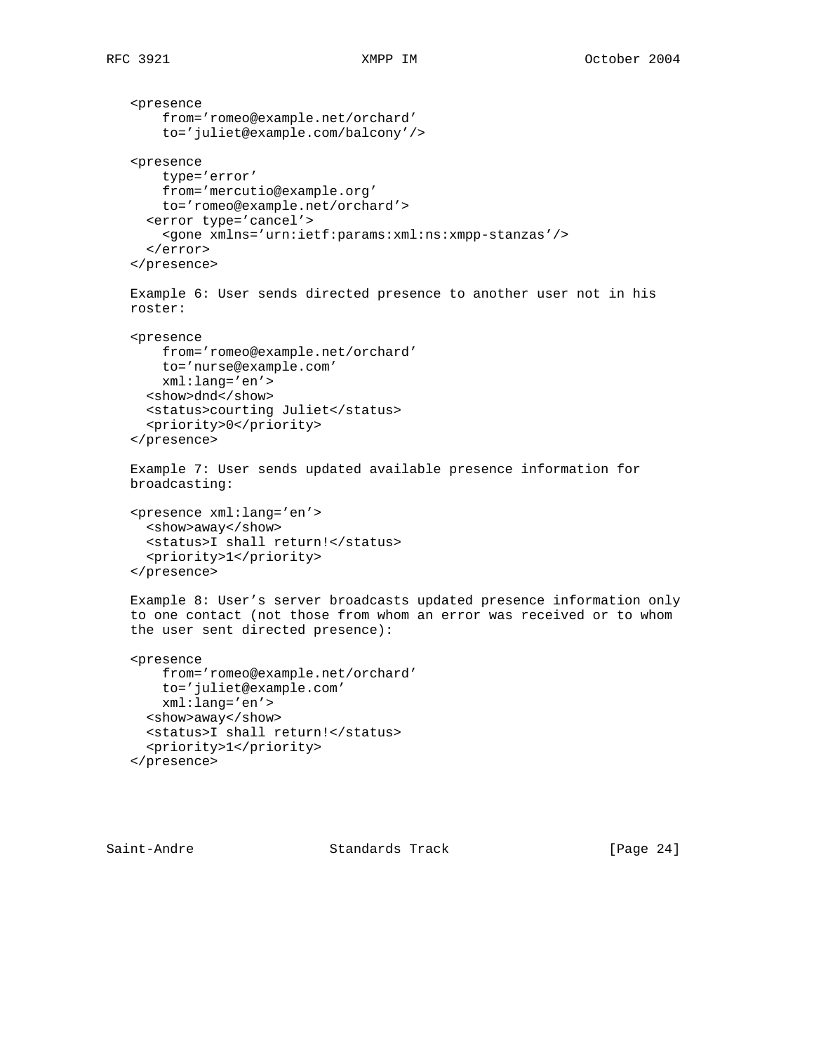```
<presence
    from='romeo@example.net/orchard'
    to='juliet@example.com/balcony'/>

<presence
    type='error'
    from='mercutio@example.org'
    to='romeo@example.net/orchard'>
  <error type='cancel'>
    <gone xmlns='urn:ietf:params:xml:ns:xmpp-stanzas'/>
  </error>
</presence>
```

Example 6: User sends directed presence to another user not in his roster:

```
<presence
    from='romeo@example.net/orchard'
    to='nurse@example.com'
    xml:lang='en'>
  <show>dnd</show>
  <status>courting Juliet</status>
  <priority>0</priority>
</presence>
```

Example 7: User sends updated available presence information for broadcasting:

```
<presence xml:lang='en'>
  <show>away</show>
  <status>I shall return!</status>
  <priority>1</priority>
</presence>
```

Example 8: User's server broadcasts updated presence information only to one contact (not those from whom an error was received or to whom the user sent directed presence):

```
<presence
    from='romeo@example.net/orchard'
    to='juliet@example.com'
    xml:lang='en'>
  <show>away</show>
  <status>I shall return!</status>
  <priority>1</priority>
</presence>
```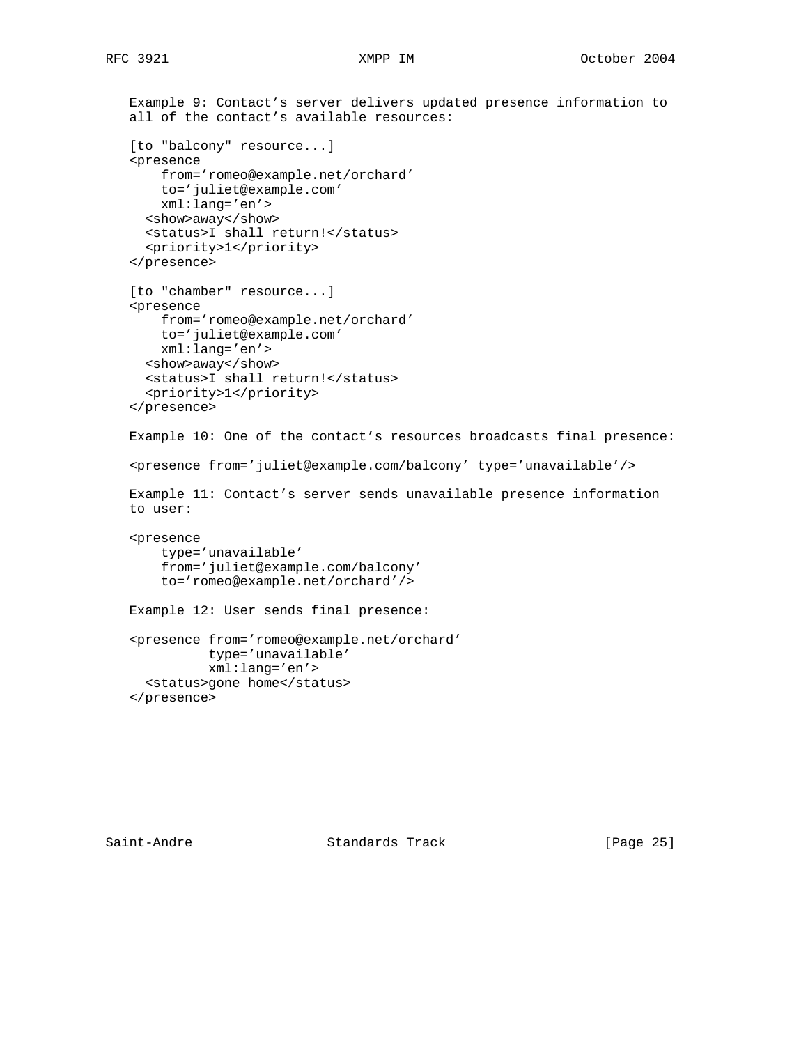Example 9: Contact's server delivers updated presence information to all of the contact's available resources:

```
[to "balcony" resource...]
<presence
    from='romeo@example.net/orchard'
    to='juliet@example.com'
    xml:lang='en'>
  <show>away</show>
  <status>I shall return!</status>
  <priority>1</priority>
</presence>

[to "chamber" resource...]
<presence
    from='romeo@example.net/orchard'
    to='juliet@example.com'
    xml:lang='en'>
  <show>away</show>
  <status>I shall return!</status>
  <priority>1</priority>
</presence>
```

Example 10: One of the contact's resources broadcasts final presence:

```
<presence from='juliet@example.com/balcony' type='unavailable'/>
```

Example 11: Contact's server sends unavailable presence information to user:

```
<presence
    type='unavailable'
    from='juliet@example.com/balcony'
    to='romeo@example.net/orchard'/>
```

Example 12: User sends final presence:

```
<presence from='romeo@example.net/orchard'
          type='unavailable'
          xml:lang='en'>
  <status>gone home</status>
</presence>
```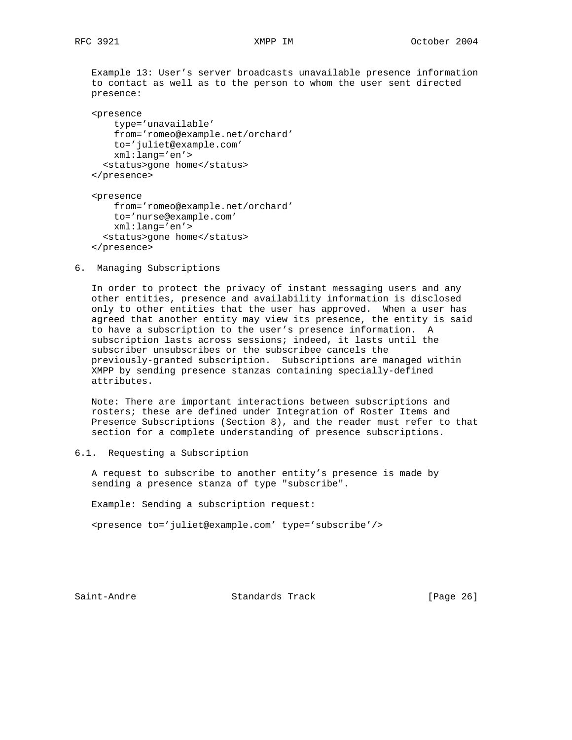Example 13: User's server broadcasts unavailable presence information to contact as well as to the person to whom the user sent directed presence:

```
<presence
    type='unavailable'
    from='romeo@example.net/orchard'
    to='juliet@example.com'
    xml:lang='en'>
  <status>gone home</status>
</presence>

<presence
    from='romeo@example.net/orchard'
    to='nurse@example.com'
    xml:lang='en'>
  <status>gone home</status>
</presence>
```

## 6. Managing Subscriptions

In order to protect the privacy of instant messaging users and any other entities, presence and availability information is disclosed only to other entities that the user has approved. When a user has agreed that another entity may view its presence, the entity is said to have a subscription to the user's presence information. A subscription lasts across sessions; indeed, it lasts until the subscriber unsubscribes or the subscribee cancels the previously-granted subscription. Subscriptions are managed within XMPP by sending presence stanzas containing specially-defined attributes.

Note: There are important interactions between subscriptions and rosters; these are defined under Integration of Roster Items and Presence Subscriptions (Section 8), and the reader must refer to that section for a complete understanding of presence subscriptions.

### 6.1. Requesting a Subscription

A request to subscribe to another entity's presence is made by sending a presence stanza of type "subscribe".

Example: Sending a subscription request:

```
<presence to='juliet@example.com' type='subscribe'/>
```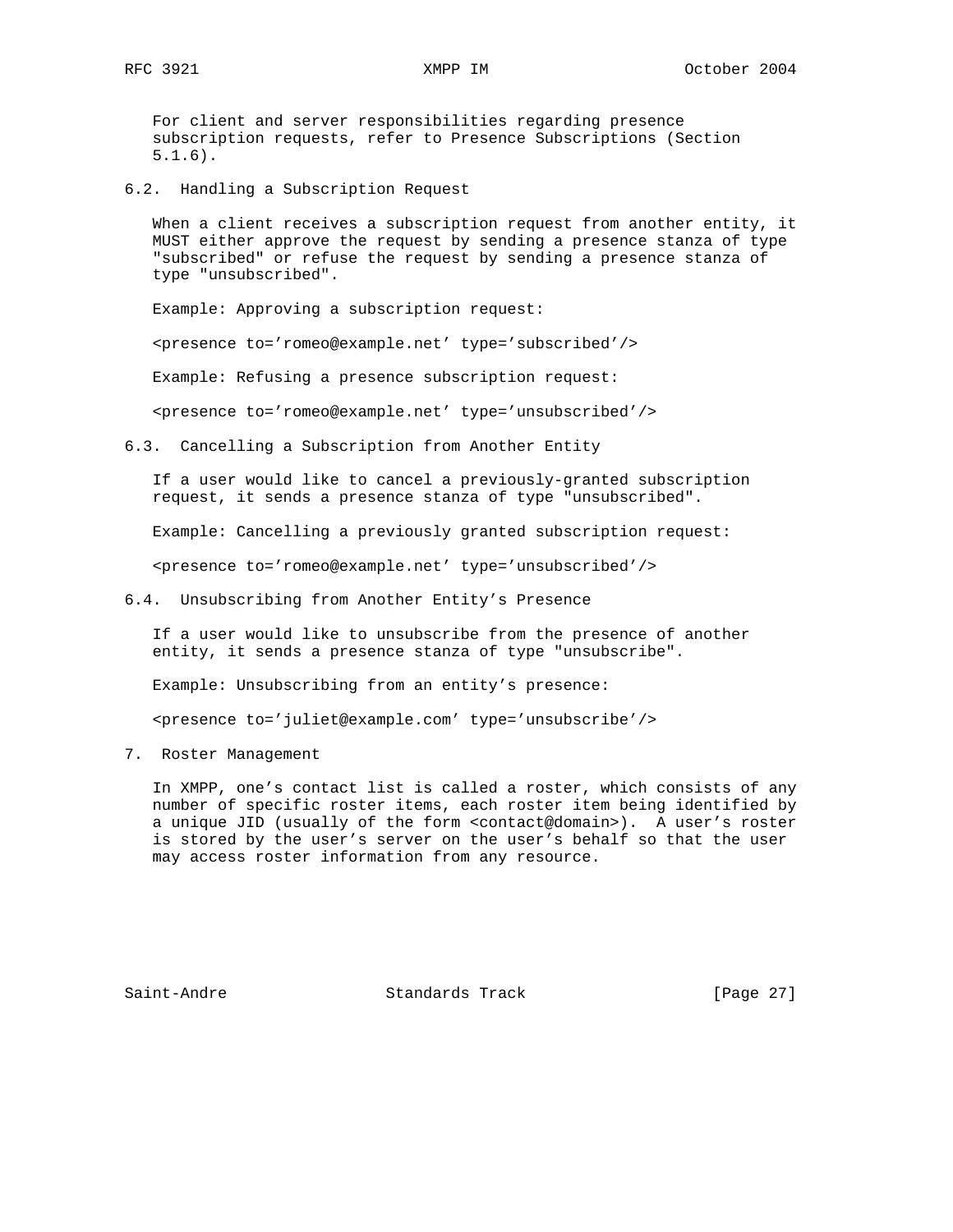For client and server responsibilities regarding presence subscription requests, refer to Presence Subscriptions (Section 5.1.6).

## 6.2. Handling a Subscription Request

When a client receives a subscription request from another entity, it MUST either approve the request by sending a presence stanza of type "subscribed" or refuse the request by sending a presence stanza of type "unsubscribed".

Example: Approving a subscription request:

```
<presence to='romeo@example.net' type='subscribed'/>
```

Example: Refusing a presence subscription request:

```
<presence to='romeo@example.net' type='unsubscribed'/>
```

## 6.3. Cancelling a Subscription from Another Entity

If a user would like to cancel a previously-granted subscription request, it sends a presence stanza of type "unsubscribed".

Example: Cancelling a previously granted subscription request:

```
<presence to='romeo@example.net' type='unsubscribed'/>
```

## 6.4. Unsubscribing from Another Entity's Presence

If a user would like to unsubscribe from the presence of another entity, it sends a presence stanza of type "unsubscribe".

Example: Unsubscribing from an entity's presence:

```
<presence to='juliet@example.com' type='unsubscribe'/>
```

# 7. Roster Management

In XMPP, one's contact list is called a roster, which consists of any number of specific roster items, each roster item being identified by a unique JID (usually of the form <contact@domain>). A user's roster is stored by the user's server on the user's behalf so that the user may access roster information from any resource.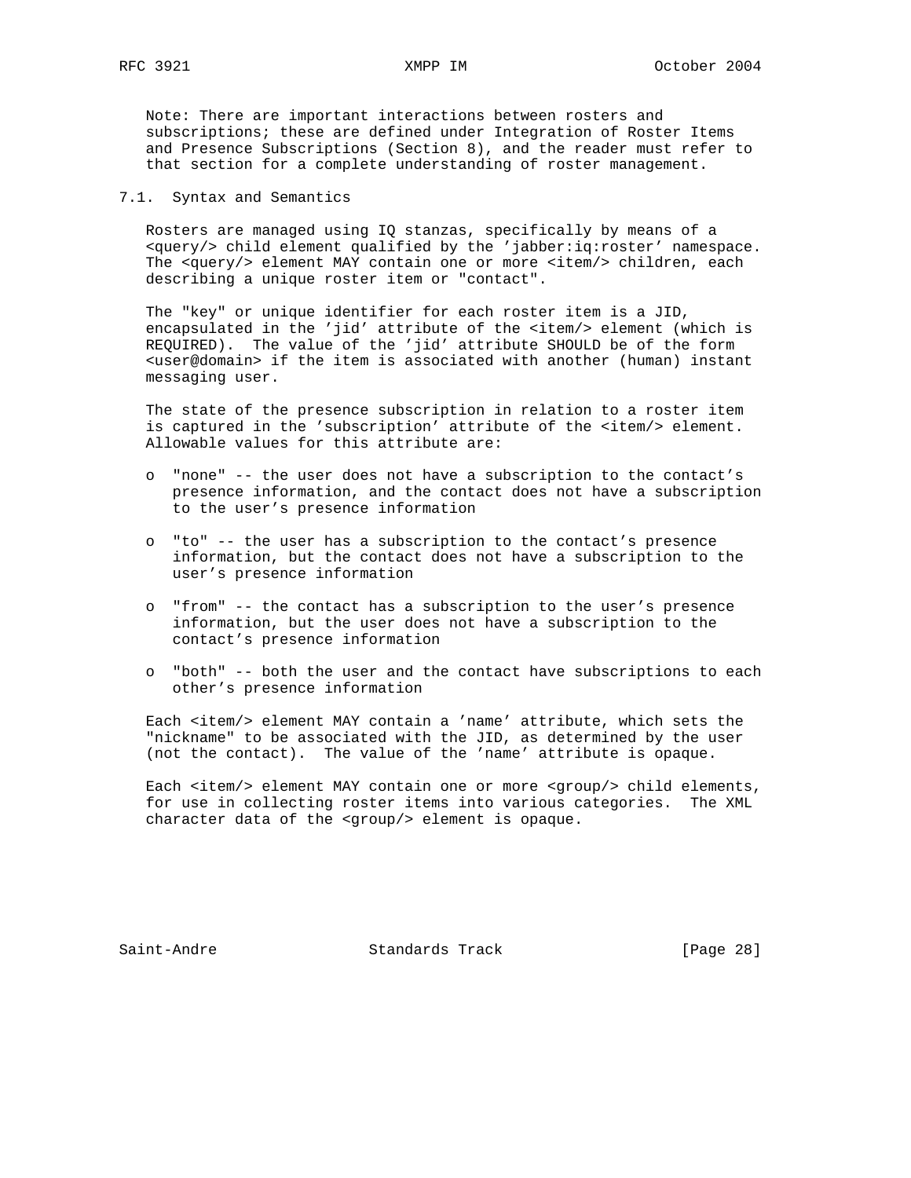Note: There are important interactions between rosters and subscriptions; these are defined under Integration of Roster Items and Presence Subscriptions (Section 8), and the reader must refer to that section for a complete understanding of roster management.

## 7.1. Syntax and Semantics

Rosters are managed using IQ stanzas, specifically by means of a <query/> child element qualified by the 'jabber:iq:roster' namespace. The <query/> element MAY contain one or more <item/> children, each describing a unique roster item or "contact".

The "key" or unique identifier for each roster item is a JID, encapsulated in the 'jid' attribute of the <item/> element (which is REQUIRED). The value of the 'jid' attribute SHOULD be of the form <user@domain> if the item is associated with another (human) instant messaging user.

The state of the presence subscription in relation to a roster item is captured in the 'subscription' attribute of the <item/> element. Allowable values for this attribute are:

- "none" -- the user does not have a subscription to the contact's presence information, and the contact does not have a subscription to the user's presence information
- "to" -- the user has a subscription to the contact's presence information, but the contact does not have a subscription to the user's presence information
- "from" -- the contact has a subscription to the user's presence information, but the user does not have a subscription to the contact's presence information
- "both" -- both the user and the contact have subscriptions to each other's presence information

Each <item/> element MAY contain a 'name' attribute, which sets the "nickname" to be associated with the JID, as determined by the user (not the contact). The value of the 'name' attribute is opaque.

Each <item/> element MAY contain one or more <group/> child elements, for use in collecting roster items into various categories. The XML character data of the <group/> element is opaque.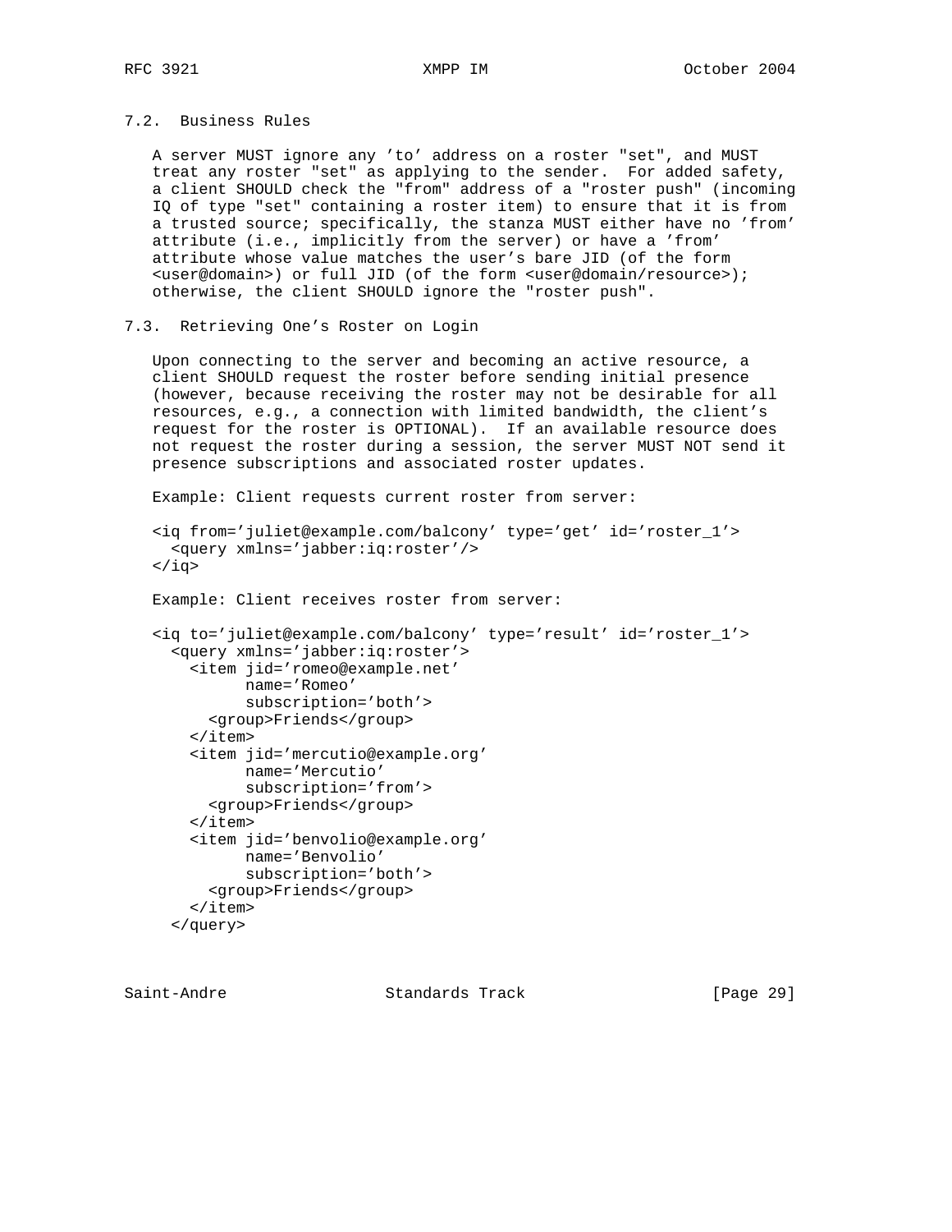### 7.2. Business Rules

A server MUST ignore any 'to' address on a roster "set", and MUST treat any roster "set" as applying to the sender. For added safety, a client SHOULD check the "from" address of a "roster push" (incoming IQ of type "set" containing a roster item) to ensure that it is from a trusted source; specifically, the stanza MUST either have no 'from' attribute (i.e., implicitly from the server) or have a 'from' attribute whose value matches the user's bare JID (of the form <user@domain>) or full JID (of the form <user@domain/resource>); otherwise, the client SHOULD ignore the "roster push".

### 7.3. Retrieving One's Roster on Login

Upon connecting to the server and becoming an active resource, a client SHOULD request the roster before sending initial presence (however, because receiving the roster may not be desirable for all resources, e.g., a connection with limited bandwidth, the client's request for the roster is OPTIONAL). If an available resource does not request the roster during a session, the server MUST NOT send it presence subscriptions and associated roster updates.

Example: Client requests current roster from server:

```
<iq from='juliet@example.com/balcony' type='get' id='roster_1'>
  <query xmlns='jabber:iq:roster'/>
</iq>
```

Example: Client receives roster from server:

```
<iq to='juliet@example.com/balcony' type='result' id='roster_1'>
  <query xmlns='jabber:iq:roster'>
    <item jid='romeo@example.net'
          name='Romeo'
          subscription='both'>
      <group>Friends</group>
    </item>
    <item jid='mercutio@example.org'
          name='Mercutio'
          subscription='from'>
      <group>Friends</group>
    </item>
    <item jid='benvolio@example.org'
          name='Benvolio'
          subscription='both'>
      <group>Friends</group>
    </item>
  </query>
```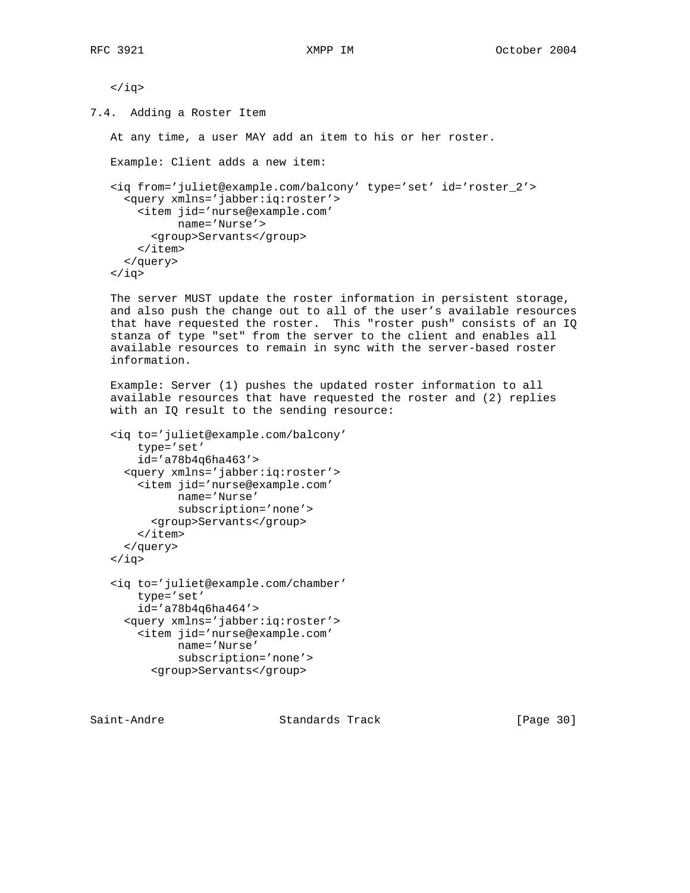```
</iq>
```

### 7.4. Adding a Roster Item

At any time, a user MAY add an item to his or her roster.

Example: Client adds a new item:

```
<iq from='juliet@example.com/balcony' type='set' id='roster_2'>
  <query xmlns='jabber:iq:roster'>
    <item jid='nurse@example.com'
          name='Nurse'>
      <group>Servants</group>
    </item>
  </query>
</iq>
```

The server MUST update the roster information in persistent storage, and also push the change out to all of the user's available resources that have requested the roster. This "roster push" consists of an IQ stanza of type "set" from the server to the client and enables all available resources to remain in sync with the server-based roster information.

Example: Server (1) pushes the updated roster information to all available resources that have requested the roster and (2) replies with an IQ result to the sending resource:

```
<iq to='juliet@example.com/balcony'
    type='set'
    id='a78b4q6ha463'>
  <query xmlns='jabber:iq:roster'>
    <item jid='nurse@example.com'
          name='Nurse'
          subscription='none'>
      <group>Servants</group>
    </item>
  </query>
</iq>

<iq to='juliet@example.com/chamber'
    type='set'
    id='a78b4q6ha464'>
  <query xmlns='jabber:iq:roster'>
    <item jid='nurse@example.com'
          name='Nurse'
          subscription='none'>
      <group>Servants</group>
```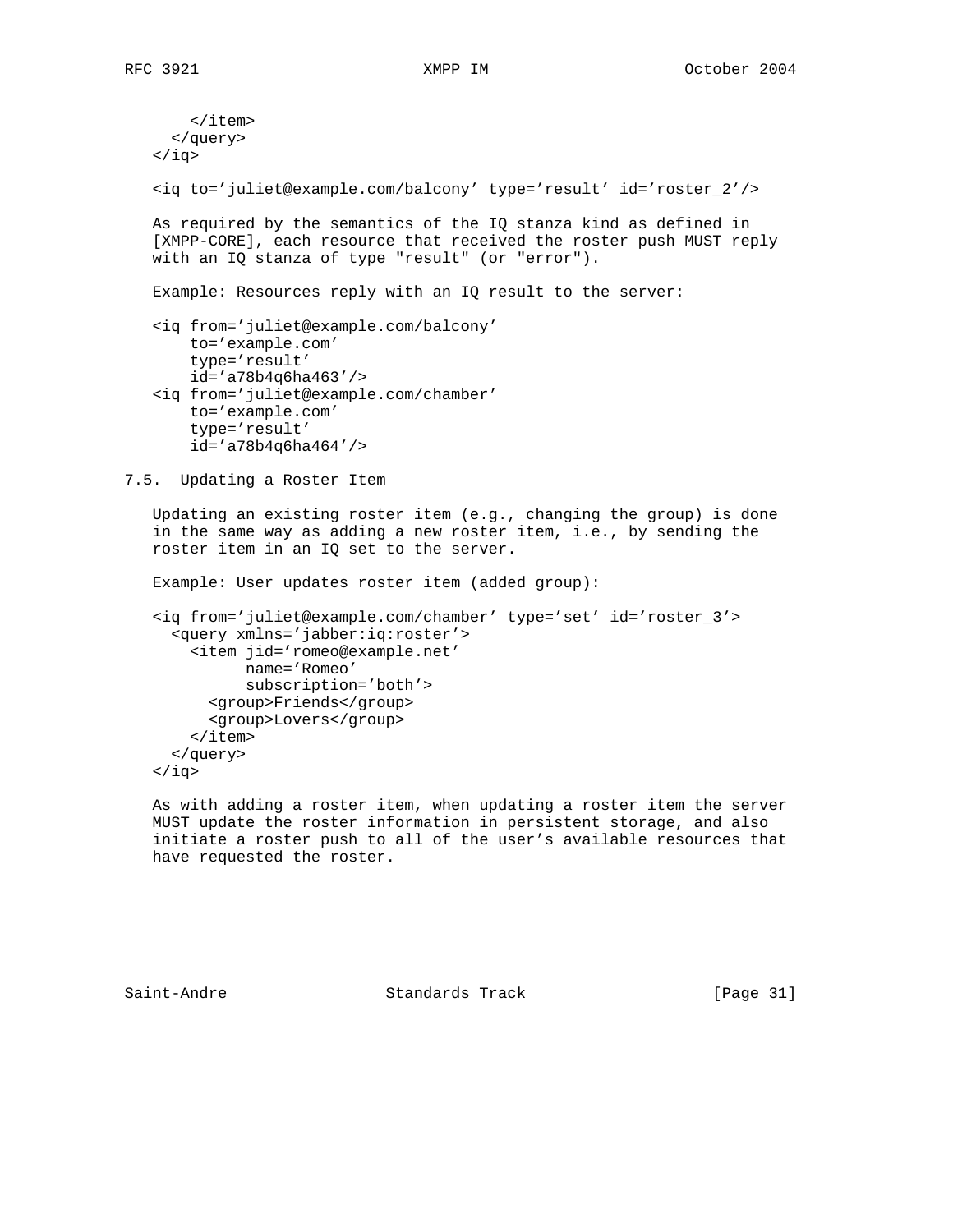```
      </item>
    </query>
  </iq>

  <iq to='juliet@example.com/balcony' type='result' id='roster_2'/>
```

As required by the semantics of the IQ stanza kind as defined in [XMPP-CORE], each resource that received the roster push MUST reply with an IQ stanza of type "result" (or "error").

Example: Resources reply with an IQ result to the server:

```
<iq from='juliet@example.com/balcony'
    to='example.com'
    type='result'
    id='a78b4q6ha463'/>
<iq from='juliet@example.com/chamber'
    to='example.com'
    type='result'
    id='a78b4q6ha464'/>
```

### 7.5. Updating a Roster Item

Updating an existing roster item (e.g., changing the group) is done in the same way as adding a new roster item, i.e., by sending the roster item in an IQ set to the server.

Example: User updates roster item (added group):

```
<iq from='juliet@example.com/chamber' type='set' id='roster_3'>
  <query xmlns='jabber:iq:roster'>
    <item jid='romeo@example.net'
          name='Romeo'
          subscription='both'>
      <group>Friends</group>
      <group>Lovers</group>
    </item>
  </query>
</iq>
```

As with adding a roster item, when updating a roster item the server MUST update the roster information in persistent storage, and also initiate a roster push to all of the user's available resources that have requested the roster.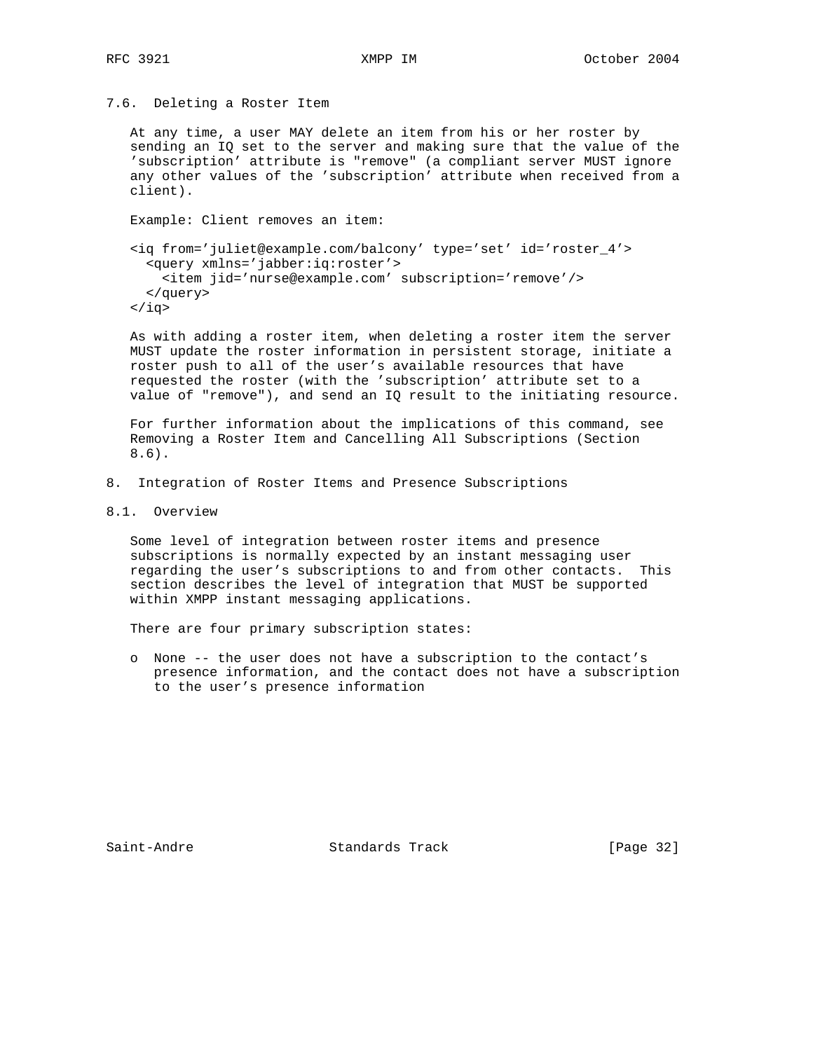### 7.6. Deleting a Roster Item

At any time, a user MAY delete an item from his or her roster by sending an IQ set to the server and making sure that the value of the 'subscription' attribute is "remove" (a compliant server MUST ignore any other values of the 'subscription' attribute when received from a client).

Example: Client removes an item:

```
<iq from='juliet@example.com/balcony' type='set' id='roster_4'>
  <query xmlns='jabber:iq:roster'>
    <item jid='nurse@example.com' subscription='remove'/>
  </query>
</iq>
```

As with adding a roster item, when deleting a roster item the server MUST update the roster information in persistent storage, initiate a roster push to all of the user's available resources that have requested the roster (with the 'subscription' attribute set to a value of "remove"), and send an IQ result to the initiating resource.

For further information about the implications of this command, see Removing a Roster Item and Cancelling All Subscriptions (Section 8.6).

## 8. Integration of Roster Items and Presence Subscriptions

### 8.1. Overview

Some level of integration between roster items and presence subscriptions is normally expected by an instant messaging user regarding the user's subscriptions to and from other contacts. This section describes the level of integration that MUST be supported within XMPP instant messaging applications.

There are four primary subscription states:

- None -- the user does not have a subscription to the contact's presence information, and the contact does not have a subscription to the user's presence information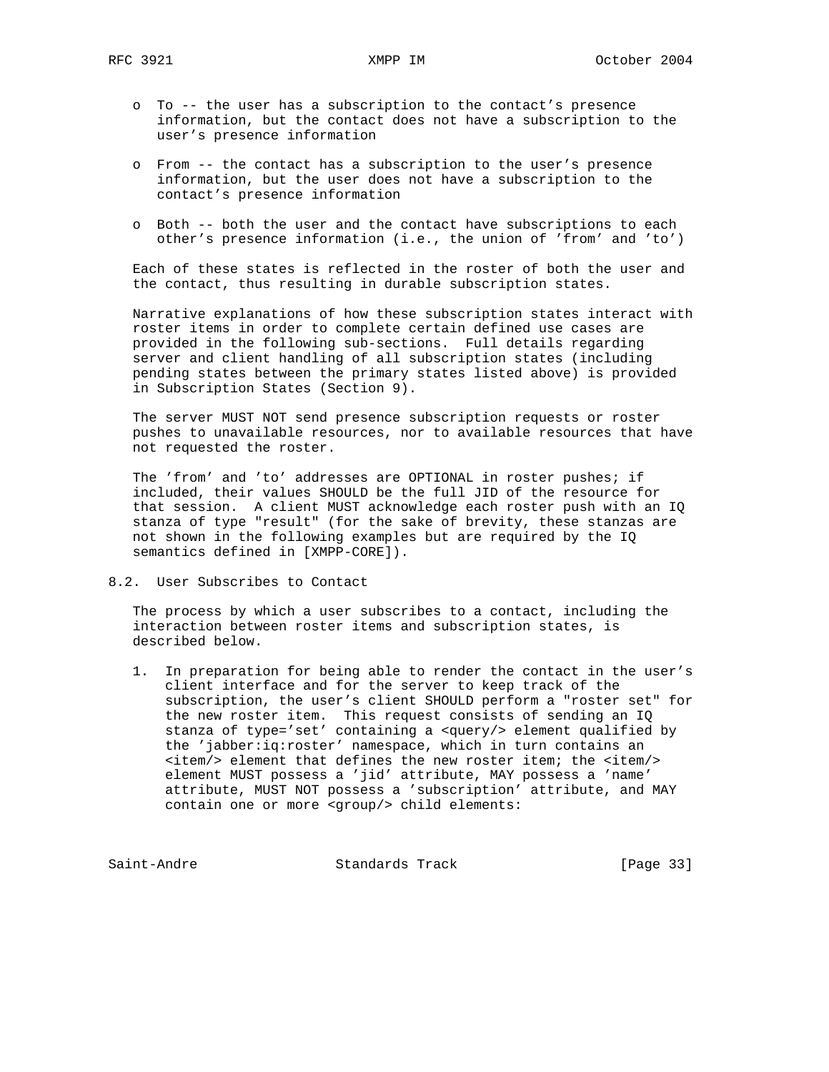- To -- the user has a subscription to the contact's presence information, but the contact does not have a subscription to the user's presence information

- From -- the contact has a subscription to the user's presence information, but the user does not have a subscription to the contact's presence information

- Both -- both the user and the contact have subscriptions to each other's presence information (i.e., the union of 'from' and 'to')

Each of these states is reflected in the roster of both the user and the contact, thus resulting in durable subscription states.

Narrative explanations of how these subscription states interact with roster items in order to complete certain defined use cases are provided in the following sub-sections. Full details regarding server and client handling of all subscription states (including pending states between the primary states listed above) is provided in Subscription States (Section 9).

The server MUST NOT send presence subscription requests or roster pushes to unavailable resources, nor to available resources that have not requested the roster.

The 'from' and 'to' addresses are OPTIONAL in roster pushes; if included, their values SHOULD be the full JID of the resource for that session. A client MUST acknowledge each roster push with an IQ stanza of type "result" (for the sake of brevity, these stanzas are not shown in the following examples but are required by the IQ semantics defined in [XMPP-CORE]).

## 8.2. User Subscribes to Contact

The process by which a user subscribes to a contact, including the interaction between roster items and subscription states, is described below.

1. In preparation for being able to render the contact in the user's client interface and for the server to keep track of the subscription, the user's client SHOULD perform a "roster set" for the new roster item. This request consists of sending an IQ stanza of type='set' containing a <query/> element qualified by the 'jabber:iq:roster' namespace, which in turn contains an <item/> element that defines the new roster item; the <item/> element MUST possess a 'jid' attribute, MAY possess a 'name' attribute, MUST NOT possess a 'subscription' attribute, and MAY contain one or more <group/> child elements: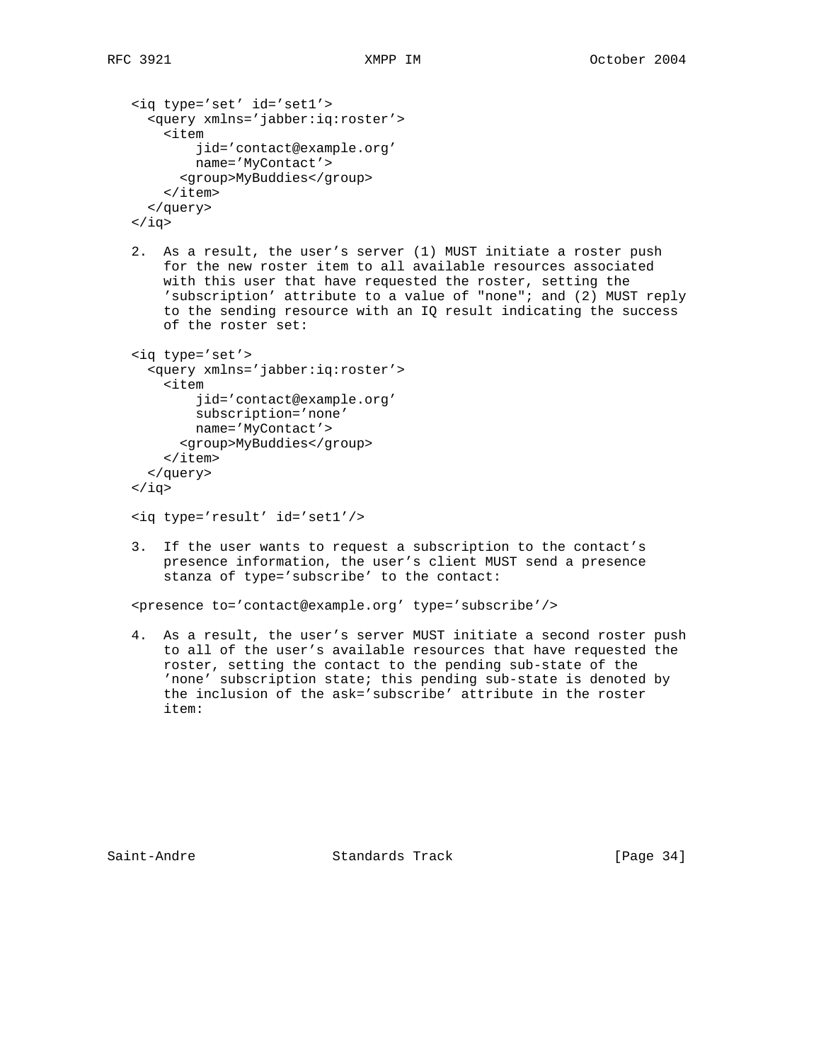```
<iq type='set' id='set1'>
  <query xmlns='jabber:iq:roster'>
    <item
        jid='contact@example.org'
        name='MyContact'>
      <group>MyBuddies</group>
    </item>
  </query>
</iq>
```

2. As a result, the user's server (1) MUST initiate a roster push for the new roster item to all available resources associated with this user that have requested the roster, setting the 'subscription' attribute to a value of "none"; and (2) MUST reply to the sending resource with an IQ result indicating the success of the roster set:

```
<iq type='set'>
  <query xmlns='jabber:iq:roster'>
    <item
        jid='contact@example.org'
        subscription='none'
        name='MyContact'>
      <group>MyBuddies</group>
    </item>
  </query>
</iq>

<iq type='result' id='set1'/>
```

3. If the user wants to request a subscription to the contact's presence information, the user's client MUST send a presence stanza of type='subscribe' to the contact:

```
<presence to='contact@example.org' type='subscribe'/>
```

4. As a result, the user's server MUST initiate a second roster push to all of the user's available resources that have requested the roster, setting the contact to the pending sub-state of the 'none' subscription state; this pending sub-state is denoted by the inclusion of the ask='subscribe' attribute in the roster item: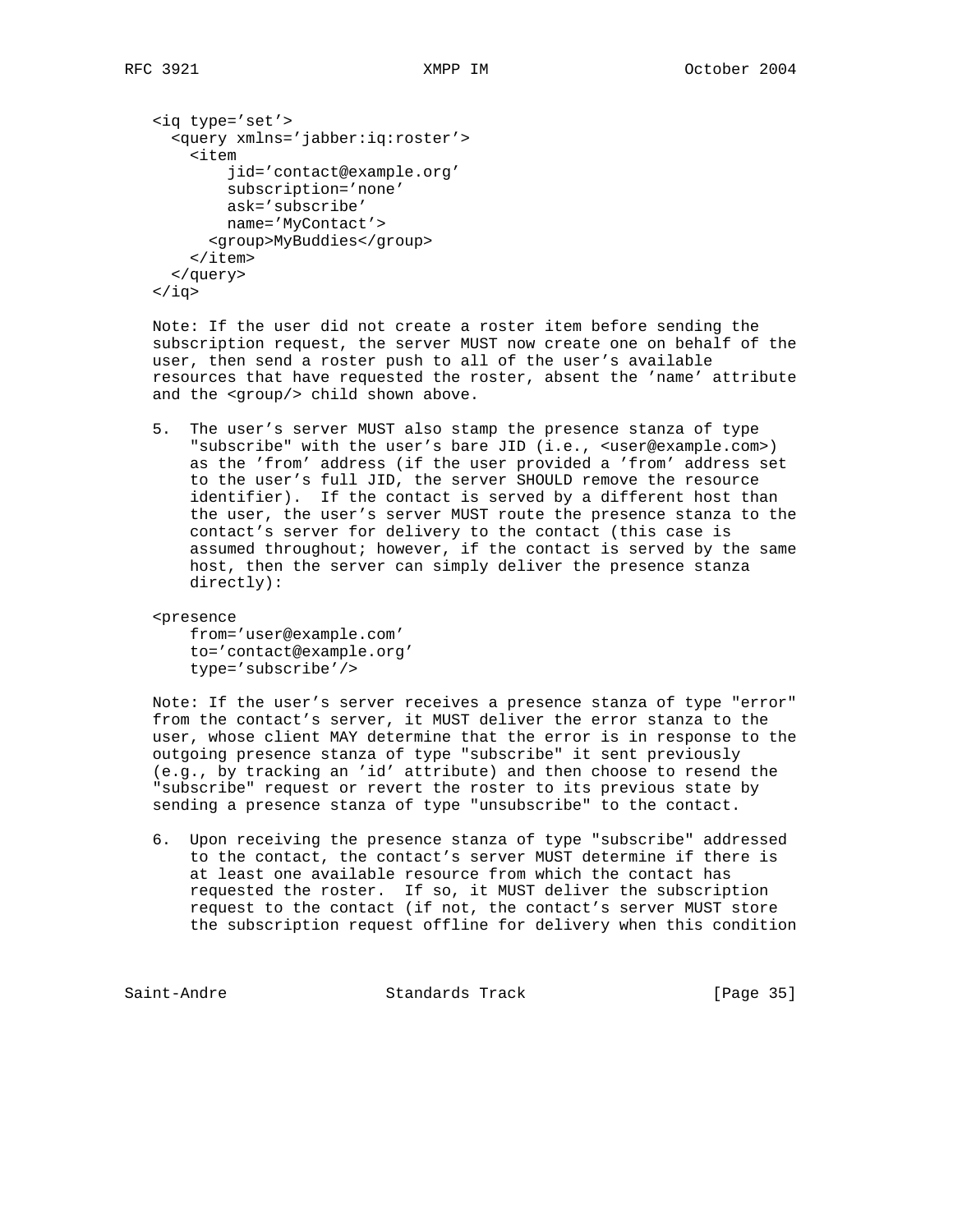```
<iq type='set'>
  <query xmlns='jabber:iq:roster'>
    <item
        jid='contact@example.org'
        subscription='none'
        ask='subscribe'
        name='MyContact'>
      <group>MyBuddies</group>
    </item>
  </query>
</iq>
```

Note: If the user did not create a roster item before sending the subscription request, the server MUST now create one on behalf of the user, then send a roster push to all of the user's available resources that have requested the roster, absent the 'name' attribute and the <group/> child shown above.

5. The user's server MUST also stamp the presence stanza of type "subscribe" with the user's bare JID (i.e., <user@example.com>) as the 'from' address (if the user provided a 'from' address set to the user's full JID, the server SHOULD remove the resource identifier). If the contact is served by a different host than the user, the user's server MUST route the presence stanza to the contact's server for delivery to the contact (this case is assumed throughout; however, if the contact is served by the same host, then the server can simply deliver the presence stanza directly):

```
<presence
    from='user@example.com'
    to='contact@example.org'
    type='subscribe'/>
```

Note: If the user's server receives a presence stanza of type "error" from the contact's server, it MUST deliver the error stanza to the user, whose client MAY determine that the error is in response to the outgoing presence stanza of type "subscribe" it sent previously (e.g., by tracking an 'id' attribute) and then choose to resend the "subscribe" request or revert the roster to its previous state by sending a presence stanza of type "unsubscribe" to the contact.

6. Upon receiving the presence stanza of type "subscribe" addressed to the contact, the contact's server MUST determine if there is at least one available resource from which the contact has requested the roster. If so, it MUST deliver the subscription request to the contact (if not, the contact's server MUST store the subscription request offline for delivery when this condition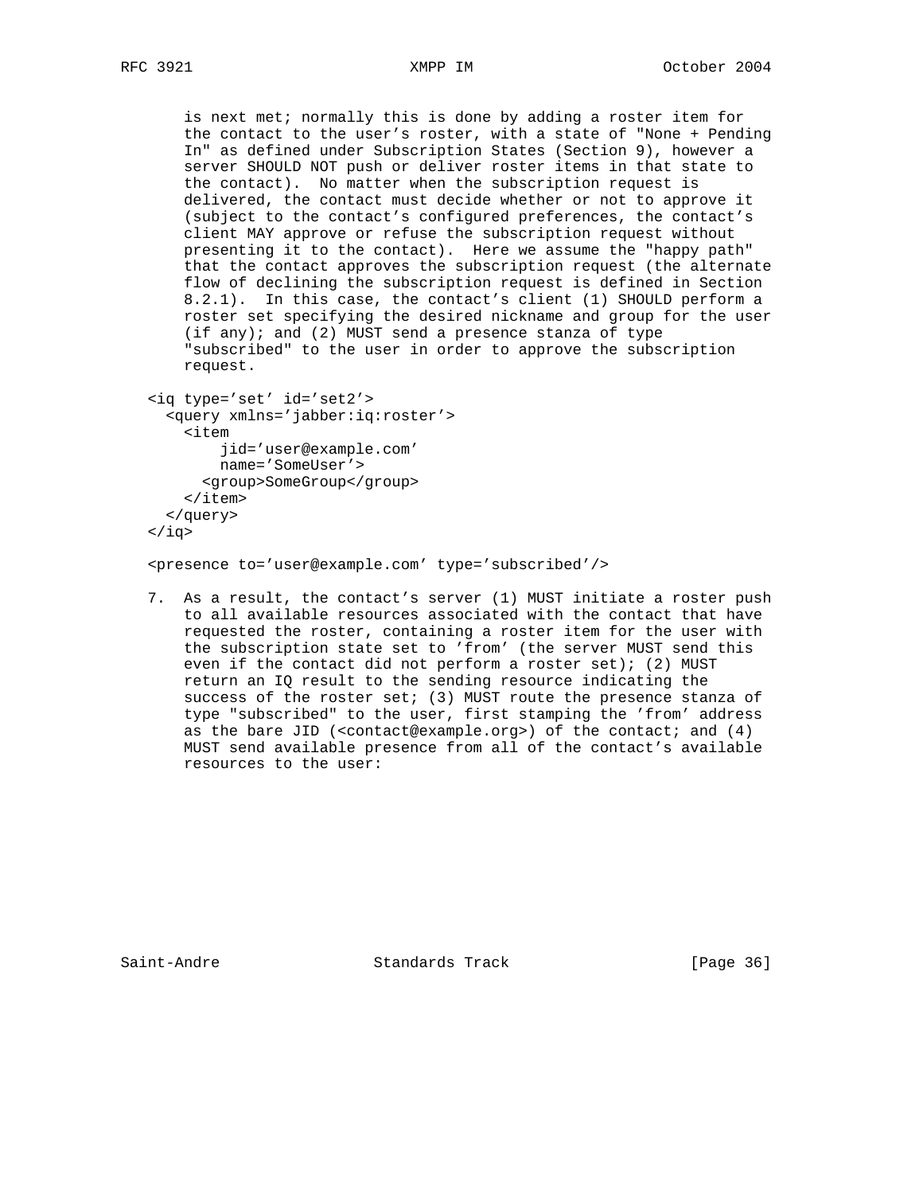is next met; normally this is done by adding a roster item for the contact to the user's roster, with a state of "None + Pending In" as defined under Subscription States (Section 9), however a server SHOULD NOT push or deliver roster items in that state to the contact). No matter when the subscription request is delivered, the contact must decide whether or not to approve it (subject to the contact's configured preferences, the contact's client MAY approve or refuse the subscription request without presenting it to the contact). Here we assume the "happy path" that the contact approves the subscription request (the alternate flow of declining the subscription request is defined in Section 8.2.1). In this case, the contact's client (1) SHOULD perform a roster set specifying the desired nickname and group for the user (if any); and (2) MUST send a presence stanza of type "subscribed" to the user in order to approve the subscription request.

```
<iq type='set' id='set2'>
  <query xmlns='jabber:iq:roster'>
    <item
        jid='user@example.com'
        name='SomeUser'>
      <group>SomeGroup</group>
    </item>
  </query>
</iq>

<presence to='user@example.com' type='subscribed'/>
```

7. As a result, the contact's server (1) MUST initiate a roster push to all available resources associated with the contact that have requested the roster, containing a roster item for the user with the subscription state set to 'from' (the server MUST send this even if the contact did not perform a roster set); (2) MUST return an IQ result to the sending resource indicating the success of the roster set; (3) MUST route the presence stanza of type "subscribed" to the user, first stamping the 'from' address as the bare JID (<contact@example.org>) of the contact; and (4) MUST send available presence from all of the contact's available resources to the user: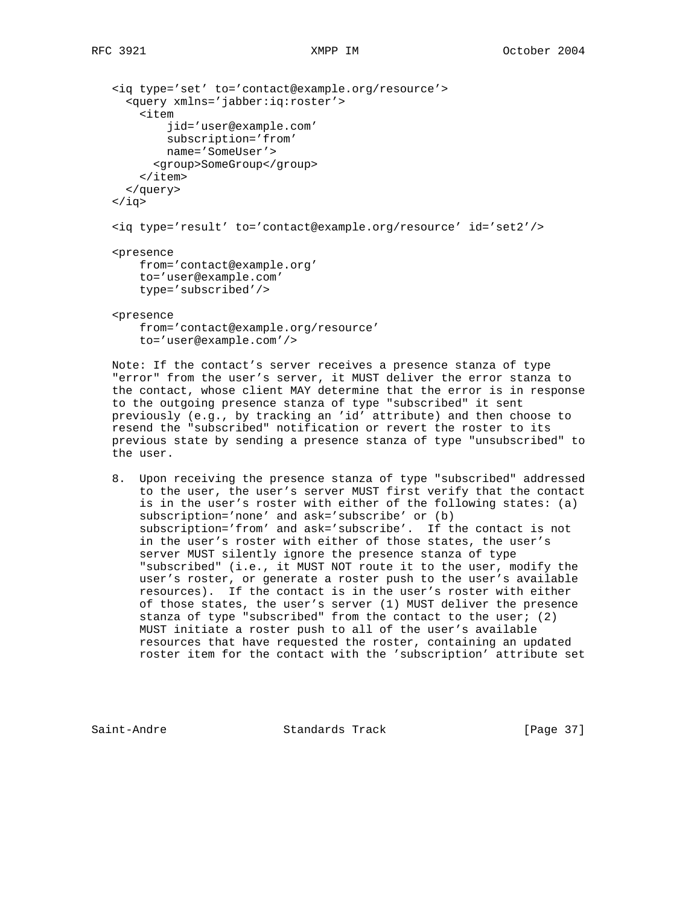```
<iq type='set' to='contact@example.org/resource'>
  <query xmlns='jabber:iq:roster'>
    <item
        jid='user@example.com'
        subscription='from'
        name='SomeUser'>
      <group>SomeGroup</group>
    </item>
  </query>
</iq>

<iq type='result' to='contact@example.org/resource' id='set2'/>

<presence
    from='contact@example.org'
    to='user@example.com'
    type='subscribed'/>

<presence
    from='contact@example.org/resource'
    to='user@example.com'/>
```

Note: If the contact's server receives a presence stanza of type "error" from the user's server, it MUST deliver the error stanza to the contact, whose client MAY determine that the error is in response to the outgoing presence stanza of type "subscribed" it sent previously (e.g., by tracking an 'id' attribute) and then choose to resend the "subscribed" notification or revert the roster to its previous state by sending a presence stanza of type "unsubscribed" to the user.

8. Upon receiving the presence stanza of type "subscribed" addressed to the user, the user's server MUST first verify that the contact is in the user's roster with either of the following states: (a) subscription='none' and ask='subscribe' or (b) subscription='from' and ask='subscribe'. If the contact is not in the user's roster with either of those states, the user's server MUST silently ignore the presence stanza of type "subscribed" (i.e., it MUST NOT route it to the user, modify the user's roster, or generate a roster push to the user's available resources). If the contact is in the user's roster with either of those states, the user's server (1) MUST deliver the presence stanza of type "subscribed" from the contact to the user; (2) MUST initiate a roster push to all of the user's available resources that have requested the roster, containing an updated roster item for the contact with the 'subscription' attribute set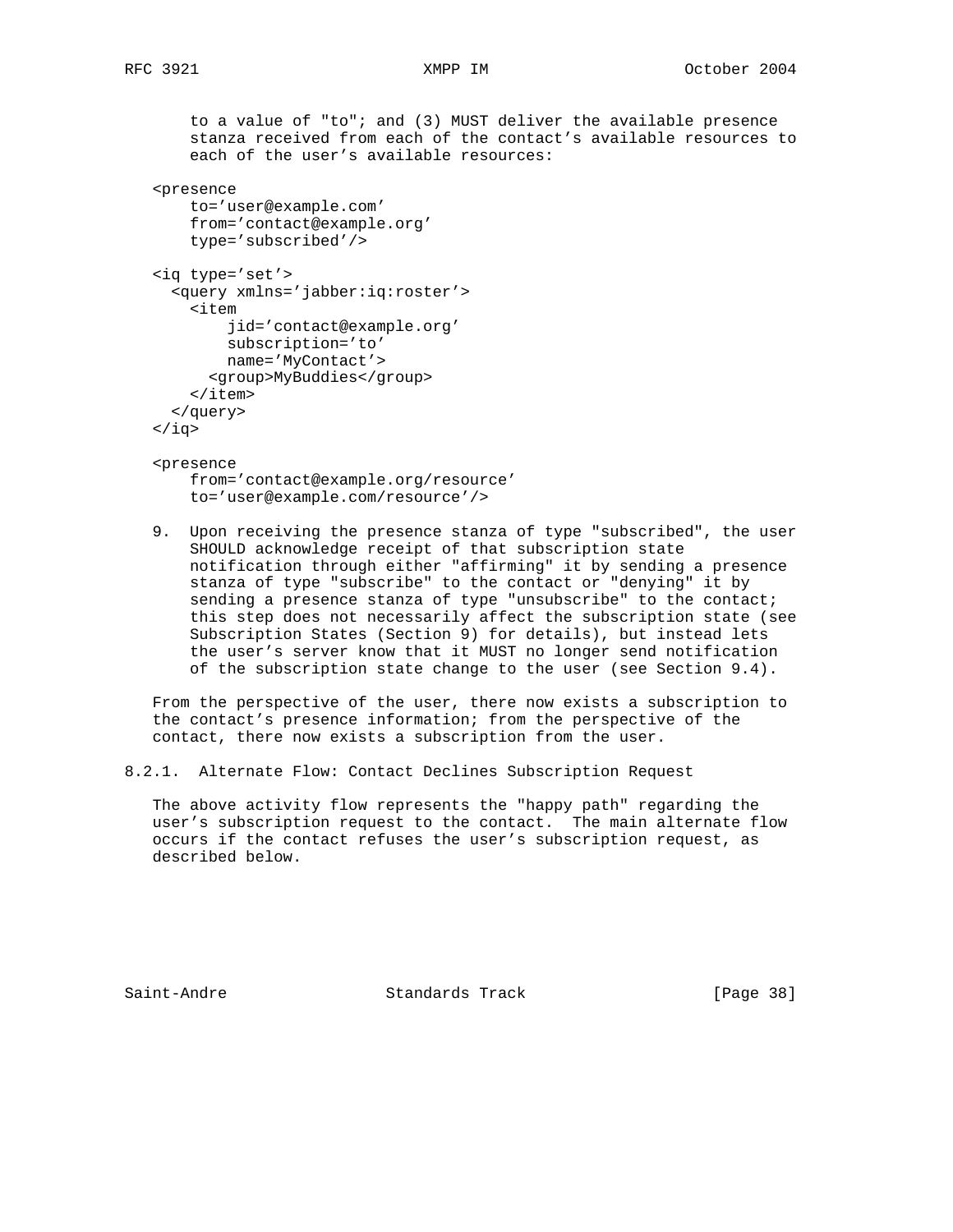to a value of "to"; and (3) MUST deliver the available presence stanza received from each of the contact's available resources to each of the user's available resources:

```
<presence
    to='user@example.com'
    from='contact@example.org'
    type='subscribed'/>

<iq type='set'>
  <query xmlns='jabber:iq:roster'>
    <item
        jid='contact@example.org'
        subscription='to'
        name='MyContact'>
      <group>MyBuddies</group>
    </item>
  </query>
</iq>

<presence
    from='contact@example.org/resource'
    to='user@example.com/resource'/>
```

9. Upon receiving the presence stanza of type "subscribed", the user SHOULD acknowledge receipt of that subscription state notification through either "affirming" it by sending a presence stanza of type "subscribe" to the contact or "denying" it by sending a presence stanza of type "unsubscribe" to the contact; this step does not necessarily affect the subscription state (see Subscription States (Section 9) for details), but instead lets the user's server know that it MUST no longer send notification of the subscription state change to the user (see Section 9.4).

From the perspective of the user, there now exists a subscription to the contact's presence information; from the perspective of the contact, there now exists a subscription from the user.

### 8.2.1. Alternate Flow: Contact Declines Subscription Request

The above activity flow represents the "happy path" regarding the user's subscription request to the contact. The main alternate flow occurs if the contact refuses the user's subscription request, as described below.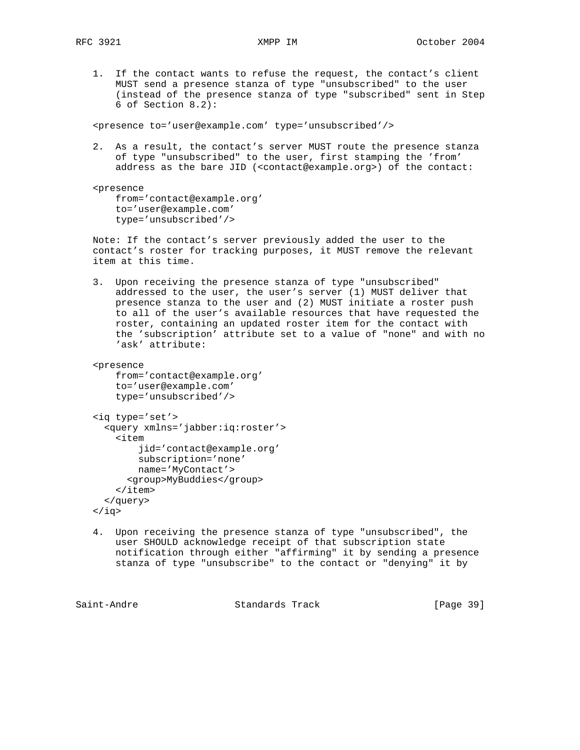1. If the contact wants to refuse the request, the contact's client MUST send a presence stanza of type "unsubscribed" to the user (instead of the presence stanza of type "subscribed" sent in Step 6 of Section 8.2):

```
<presence to='user@example.com' type='unsubscribed'/>
```

2. As a result, the contact's server MUST route the presence stanza of type "unsubscribed" to the user, first stamping the 'from' address as the bare JID (<contact@example.org>) of the contact:

```
<presence
    from='contact@example.org'
    to='user@example.com'
    type='unsubscribed'/>
```

Note: If the contact's server previously added the user to the contact's roster for tracking purposes, it MUST remove the relevant item at this time.

3. Upon receiving the presence stanza of type "unsubscribed" addressed to the user, the user's server (1) MUST deliver that presence stanza to the user and (2) MUST initiate a roster push to all of the user's available resources that have requested the roster, containing an updated roster item for the contact with the 'subscription' attribute set to a value of "none" and with no 'ask' attribute:

```
<presence
    from='contact@example.org'
    to='user@example.com'
    type='unsubscribed'/>

<iq type='set'>
  <query xmlns='jabber:iq:roster'>
    <item
        jid='contact@example.org'
        subscription='none'
        name='MyContact'>
      <group>MyBuddies</group>
    </item>
  </query>
</iq>
```

4. Upon receiving the presence stanza of type "unsubscribed", the user SHOULD acknowledge receipt of that subscription state notification through either "affirming" it by sending a presence stanza of type "unsubscribe" to the contact or "denying" it by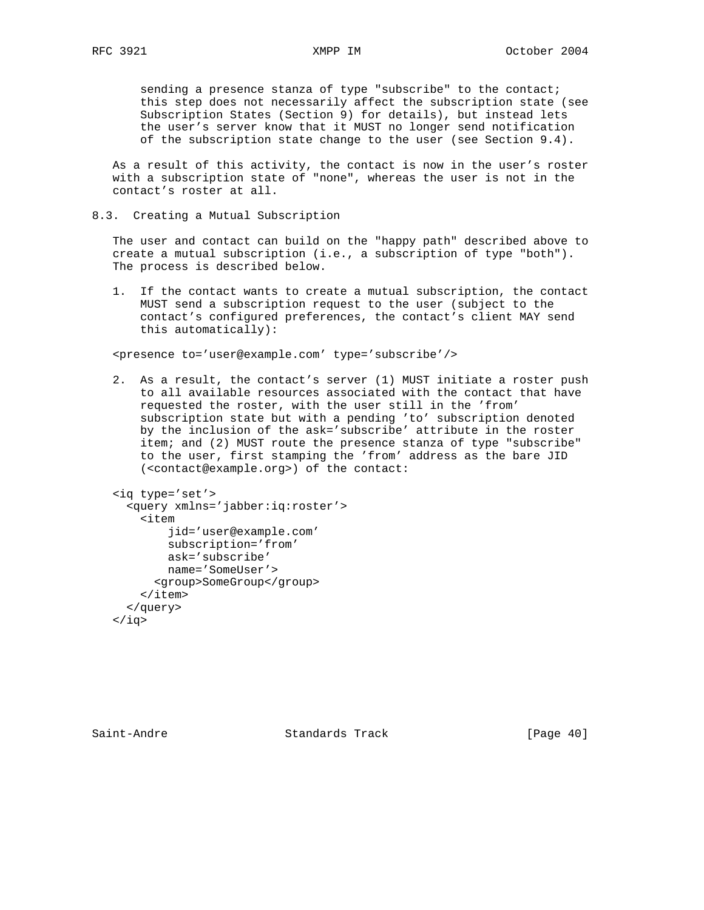sending a presence stanza of type "subscribe" to the contact; this step does not necessarily affect the subscription state (see Subscription States (Section 9) for details), but instead lets the user's server know that it MUST no longer send notification of the subscription state change to the user (see Section 9.4).

As a result of this activity, the contact is now in the user's roster with a subscription state of "none", whereas the user is not in the contact's roster at all.

## 8.3. Creating a Mutual Subscription

The user and contact can build on the "happy path" described above to create a mutual subscription (i.e., a subscription of type "both"). The process is described below.

1. If the contact wants to create a mutual subscription, the contact MUST send a subscription request to the user (subject to the contact's configured preferences, the contact's client MAY send this automatically):

```
<presence to='user@example.com' type='subscribe'/>
```

2. As a result, the contact's server (1) MUST initiate a roster push to all available resources associated with the contact that have requested the roster, with the user still in the 'from' subscription state but with a pending 'to' subscription denoted by the inclusion of the ask='subscribe' attribute in the roster item; and (2) MUST route the presence stanza of type "subscribe" to the user, first stamping the 'from' address as the bare JID (<contact@example.org>) of the contact:

```
<iq type='set'>
  <query xmlns='jabber:iq:roster'>
    <item
        jid='user@example.com'
        subscription='from'
        ask='subscribe'
        name='SomeUser'>
      <group>SomeGroup</group>
    </item>
  </query>
</iq>
```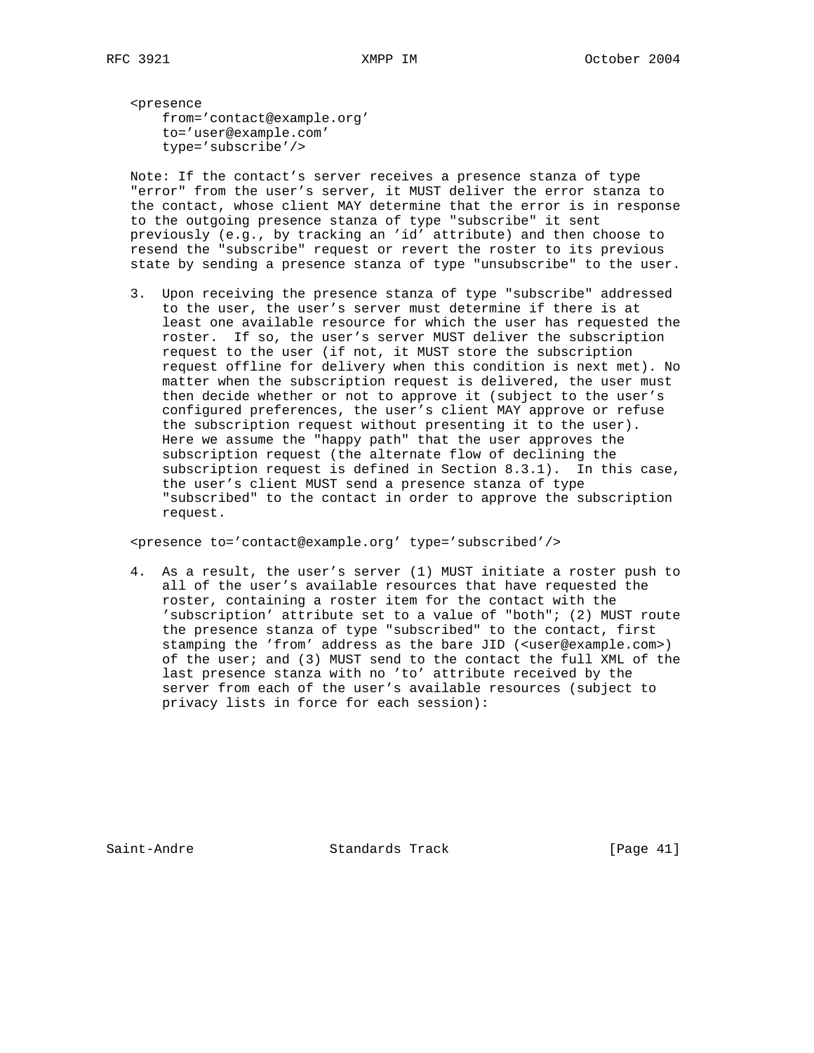```
<presence
    from='contact@example.org'
    to='user@example.com'
    type='subscribe'/>
```

Note: If the contact's server receives a presence stanza of type "error" from the user's server, it MUST deliver the error stanza to the contact, whose client MAY determine that the error is in response to the outgoing presence stanza of type "subscribe" it sent previously (e.g., by tracking an 'id' attribute) and then choose to resend the "subscribe" request or revert the roster to its previous state by sending a presence stanza of type "unsubscribe" to the user.

3. Upon receiving the presence stanza of type "subscribe" addressed to the user, the user's server must determine if there is at least one available resource for which the user has requested the roster. If so, the user's server MUST deliver the subscription request to the user (if not, it MUST store the subscription request offline for delivery when this condition is next met). No matter when the subscription request is delivered, the user must then decide whether or not to approve it (subject to the user's configured preferences, the user's client MAY approve or refuse the subscription request without presenting it to the user). Here we assume the "happy path" that the user approves the subscription request (the alternate flow of declining the subscription request is defined in Section 8.3.1). In this case, the user's client MUST send a presence stanza of type "subscribed" to the contact in order to approve the subscription request.

```
<presence to='contact@example.org' type='subscribed'/>
```

4. As a result, the user's server (1) MUST initiate a roster push to all of the user's available resources that have requested the roster, containing a roster item for the contact with the 'subscription' attribute set to a value of "both"; (2) MUST route the presence stanza of type "subscribed" to the contact, first stamping the 'from' address as the bare JID (<user@example.com>) of the user; and (3) MUST send to the contact the full XML of the last presence stanza with no 'to' attribute received by the server from each of the user's available resources (subject to privacy lists in force for each session):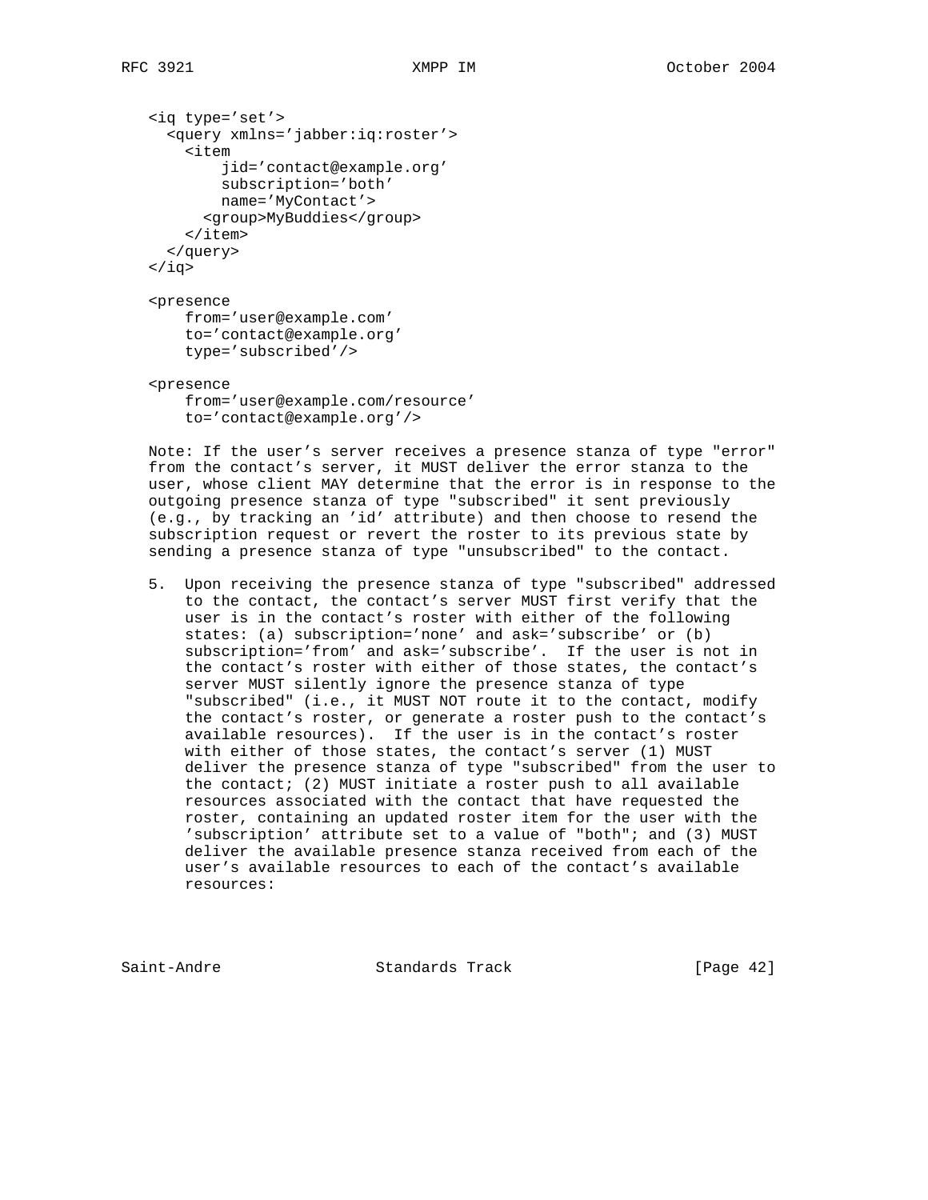```
<iq type='set'>
  <query xmlns='jabber:iq:roster'>
    <item
        jid='contact@example.org'
        subscription='both'
        name='MyContact'>
      <group>MyBuddies</group>
    </item>
  </query>
</iq>

<presence
    from='user@example.com'
    to='contact@example.org'
    type='subscribed'/>

<presence
    from='user@example.com/resource'
    to='contact@example.org'/>
```

Note: If the user's server receives a presence stanza of type "error" from the contact's server, it MUST deliver the error stanza to the user, whose client MAY determine that the error is in response to the outgoing presence stanza of type "subscribed" it sent previously (e.g., by tracking an 'id' attribute) and then choose to resend the subscription request or revert the roster to its previous state by sending a presence stanza of type "unsubscribed" to the contact.

5. Upon receiving the presence stanza of type "subscribed" addressed to the contact, the contact's server MUST first verify that the user is in the contact's roster with either of the following states: (a) subscription='none' and ask='subscribe' or (b) subscription='from' and ask='subscribe'. If the user is not in the contact's roster with either of those states, the contact's server MUST silently ignore the presence stanza of type "subscribed" (i.e., it MUST NOT route it to the contact, modify the contact's roster, or generate a roster push to the contact's available resources). If the user is in the contact's roster with either of those states, the contact's server (1) MUST deliver the presence stanza of type "subscribed" from the user to the contact; (2) MUST initiate a roster push to all available resources associated with the contact that have requested the roster, containing an updated roster item for the user with the 'subscription' attribute set to a value of "both"; and (3) MUST deliver the available presence stanza received from each of the user's available resources to each of the contact's available resources: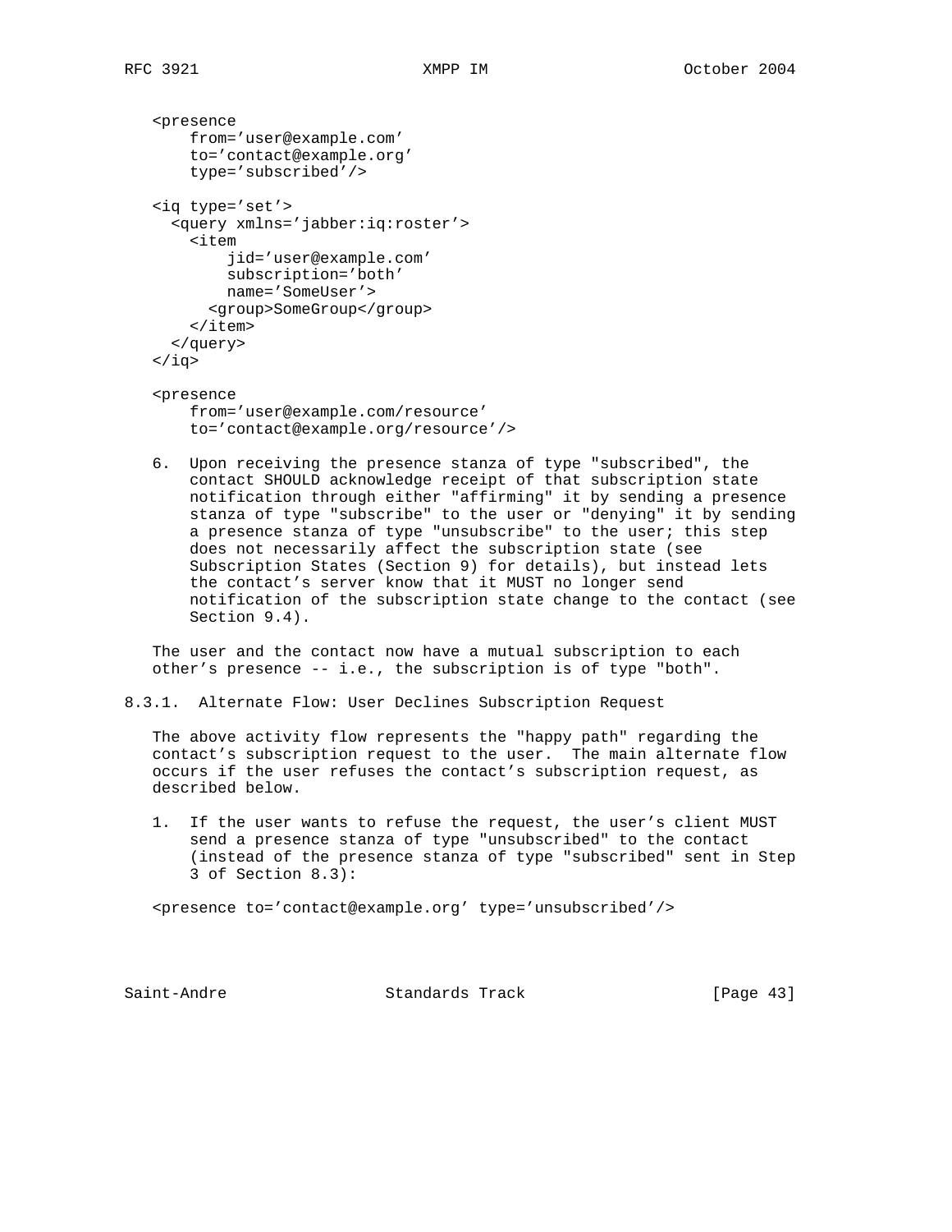```
<presence
    from='user@example.com'
    to='contact@example.org'
    type='subscribed'/>

<iq type='set'>
  <query xmlns='jabber:iq:roster'>
    <item
        jid='user@example.com'
        subscription='both'
        name='SomeUser'>
      <group>SomeGroup</group>
    </item>
  </query>
</iq>

<presence
    from='user@example.com/resource'
    to='contact@example.org/resource'/>
```

6. Upon receiving the presence stanza of type "subscribed", the contact SHOULD acknowledge receipt of that subscription state notification through either "affirming" it by sending a presence stanza of type "subscribe" to the user or "denying" it by sending a presence stanza of type "unsubscribe" to the user; this step does not necessarily affect the subscription state (see Subscription States (Section 9) for details), but instead lets the contact's server know that it MUST no longer send notification of the subscription state change to the contact (see Section 9.4).

The user and the contact now have a mutual subscription to each other's presence -- i.e., the subscription is of type "both".

### 8.3.1. Alternate Flow: User Declines Subscription Request

The above activity flow represents the "happy path" regarding the contact's subscription request to the user. The main alternate flow occurs if the user refuses the contact's subscription request, as described below.

1. If the user wants to refuse the request, the user's client MUST send a presence stanza of type "unsubscribed" to the contact (instead of the presence stanza of type "subscribed" sent in Step 3 of Section 8.3):

```
<presence to='contact@example.org' type='unsubscribed'/>
```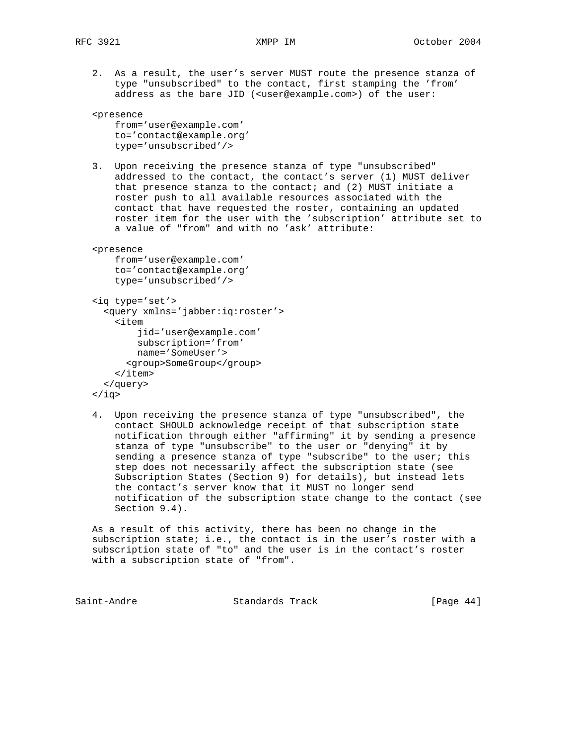2. As a result, the user's server MUST route the presence stanza of type "unsubscribed" to the contact, first stamping the 'from' address as the bare JID (<user@example.com>) of the user:

```
<presence
    from='user@example.com'
    to='contact@example.org'
    type='unsubscribed'/>
```

3. Upon receiving the presence stanza of type "unsubscribed" addressed to the contact, the contact's server (1) MUST deliver that presence stanza to the contact; and (2) MUST initiate a roster push to all available resources associated with the contact that have requested the roster, containing an updated roster item for the user with the 'subscription' attribute set to a value of "from" and with no 'ask' attribute:

```
<presence
    from='user@example.com'
    to='contact@example.org'
    type='unsubscribed'/>

<iq type='set'>
  <query xmlns='jabber:iq:roster'>
    <item
        jid='user@example.com'
        subscription='from'
        name='SomeUser'>
      <group>SomeGroup</group>
    </item>
  </query>
</iq>
```

4. Upon receiving the presence stanza of type "unsubscribed", the contact SHOULD acknowledge receipt of that subscription state notification through either "affirming" it by sending a presence stanza of type "unsubscribe" to the user or "denying" it by sending a presence stanza of type "subscribe" to the user; this step does not necessarily affect the subscription state (see Subscription States (Section 9) for details), but instead lets the contact's server know that it MUST no longer send notification of the subscription state change to the contact (see Section 9.4).

As a result of this activity, there has been no change in the subscription state; i.e., the contact is in the user's roster with a subscription state of "to" and the user is in the contact's roster with a subscription state of "from".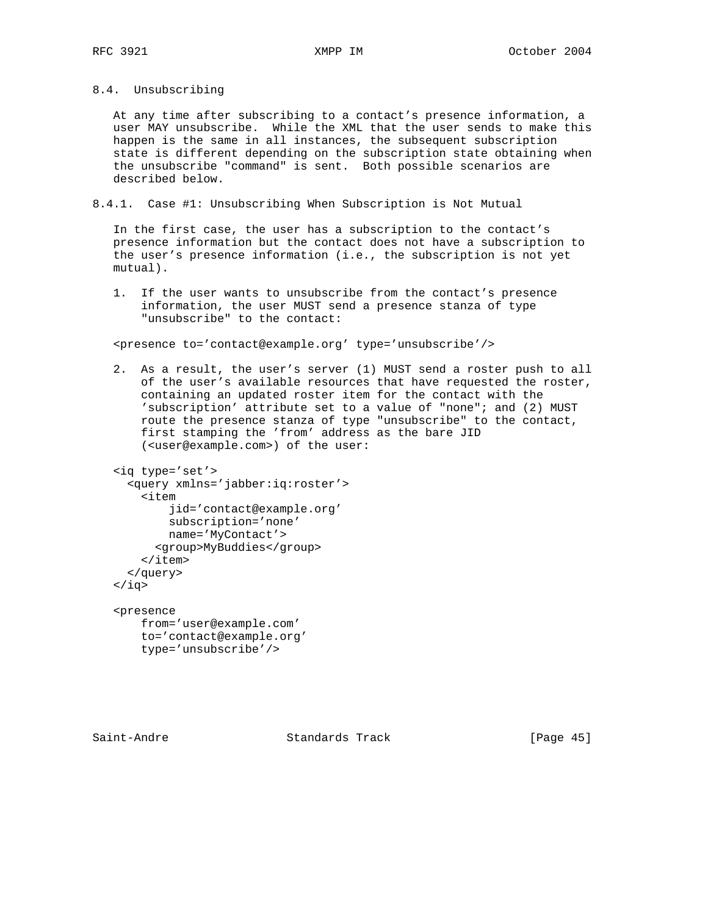### 8.4. Unsubscribing

At any time after subscribing to a contact's presence information, a user MAY unsubscribe. While the XML that the user sends to make this happen is the same in all instances, the subsequent subscription state is different depending on the subscription state obtaining when the unsubscribe "command" is sent. Both possible scenarios are described below.

#### 8.4.1. Case #1: Unsubscribing When Subscription is Not Mutual

In the first case, the user has a subscription to the contact's presence information but the contact does not have a subscription to the user's presence information (i.e., the subscription is not yet mutual).

1. If the user wants to unsubscribe from the contact's presence information, the user MUST send a presence stanza of type "unsubscribe" to the contact:

```
<presence to='contact@example.org' type='unsubscribe'/>
```

2. As a result, the user's server (1) MUST send a roster push to all of the user's available resources that have requested the roster, containing an updated roster item for the contact with the 'subscription' attribute set to a value of "none"; and (2) MUST route the presence stanza of type "unsubscribe" to the contact, first stamping the 'from' address as the bare JID (<user@example.com>) of the user:

```
<iq type='set'>
  <query xmlns='jabber:iq:roster'>
    <item
        jid='contact@example.org'
        subscription='none'
        name='MyContact'>
      <group>MyBuddies</group>
    </item>
  </query>
</iq>

<presence
    from='user@example.com'
    to='contact@example.org'
    type='unsubscribe'/>
```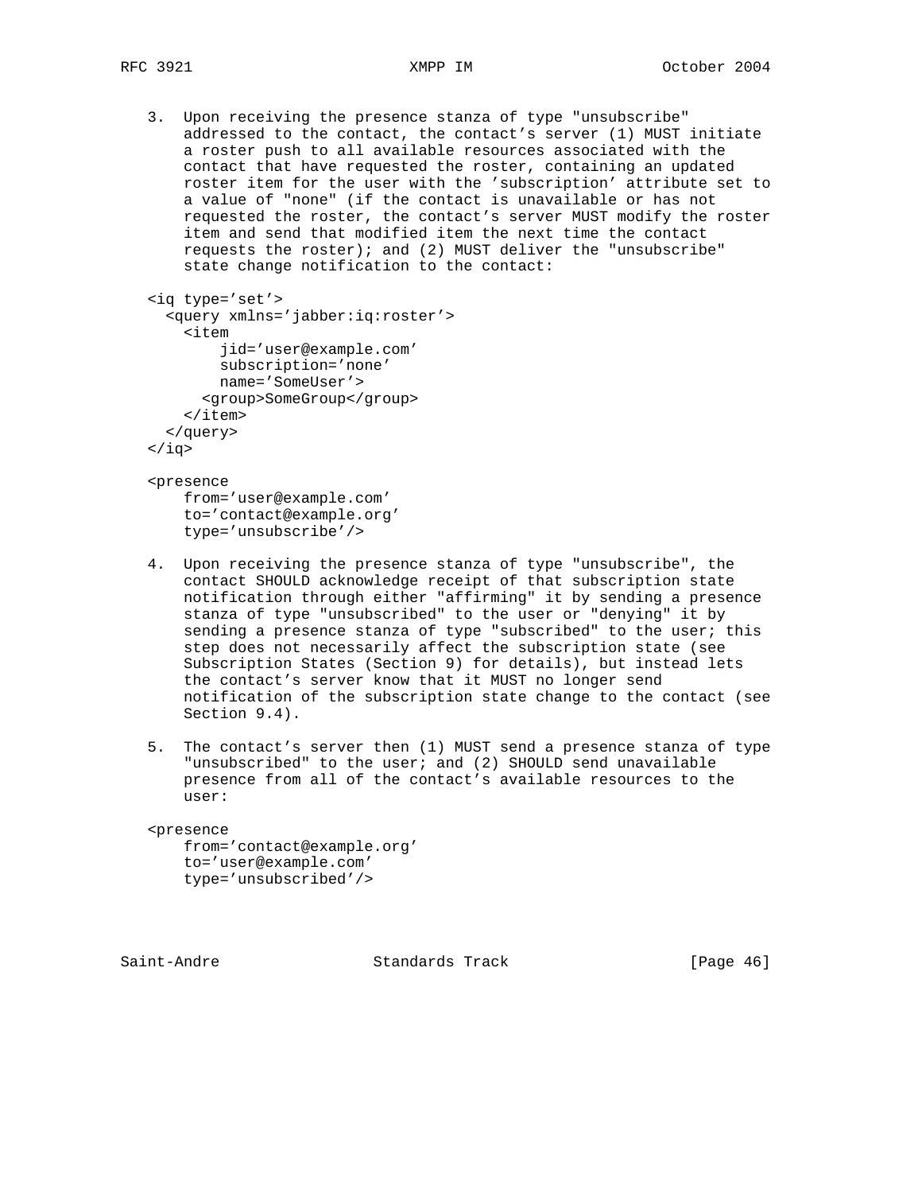3. Upon receiving the presence stanza of type "unsubscribe" addressed to the contact, the contact's server (1) MUST initiate a roster push to all available resources associated with the contact that have requested the roster, containing an updated roster item for the user with the 'subscription' attribute set to a value of "none" (if the contact is unavailable or has not requested the roster, the contact's server MUST modify the roster item and send that modified item the next time the contact requests the roster); and (2) MUST deliver the "unsubscribe" state change notification to the contact:

```
<iq type='set'>
  <query xmlns='jabber:iq:roster'>
    <item
        jid='user@example.com'
        subscription='none'
        name='SomeUser'>
      <group>SomeGroup</group>
    </item>
  </query>
</iq>

<presence
    from='user@example.com'
    to='contact@example.org'
    type='unsubscribe'/>
```

4. Upon receiving the presence stanza of type "unsubscribe", the contact SHOULD acknowledge receipt of that subscription state notification through either "affirming" it by sending a presence stanza of type "unsubscribed" to the user or "denying" it by sending a presence stanza of type "subscribed" to the user; this step does not necessarily affect the subscription state (see Subscription States (Section 9) for details), but instead lets the contact's server know that it MUST no longer send notification of the subscription state change to the contact (see Section 9.4).

5. The contact's server then (1) MUST send a presence stanza of type "unsubscribed" to the user; and (2) SHOULD send unavailable presence from all of the contact's available resources to the user:

```
<presence
    from='contact@example.org'
    to='user@example.com'
    type='unsubscribed'/>
```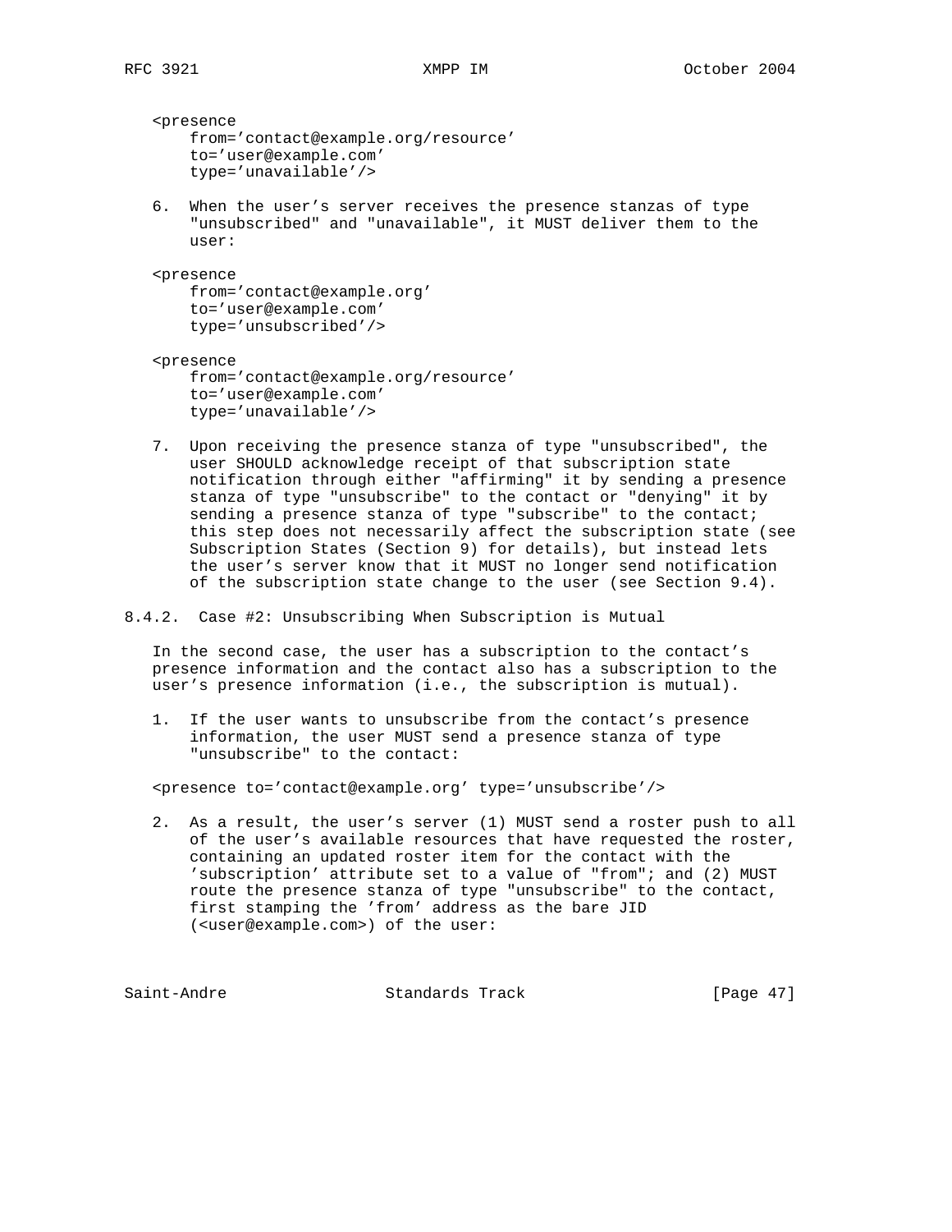```
<presence
    from='contact@example.org/resource'
    to='user@example.com'
    type='unavailable'/>
```

6. When the user's server receives the presence stanzas of type "unsubscribed" and "unavailable", it MUST deliver them to the user:

```
<presence
    from='contact@example.org'
    to='user@example.com'
    type='unsubscribed'/>

<presence
    from='contact@example.org/resource'
    to='user@example.com'
    type='unavailable'/>
```

7. Upon receiving the presence stanza of type "unsubscribed", the user SHOULD acknowledge receipt of that subscription state notification through either "affirming" it by sending a presence stanza of type "unsubscribe" to the contact or "denying" it by sending a presence stanza of type "subscribe" to the contact; this step does not necessarily affect the subscription state (see Subscription States (Section 9) for details), but instead lets the user's server know that it MUST no longer send notification of the subscription state change to the user (see Section 9.4).

### 8.4.2. Case #2: Unsubscribing When Subscription is Mutual

In the second case, the user has a subscription to the contact's presence information and the contact also has a subscription to the user's presence information (i.e., the subscription is mutual).

1. If the user wants to unsubscribe from the contact's presence information, the user MUST send a presence stanza of type "unsubscribe" to the contact:

```
<presence to='contact@example.org' type='unsubscribe'/>
```

2. As a result, the user's server (1) MUST send a roster push to all of the user's available resources that have requested the roster, containing an updated roster item for the contact with the 'subscription' attribute set to a value of "from"; and (2) MUST route the presence stanza of type "unsubscribe" to the contact, first stamping the 'from' address as the bare JID (<user@example.com>) of the user: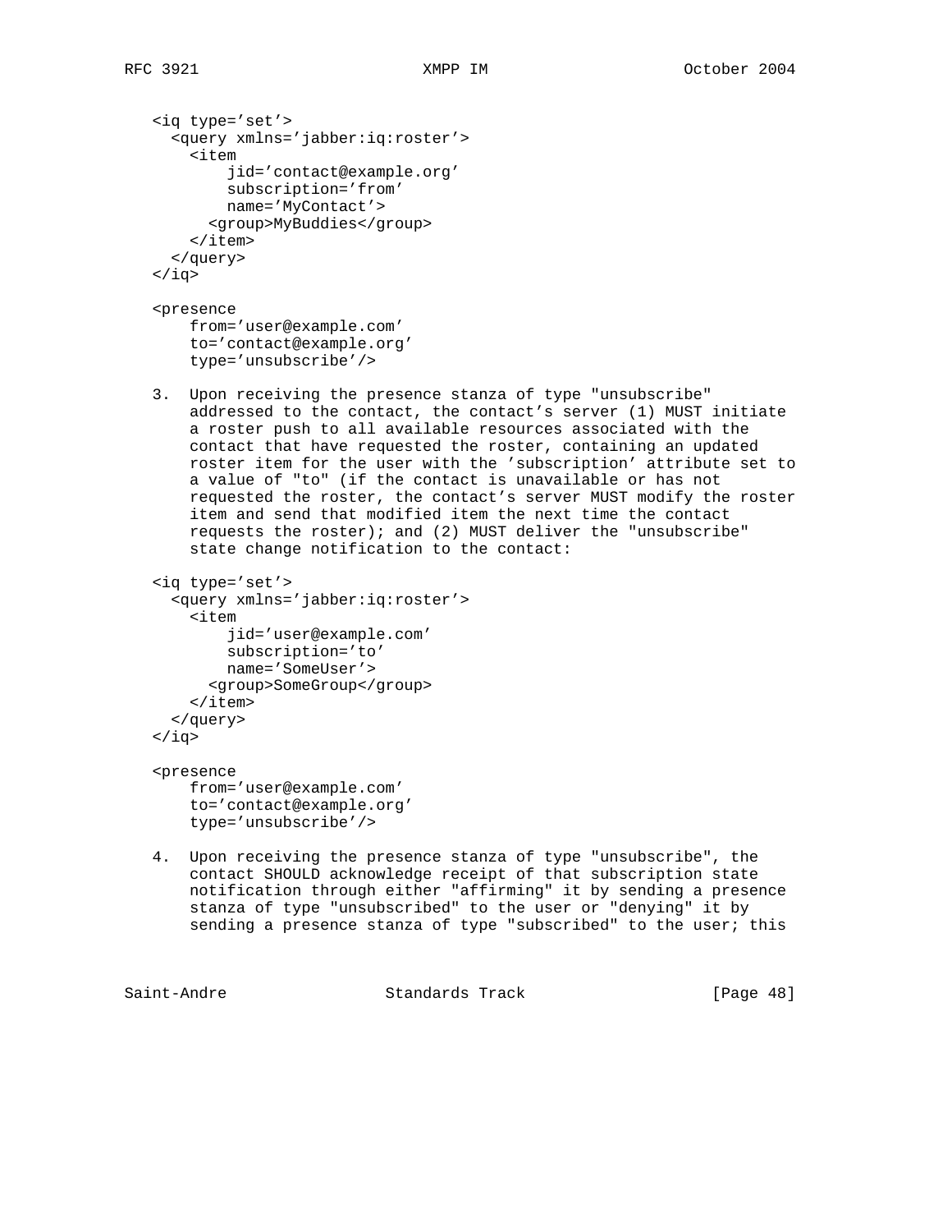```
<iq type='set'>
  <query xmlns='jabber:iq:roster'>
    <item
        jid='contact@example.org'
        subscription='from'
        name='MyContact'>
      <group>MyBuddies</group>
    </item>
  </query>
</iq>

<presence
    from='user@example.com'
    to='contact@example.org'
    type='unsubscribe'/>
```

3. Upon receiving the presence stanza of type "unsubscribe" addressed to the contact, the contact's server (1) MUST initiate a roster push to all available resources associated with the contact that have requested the roster, containing an updated roster item for the user with the 'subscription' attribute set to a value of "to" (if the contact is unavailable or has not requested the roster, the contact's server MUST modify the roster item and send that modified item the next time the contact requests the roster); and (2) MUST deliver the "unsubscribe" state change notification to the contact:

```
<iq type='set'>
  <query xmlns='jabber:iq:roster'>
    <item
        jid='user@example.com'
        subscription='to'
        name='SomeUser'>
      <group>SomeGroup</group>
    </item>
  </query>
</iq>

<presence
    from='user@example.com'
    to='contact@example.org'
    type='unsubscribe'/>
```

4. Upon receiving the presence stanza of type "unsubscribe", the contact SHOULD acknowledge receipt of that subscription state notification through either "affirming" it by sending a presence stanza of type "unsubscribed" to the user or "denying" it by sending a presence stanza of type "subscribed" to the user; this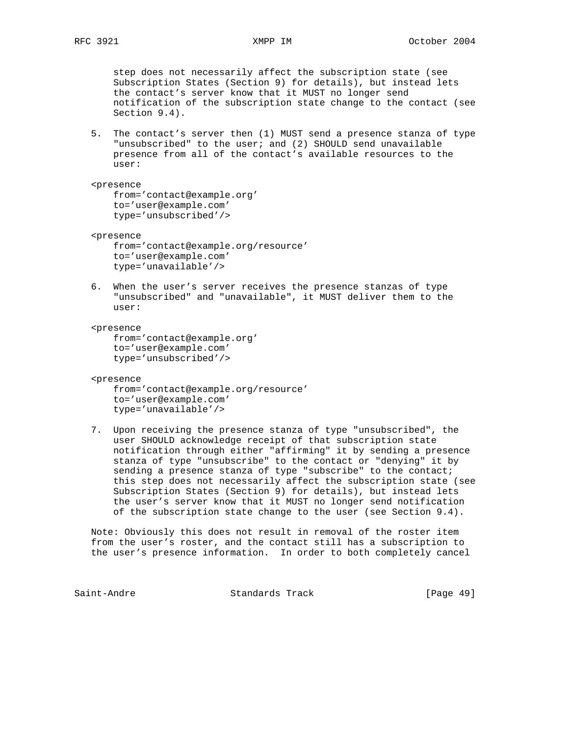step does not necessarily affect the subscription state (see Subscription States (Section 9) for details), but instead lets the contact's server know that it MUST no longer send notification of the subscription state change to the contact (see Section 9.4).

5. The contact's server then (1) MUST send a presence stanza of type "unsubscribed" to the user; and (2) SHOULD send unavailable presence from all of the contact's available resources to the user:

```
<presence
    from='contact@example.org'
    to='user@example.com'
    type='unsubscribed'/>

<presence
    from='contact@example.org/resource'
    to='user@example.com'
    type='unavailable'/>
```

6. When the user's server receives the presence stanzas of type "unsubscribed" and "unavailable", it MUST deliver them to the user:

```
<presence
    from='contact@example.org'
    to='user@example.com'
    type='unsubscribed'/>

<presence
    from='contact@example.org/resource'
    to='user@example.com'
    type='unavailable'/>
```

7. Upon receiving the presence stanza of type "unsubscribed", the user SHOULD acknowledge receipt of that subscription state notification through either "affirming" it by sending a presence stanza of type "unsubscribe" to the contact or "denying" it by sending a presence stanza of type "subscribe" to the contact; this step does not necessarily affect the subscription state (see Subscription States (Section 9) for details), but instead lets the user's server know that it MUST no longer send notification of the subscription state change to the user (see Section 9.4).

Note: Obviously this does not result in removal of the roster item from the user's roster, and the contact still has a subscription to the user's presence information. In order to both completely cancel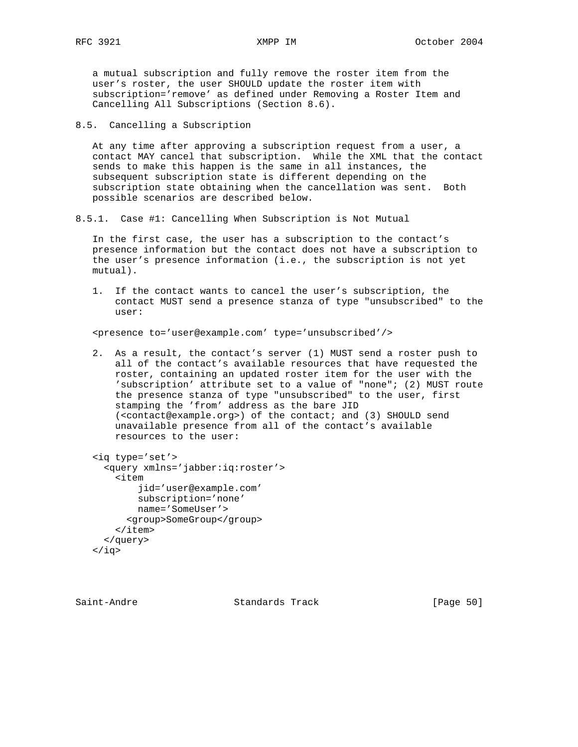a mutual subscription and fully remove the roster item from the user's roster, the user SHOULD update the roster item with subscription='remove' as defined under Removing a Roster Item and Cancelling All Subscriptions (Section 8.6).

## 8.5. Cancelling a Subscription

At any time after approving a subscription request from a user, a contact MAY cancel that subscription. While the XML that the contact sends to make this happen is the same in all instances, the subsequent subscription state is different depending on the subscription state obtaining when the cancellation was sent. Both possible scenarios are described below.

### 8.5.1. Case #1: Cancelling When Subscription is Not Mutual

In the first case, the user has a subscription to the contact's presence information but the contact does not have a subscription to the user's presence information (i.e., the subscription is not yet mutual).

1. If the contact wants to cancel the user's subscription, the contact MUST send a presence stanza of type "unsubscribed" to the user:

```
<presence to='user@example.com' type='unsubscribed'/>
```

2. As a result, the contact's server (1) MUST send a roster push to all of the contact's available resources that have requested the roster, containing an updated roster item for the user with the 'subscription' attribute set to a value of "none"; (2) MUST route the presence stanza of type "unsubscribed" to the user, first stamping the 'from' address as the bare JID (<contact@example.org>) of the contact; and (3) SHOULD send unavailable presence from all of the contact's available resources to the user:

```
<iq type='set'>
  <query xmlns='jabber:iq:roster'>
    <item
        jid='user@example.com'
        subscription='none'
        name='SomeUser'>
      <group>SomeGroup</group>
    </item>
  </query>
</iq>
```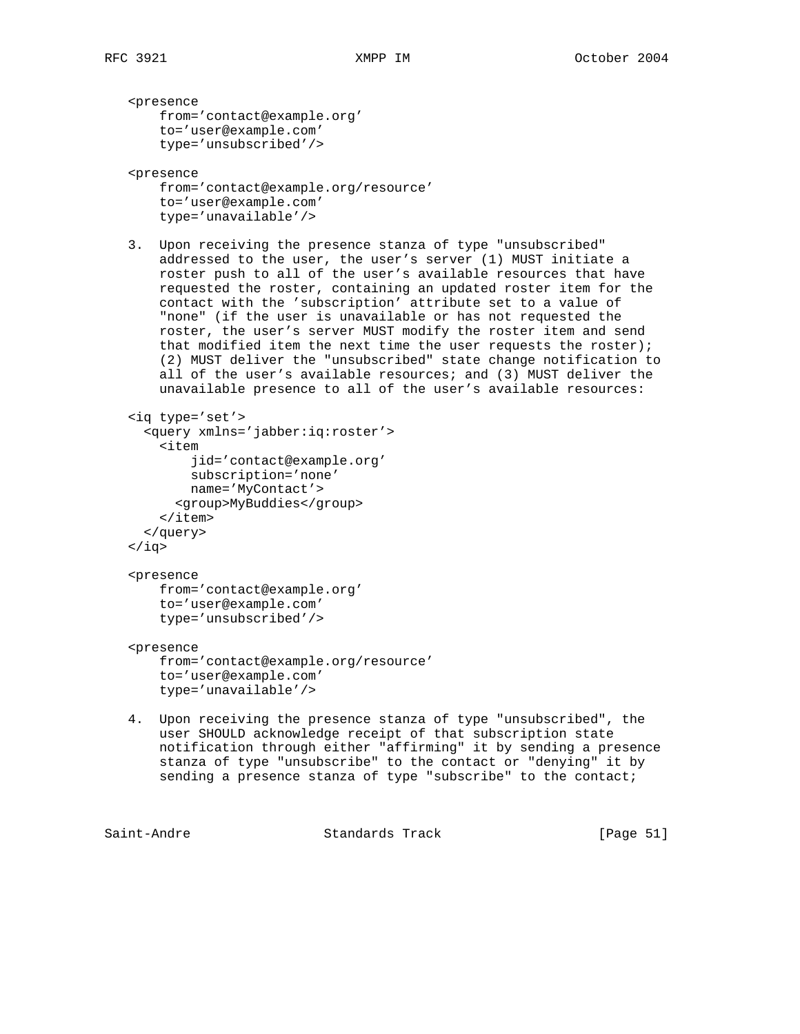```
<presence
    from='contact@example.org'
    to='user@example.com'
    type='unsubscribed'/>

<presence
    from='contact@example.org/resource'
    to='user@example.com'
    type='unavailable'/>
```

3. Upon receiving the presence stanza of type "unsubscribed" addressed to the user, the user's server (1) MUST initiate a roster push to all of the user's available resources that have requested the roster, containing an updated roster item for the contact with the 'subscription' attribute set to a value of "none" (if the user is unavailable or has not requested the roster, the user's server MUST modify the roster item and send that modified item the next time the user requests the roster); (2) MUST deliver the "unsubscribed" state change notification to all of the user's available resources; and (3) MUST deliver the unavailable presence to all of the user's available resources:

```
<iq type='set'>
  <query xmlns='jabber:iq:roster'>
    <item
        jid='contact@example.org'
        subscription='none'
        name='MyContact'>
      <group>MyBuddies</group>
    </item>
  </query>
</iq>

<presence
    from='contact@example.org'
    to='user@example.com'
    type='unsubscribed'/>

<presence
    from='contact@example.org/resource'
    to='user@example.com'
    type='unavailable'/>
```

4. Upon receiving the presence stanza of type "unsubscribed", the user SHOULD acknowledge receipt of that subscription state notification through either "affirming" it by sending a presence stanza of type "unsubscribe" to the contact or "denying" it by sending a presence stanza of type "subscribe" to the contact;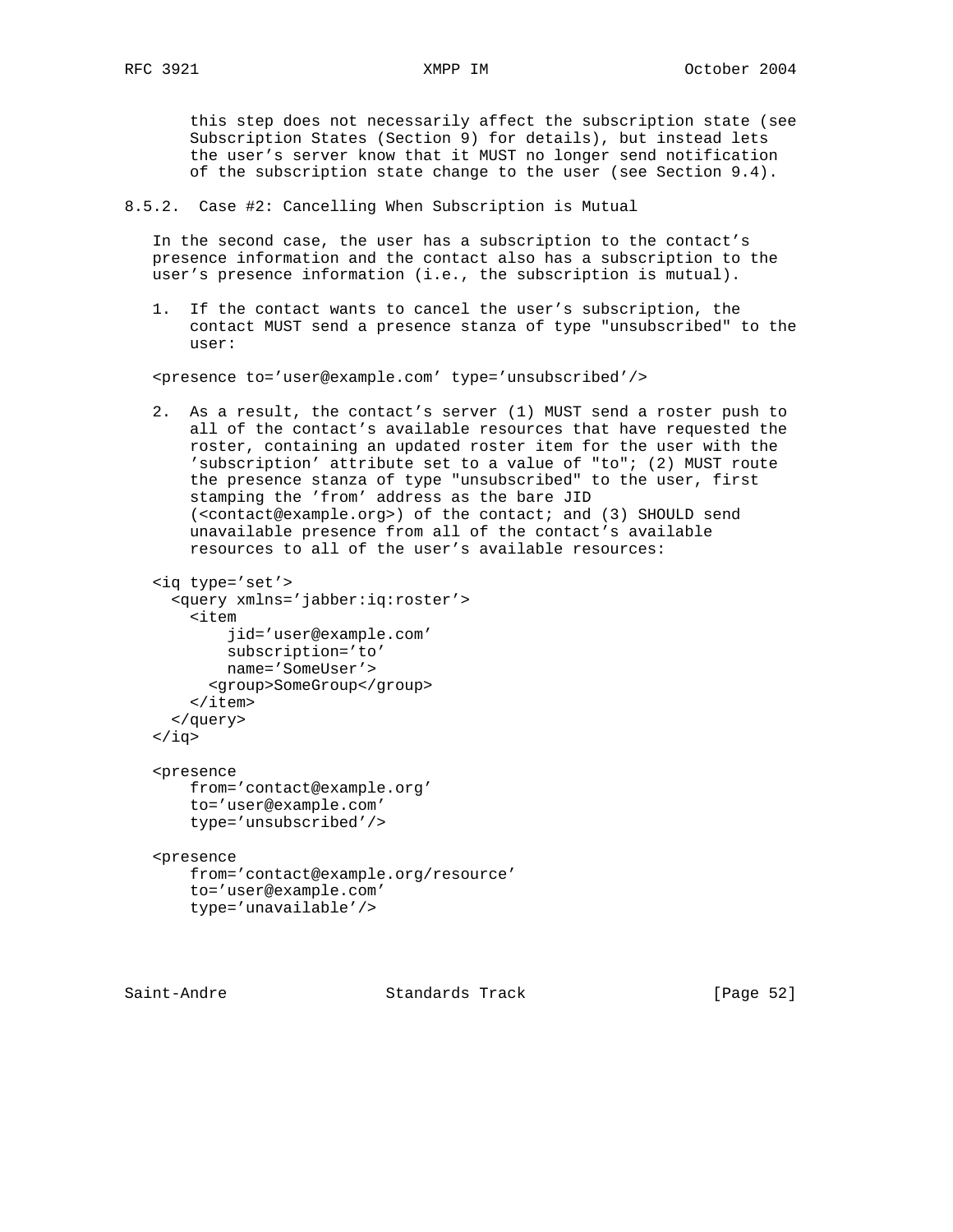this step does not necessarily affect the subscription state (see Subscription States (Section 9) for details), but instead lets the user's server know that it MUST no longer send notification of the subscription state change to the user (see Section 9.4).

### 8.5.2. Case #2: Cancelling When Subscription is Mutual

In the second case, the user has a subscription to the contact's presence information and the contact also has a subscription to the user's presence information (i.e., the subscription is mutual).

1. If the contact wants to cancel the user's subscription, the contact MUST send a presence stanza of type "unsubscribed" to the user:

```
<presence to='user@example.com' type='unsubscribed'/>
```

2. As a result, the contact's server (1) MUST send a roster push to all of the contact's available resources that have requested the roster, containing an updated roster item for the user with the 'subscription' attribute set to a value of "to"; (2) MUST route the presence stanza of type "unsubscribed" to the user, first stamping the 'from' address as the bare JID (<contact@example.org>) of the contact; and (3) SHOULD send unavailable presence from all of the contact's available resources to all of the user's available resources:

```
<iq type='set'>
  <query xmlns='jabber:iq:roster'>
    <item
        jid='user@example.com'
        subscription='to'
        name='SomeUser'>
      <group>SomeGroup</group>
    </item>
  </query>
</iq>

<presence
    from='contact@example.org'
    to='user@example.com'
    type='unsubscribed'/>

<presence
    from='contact@example.org/resource'
    to='user@example.com'
    type='unavailable'/>
```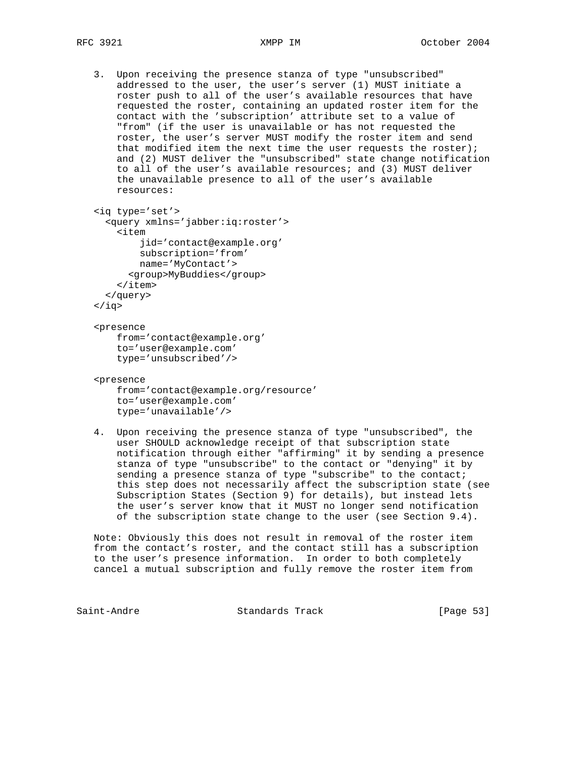3. Upon receiving the presence stanza of type "unsubscribed" addressed to the user, the user's server (1) MUST initiate a roster push to all of the user's available resources that have requested the roster, containing an updated roster item for the contact with the 'subscription' attribute set to a value of "from" (if the user is unavailable or has not requested the roster, the user's server MUST modify the roster item and send that modified item the next time the user requests the roster); and (2) MUST deliver the "unsubscribed" state change notification to all of the user's available resources; and (3) MUST deliver the unavailable presence to all of the user's available resources:

```
<iq type='set'>
  <query xmlns='jabber:iq:roster'>
    <item
        jid='contact@example.org'
        subscription='from'
        name='MyContact'>
      <group>MyBuddies</group>
    </item>
  </query>
</iq>

<presence
    from='contact@example.org'
    to='user@example.com'
    type='unsubscribed'/>

<presence
    from='contact@example.org/resource'
    to='user@example.com'
    type='unavailable'/>
```

4. Upon receiving the presence stanza of type "unsubscribed", the user SHOULD acknowledge receipt of that subscription state notification through either "affirming" it by sending a presence stanza of type "unsubscribe" to the contact or "denying" it by sending a presence stanza of type "subscribe" to the contact; this step does not necessarily affect the subscription state (see Subscription States (Section 9) for details), but instead lets the user's server know that it MUST no longer send notification of the subscription state change to the user (see Section 9.4).

Note: Obviously this does not result in removal of the roster item from the contact's roster, and the contact still has a subscription to the user's presence information. In order to both completely cancel a mutual subscription and fully remove the roster item from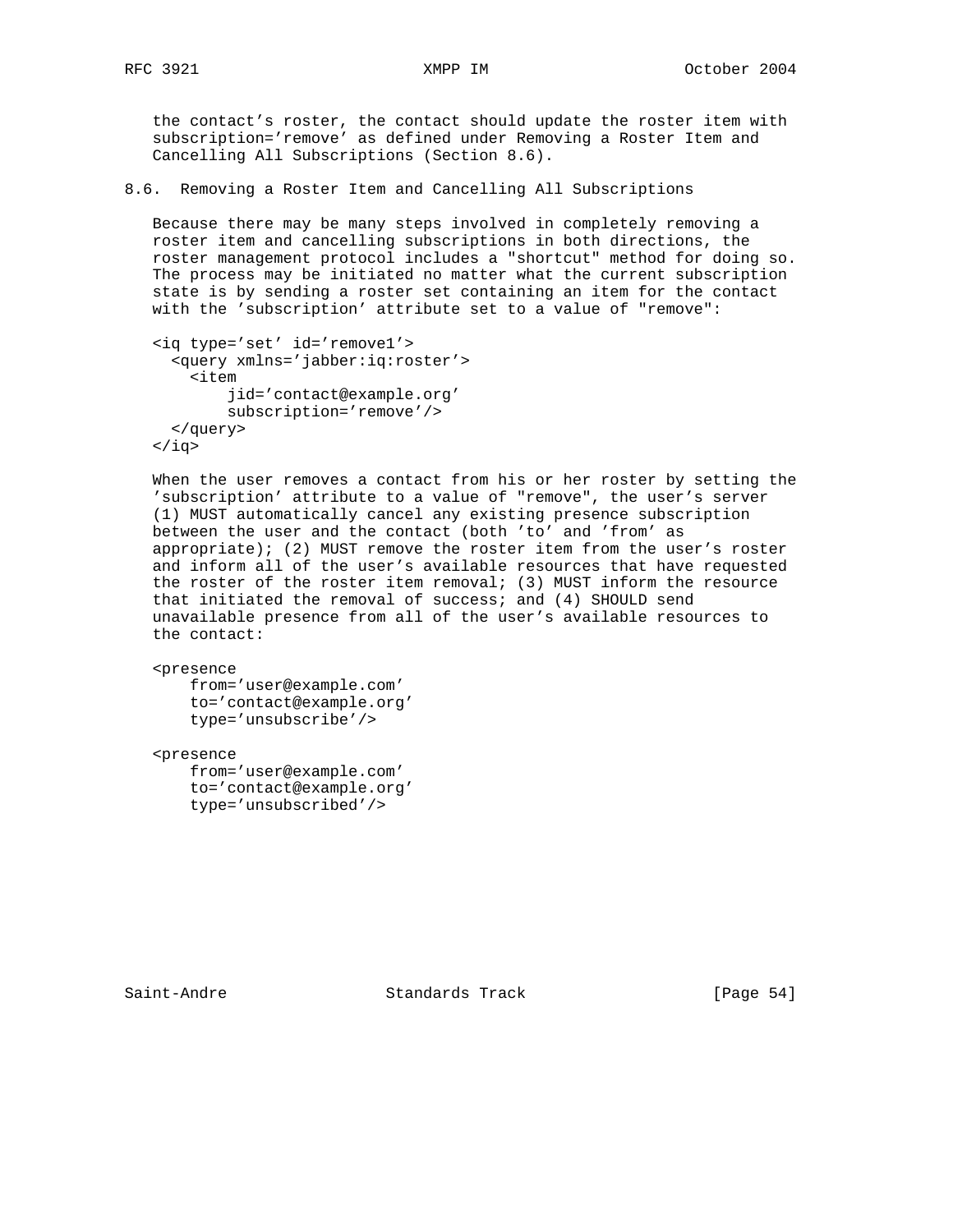the contact's roster, the contact should update the roster item with subscription='remove' as defined under Removing a Roster Item and Cancelling All Subscriptions (Section 8.6).

## 8.6. Removing a Roster Item and Cancelling All Subscriptions

Because there may be many steps involved in completely removing a roster item and cancelling subscriptions in both directions, the roster management protocol includes a "shortcut" method for doing so. The process may be initiated no matter what the current subscription state is by sending a roster set containing an item for the contact with the 'subscription' attribute set to a value of "remove":

```
<iq type='set' id='remove1'>
  <query xmlns='jabber:iq:roster'>
    <item
        jid='contact@example.org'
        subscription='remove'/>
  </query>
</iq>
```

When the user removes a contact from his or her roster by setting the 'subscription' attribute to a value of "remove", the user's server (1) MUST automatically cancel any existing presence subscription between the user and the contact (both 'to' and 'from' as appropriate); (2) MUST remove the roster item from the user's roster and inform all of the user's available resources that have requested the roster of the roster item removal; (3) MUST inform the resource that initiated the removal of success; and (4) SHOULD send unavailable presence from all of the user's available resources to the contact:

```
<presence
    from='user@example.com'
    to='contact@example.org'
    type='unsubscribe'/>

<presence
    from='user@example.com'
    to='contact@example.org'
    type='unsubscribed'/>
```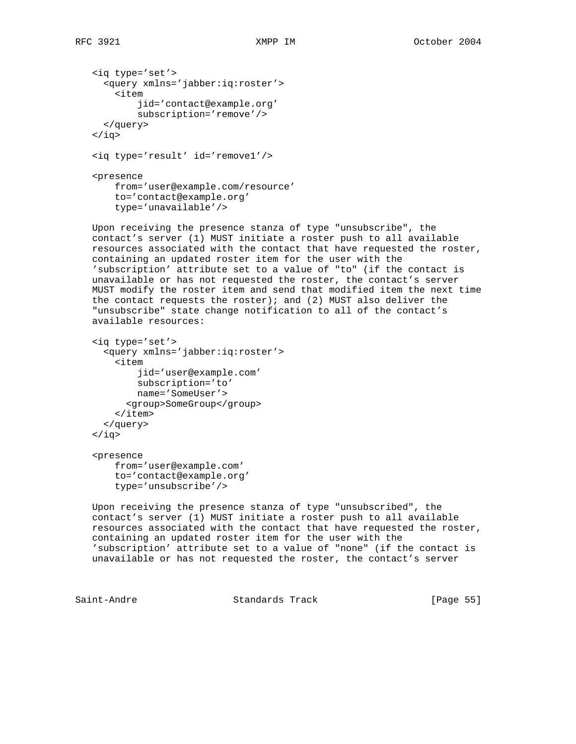```
<iq type='set'>
  <query xmlns='jabber:iq:roster'>
    <item
        jid='contact@example.org'
        subscription='remove'/>
  </query>
</iq>

<iq type='result' id='remove1'/>

<presence
    from='user@example.com/resource'
    to='contact@example.org'
    type='unavailable'/>
```

Upon receiving the presence stanza of type "unsubscribe", the contact's server (1) MUST initiate a roster push to all available resources associated with the contact that have requested the roster, containing an updated roster item for the user with the 'subscription' attribute set to a value of "to" (if the contact is unavailable or has not requested the roster, the contact's server MUST modify the roster item and send that modified item the next time the contact requests the roster); and (2) MUST also deliver the "unsubscribe" state change notification to all of the contact's available resources:

```
<iq type='set'>
  <query xmlns='jabber:iq:roster'>
    <item
        jid='user@example.com'
        subscription='to'
        name='SomeUser'>
      <group>SomeGroup</group>
    </item>
  </query>
</iq>

<presence
    from='user@example.com'
    to='contact@example.org'
    type='unsubscribe'/>
```

Upon receiving the presence stanza of type "unsubscribed", the contact's server (1) MUST initiate a roster push to all available resources associated with the contact that have requested the roster, containing an updated roster item for the user with the 'subscription' attribute set to a value of "none" (if the contact is unavailable or has not requested the roster, the contact's server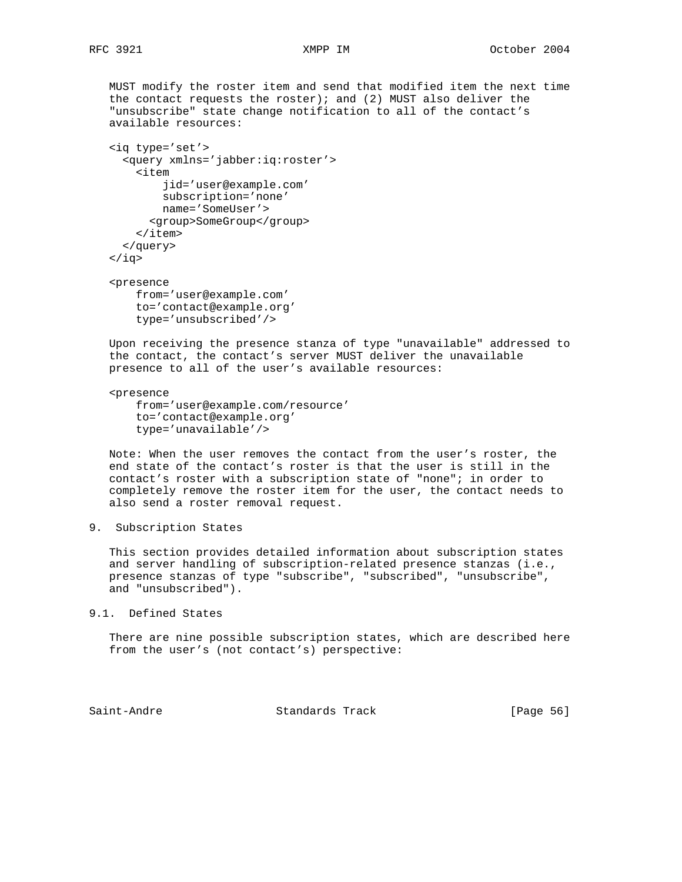MUST modify the roster item and send that modified item the next time the contact requests the roster); and (2) MUST also deliver the "unsubscribe" state change notification to all of the contact's available resources:

```
<iq type='set'>
  <query xmlns='jabber:iq:roster'>
    <item
        jid='user@example.com'
        subscription='none'
        name='SomeUser'>
      <group>SomeGroup</group>
    </item>
  </query>
</iq>

<presence
    from='user@example.com'
    to='contact@example.org'
    type='unsubscribed'/>
```

Upon receiving the presence stanza of type "unavailable" addressed to the contact, the contact's server MUST deliver the unavailable presence to all of the user's available resources:

```
<presence
    from='user@example.com/resource'
    to='contact@example.org'
    type='unavailable'/>
```

Note: When the user removes the contact from the user's roster, the end state of the contact's roster is that the user is still in the contact's roster with a subscription state of "none"; in order to completely remove the roster item for the user, the contact needs to also send a roster removal request.

# 9. Subscription States

This section provides detailed information about subscription states and server handling of subscription-related presence stanzas (i.e., presence stanzas of type "subscribe", "subscribed", "unsubscribe", and "unsubscribed").

## 9.1. Defined States

There are nine possible subscription states, which are described here from the user's (not contact's) perspective: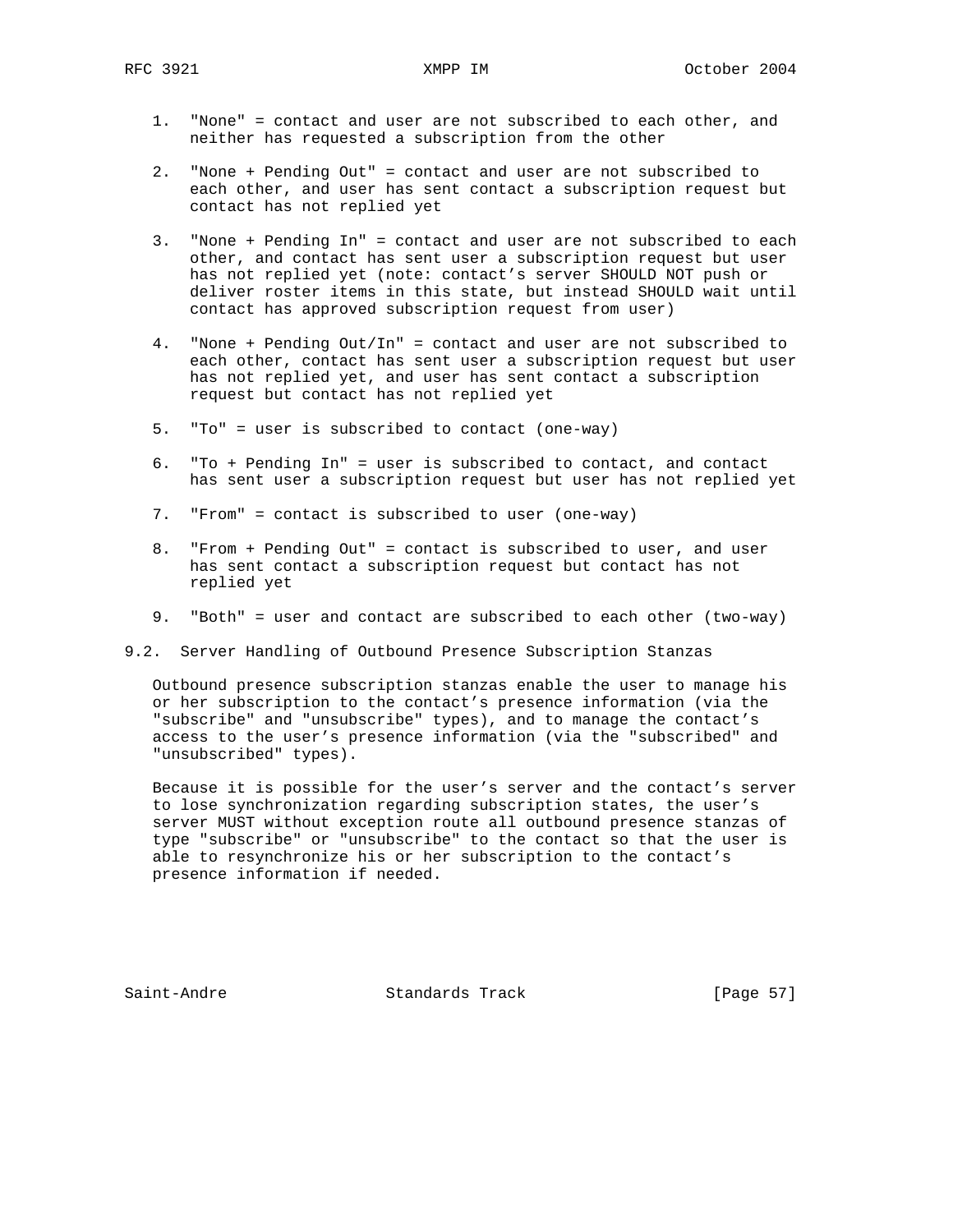1. "None" = contact and user are not subscribed to each other, and neither has requested a subscription from the other

2. "None + Pending Out" = contact and user are not subscribed to each other, and user has sent contact a subscription request but contact has not replied yet

3. "None + Pending In" = contact and user are not subscribed to each other, and contact has sent user a subscription request but user has not replied yet (note: contact's server SHOULD NOT push or deliver roster items in this state, but instead SHOULD wait until contact has approved subscription request from user)

4. "None + Pending Out/In" = contact and user are not subscribed to each other, contact has sent user a subscription request but user has not replied yet, and user has sent contact a subscription request but contact has not replied yet

5. "To" = user is subscribed to contact (one-way)

6. "To + Pending In" = user is subscribed to contact, and contact has sent user a subscription request but user has not replied yet

7. "From" = contact is subscribed to user (one-way)

8. "From + Pending Out" = contact is subscribed to user, and user has sent contact a subscription request but contact has not replied yet

9. "Both" = user and contact are subscribed to each other (two-way)

## 9.2. Server Handling of Outbound Presence Subscription Stanzas

Outbound presence subscription stanzas enable the user to manage his or her subscription to the contact's presence information (via the "subscribe" and "unsubscribe" types), and to manage the contact's access to the user's presence information (via the "subscribed" and "unsubscribed" types).

Because it is possible for the user's server and the contact's server to lose synchronization regarding subscription states, the user's server MUST without exception route all outbound presence stanzas of type "subscribe" or "unsubscribe" to the contact so that the user is able to resynchronize his or her subscription to the contact's presence information if needed.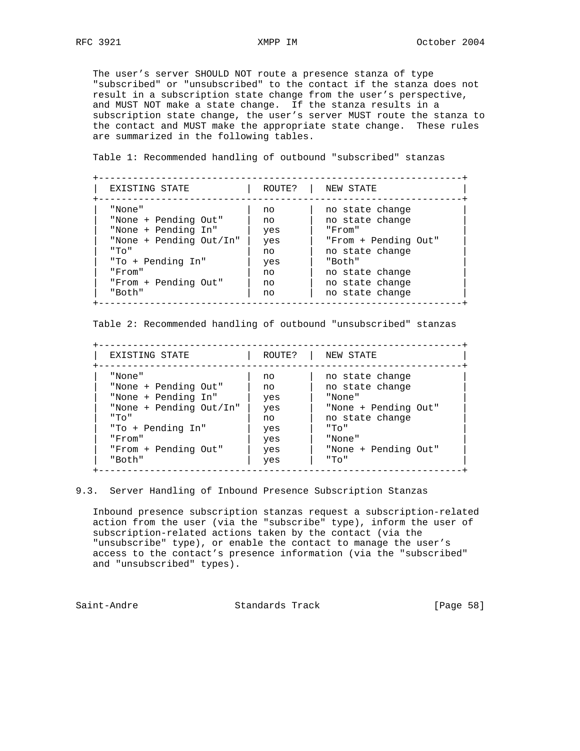The user's server SHOULD NOT route a presence stanza of type "subscribed" or "unsubscribed" to the contact if the stanza does not result in a subscription state change from the user's perspective, and MUST NOT make a state change. If the stanza results in a subscription state change, the user's server MUST route the stanza to the contact and MUST make the appropriate state change. These rules are summarized in the following tables.

Table 1: Recommended handling of outbound "subscribed" stanzas

| EXISTING STATE | ROUTE? | NEW STATE |
|---|---|---|
| "None" | no | no state change |
| "None + Pending Out" | no | no state change |
| "None + Pending In" | yes | "From" |
| "None + Pending Out/In" | yes | "From + Pending Out" |
| "To" | no | no state change |
| "To + Pending In" | yes | "Both" |
| "From" | no | no state change |
| "From + Pending Out" | no | no state change |
| "Both" | no | no state change |

Table 2: Recommended handling of outbound "unsubscribed" stanzas

| EXISTING STATE | ROUTE? | NEW STATE |
|---|---|---|
| "None" | no | no state change |
| "None + Pending Out" | no | no state change |
| "None + Pending In" | yes | "None" |
| "None + Pending Out/In" | yes | "None + Pending Out" |
| "To" | no | no state change |
| "To + Pending In" | yes | "To" |
| "From" | yes | "None" |
| "From + Pending Out" | yes | "None + Pending Out" |
| "Both" | yes | "To" |

### 9.3. Server Handling of Inbound Presence Subscription Stanzas

Inbound presence subscription stanzas request a subscription-related action from the user (via the "subscribe" type), inform the user of subscription-related actions taken by the contact (via the "unsubscribe" type), or enable the contact to manage the user's access to the contact's presence information (via the "subscribed" and "unsubscribed" types).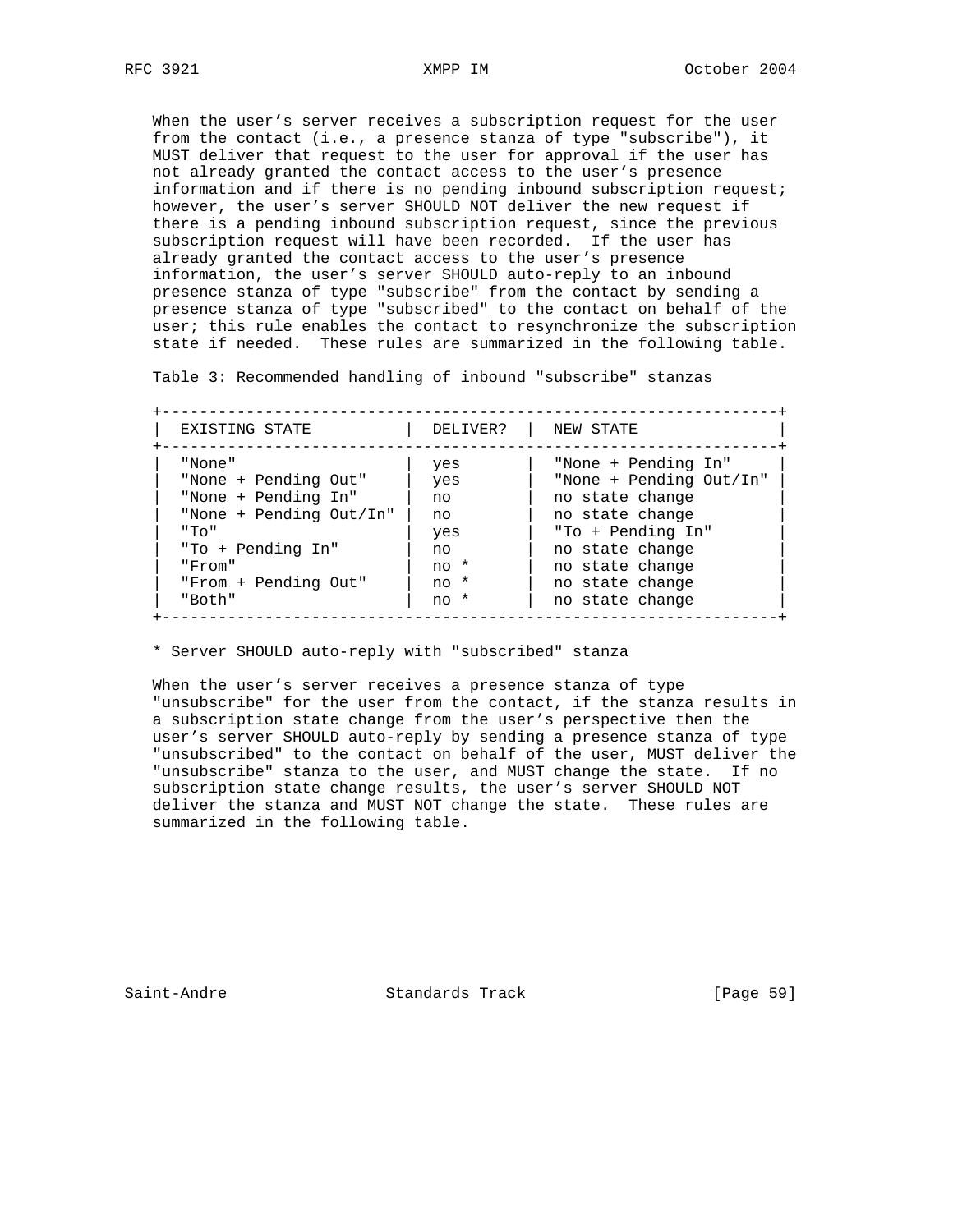When the user's server receives a subscription request for the user from the contact (i.e., a presence stanza of type "subscribe"), it MUST deliver that request to the user for approval if the user has not already granted the contact access to the user's presence information and if there is no pending inbound subscription request; however, the user's server SHOULD NOT deliver the new request if there is a pending inbound subscription request, since the previous subscription request will have been recorded. If the user has already granted the contact access to the user's presence information, the user's server SHOULD auto-reply to an inbound presence stanza of type "subscribe" from the contact by sending a presence stanza of type "subscribed" to the contact on behalf of the user; this rule enables the contact to resynchronize the subscription state if needed. These rules are summarized in the following table.

Table 3: Recommended handling of inbound "subscribe" stanzas

| EXISTING STATE | DELIVER? | NEW STATE |
|---|---|---|
| "None" | yes | "None + Pending In" |
| "None + Pending Out" | yes | "None + Pending Out/In" |
| "None + Pending In" | no | no state change |
| "None + Pending Out/In" | no | no state change |
| "To" | yes | "To + Pending In" |
| "To + Pending In" | no | no state change |
| "From" | no * | no state change |
| "From + Pending Out" | no * | no state change |
| "Both" | no * | no state change |

* Server SHOULD auto-reply with "subscribed" stanza

When the user's server receives a presence stanza of type "unsubscribe" for the user from the contact, if the stanza results in a subscription state change from the user's perspective then the user's server SHOULD auto-reply by sending a presence stanza of type "unsubscribed" to the contact on behalf of the user, MUST deliver the "unsubscribe" stanza to the user, and MUST change the state. If no subscription state change results, the user's server SHOULD NOT deliver the stanza and MUST NOT change the state. These rules are summarized in the following table.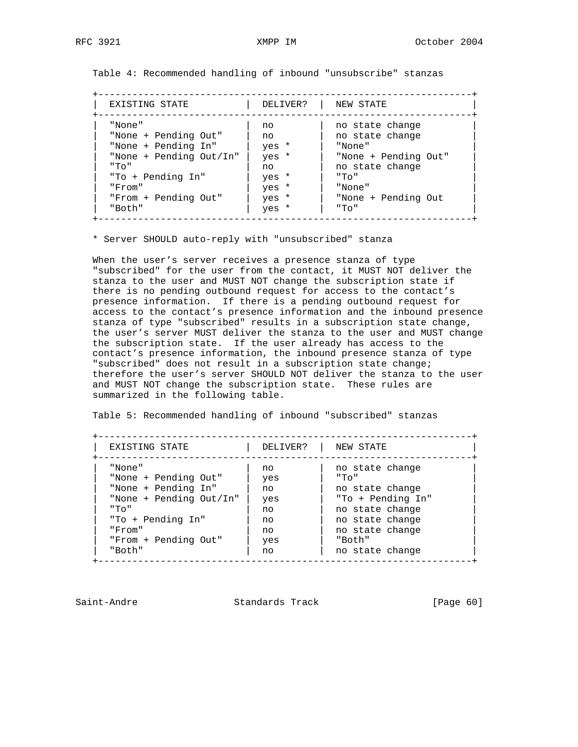Table 4: Recommended handling of inbound "unsubscribe" stanzas

| EXISTING STATE | DELIVER? | NEW STATE |
|---|---|---|
| "None" | no | no state change |
| "None + Pending Out" | no | no state change |
| "None + Pending In" | yes * | "None" |
| "None + Pending Out/In" | yes * | "None + Pending Out" |
| "To" | no | no state change |
| "To + Pending In" | yes * | "To" |
| "From" | yes * | "None" |
| "From + Pending Out" | yes * | "None + Pending Out |
| "Both" | yes * | "To" |

* Server SHOULD auto-reply with "unsubscribed" stanza

When the user's server receives a presence stanza of type "subscribed" for the user from the contact, it MUST NOT deliver the stanza to the user and MUST NOT change the subscription state if there is no pending outbound request for access to the contact's presence information. If there is a pending outbound request for access to the contact's presence information and the inbound presence stanza of type "subscribed" results in a subscription state change, the user's server MUST deliver the stanza to the user and MUST change the subscription state. If the user already has access to the contact's presence information, the inbound presence stanza of type "subscribed" does not result in a subscription state change; therefore the user's server SHOULD NOT deliver the stanza to the user and MUST NOT change the subscription state. These rules are summarized in the following table.

Table 5: Recommended handling of inbound "subscribed" stanzas

| EXISTING STATE | DELIVER? | NEW STATE |
|---|---|---|
| "None" | no | no state change |
| "None + Pending Out" | yes | "To" |
| "None + Pending In" | no | no state change |
| "None + Pending Out/In" | yes | "To + Pending In" |
| "To" | no | no state change |
| "To + Pending In" | no | no state change |
| "From" | no | no state change |
| "From + Pending Out" | yes | "Both" |
| "Both" | no | no state change |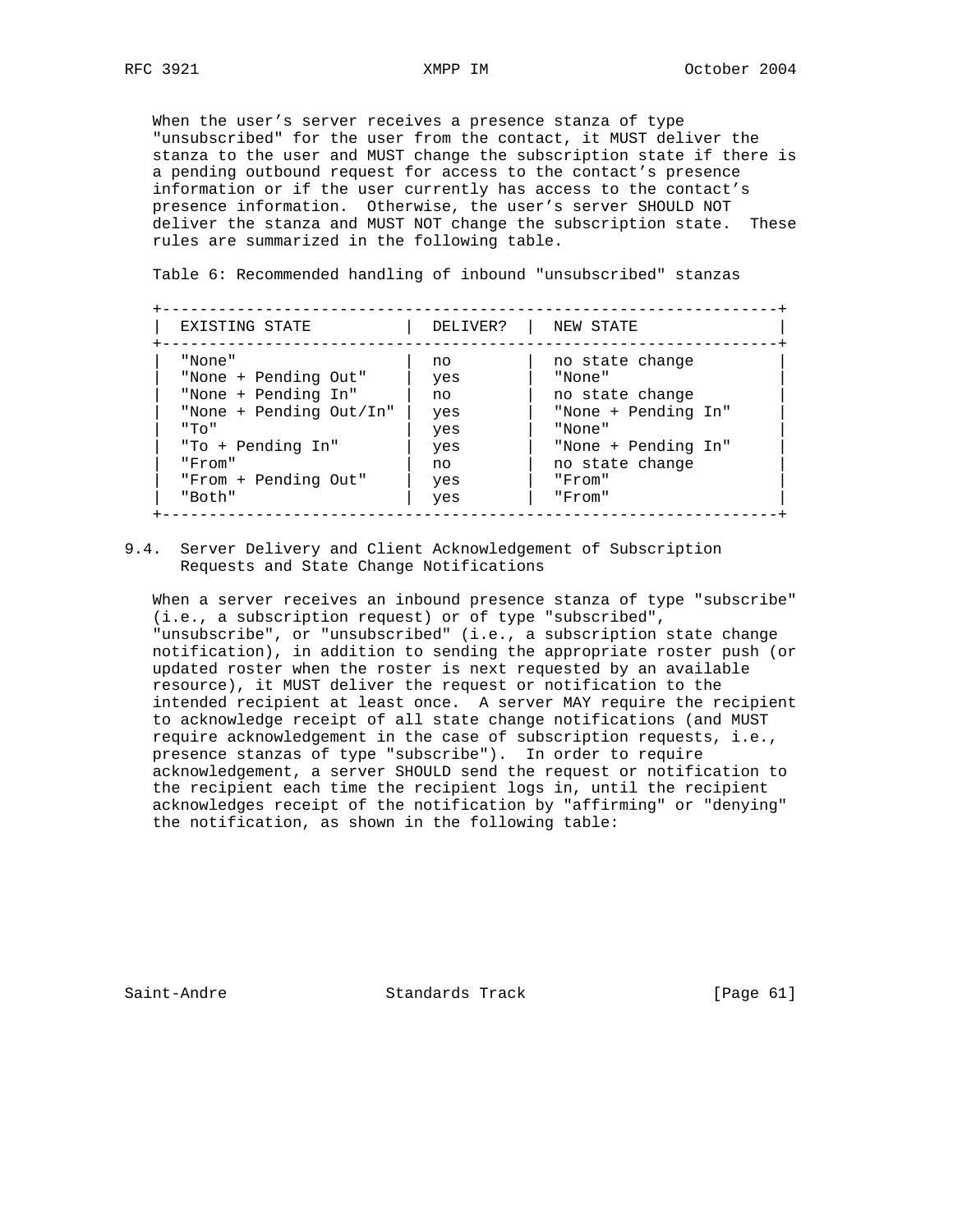When the user's server receives a presence stanza of type "unsubscribed" for the user from the contact, it MUST deliver the stanza to the user and MUST change the subscription state if there is a pending outbound request for access to the contact's presence information or if the user currently has access to the contact's presence information. Otherwise, the user's server SHOULD NOT deliver the stanza and MUST NOT change the subscription state. These rules are summarized in the following table.

Table 6: Recommended handling of inbound "unsubscribed" stanzas

| EXISTING STATE | DELIVER? | NEW STATE |
|---|---|---|
| "None" | no | no state change |
| "None + Pending Out" | yes | "None" |
| "None + Pending In" | no | no state change |
| "None + Pending Out/In" | yes | "None + Pending In" |
| "To" | yes | "None" |
| "To + Pending In" | yes | "None + Pending In" |
| "From" | no | no state change |
| "From + Pending Out" | yes | "From" |
| "Both" | yes | "From" |

## 9.4. Server Delivery and Client Acknowledgement of Subscription Requests and State Change Notifications

When a server receives an inbound presence stanza of type "subscribe" (i.e., a subscription request) or of type "subscribed", "unsubscribe", or "unsubscribed" (i.e., a subscription state change notification), in addition to sending the appropriate roster push (or updated roster when the roster is next requested by an available resource), it MUST deliver the request or notification to the intended recipient at least once. A server MAY require the recipient to acknowledge receipt of all state change notifications (and MUST require acknowledgement in the case of subscription requests, i.e., presence stanzas of type "subscribe"). In order to require acknowledgement, a server SHOULD send the request or notification to the recipient each time the recipient logs in, until the recipient acknowledges receipt of the notification by "affirming" or "denying" the notification, as shown in the following table: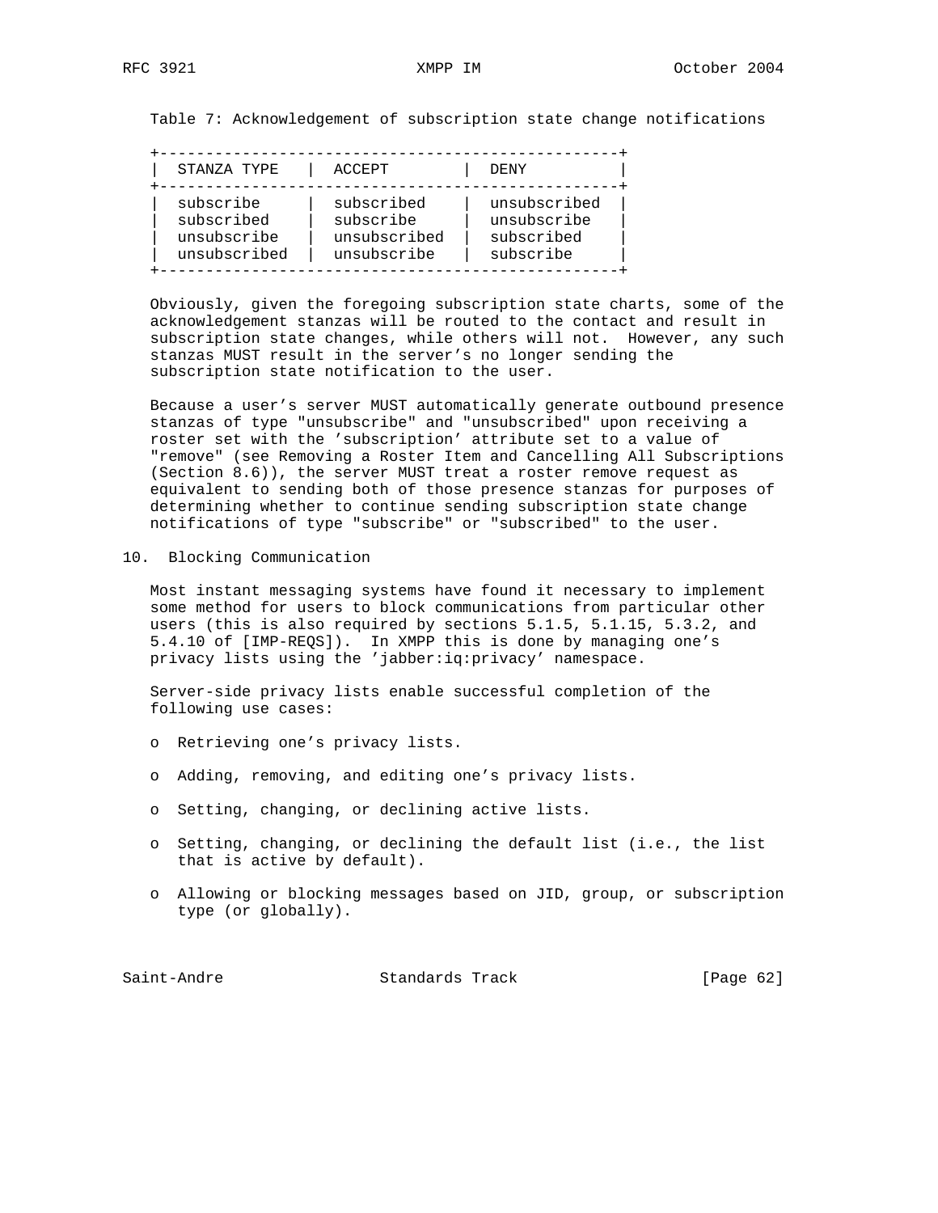Table 7: Acknowledgement of subscription state change notifications

| STANZA TYPE | ACCEPT | DENY |
|---|---|---|
| subscribe | subscribed | unsubscribed |
| subscribed | subscribe | unsubscribe |
| unsubscribe | unsubscribed | subscribed |
| unsubscribed | unsubscribe | subscribe |

Obviously, given the foregoing subscription state charts, some of the acknowledgement stanzas will be routed to the contact and result in subscription state changes, while others will not. However, any such stanzas MUST result in the server's no longer sending the subscription state notification to the user.

Because a user's server MUST automatically generate outbound presence stanzas of type "unsubscribe" and "unsubscribed" upon receiving a roster set with the 'subscription' attribute set to a value of "remove" (see Removing a Roster Item and Cancelling All Subscriptions (Section 8.6)), the server MUST treat a roster remove request as equivalent to sending both of those presence stanzas for purposes of determining whether to continue sending subscription state change notifications of type "subscribe" or "subscribed" to the user.

## 10. Blocking Communication

Most instant messaging systems have found it necessary to implement some method for users to block communications from particular other users (this is also required by sections 5.1.5, 5.1.15, 5.3.2, and 5.4.10 of [IMP-REQS]). In XMPP this is done by managing one's privacy lists using the 'jabber:iq:privacy' namespace.

Server-side privacy lists enable successful completion of the following use cases:

- Retrieving one's privacy lists.
- Adding, removing, and editing one's privacy lists.
- Setting, changing, or declining active lists.
- Setting, changing, or declining the default list (i.e., the list that is active by default).
- Allowing or blocking messages based on JID, group, or subscription type (or globally).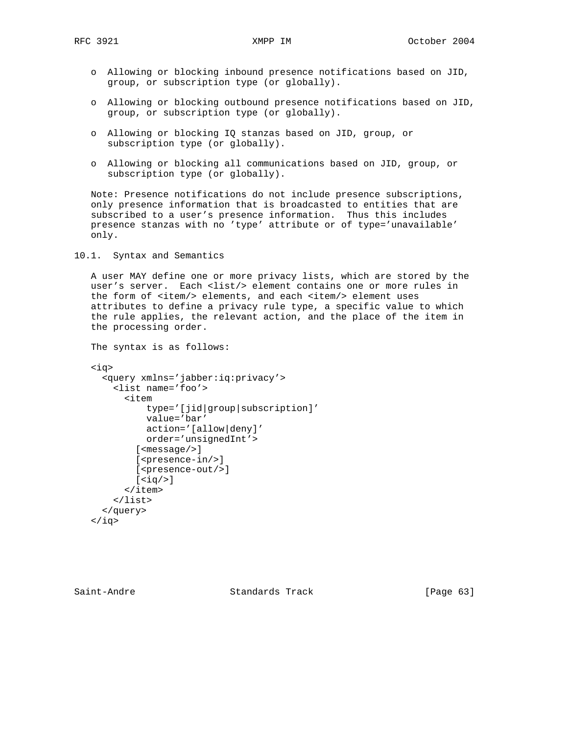- Allowing or blocking inbound presence notifications based on JID, group, or subscription type (or globally).
- Allowing or blocking outbound presence notifications based on JID, group, or subscription type (or globally).
- Allowing or blocking IQ stanzas based on JID, group, or subscription type (or globally).
- Allowing or blocking all communications based on JID, group, or subscription type (or globally).

Note: Presence notifications do not include presence subscriptions, only presence information that is broadcasted to entities that are subscribed to a user's presence information. Thus this includes presence stanzas with no 'type' attribute or of type='unavailable' only.

## 10.1. Syntax and Semantics

A user MAY define one or more privacy lists, which are stored by the user's server. Each <list/> element contains one or more rules in the form of <item/> elements, and each <item/> element uses attributes to define a privacy rule type, a specific value to which the rule applies, the relevant action, and the place of the item in the processing order.

The syntax is as follows:

```
<iq>
  <query xmlns='jabber:iq:privacy'>
    <list name='foo'>
      <item
          type='[jid|group|subscription]'
          value='bar'
          action='[allow|deny]'
          order='unsignedInt'>
        [<message/>]
        [<presence-in/>]
        [<presence-out/>]
        [<iq/>]
      </item>
    </list>
  </query>
</iq>
```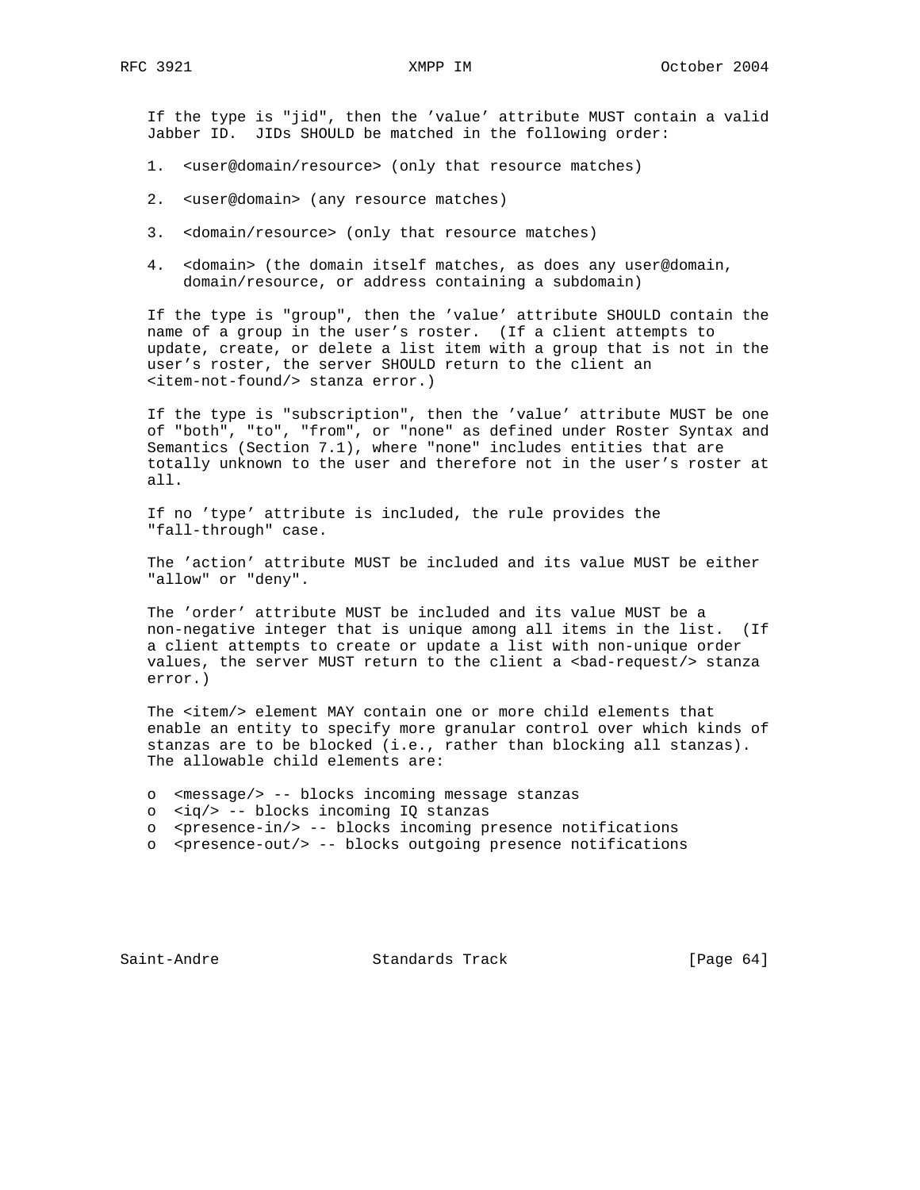If the type is "jid", then the 'value' attribute MUST contain a valid Jabber ID. JIDs SHOULD be matched in the following order:

1. <user@domain/resource> (only that resource matches)

2. <user@domain> (any resource matches)

3. <domain/resource> (only that resource matches)

4. <domain> (the domain itself matches, as does any user@domain, domain/resource, or address containing a subdomain)

If the type is "group", then the 'value' attribute SHOULD contain the name of a group in the user's roster. (If a client attempts to update, create, or delete a list item with a group that is not in the user's roster, the server SHOULD return to the client an <item-not-found/> stanza error.)

If the type is "subscription", then the 'value' attribute MUST be one of "both", "to", "from", or "none" as defined under Roster Syntax and Semantics (Section 7.1), where "none" includes entities that are totally unknown to the user and therefore not in the user's roster at all.

If no 'type' attribute is included, the rule provides the "fall-through" case.

The 'action' attribute MUST be included and its value MUST be either "allow" or "deny".

The 'order' attribute MUST be included and its value MUST be a non-negative integer that is unique among all items in the list. (If a client attempts to create or update a list with non-unique order values, the server MUST return to the client a <bad-request/> stanza error.)

The <item/> element MAY contain one or more child elements that enable an entity to specify more granular control over which kinds of stanzas are to be blocked (i.e., rather than blocking all stanzas). The allowable child elements are:

- <message/> -- blocks incoming message stanzas
- <iq/> -- blocks incoming IQ stanzas
- <presence-in/> -- blocks incoming presence notifications
- <presence-out/> -- blocks outgoing presence notifications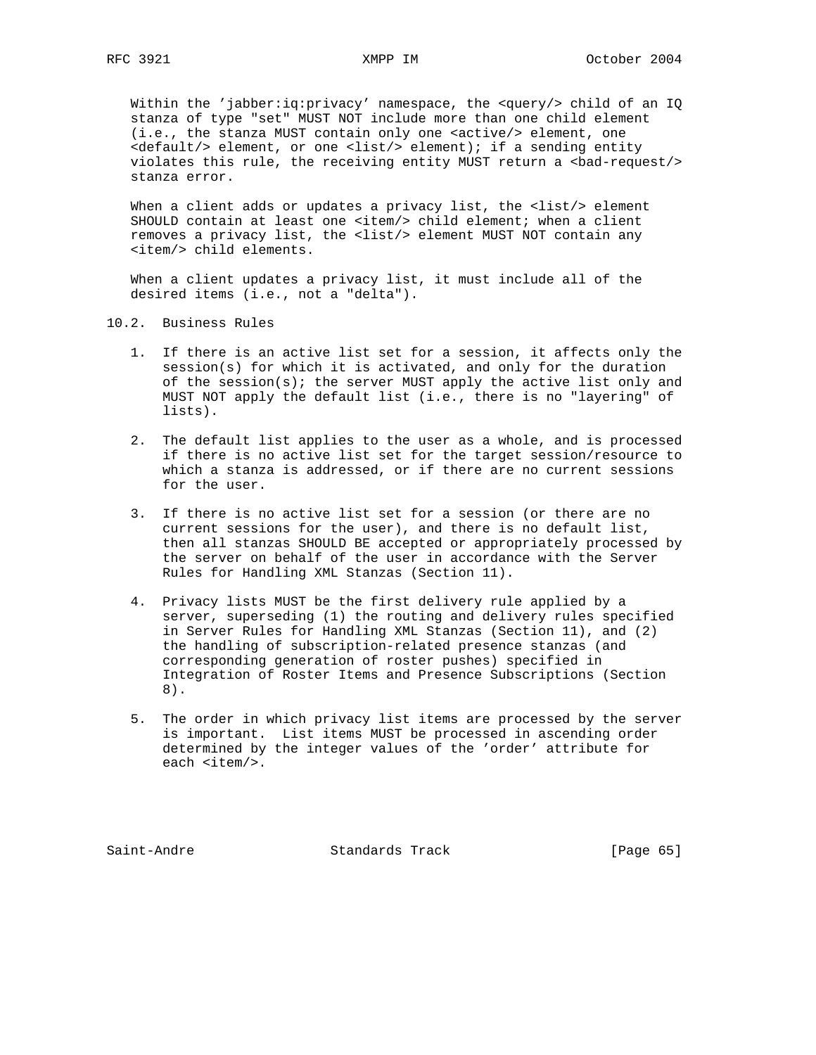Within the 'jabber:iq:privacy' namespace, the <query/> child of an IQ stanza of type "set" MUST NOT include more than one child element (i.e., the stanza MUST contain only one <active/> element, one <default/> element, or one <list/> element); if a sending entity violates this rule, the receiving entity MUST return a <bad-request/> stanza error.

When a client adds or updates a privacy list, the <list/> element SHOULD contain at least one <item/> child element; when a client removes a privacy list, the <list/> element MUST NOT contain any <item/> child elements.

When a client updates a privacy list, it must include all of the desired items (i.e., not a "delta").

## 10.2. Business Rules

1. If there is an active list set for a session, it affects only the session(s) for which it is activated, and only for the duration of the session(s); the server MUST apply the active list only and MUST NOT apply the default list (i.e., there is no "layering" of lists).

2. The default list applies to the user as a whole, and is processed if there is no active list set for the target session/resource to which a stanza is addressed, or if there are no current sessions for the user.

3. If there is no active list set for a session (or there are no current sessions for the user), and there is no default list, then all stanzas SHOULD BE accepted or appropriately processed by the server on behalf of the user in accordance with the Server Rules for Handling XML Stanzas (Section 11).

4. Privacy lists MUST be the first delivery rule applied by a server, superseding (1) the routing and delivery rules specified in Server Rules for Handling XML Stanzas (Section 11), and (2) the handling of subscription-related presence stanzas (and corresponding generation of roster pushes) specified in Integration of Roster Items and Presence Subscriptions (Section 8).

5. The order in which privacy list items are processed by the server is important. List items MUST be processed in ascending order determined by the integer values of the 'order' attribute for each <item/>.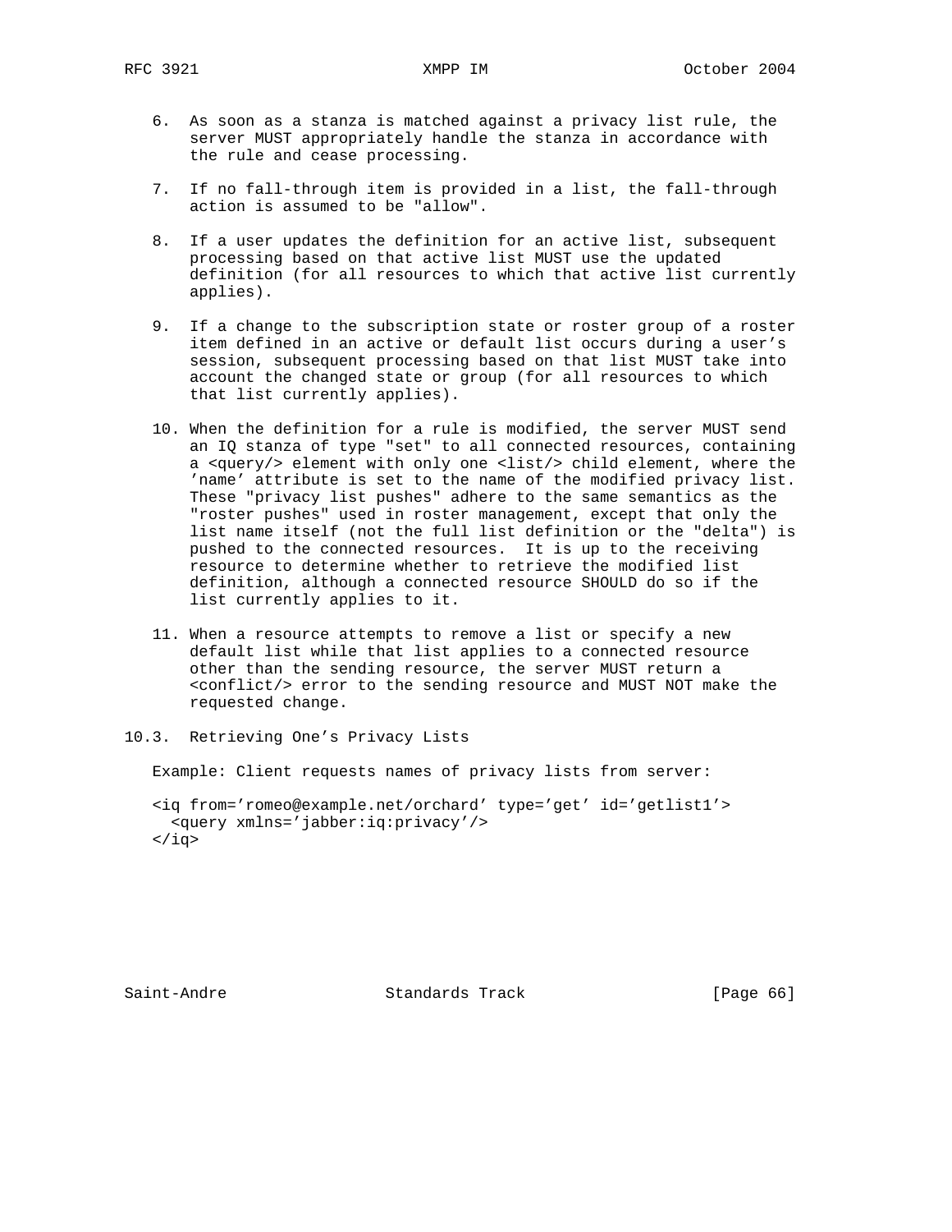6. As soon as a stanza is matched against a privacy list rule, the server MUST appropriately handle the stanza in accordance with the rule and cease processing.

7. If no fall-through item is provided in a list, the fall-through action is assumed to be "allow".

8. If a user updates the definition for an active list, subsequent processing based on that active list MUST use the updated definition (for all resources to which that active list currently applies).

9. If a change to the subscription state or roster group of a roster item defined in an active or default list occurs during a user's session, subsequent processing based on that list MUST take into account the changed state or group (for all resources to which that list currently applies).

10. When the definition for a rule is modified, the server MUST send an IQ stanza of type "set" to all connected resources, containing a <query/> element with only one <list/> child element, where the 'name' attribute is set to the name of the modified privacy list. These "privacy list pushes" adhere to the same semantics as the "roster pushes" used in roster management, except that only the list name itself (not the full list definition or the "delta") is pushed to the connected resources. It is up to the receiving resource to determine whether to retrieve the modified list definition, although a connected resource SHOULD do so if the list currently applies to it.

11. When a resource attempts to remove a list or specify a new default list while that list applies to a connected resource other than the sending resource, the server MUST return a <conflict/> error to the sending resource and MUST NOT make the requested change.

## 10.3. Retrieving One's Privacy Lists

Example: Client requests names of privacy lists from server:

```
<iq from='romeo@example.net/orchard' type='get' id='getlist1'>
  <query xmlns='jabber:iq:privacy'/>
</iq>
```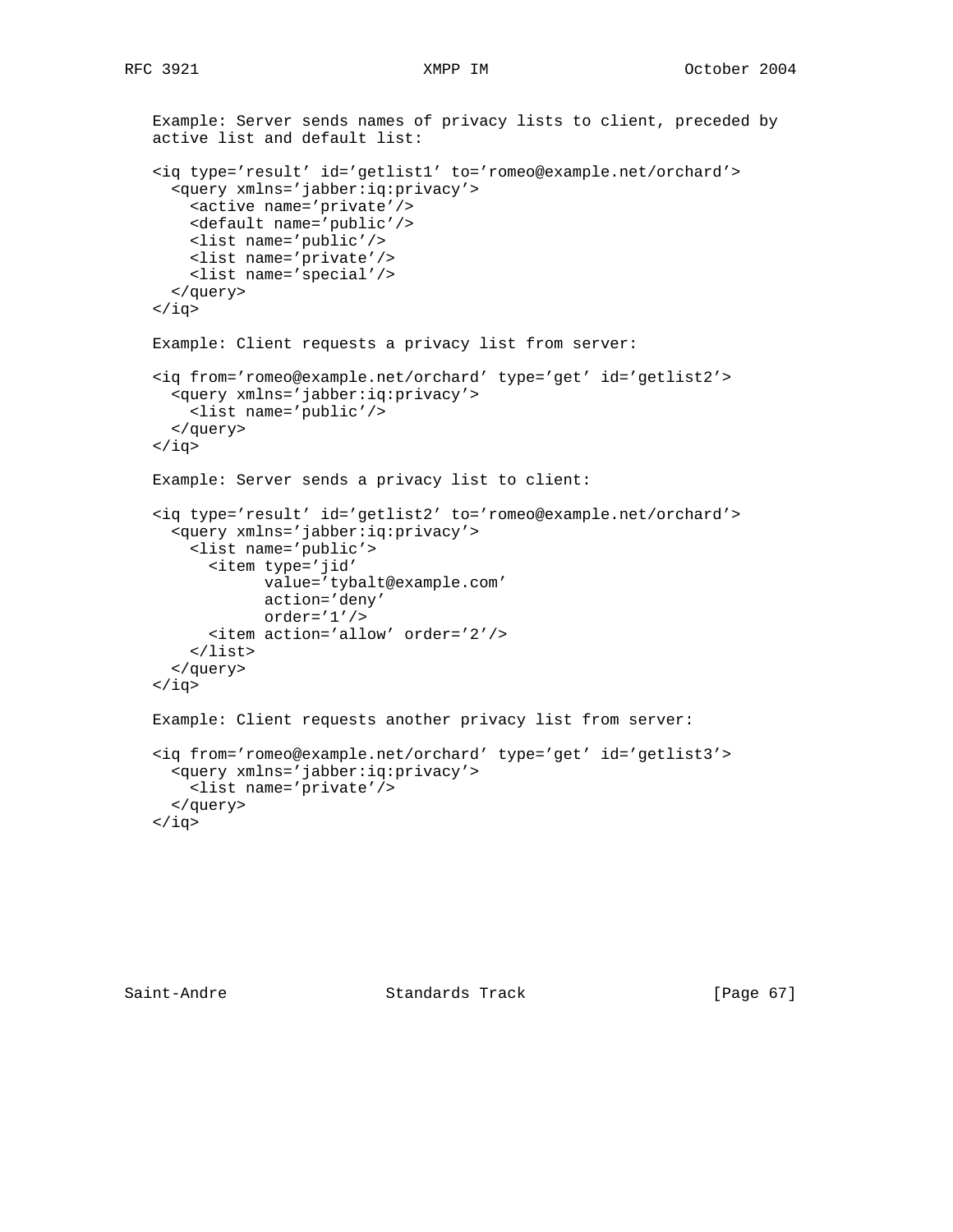Example: Server sends names of privacy lists to client, preceded by active list and default list:

```
<iq type='result' id='getlist1' to='romeo@example.net/orchard'>
  <query xmlns='jabber:iq:privacy'>
    <active name='private'/>
    <default name='public'/>
    <list name='public'/>
    <list name='private'/>
    <list name='special'/>
  </query>
</iq>
```

Example: Client requests a privacy list from server:

```
<iq from='romeo@example.net/orchard' type='get' id='getlist2'>
  <query xmlns='jabber:iq:privacy'>
    <list name='public'/>
  </query>
</iq>
```

Example: Server sends a privacy list to client:

```
<iq type='result' id='getlist2' to='romeo@example.net/orchard'>
  <query xmlns='jabber:iq:privacy'>
    <list name='public'>
      <item type='jid'
            value='tybalt@example.com'
            action='deny'
            order='1'/>
      <item action='allow' order='2'/>
    </list>
  </query>
</iq>
```

Example: Client requests another privacy list from server:

```
<iq from='romeo@example.net/orchard' type='get' id='getlist3'>
  <query xmlns='jabber:iq:privacy'>
    <list name='private'/>
  </query>
</iq>
```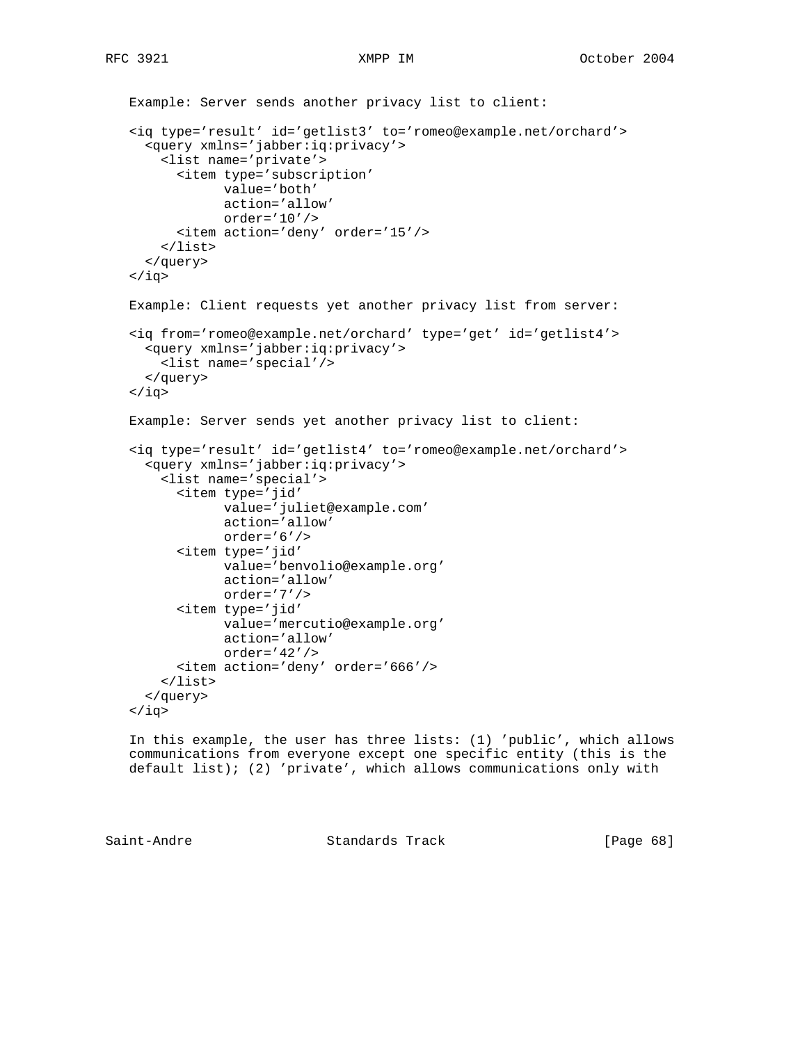Example: Server sends another privacy list to client:

```
<iq type='result' id='getlist3' to='romeo@example.net/orchard'>
  <query xmlns='jabber:iq:privacy'>
    <list name='private'>
      <item type='subscription'
            value='both'
            action='allow'
            order='10'/>
      <item action='deny' order='15'/>
    </list>
  </query>
</iq>
```

Example: Client requests yet another privacy list from server:

```
<iq from='romeo@example.net/orchard' type='get' id='getlist4'>
  <query xmlns='jabber:iq:privacy'>
    <list name='special'/>
  </query>
</iq>
```

Example: Server sends yet another privacy list to client:

```
<iq type='result' id='getlist4' to='romeo@example.net/orchard'>
  <query xmlns='jabber:iq:privacy'>
    <list name='special'>
      <item type='jid'
            value='juliet@example.com'
            action='allow'
            order='6'/>
      <item type='jid'
            value='benvolio@example.org'
            action='allow'
            order='7'/>
      <item type='jid'
            value='mercutio@example.org'
            action='allow'
            order='42'/>
      <item action='deny' order='666'/>
    </list>
  </query>
</iq>
```

In this example, the user has three lists: (1) 'public', which allows communications from everyone except one specific entity (this is the default list); (2) 'private', which allows communications only with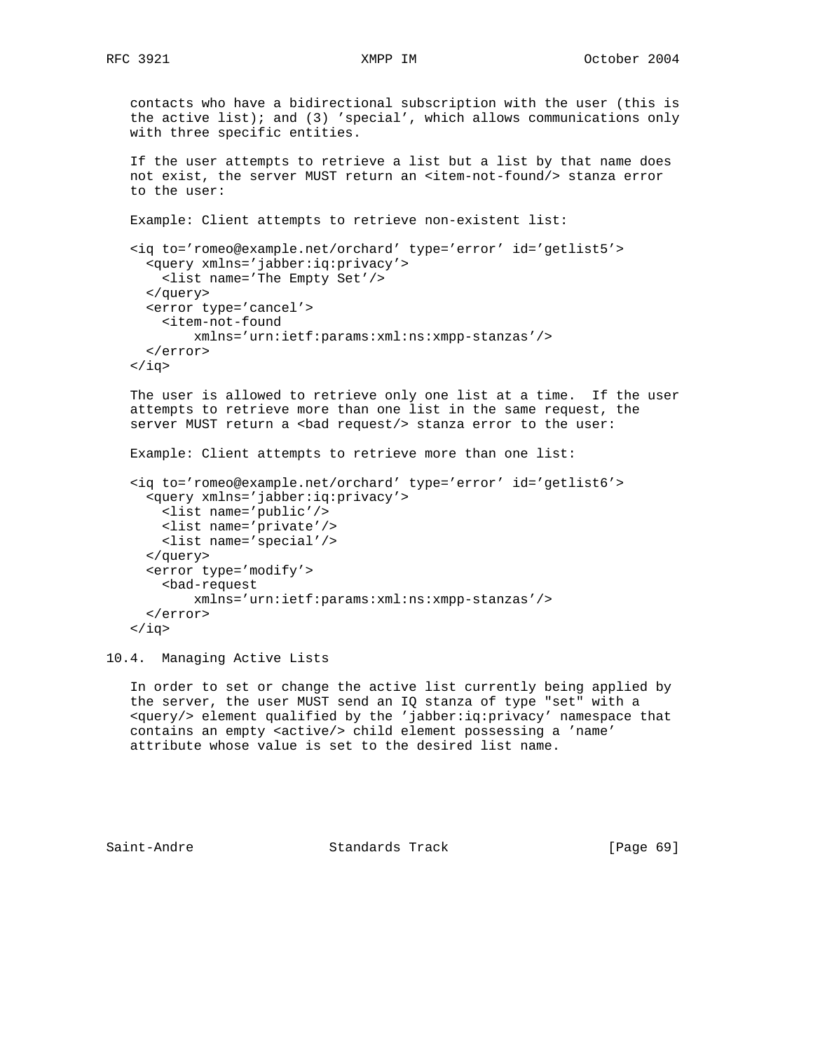contacts who have a bidirectional subscription with the user (this is the active list); and (3) 'special', which allows communications only with three specific entities.

If the user attempts to retrieve a list but a list by that name does not exist, the server MUST return an <item-not-found/> stanza error to the user:

Example: Client attempts to retrieve non-existent list:

```
<iq to='romeo@example.net/orchard' type='error' id='getlist5'>
  <query xmlns='jabber:iq:privacy'>
    <list name='The Empty Set'/>
  </query>
  <error type='cancel'>
    <item-not-found
        xmlns='urn:ietf:params:xml:ns:xmpp-stanzas'/>
  </error>
</iq>
```

The user is allowed to retrieve only one list at a time. If the user attempts to retrieve more than one list in the same request, the server MUST return a <bad request/> stanza error to the user:

Example: Client attempts to retrieve more than one list:

```
<iq to='romeo@example.net/orchard' type='error' id='getlist6'>
  <query xmlns='jabber:iq:privacy'>
    <list name='public'/>
    <list name='private'/>
    <list name='special'/>
  </query>
  <error type='modify'>
    <bad-request
        xmlns='urn:ietf:params:xml:ns:xmpp-stanzas'/>
  </error>
</iq>
```

## 10.4. Managing Active Lists

In order to set or change the active list currently being applied by the server, the user MUST send an IQ stanza of type "set" with a <query/> element qualified by the 'jabber:iq:privacy' namespace that contains an empty <active/> child element possessing a 'name' attribute whose value is set to the desired list name.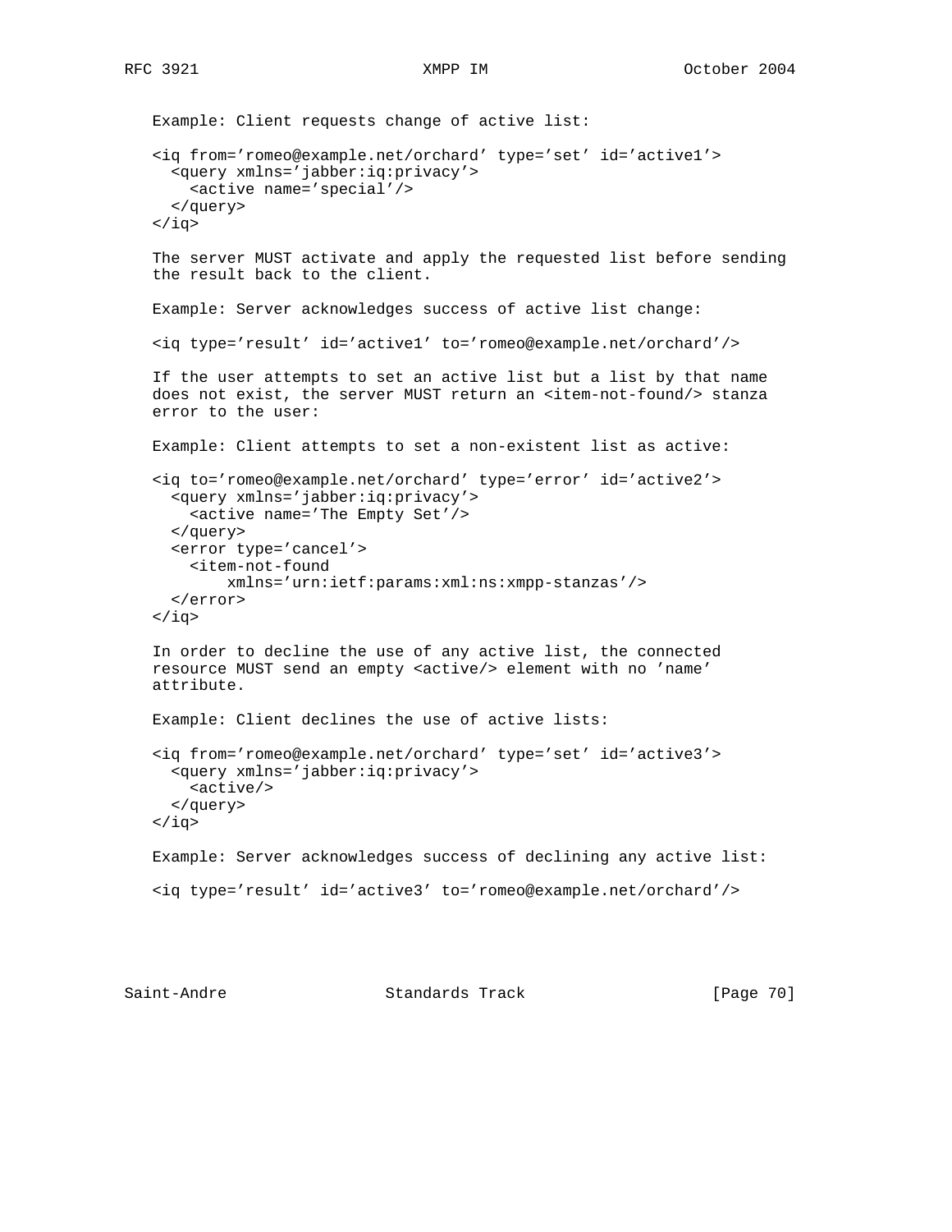Example: Client requests change of active list:

```
<iq from='romeo@example.net/orchard' type='set' id='active1'>
  <query xmlns='jabber:iq:privacy'>
    <active name='special'/>
  </query>
</iq>
```

The server MUST activate and apply the requested list before sending the result back to the client.

Example: Server acknowledges success of active list change:

```
<iq type='result' id='active1' to='romeo@example.net/orchard'/>
```

If the user attempts to set an active list but a list by that name does not exist, the server MUST return an <item-not-found/> stanza error to the user:

Example: Client attempts to set a non-existent list as active:

```
<iq to='romeo@example.net/orchard' type='error' id='active2'>
  <query xmlns='jabber:iq:privacy'>
    <active name='The Empty Set'/>
  </query>
  <error type='cancel'>
    <item-not-found
        xmlns='urn:ietf:params:xml:ns:xmpp-stanzas'/>
  </error>
</iq>
```

In order to decline the use of any active list, the connected resource MUST send an empty <active/> element with no 'name' attribute.

Example: Client declines the use of active lists:

```
<iq from='romeo@example.net/orchard' type='set' id='active3'>
  <query xmlns='jabber:iq:privacy'>
    <active/>
  </query>
</iq>
```

Example: Server acknowledges success of declining any active list:

```
<iq type='result' id='active3' to='romeo@example.net/orchard'/>
```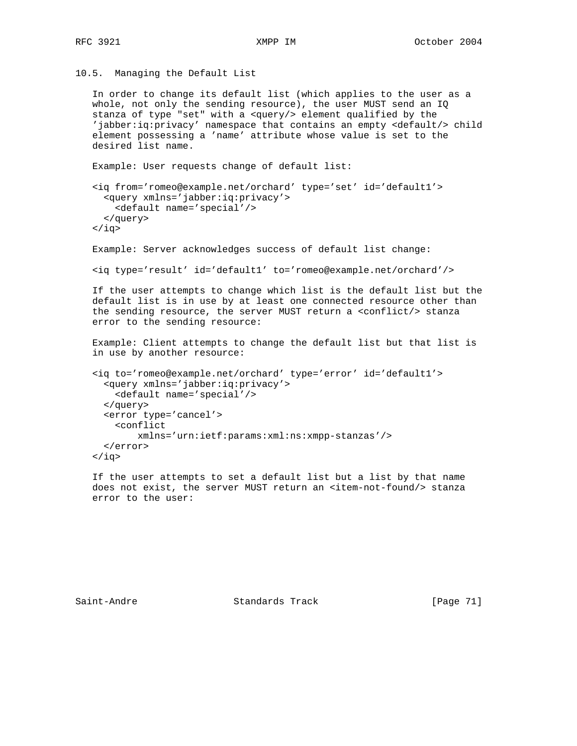## 10.5. Managing the Default List

In order to change its default list (which applies to the user as a whole, not only the sending resource), the user MUST send an IQ stanza of type "set" with a <query/> element qualified by the 'jabber:iq:privacy' namespace that contains an empty <default/> child element possessing a 'name' attribute whose value is set to the desired list name.

Example: User requests change of default list:

```
<iq from='romeo@example.net/orchard' type='set' id='default1'>
  <query xmlns='jabber:iq:privacy'>
    <default name='special'/>
  </query>
</iq>
```

Example: Server acknowledges success of default list change:

```
<iq type='result' id='default1' to='romeo@example.net/orchard'/>
```

If the user attempts to change which list is the default list but the default list is in use by at least one connected resource other than the sending resource, the server MUST return a <conflict/> stanza error to the sending resource:

Example: Client attempts to change the default list but that list is in use by another resource:

```
<iq to='romeo@example.net/orchard' type='error' id='default1'>
  <query xmlns='jabber:iq:privacy'>
    <default name='special'/>
  </query>
  <error type='cancel'>
    <conflict
        xmlns='urn:ietf:params:xml:ns:xmpp-stanzas'/>
  </error>
</iq>
```

If the user attempts to set a default list but a list by that name does not exist, the server MUST return an <item-not-found/> stanza error to the user: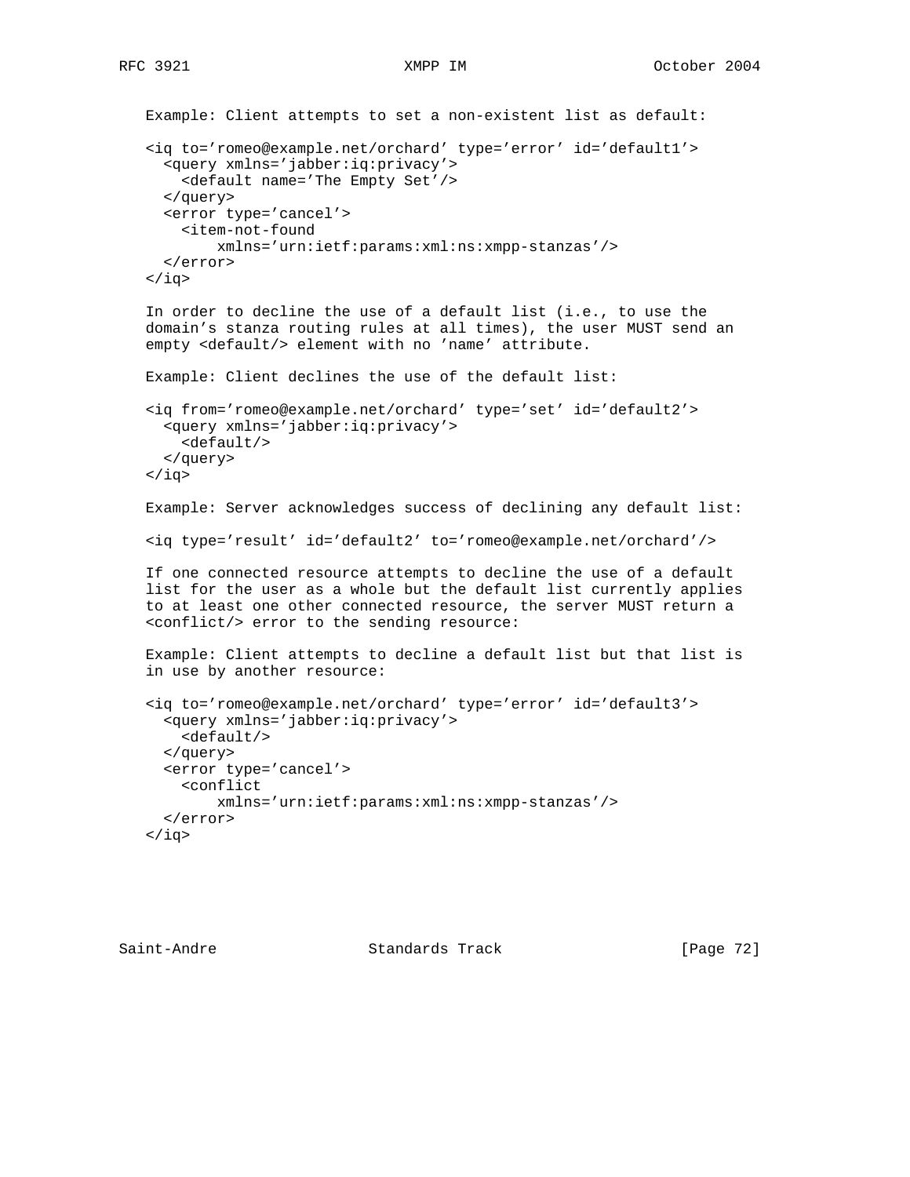Example: Client attempts to set a non-existent list as default:

```
<iq to='romeo@example.net/orchard' type='error' id='default1'>
  <query xmlns='jabber:iq:privacy'>
    <default name='The Empty Set'/>
  </query>
  <error type='cancel'>
    <item-not-found
        xmlns='urn:ietf:params:xml:ns:xmpp-stanzas'/>
  </error>
</iq>
```

In order to decline the use of a default list (i.e., to use the domain's stanza routing rules at all times), the user MUST send an empty <default/> element with no 'name' attribute.

Example: Client declines the use of the default list:

```
<iq from='romeo@example.net/orchard' type='set' id='default2'>
  <query xmlns='jabber:iq:privacy'>
    <default/>
  </query>
</iq>
```

Example: Server acknowledges success of declining any default list:

```
<iq type='result' id='default2' to='romeo@example.net/orchard'/>
```

If one connected resource attempts to decline the use of a default list for the user as a whole but the default list currently applies to at least one other connected resource, the server MUST return a <conflict/> error to the sending resource:

Example: Client attempts to decline a default list but that list is in use by another resource:

```
<iq to='romeo@example.net/orchard' type='error' id='default3'>
  <query xmlns='jabber:iq:privacy'>
    <default/>
  </query>
  <error type='cancel'>
    <conflict
        xmlns='urn:ietf:params:xml:ns:xmpp-stanzas'/>
  </error>
</iq>
```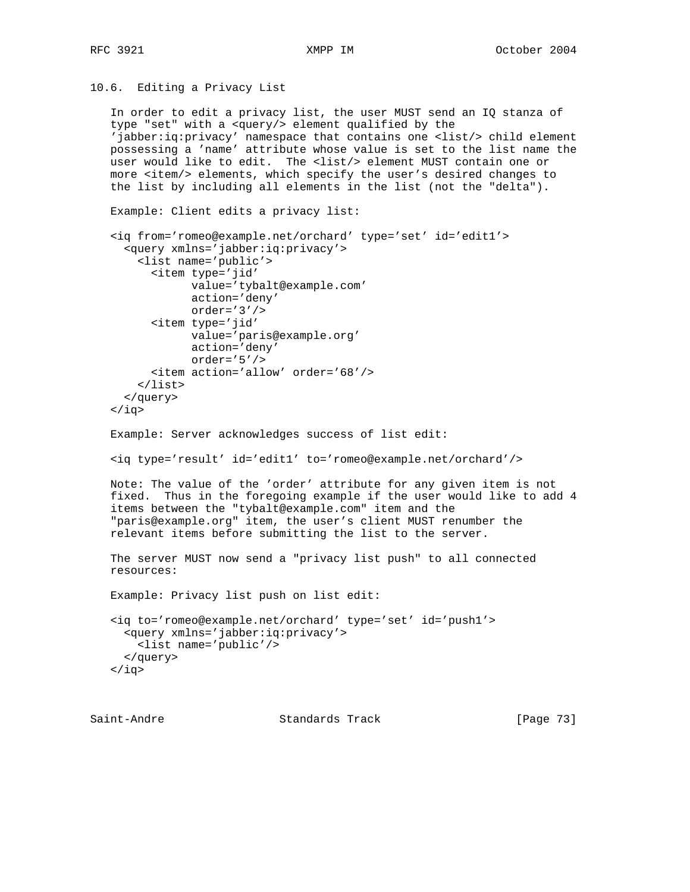### 10.6. Editing a Privacy List

In order to edit a privacy list, the user MUST send an IQ stanza of type "set" with a <query/> element qualified by the 'jabber:iq:privacy' namespace that contains one <list/> child element possessing a 'name' attribute whose value is set to the list name the user would like to edit. The <list/> element MUST contain one or more <item/> elements, which specify the user's desired changes to the list by including all elements in the list (not the "delta").

Example: Client edits a privacy list:

```
<iq from='romeo@example.net/orchard' type='set' id='edit1'>
  <query xmlns='jabber:iq:privacy'>
    <list name='public'>
      <item type='jid'
            value='tybalt@example.com'
            action='deny'
            order='3'/>
      <item type='jid'
            value='paris@example.org'
            action='deny'
            order='5'/>
      <item action='allow' order='68'/>
    </list>
  </query>
</iq>
```

Example: Server acknowledges success of list edit:

```
<iq type='result' id='edit1' to='romeo@example.net/orchard'/>
```

Note: The value of the 'order' attribute for any given item is not fixed. Thus in the foregoing example if the user would like to add 4 items between the "tybalt@example.com" item and the "paris@example.org" item, the user's client MUST renumber the relevant items before submitting the list to the server.

The server MUST now send a "privacy list push" to all connected resources:

Example: Privacy list push on list edit:

```
<iq to='romeo@example.net/orchard' type='set' id='push1'>
  <query xmlns='jabber:iq:privacy'>
    <list name='public'/>
  </query>
</iq>
```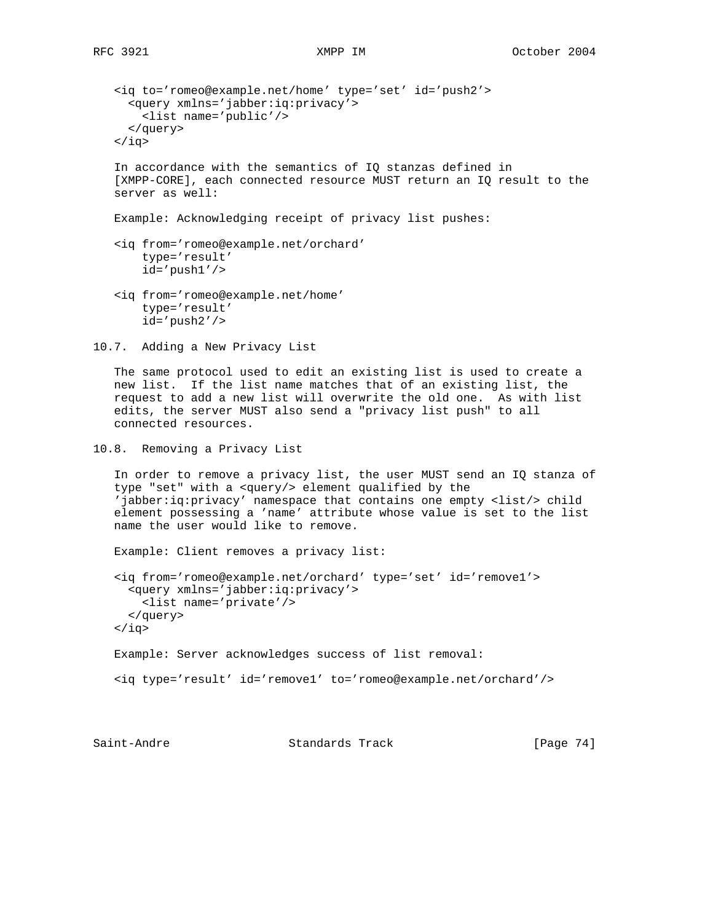```
<iq to='romeo@example.net/home' type='set' id='push2'>
  <query xmlns='jabber:iq:privacy'>
    <list name='public'/>
  </query>
</iq>
```

In accordance with the semantics of IQ stanzas defined in [XMPP-CORE], each connected resource MUST return an IQ result to the server as well:

Example: Acknowledging receipt of privacy list pushes:

```
<iq from='romeo@example.net/orchard'
    type='result'
    id='push1'/>

<iq from='romeo@example.net/home'
    type='result'
    id='push2'/>
```

## 10.7. Adding a New Privacy List

The same protocol used to edit an existing list is used to create a new list. If the list name matches that of an existing list, the request to add a new list will overwrite the old one. As with list edits, the server MUST also send a "privacy list push" to all connected resources.

## 10.8. Removing a Privacy List

In order to remove a privacy list, the user MUST send an IQ stanza of type "set" with a <query/> element qualified by the 'jabber:iq:privacy' namespace that contains one empty <list/> child element possessing a 'name' attribute whose value is set to the list name the user would like to remove.

Example: Client removes a privacy list:

```
<iq from='romeo@example.net/orchard' type='set' id='remove1'>
  <query xmlns='jabber:iq:privacy'>
    <list name='private'/>
  </query>
</iq>
```

Example: Server acknowledges success of list removal:

```
<iq type='result' id='remove1' to='romeo@example.net/orchard'/>
```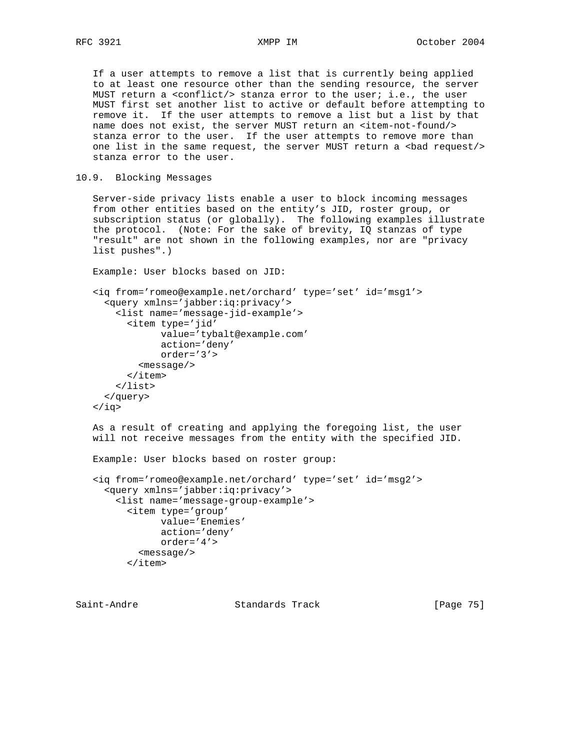If a user attempts to remove a list that is currently being applied to at least one resource other than the sending resource, the server MUST return a <conflict/> stanza error to the user; i.e., the user MUST first set another list to active or default before attempting to remove it. If the user attempts to remove a list but a list by that name does not exist, the server MUST return an <item-not-found/> stanza error to the user. If the user attempts to remove more than one list in the same request, the server MUST return a <bad request/> stanza error to the user.

## 10.9. Blocking Messages

Server-side privacy lists enable a user to block incoming messages from other entities based on the entity's JID, roster group, or subscription status (or globally). The following examples illustrate the protocol. (Note: For the sake of brevity, IQ stanzas of type "result" are not shown in the following examples, nor are "privacy list pushes".)

Example: User blocks based on JID:

```
<iq from='romeo@example.net/orchard' type='set' id='msg1'>
  <query xmlns='jabber:iq:privacy'>
    <list name='message-jid-example'>
      <item type='jid'
            value='tybalt@example.com'
            action='deny'
            order='3'>
        <message/>
      </item>
    </list>
  </query>
</iq>
```

As a result of creating and applying the foregoing list, the user will not receive messages from the entity with the specified JID.

Example: User blocks based on roster group:

```
<iq from='romeo@example.net/orchard' type='set' id='msg2'>
  <query xmlns='jabber:iq:privacy'>
    <list name='message-group-example'>
      <item type='group'
            value='Enemies'
            action='deny'
            order='4'>
        <message/>
      </item>
```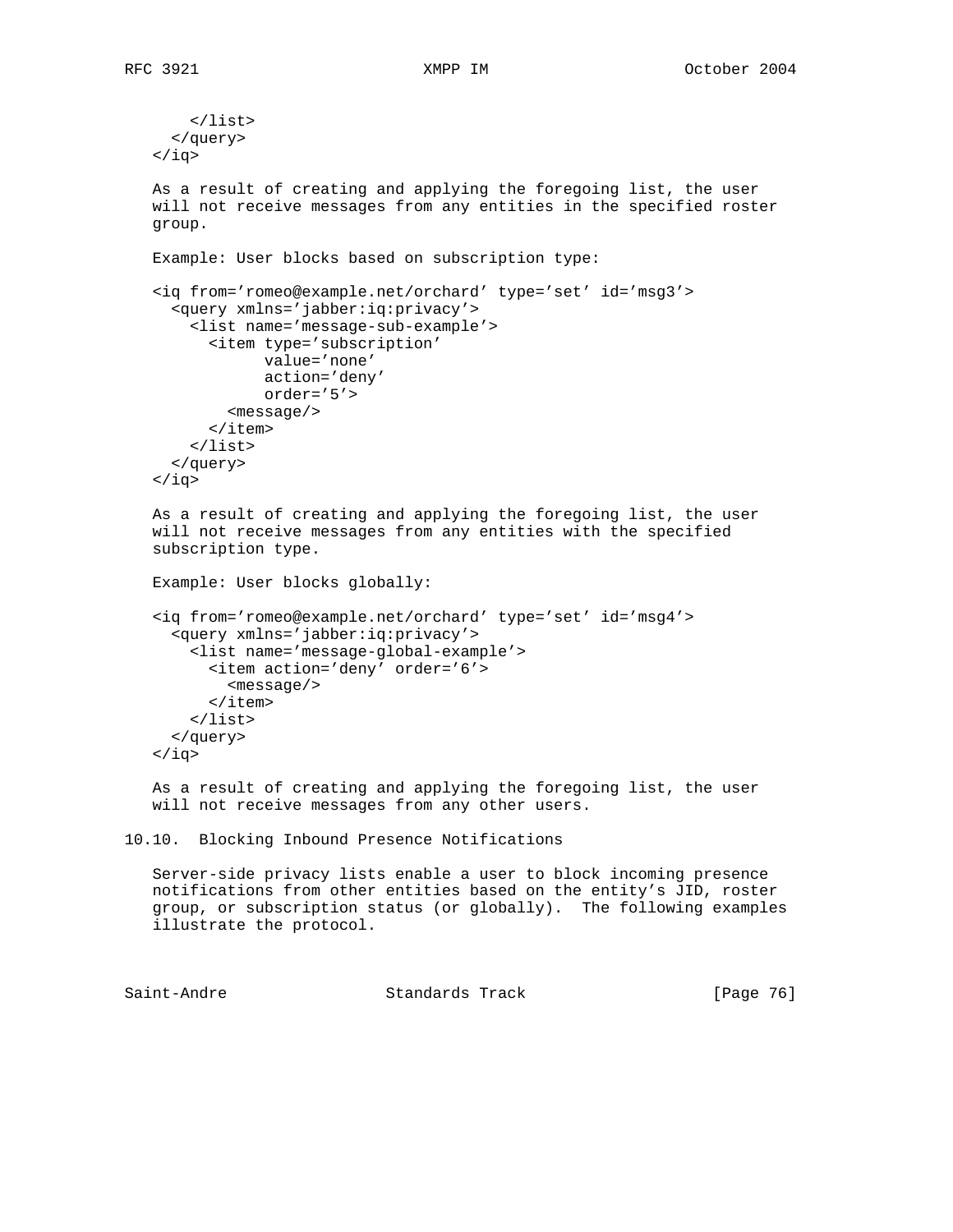```
      </list>
    </query>
  </iq>
```

As a result of creating and applying the foregoing list, the user will not receive messages from any entities in the specified roster group.

Example: User blocks based on subscription type:

```
<iq from='romeo@example.net/orchard' type='set' id='msg3'>
  <query xmlns='jabber:iq:privacy'>
    <list name='message-sub-example'>
      <item type='subscription'
            value='none'
            action='deny'
            order='5'>
        <message/>
      </item>
    </list>
  </query>
</iq>
```

As a result of creating and applying the foregoing list, the user will not receive messages from any entities with the specified subscription type.

Example: User blocks globally:

```
<iq from='romeo@example.net/orchard' type='set' id='msg4'>
  <query xmlns='jabber:iq:privacy'>
    <list name='message-global-example'>
      <item action='deny' order='6'>
        <message/>
      </item>
    </list>
  </query>
</iq>
```

As a result of creating and applying the foregoing list, the user will not receive messages from any other users.

## 10.10. Blocking Inbound Presence Notifications

Server-side privacy lists enable a user to block incoming presence notifications from other entities based on the entity's JID, roster group, or subscription status (or globally). The following examples illustrate the protocol.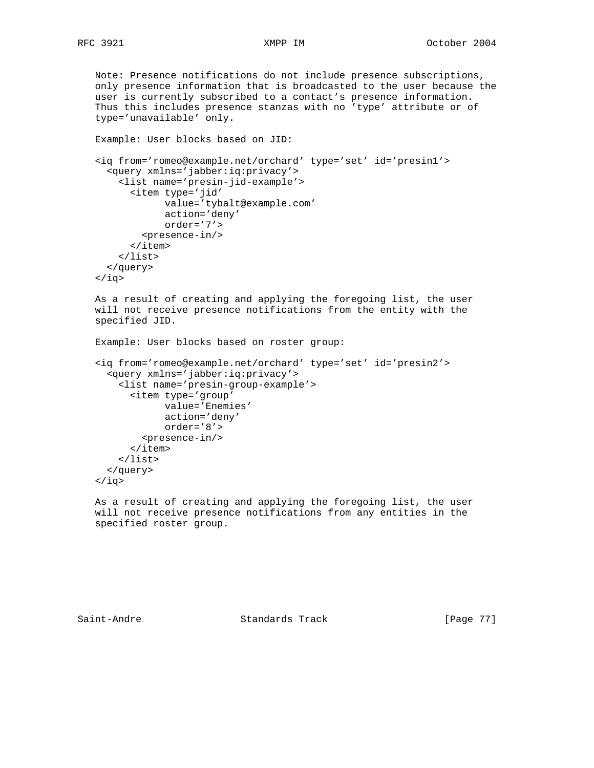Note: Presence notifications do not include presence subscriptions, only presence information that is broadcasted to the user because the user is currently subscribed to a contact's presence information. Thus this includes presence stanzas with no 'type' attribute or of type='unavailable' only.

Example: User blocks based on JID:

```
<iq from='romeo@example.net/orchard' type='set' id='presin1'>
  <query xmlns='jabber:iq:privacy'>
    <list name='presin-jid-example'>
      <item type='jid'
            value='tybalt@example.com'
            action='deny'
            order='7'>
        <presence-in/>
      </item>
    </list>
  </query>
</iq>
```

As a result of creating and applying the foregoing list, the user will not receive presence notifications from the entity with the specified JID.

Example: User blocks based on roster group:

```
<iq from='romeo@example.net/orchard' type='set' id='presin2'>
  <query xmlns='jabber:iq:privacy'>
    <list name='presin-group-example'>
      <item type='group'
            value='Enemies'
            action='deny'
            order='8'>
        <presence-in/>
      </item>
    </list>
  </query>
</iq>
```

As a result of creating and applying the foregoing list, the user will not receive presence notifications from any entities in the specified roster group.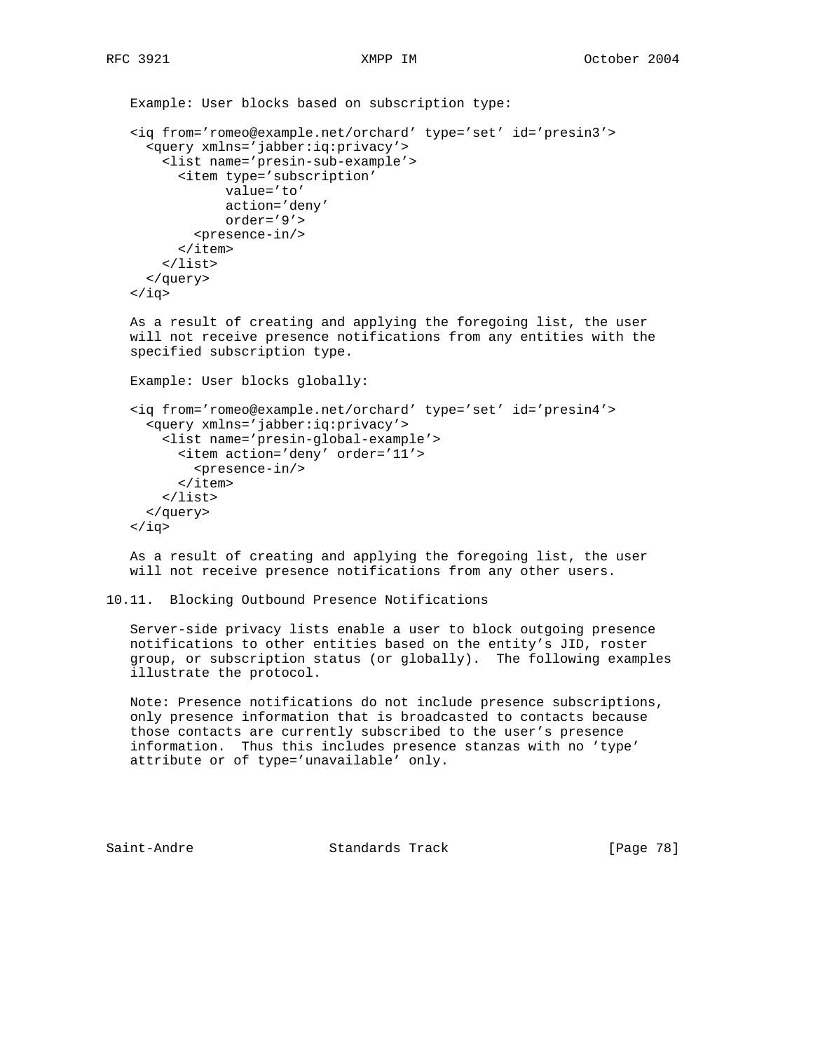Example: User blocks based on subscription type:

```
<iq from='romeo@example.net/orchard' type='set' id='presin3'>
  <query xmlns='jabber:iq:privacy'>
    <list name='presin-sub-example'>
      <item type='subscription'
            value='to'
            action='deny'
            order='9'>
        <presence-in/>
      </item>
    </list>
  </query>
</iq>
```

As a result of creating and applying the foregoing list, the user will not receive presence notifications from any entities with the specified subscription type.

Example: User blocks globally:

```
<iq from='romeo@example.net/orchard' type='set' id='presin4'>
  <query xmlns='jabber:iq:privacy'>
    <list name='presin-global-example'>
      <item action='deny' order='11'>
        <presence-in/>
      </item>
    </list>
  </query>
</iq>
```

As a result of creating and applying the foregoing list, the user will not receive presence notifications from any other users.

## 10.11. Blocking Outbound Presence Notifications

Server-side privacy lists enable a user to block outgoing presence notifications to other entities based on the entity's JID, roster group, or subscription status (or globally). The following examples illustrate the protocol.

Note: Presence notifications do not include presence subscriptions, only presence information that is broadcasted to contacts because those contacts are currently subscribed to the user's presence information. Thus this includes presence stanzas with no 'type' attribute or of type='unavailable' only.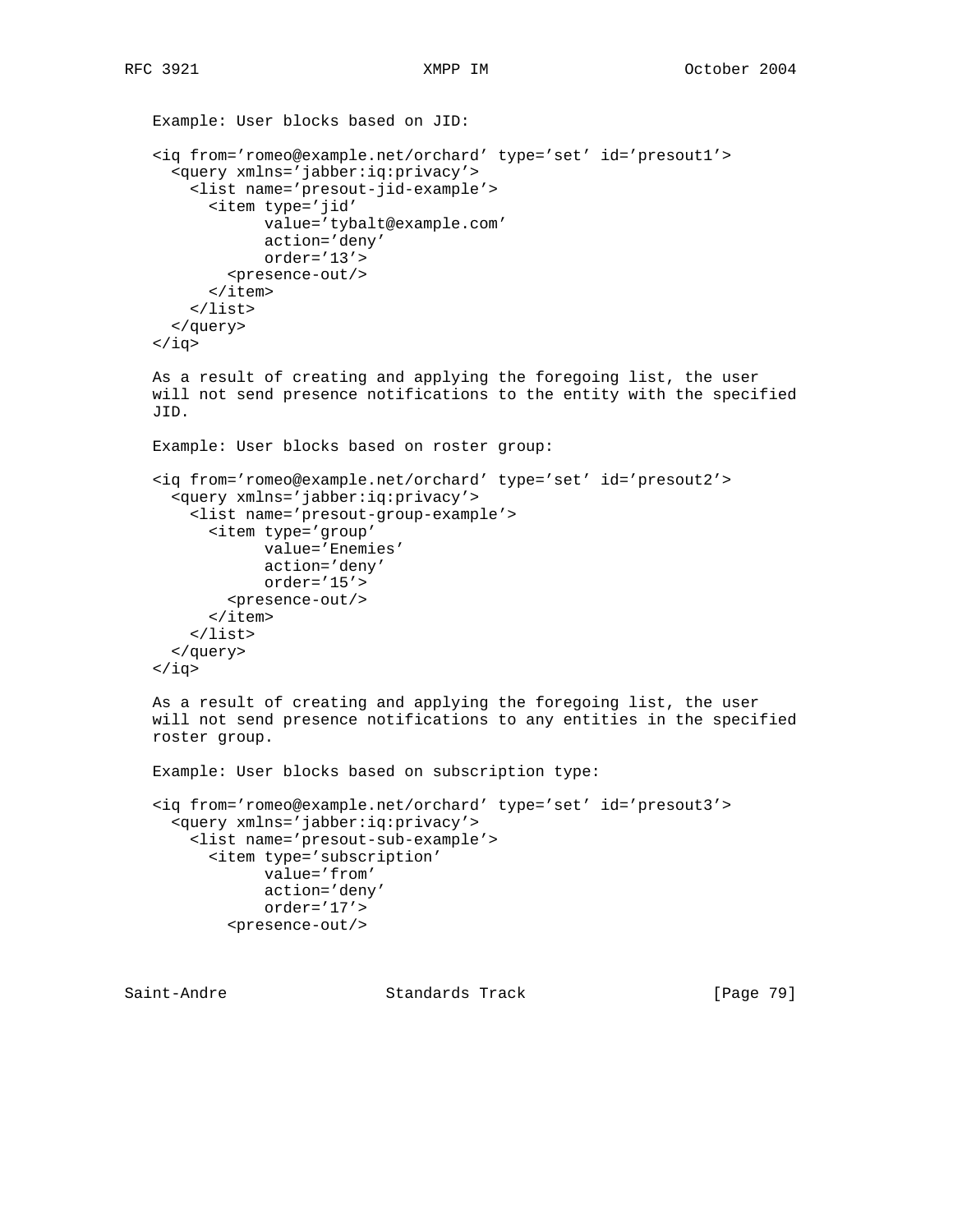Example: User blocks based on JID:

```
<iq from='romeo@example.net/orchard' type='set' id='presout1'>
  <query xmlns='jabber:iq:privacy'>
    <list name='presout-jid-example'>
      <item type='jid'
            value='tybalt@example.com'
            action='deny'
            order='13'>
        <presence-out/>
      </item>
    </list>
  </query>
</iq>
```

As a result of creating and applying the foregoing list, the user will not send presence notifications to the entity with the specified JID.

Example: User blocks based on roster group:

```
<iq from='romeo@example.net/orchard' type='set' id='presout2'>
  <query xmlns='jabber:iq:privacy'>
    <list name='presout-group-example'>
      <item type='group'
            value='Enemies'
            action='deny'
            order='15'>
        <presence-out/>
      </item>
    </list>
  </query>
</iq>
```

As a result of creating and applying the foregoing list, the user will not send presence notifications to any entities in the specified roster group.

Example: User blocks based on subscription type:

```
<iq from='romeo@example.net/orchard' type='set' id='presout3'>
  <query xmlns='jabber:iq:privacy'>
    <list name='presout-sub-example'>
      <item type='subscription'
            value='from'
            action='deny'
            order='17'>
        <presence-out/>
```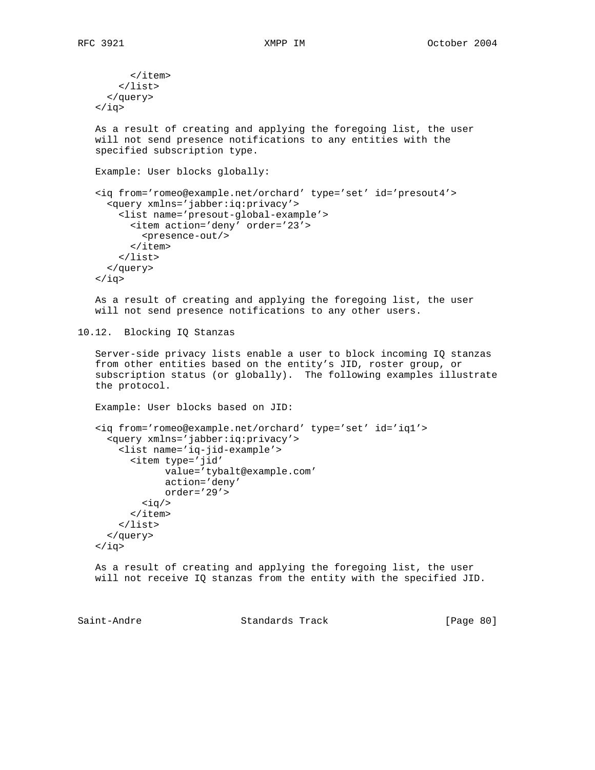```
      </item>
    </list>
  </query>
</iq>
```

As a result of creating and applying the foregoing list, the user will not send presence notifications to any entities with the specified subscription type.

Example: User blocks globally:

```
<iq from='romeo@example.net/orchard' type='set' id='presout4'>
  <query xmlns='jabber:iq:privacy'>
    <list name='presout-global-example'>
      <item action='deny' order='23'>
        <presence-out/>
      </item>
    </list>
  </query>
</iq>
```

As a result of creating and applying the foregoing list, the user will not send presence notifications to any other users.

## 10.12. Blocking IQ Stanzas

Server-side privacy lists enable a user to block incoming IQ stanzas from other entities based on the entity's JID, roster group, or subscription status (or globally). The following examples illustrate the protocol.

Example: User blocks based on JID:

```
<iq from='romeo@example.net/orchard' type='set' id='iq1'>
  <query xmlns='jabber:iq:privacy'>
    <list name='iq-jid-example'>
      <item type='jid'
            value='tybalt@example.com'
            action='deny'
            order='29'>
        <iq/>
      </item>
    </list>
  </query>
</iq>
```

As a result of creating and applying the foregoing list, the user will not receive IQ stanzas from the entity with the specified JID.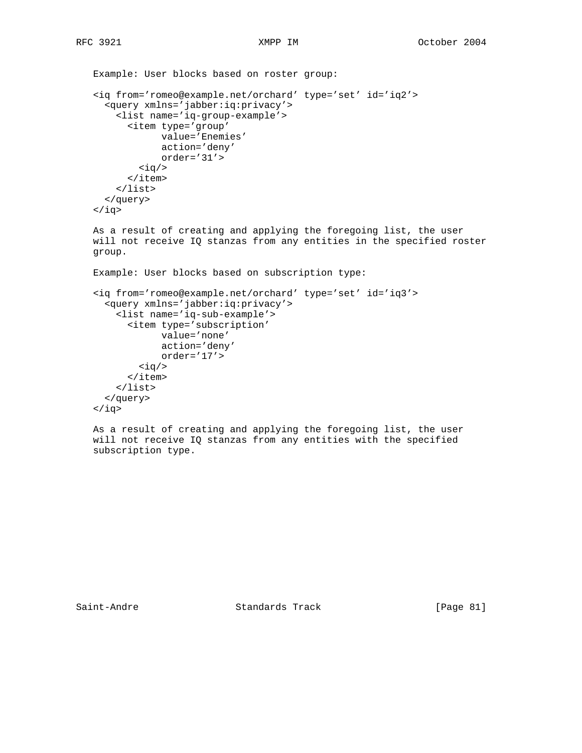Example: User blocks based on roster group:

```
<iq from='romeo@example.net/orchard' type='set' id='iq2'>
  <query xmlns='jabber:iq:privacy'>
    <list name='iq-group-example'>
      <item type='group'
            value='Enemies'
            action='deny'
            order='31'>
        <iq/>
      </item>
    </list>
  </query>
</iq>
```

As a result of creating and applying the foregoing list, the user will not receive IQ stanzas from any entities in the specified roster group.

Example: User blocks based on subscription type:

```
<iq from='romeo@example.net/orchard' type='set' id='iq3'>
  <query xmlns='jabber:iq:privacy'>
    <list name='iq-sub-example'>
      <item type='subscription'
            value='none'
            action='deny'
            order='17'>
        <iq/>
      </item>
    </list>
  </query>
</iq>
```

As a result of creating and applying the foregoing list, the user will not receive IQ stanzas from any entities with the specified subscription type.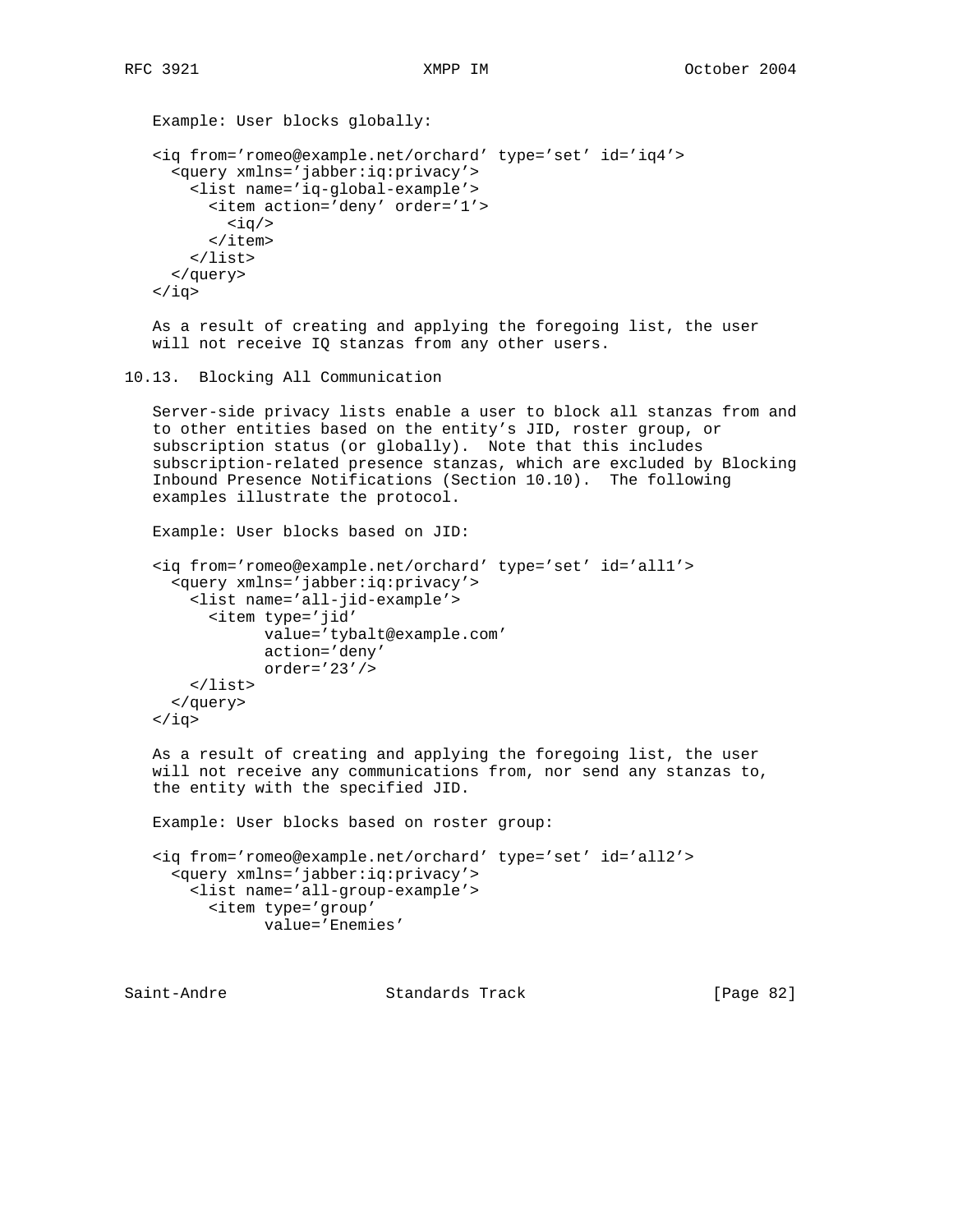Example: User blocks globally:

```
<iq from='romeo@example.net/orchard' type='set' id='iq4'>
  <query xmlns='jabber:iq:privacy'>
    <list name='iq-global-example'>
      <item action='deny' order='1'>
        <iq/>
      </item>
    </list>
  </query>
</iq>
```

As a result of creating and applying the foregoing list, the user will not receive IQ stanzas from any other users.

## 10.13. Blocking All Communication

Server-side privacy lists enable a user to block all stanzas from and to other entities based on the entity's JID, roster group, or subscription status (or globally). Note that this includes subscription-related presence stanzas, which are excluded by Blocking Inbound Presence Notifications (Section 10.10). The following examples illustrate the protocol.

Example: User blocks based on JID:

```
<iq from='romeo@example.net/orchard' type='set' id='all1'>
  <query xmlns='jabber:iq:privacy'>
    <list name='all-jid-example'>
      <item type='jid'
            value='tybalt@example.com'
            action='deny'
            order='23'/>
    </list>
  </query>
</iq>
```

As a result of creating and applying the foregoing list, the user will not receive any communications from, nor send any stanzas to, the entity with the specified JID.

Example: User blocks based on roster group:

```
<iq from='romeo@example.net/orchard' type='set' id='all2'>
  <query xmlns='jabber:iq:privacy'>
    <list name='all-group-example'>
      <item type='group'
            value='Enemies'
```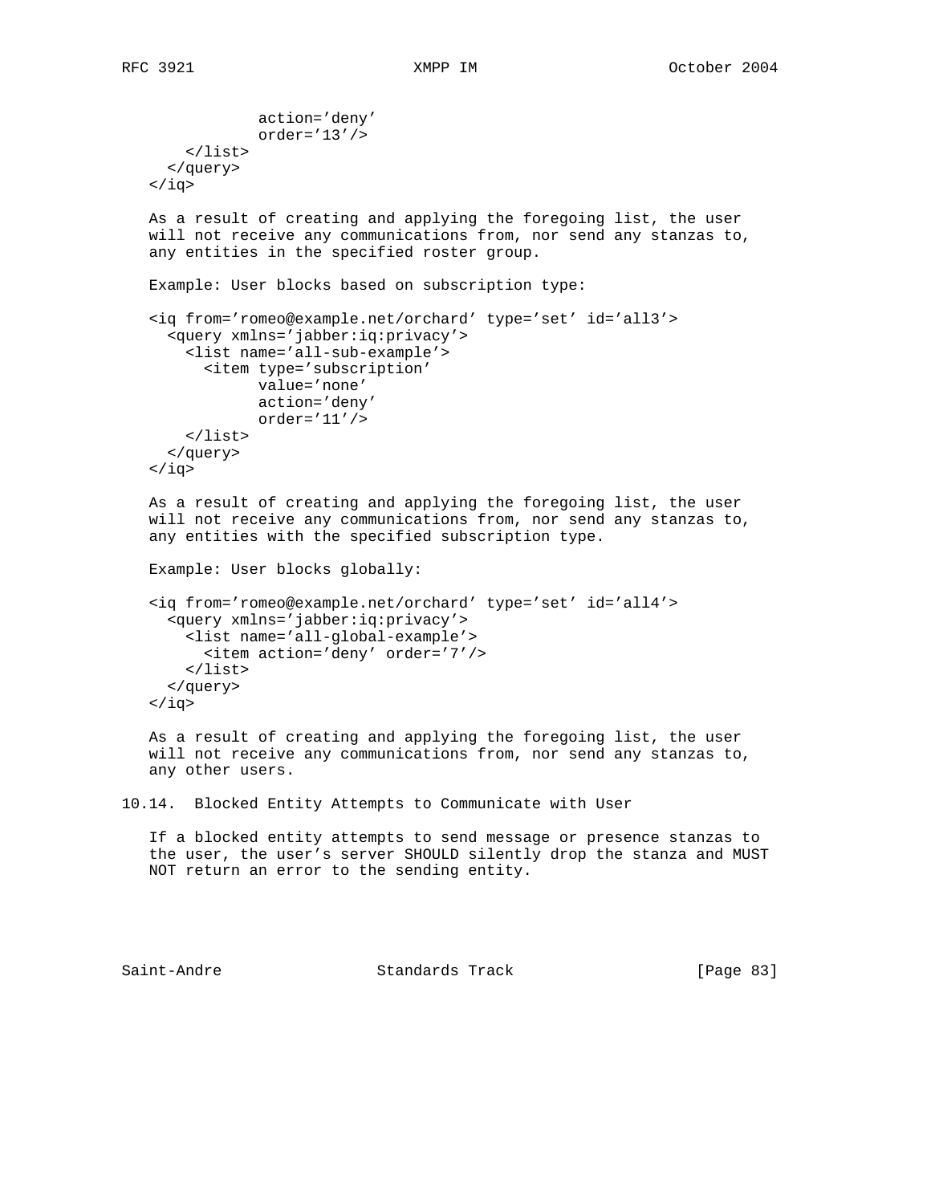```
             action='deny'
             order='13'/>
     </list>
   </query>
 </iq>
```

As a result of creating and applying the foregoing list, the user will not receive any communications from, nor send any stanzas to, any entities in the specified roster group.

Example: User blocks based on subscription type:

```
<iq from='romeo@example.net/orchard' type='set' id='all3'>
  <query xmlns='jabber:iq:privacy'>
    <list name='all-sub-example'>
      <item type='subscription'
            value='none'
            action='deny'
            order='11'/>
    </list>
  </query>
</iq>
```

As a result of creating and applying the foregoing list, the user will not receive any communications from, nor send any stanzas to, any entities with the specified subscription type.

Example: User blocks globally:

```
<iq from='romeo@example.net/orchard' type='set' id='all4'>
  <query xmlns='jabber:iq:privacy'>
    <list name='all-global-example'>
      <item action='deny' order='7'/>
    </list>
  </query>
</iq>
```

As a result of creating and applying the foregoing list, the user will not receive any communications from, nor send any stanzas to, any other users.

## 10.14. Blocked Entity Attempts to Communicate with User

If a blocked entity attempts to send message or presence stanzas to the user, the user's server SHOULD silently drop the stanza and MUST NOT return an error to the sending entity.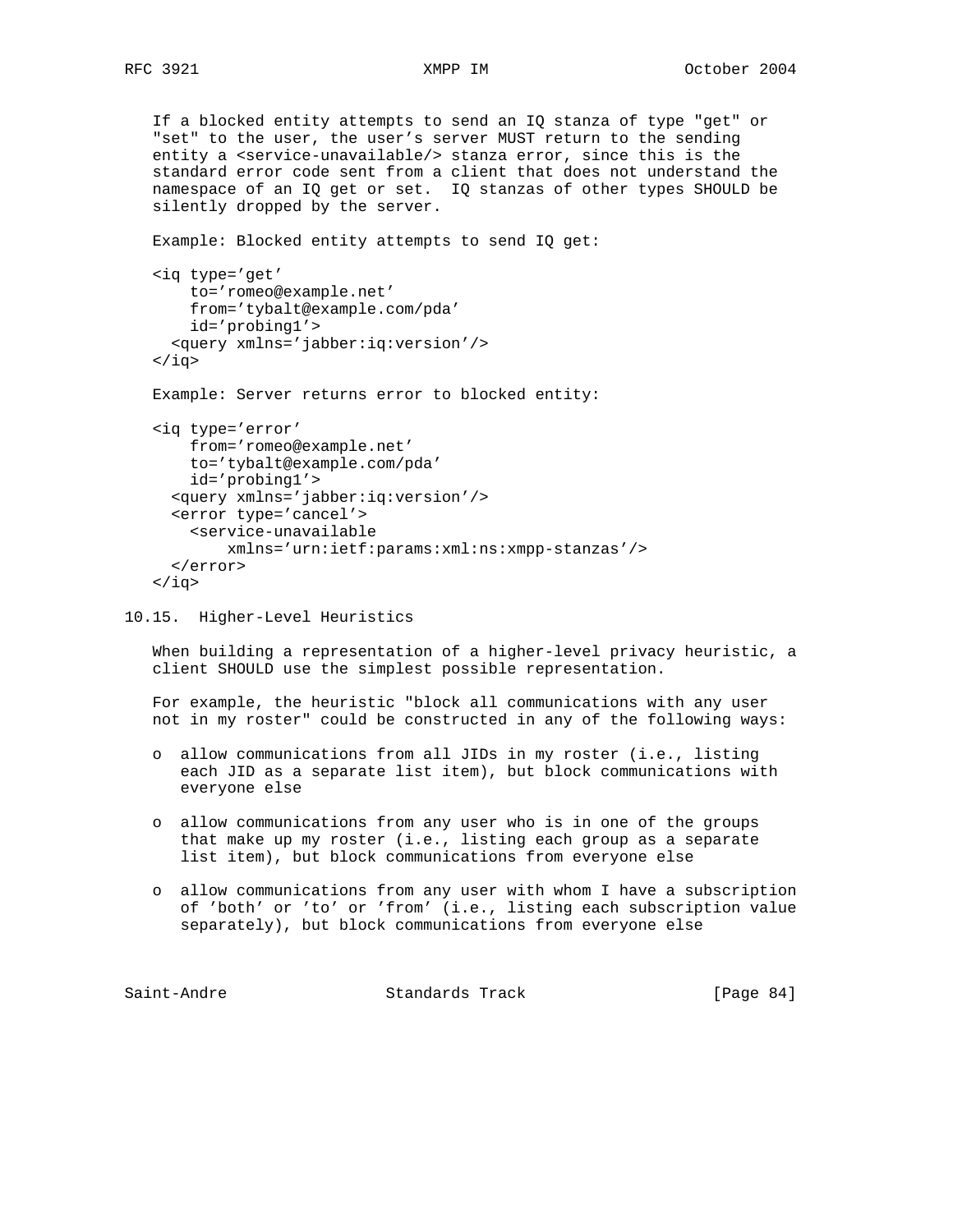If a blocked entity attempts to send an IQ stanza of type "get" or "set" to the user, the user's server MUST return to the sending entity a <service-unavailable/> stanza error, since this is the standard error code sent from a client that does not understand the namespace of an IQ get or set. IQ stanzas of other types SHOULD be silently dropped by the server.

Example: Blocked entity attempts to send IQ get:

```
<iq type='get'
    to='romeo@example.net'
    from='tybalt@example.com/pda'
    id='probing1'>
  <query xmlns='jabber:iq:version'/>
</iq>
```

Example: Server returns error to blocked entity:

```
<iq type='error'
    from='romeo@example.net'
    to='tybalt@example.com/pda'
    id='probing1'>
  <query xmlns='jabber:iq:version'/>
  <error type='cancel'>
    <service-unavailable
        xmlns='urn:ietf:params:xml:ns:xmpp-stanzas'/>
  </error>
</iq>
```

### 10.15. Higher-Level Heuristics

When building a representation of a higher-level privacy heuristic, a client SHOULD use the simplest possible representation.

For example, the heuristic "block all communications with any user not in my roster" could be constructed in any of the following ways:

- allow communications from all JIDs in my roster (i.e., listing each JID as a separate list item), but block communications with everyone else
- allow communications from any user who is in one of the groups that make up my roster (i.e., listing each group as a separate list item), but block communications from everyone else
- allow communications from any user with whom I have a subscription of 'both' or 'to' or 'from' (i.e., listing each subscription value separately), but block communications from everyone else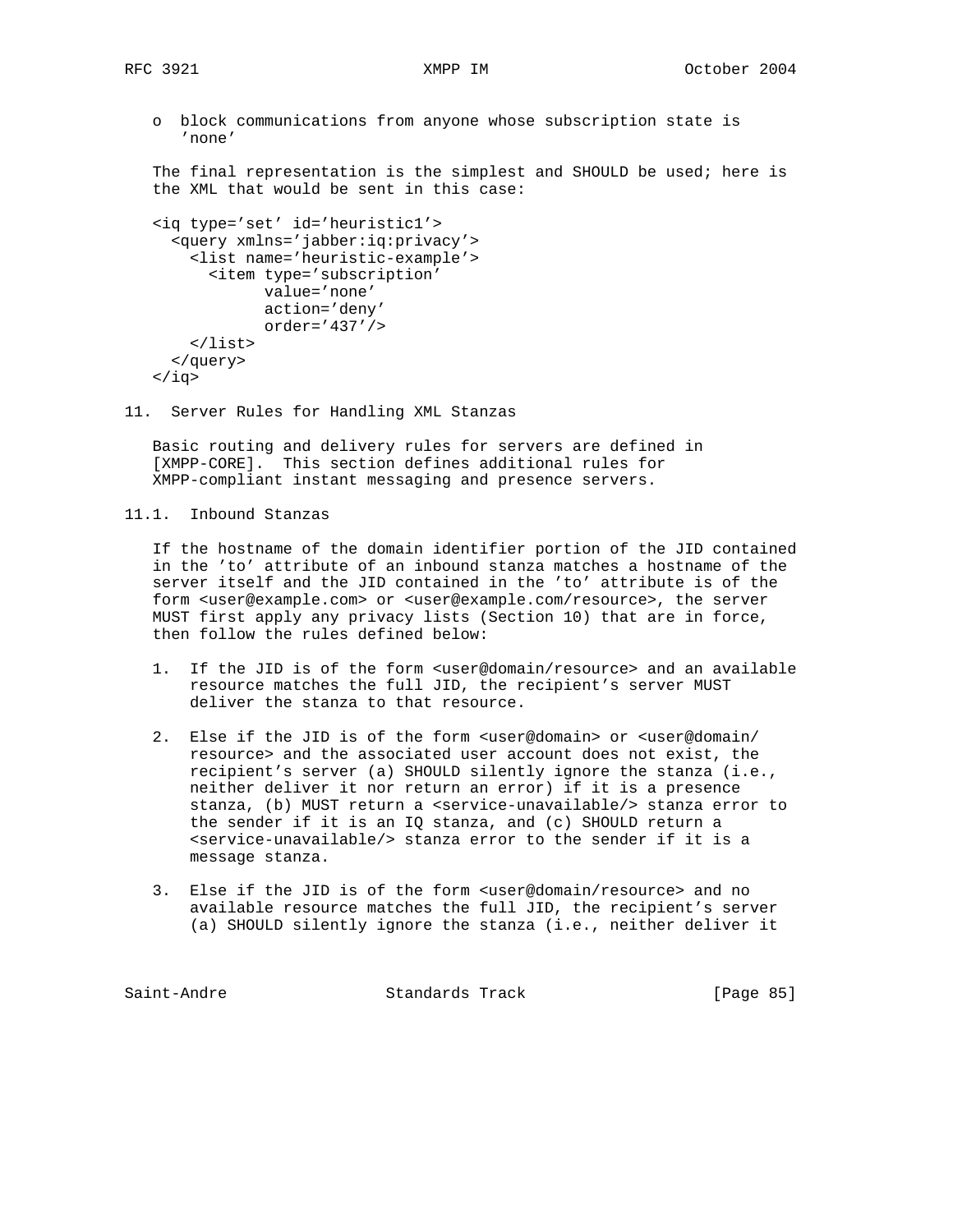- block communications from anyone whose subscription state is 'none'

The final representation is the simplest and SHOULD be used; here is the XML that would be sent in this case:

```
<iq type='set' id='heuristic1'>
  <query xmlns='jabber:iq:privacy'>
    <list name='heuristic-example'>
      <item type='subscription'
            value='none'
            action='deny'
            order='437'/>
    </list>
  </query>
</iq>
```

## 11. Server Rules for Handling XML Stanzas

Basic routing and delivery rules for servers are defined in [XMPP-CORE]. This section defines additional rules for XMPP-compliant instant messaging and presence servers.

### 11.1. Inbound Stanzas

If the hostname of the domain identifier portion of the JID contained in the 'to' attribute of an inbound stanza matches a hostname of the server itself and the JID contained in the 'to' attribute is of the form <user@example.com> or <user@example.com/resource>, the server MUST first apply any privacy lists (Section 10) that are in force, then follow the rules defined below:

1. If the JID is of the form <user@domain/resource> and an available resource matches the full JID, the recipient's server MUST deliver the stanza to that resource.

2. Else if the JID is of the form <user@domain> or <user@domain/resource> and the associated user account does not exist, the recipient's server (a) SHOULD silently ignore the stanza (i.e., neither deliver it nor return an error) if it is a presence stanza, (b) MUST return a <service-unavailable/> stanza error to the sender if it is an IQ stanza, and (c) SHOULD return a <service-unavailable/> stanza error to the sender if it is a message stanza.

3. Else if the JID is of the form <user@domain/resource> and no available resource matches the full JID, the recipient's server (a) SHOULD silently ignore the stanza (i.e., neither deliver it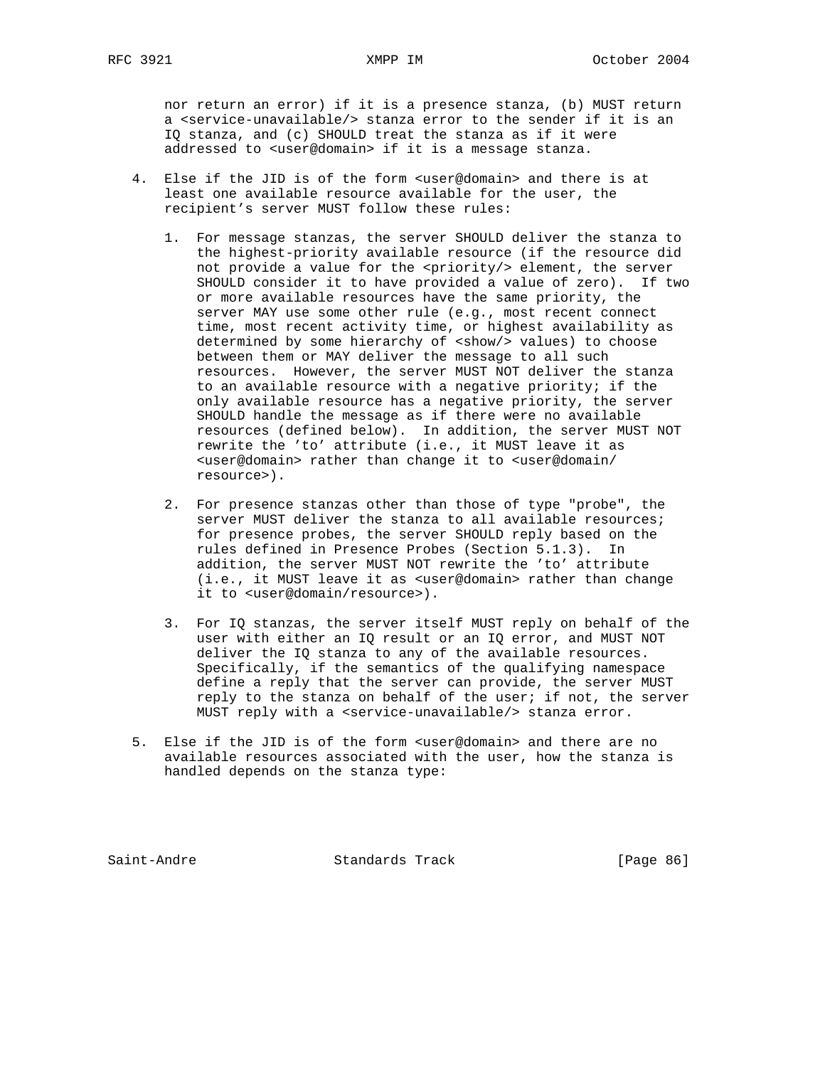nor return an error) if it is a presence stanza, (b) MUST return a <service-unavailable/> stanza error to the sender if it is an IQ stanza, and (c) SHOULD treat the stanza as if it were addressed to <user@domain> if it is a message stanza.

4. Else if the JID is of the form <user@domain> and there is at least one available resource available for the user, the recipient's server MUST follow these rules:

    1. For message stanzas, the server SHOULD deliver the stanza to the highest-priority available resource (if the resource did not provide a value for the <priority/> element, the server SHOULD consider it to have provided a value of zero). If two or more available resources have the same priority, the server MAY use some other rule (e.g., most recent connect time, most recent activity time, or highest availability as determined by some hierarchy of <show/> values) to choose between them or MAY deliver the message to all such resources. However, the server MUST NOT deliver the stanza to an available resource with a negative priority; if the only available resource has a negative priority, the server SHOULD handle the message as if there were no available resources (defined below). In addition, the server MUST NOT rewrite the 'to' attribute (i.e., it MUST leave it as <user@domain> rather than change it to <user@domain/resource>).

    2. For presence stanzas other than those of type "probe", the server MUST deliver the stanza to all available resources; for presence probes, the server SHOULD reply based on the rules defined in Presence Probes (Section 5.1.3). In addition, the server MUST NOT rewrite the 'to' attribute (i.e., it MUST leave it as <user@domain> rather than change it to <user@domain/resource>).

    3. For IQ stanzas, the server itself MUST reply on behalf of the user with either an IQ result or an IQ error, and MUST NOT deliver the IQ stanza to any of the available resources. Specifically, if the semantics of the qualifying namespace define a reply that the server can provide, the server MUST reply to the stanza on behalf of the user; if not, the server MUST reply with a <service-unavailable/> stanza error.

5. Else if the JID is of the form <user@domain> and there are no available resources associated with the user, how the stanza is handled depends on the stanza type: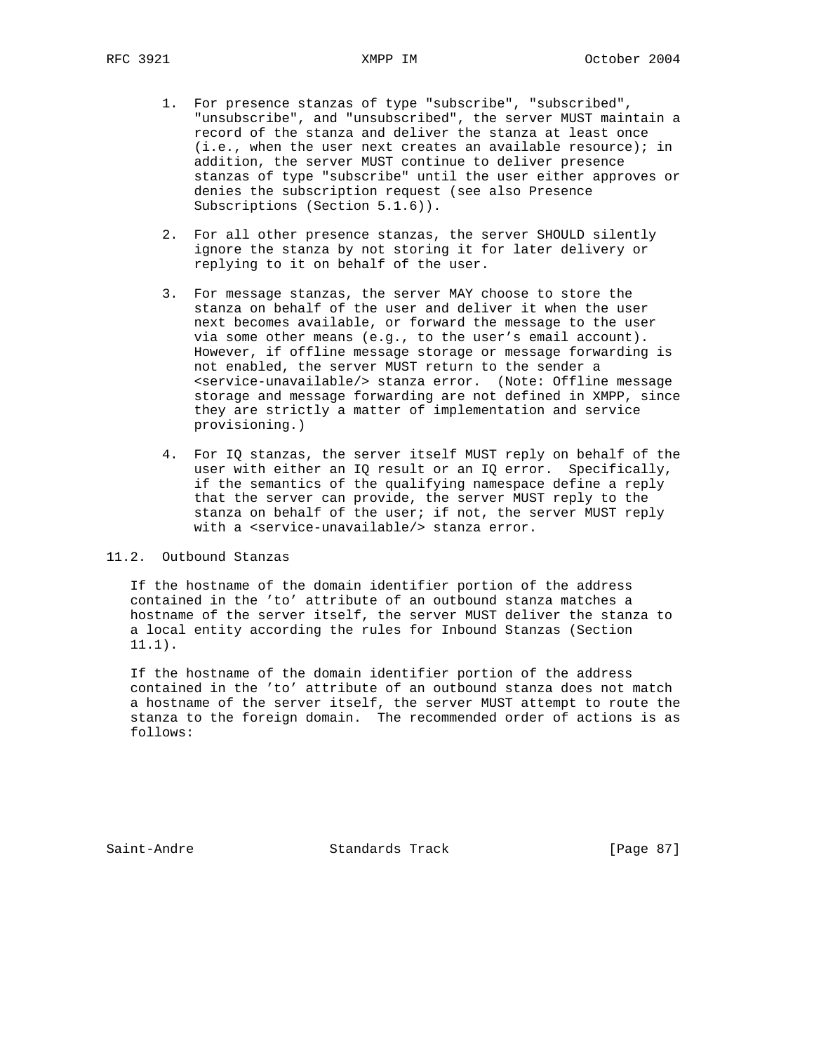1. For presence stanzas of type "subscribe", "subscribed", "unsubscribe", and "unsubscribed", the server MUST maintain a record of the stanza and deliver the stanza at least once (i.e., when the user next creates an available resource); in addition, the server MUST continue to deliver presence stanzas of type "subscribe" until the user either approves or denies the subscription request (see also Presence Subscriptions (Section 5.1.6)).

2. For all other presence stanzas, the server SHOULD silently ignore the stanza by not storing it for later delivery or replying to it on behalf of the user.

3. For message stanzas, the server MAY choose to store the stanza on behalf of the user and deliver it when the user next becomes available, or forward the message to the user via some other means (e.g., to the user's email account). However, if offline message storage or message forwarding is not enabled, the server MUST return to the sender a <service-unavailable/> stanza error. (Note: Offline message storage and message forwarding are not defined in XMPP, since they are strictly a matter of implementation and service provisioning.)

4. For IQ stanzas, the server itself MUST reply on behalf of the user with either an IQ result or an IQ error. Specifically, if the semantics of the qualifying namespace define a reply that the server can provide, the server MUST reply to the stanza on behalf of the user; if not, the server MUST reply with a <service-unavailable/> stanza error.

## 11.2. Outbound Stanzas

If the hostname of the domain identifier portion of the address contained in the 'to' attribute of an outbound stanza matches a hostname of the server itself, the server MUST deliver the stanza to a local entity according the rules for Inbound Stanzas (Section 11.1).

If the hostname of the domain identifier portion of the address contained in the 'to' attribute of an outbound stanza does not match a hostname of the server itself, the server MUST attempt to route the stanza to the foreign domain. The recommended order of actions is as follows: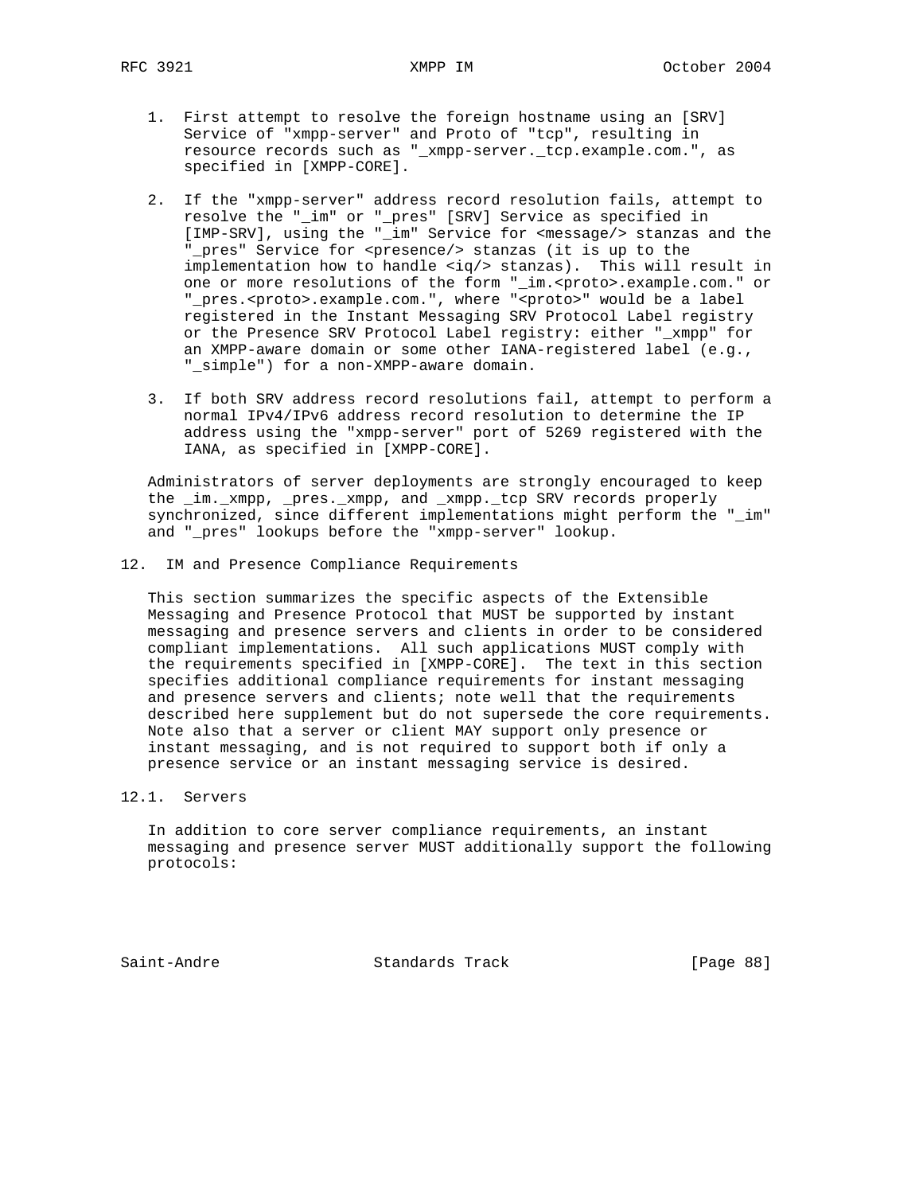1. First attempt to resolve the foreign hostname using an [SRV] Service of "xmpp-server" and Proto of "tcp", resulting in resource records such as "_xmpp-server._tcp.example.com.", as specified in [XMPP-CORE].

2. If the "xmpp-server" address record resolution fails, attempt to resolve the "_im" or "_pres" [SRV] Service as specified in [IMP-SRV], using the "_im" Service for <message/> stanzas and the "_pres" Service for <presence/> stanzas (it is up to the implementation how to handle <iq/> stanzas). This will result in one or more resolutions of the form "_im.<proto>.example.com." or "_pres.<proto>.example.com.", where "<proto>" would be a label registered in the Instant Messaging SRV Protocol Label registry or the Presence SRV Protocol Label registry: either "_xmpp" for an XMPP-aware domain or some other IANA-registered label (e.g., "_simple") for a non-XMPP-aware domain.

3. If both SRV address record resolutions fail, attempt to perform a normal IPv4/IPv6 address record resolution to determine the IP address using the "xmpp-server" port of 5269 registered with the IANA, as specified in [XMPP-CORE].

Administrators of server deployments are strongly encouraged to keep the _im._xmpp, _pres._xmpp, and _xmpp._tcp SRV records properly synchronized, since different implementations might perform the "_im" and "_pres" lookups before the "xmpp-server" lookup.

## 12. IM and Presence Compliance Requirements

This section summarizes the specific aspects of the Extensible Messaging and Presence Protocol that MUST be supported by instant messaging and presence servers and clients in order to be considered compliant implementations. All such applications MUST comply with the requirements specified in [XMPP-CORE]. The text in this section specifies additional compliance requirements for instant messaging and presence servers and clients; note well that the requirements described here supplement but do not supersede the core requirements. Note also that a server or client MAY support only presence or instant messaging, and is not required to support both if only a presence service or an instant messaging service is desired.

### 12.1. Servers

In addition to core server compliance requirements, an instant messaging and presence server MUST additionally support the following protocols: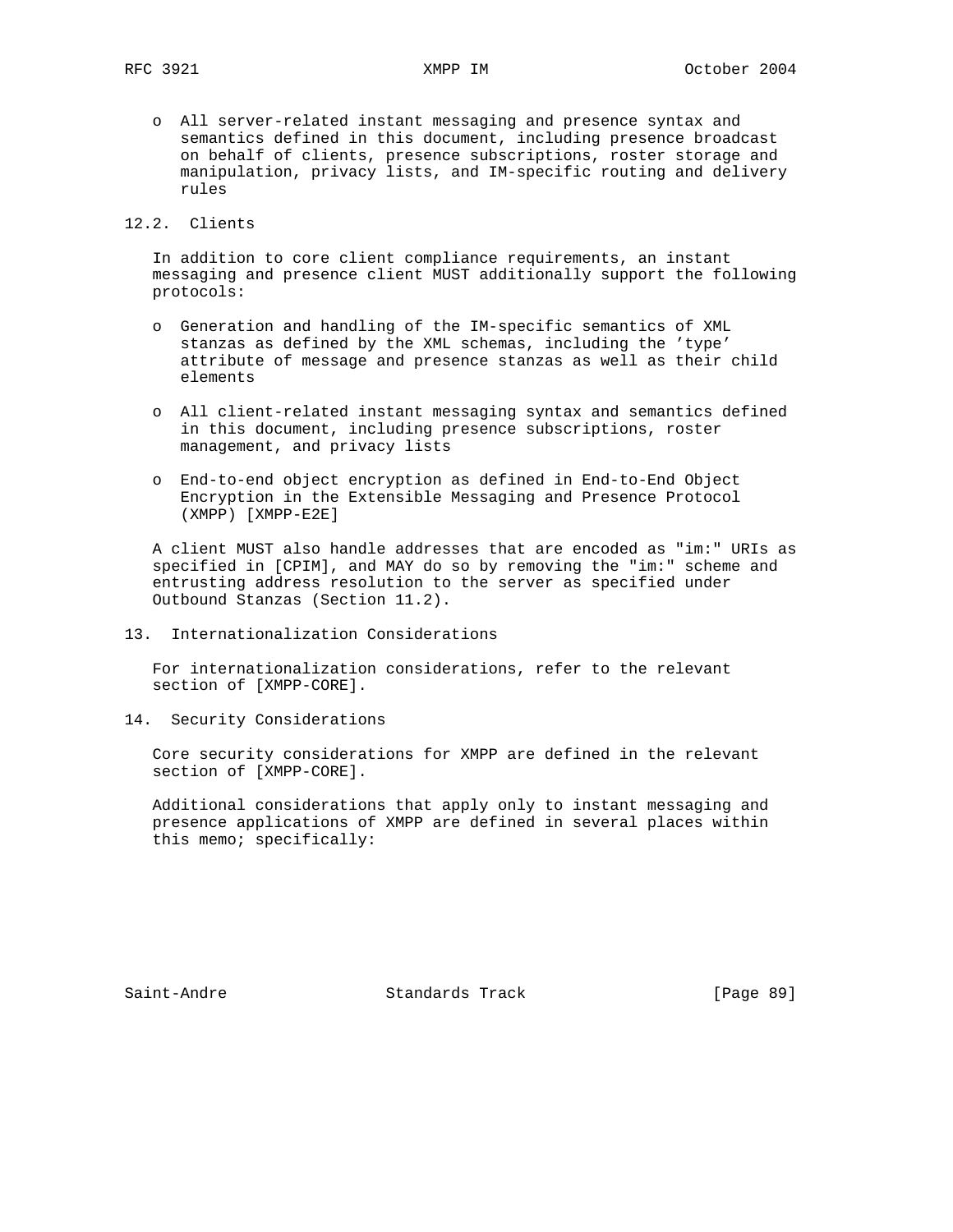- All server-related instant messaging and presence syntax and semantics defined in this document, including presence broadcast on behalf of clients, presence subscriptions, roster storage and manipulation, privacy lists, and IM-specific routing and delivery rules

## 12.2. Clients

In addition to core client compliance requirements, an instant messaging and presence client MUST additionally support the following protocols:

- Generation and handling of the IM-specific semantics of XML stanzas as defined by the XML schemas, including the 'type' attribute of message and presence stanzas as well as their child elements

- All client-related instant messaging syntax and semantics defined in this document, including presence subscriptions, roster management, and privacy lists

- End-to-end object encryption as defined in End-to-End Object Encryption in the Extensible Messaging and Presence Protocol (XMPP) [XMPP-E2E]

A client MUST also handle addresses that are encoded as "im:" URIs as specified in [CPIM], and MAY do so by removing the "im:" scheme and entrusting address resolution to the server as specified under Outbound Stanzas (Section 11.2).

# 13. Internationalization Considerations

For internationalization considerations, refer to the relevant section of [XMPP-CORE].

# 14. Security Considerations

Core security considerations for XMPP are defined in the relevant section of [XMPP-CORE].

Additional considerations that apply only to instant messaging and presence applications of XMPP are defined in several places within this memo; specifically: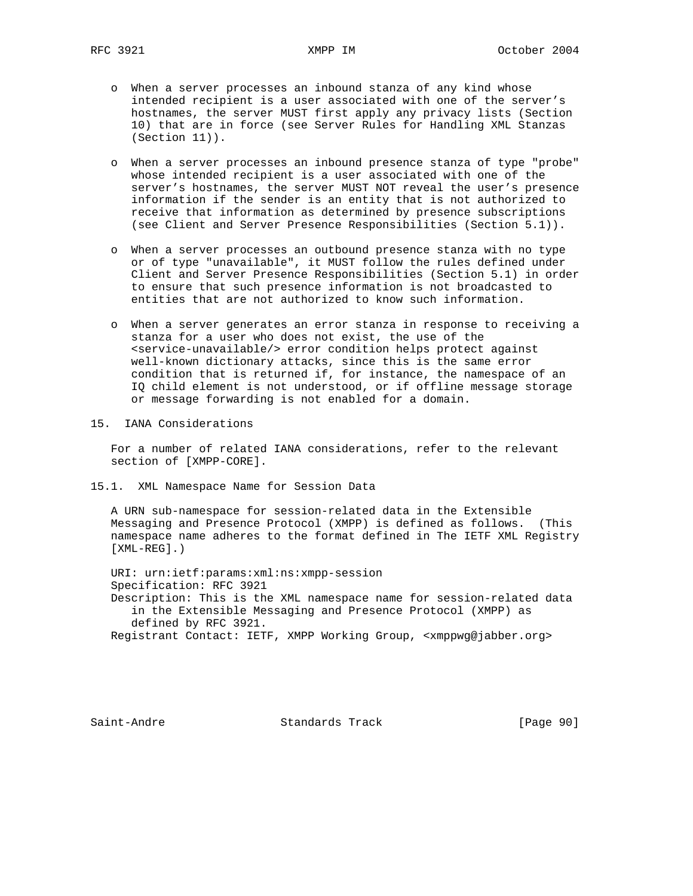- When a server processes an inbound stanza of any kind whose intended recipient is a user associated with one of the server's hostnames, the server MUST first apply any privacy lists (Section 10) that are in force (see Server Rules for Handling XML Stanzas (Section 11)).

- When a server processes an inbound presence stanza of type "probe" whose intended recipient is a user associated with one of the server's hostnames, the server MUST NOT reveal the user's presence information if the sender is an entity that is not authorized to receive that information as determined by presence subscriptions (see Client and Server Presence Responsibilities (Section 5.1)).

- When a server processes an outbound presence stanza with no type or of type "unavailable", it MUST follow the rules defined under Client and Server Presence Responsibilities (Section 5.1) in order to ensure that such presence information is not broadcasted to entities that are not authorized to know such information.

- When a server generates an error stanza in response to receiving a stanza for a user who does not exist, the use of the <service-unavailable/> error condition helps protect against well-known dictionary attacks, since this is the same error condition that is returned if, for instance, the namespace of an IQ child element is not understood, or if offline message storage or message forwarding is not enabled for a domain.

## 15. IANA Considerations

For a number of related IANA considerations, refer to the relevant section of [XMPP-CORE].

### 15.1. XML Namespace Name for Session Data

A URN sub-namespace for session-related data in the Extensible Messaging and Presence Protocol (XMPP) is defined as follows. (This namespace name adheres to the format defined in The IETF XML Registry [XML-REG].)

URI: urn:ietf:params:xml:ns:xmpp-session
Specification: RFC 3921
Description: This is the XML namespace name for session-related data in the Extensible Messaging and Presence Protocol (XMPP) as defined by RFC 3921.
Registrant Contact: IETF, XMPP Working Group, <xmppwg@jabber.org>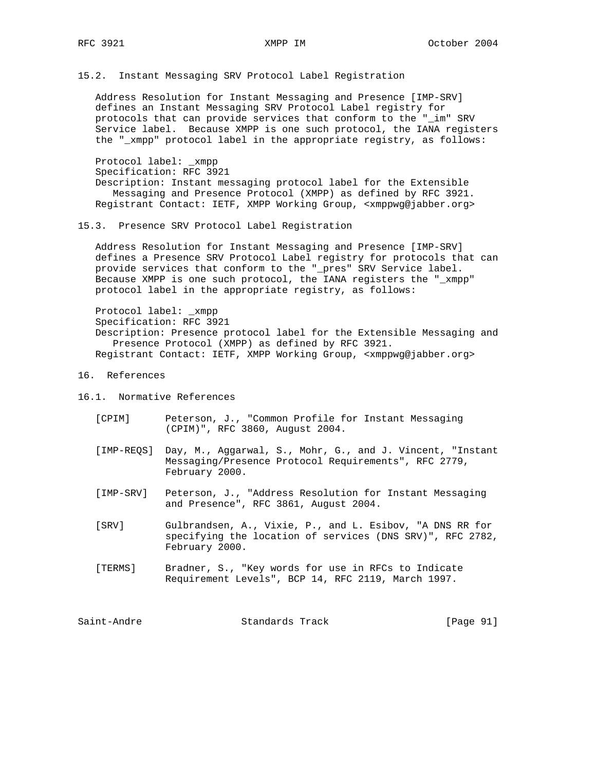## 15.2. Instant Messaging SRV Protocol Label Registration

Address Resolution for Instant Messaging and Presence [IMP-SRV] defines an Instant Messaging SRV Protocol Label registry for protocols that can provide services that conform to the "_im" SRV Service label. Because XMPP is one such protocol, the IANA registers the "_xmpp" protocol label in the appropriate registry, as follows:

Protocol label: _xmpp
Specification: RFC 3921
Description: Instant messaging protocol label for the Extensible Messaging and Presence Protocol (XMPP) as defined by RFC 3921.
Registrant Contact: IETF, XMPP Working Group, <xmppwg@jabber.org>

## 15.3. Presence SRV Protocol Label Registration

Address Resolution for Instant Messaging and Presence [IMP-SRV] defines a Presence SRV Protocol Label registry for protocols that can provide services that conform to the "_pres" SRV Service label. Because XMPP is one such protocol, the IANA registers the "_xmpp" protocol label in the appropriate registry, as follows:

Protocol label: _xmpp
Specification: RFC 3921
Description: Presence protocol label for the Extensible Messaging and Presence Protocol (XMPP) as defined by RFC 3921.
Registrant Contact: IETF, XMPP Working Group, <xmppwg@jabber.org>

# 16. References

## 16.1. Normative References

[CPIM] Peterson, J., "Common Profile for Instant Messaging (CPIM)", RFC 3860, August 2004.

[IMP-REQS] Day, M., Aggarwal, S., Mohr, G., and J. Vincent, "Instant Messaging/Presence Protocol Requirements", RFC 2779, February 2000.

[IMP-SRV] Peterson, J., "Address Resolution for Instant Messaging and Presence", RFC 3861, August 2004.

[SRV] Gulbrandsen, A., Vixie, P., and L. Esibov, "A DNS RR for specifying the location of services (DNS SRV)", RFC 2782, February 2000.

[TERMS] Bradner, S., "Key words for use in RFCs to Indicate Requirement Levels", BCP 14, RFC 2119, March 1997.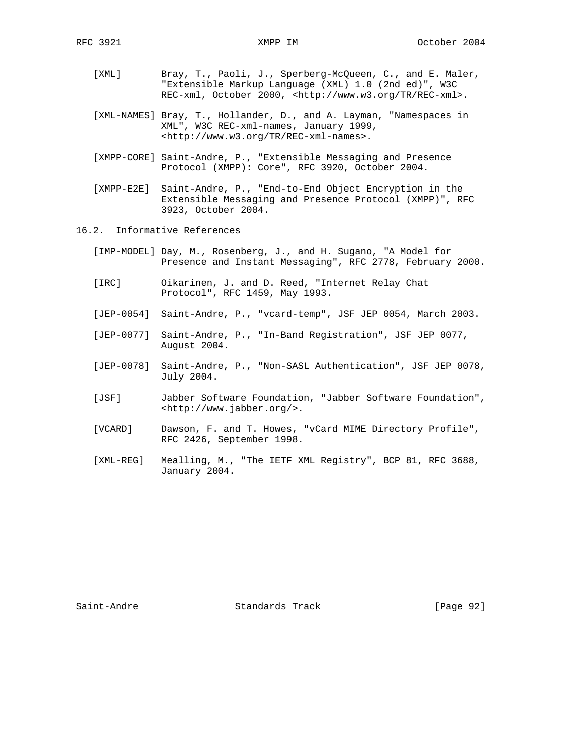[XML] Bray, T., Paoli, J., Sperberg-McQueen, C., and E. Maler, "Extensible Markup Language (XML) 1.0 (2nd ed)", W3C REC-xml, October 2000, <http://www.w3.org/TR/REC-xml>.

[XML-NAMES] Bray, T., Hollander, D., and A. Layman, "Namespaces in XML", W3C REC-xml-names, January 1999, <http://www.w3.org/TR/REC-xml-names>.

[XMPP-CORE] Saint-Andre, P., "Extensible Messaging and Presence Protocol (XMPP): Core", RFC 3920, October 2004.

[XMPP-E2E] Saint-Andre, P., "End-to-End Object Encryption in the Extensible Messaging and Presence Protocol (XMPP)", RFC 3923, October 2004.

## 16.2. Informative References

[IMP-MODEL] Day, M., Rosenberg, J., and H. Sugano, "A Model for Presence and Instant Messaging", RFC 2778, February 2000.

[IRC] Oikarinen, J. and D. Reed, "Internet Relay Chat Protocol", RFC 1459, May 1993.

[JEP-0054] Saint-Andre, P., "vcard-temp", JSF JEP 0054, March 2003.

[JEP-0077] Saint-Andre, P., "In-Band Registration", JSF JEP 0077, August 2004.

[JEP-0078] Saint-Andre, P., "Non-SASL Authentication", JSF JEP 0078, July 2004.

[JSF] Jabber Software Foundation, "Jabber Software Foundation", <http://www.jabber.org/>.

[VCARD] Dawson, F. and T. Howes, "vCard MIME Directory Profile", RFC 2426, September 1998.

[XML-REG] Mealling, M., "The IETF XML Registry", BCP 81, RFC 3688, January 2004.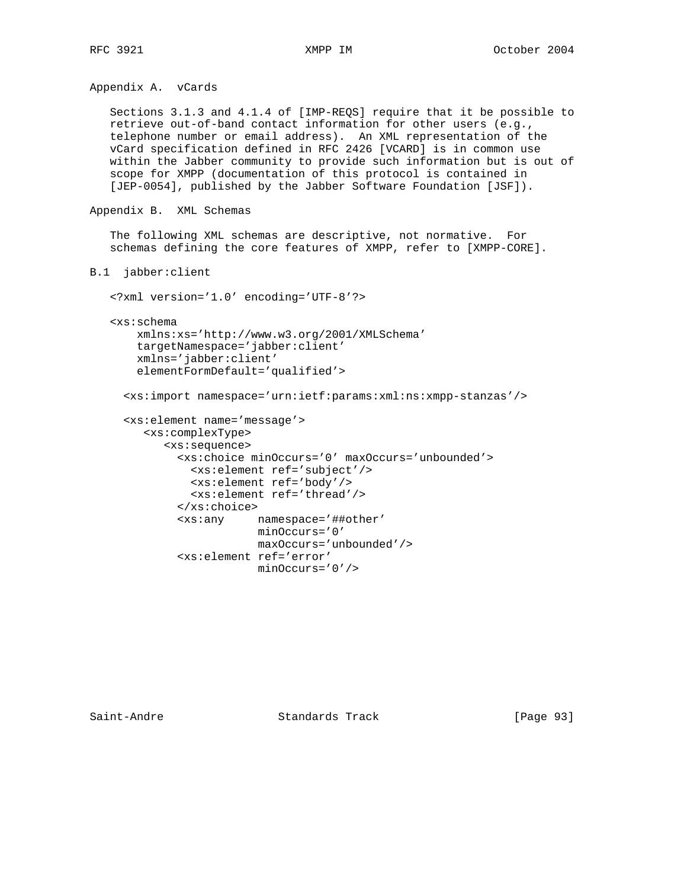## Appendix A. vCards

Sections 3.1.3 and 4.1.4 of [IMP-REQS] require that it be possible to retrieve out-of-band contact information for other users (e.g., telephone number or email address). An XML representation of the vCard specification defined in RFC 2426 [VCARD] is in common use within the Jabber community to provide such information but is out of scope for XMPP (documentation of this protocol is contained in [JEP-0054], published by the Jabber Software Foundation [JSF]).

## Appendix B. XML Schemas

The following XML schemas are descriptive, not normative. For schemas defining the core features of XMPP, refer to [XMPP-CORE].

### B.1 jabber:client

```
<?xml version='1.0' encoding='UTF-8'?>

<xs:schema
    xmlns:xs='http://www.w3.org/2001/XMLSchema'
    targetNamespace='jabber:client'
    xmlns='jabber:client'
    elementFormDefault='qualified'>

  <xs:import namespace='urn:ietf:params:xml:ns:xmpp-stanzas'/>

  <xs:element name='message'>
     <xs:complexType>
        <xs:sequence>
          <xs:choice minOccurs='0' maxOccurs='unbounded'>
            <xs:element ref='subject'/>
            <xs:element ref='body'/>
            <xs:element ref='thread'/>
          </xs:choice>
          <xs:any     namespace='##other'
                      minOccurs='0'
                      maxOccurs='unbounded'/>
          <xs:element ref='error'
                      minOccurs='0'/>
```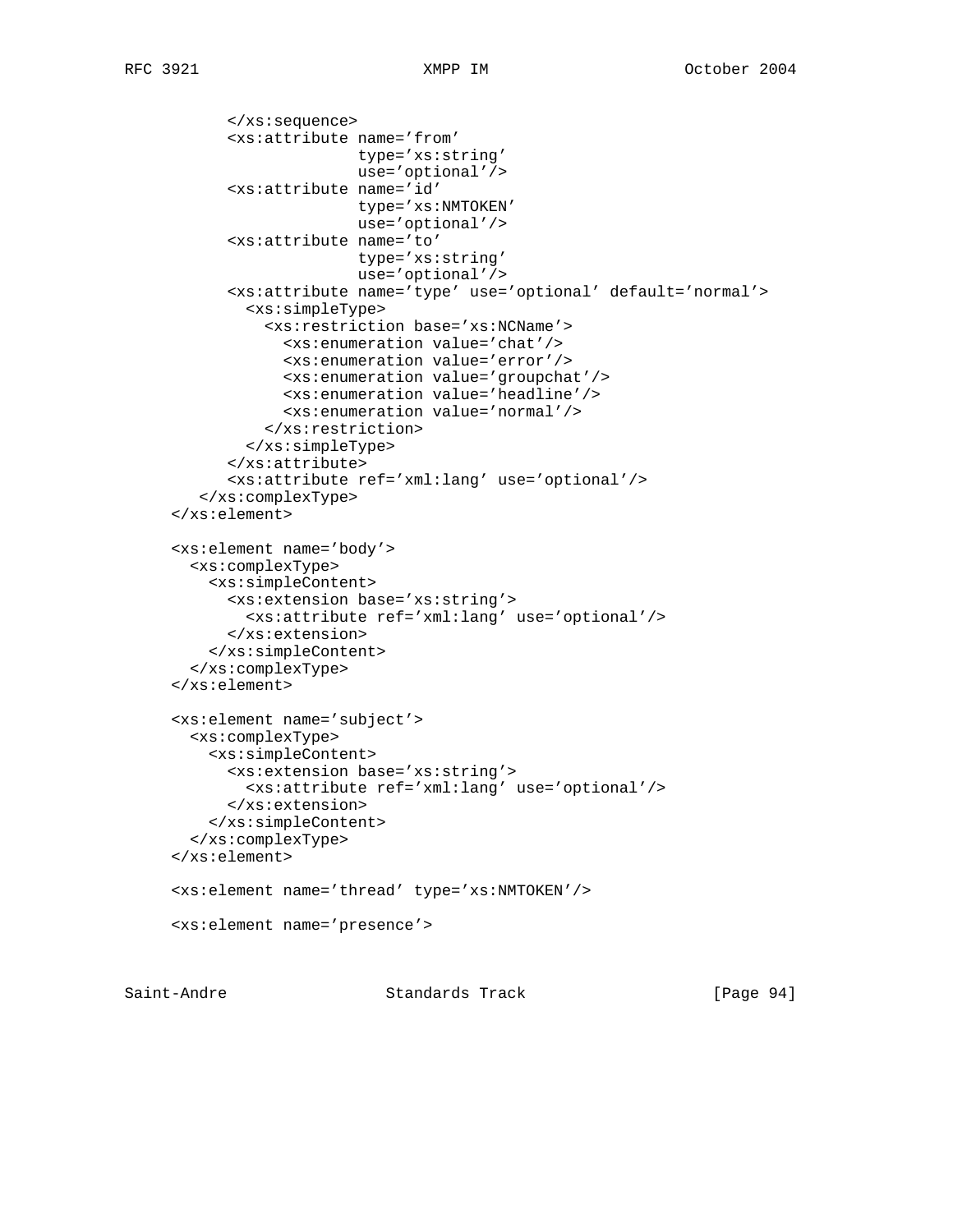```
          </xs:sequence>
          <xs:attribute name='from'
                        type='xs:string'
                        use='optional'/>
          <xs:attribute name='id'
                        type='xs:NMTOKEN'
                        use='optional'/>
          <xs:attribute name='to'
                        type='xs:string'
                        use='optional'/>
          <xs:attribute name='type' use='optional' default='normal'>
            <xs:simpleType>
              <xs:restriction base='xs:NCName'>
                <xs:enumeration value='chat'/>
                <xs:enumeration value='error'/>
                <xs:enumeration value='groupchat'/>
                <xs:enumeration value='headline'/>
                <xs:enumeration value='normal'/>
              </xs:restriction>
            </xs:simpleType>
          </xs:attribute>
          <xs:attribute ref='xml:lang' use='optional'/>
       </xs:complexType>
    </xs:element>

    <xs:element name='body'>
      <xs:complexType>
        <xs:simpleContent>
          <xs:extension base='xs:string'>
            <xs:attribute ref='xml:lang' use='optional'/>
          </xs:extension>
        </xs:simpleContent>
      </xs:complexType>
    </xs:element>

    <xs:element name='subject'>
      <xs:complexType>
        <xs:simpleContent>
          <xs:extension base='xs:string'>
            <xs:attribute ref='xml:lang' use='optional'/>
          </xs:extension>
        </xs:simpleContent>
      </xs:complexType>
    </xs:element>

    <xs:element name='thread' type='xs:NMTOKEN'/>

    <xs:element name='presence'>
```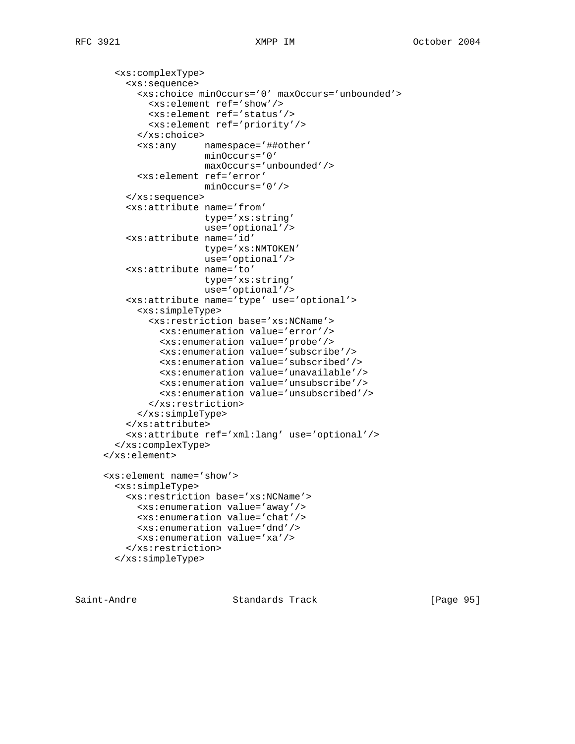```
      <xs:complexType>
        <xs:sequence>
          <xs:choice minOccurs='0' maxOccurs='unbounded'>
            <xs:element ref='show'/>
            <xs:element ref='status'/>
            <xs:element ref='priority'/>
          </xs:choice>
          <xs:any     namespace='##other'
                      minOccurs='0'
                      maxOccurs='unbounded'/>
          <xs:element ref='error'
                      minOccurs='0'/>
        </xs:sequence>
        <xs:attribute name='from'
                      type='xs:string'
                      use='optional'/>
        <xs:attribute name='id'
                      type='xs:NMTOKEN'
                      use='optional'/>
        <xs:attribute name='to'
                      type='xs:string'
                      use='optional'/>
        <xs:attribute name='type' use='optional'>
          <xs:simpleType>
            <xs:restriction base='xs:NCName'>
              <xs:enumeration value='error'/>
              <xs:enumeration value='probe'/>
              <xs:enumeration value='subscribe'/>
              <xs:enumeration value='subscribed'/>
              <xs:enumeration value='unavailable'/>
              <xs:enumeration value='unsubscribe'/>
              <xs:enumeration value='unsubscribed'/>
            </xs:restriction>
          </xs:simpleType>
        </xs:attribute>
        <xs:attribute ref='xml:lang' use='optional'/>
      </xs:complexType>
    </xs:element>

    <xs:element name='show'>
      <xs:simpleType>
        <xs:restriction base='xs:NCName'>
          <xs:enumeration value='away'/>
          <xs:enumeration value='chat'/>
          <xs:enumeration value='dnd'/>
          <xs:enumeration value='xa'/>
        </xs:restriction>
      </xs:simpleType>
```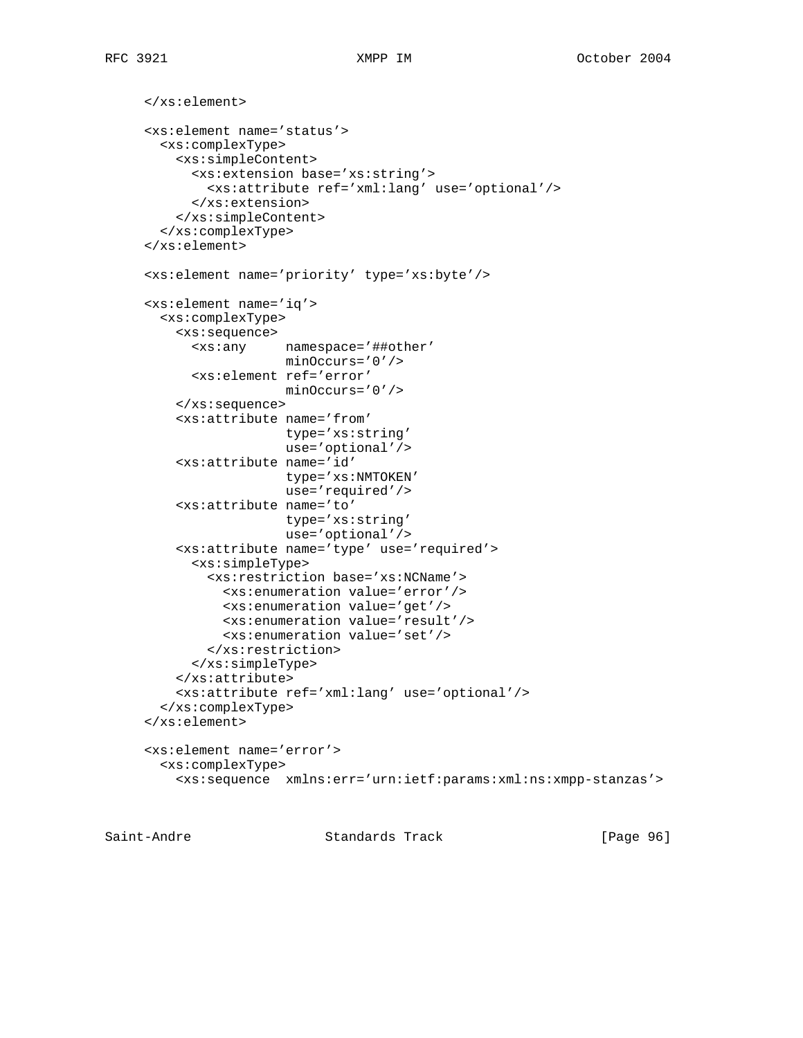```
   </xs:element>

   <xs:element name='status'>
     <xs:complexType>
       <xs:simpleContent>
         <xs:extension base='xs:string'>
           <xs:attribute ref='xml:lang' use='optional'/>
         </xs:extension>
       </xs:simpleContent>
     </xs:complexType>
   </xs:element>

   <xs:element name='priority' type='xs:byte'/>

   <xs:element name='iq'>
     <xs:complexType>
       <xs:sequence>
         <xs:any     namespace='##other'
                     minOccurs='0'/>
         <xs:element ref='error'
                     minOccurs='0'/>
       </xs:sequence>
       <xs:attribute name='from'
                     type='xs:string'
                     use='optional'/>
       <xs:attribute name='id'
                     type='xs:NMTOKEN'
                     use='required'/>
       <xs:attribute name='to'
                     type='xs:string'
                     use='optional'/>
       <xs:attribute name='type' use='required'>
         <xs:simpleType>
           <xs:restriction base='xs:NCName'>
             <xs:enumeration value='error'/>
             <xs:enumeration value='get'/>
             <xs:enumeration value='result'/>
             <xs:enumeration value='set'/>
           </xs:restriction>
         </xs:simpleType>
       </xs:attribute>
       <xs:attribute ref='xml:lang' use='optional'/>
     </xs:complexType>
   </xs:element>

   <xs:element name='error'>
     <xs:complexType>
       <xs:sequence  xmlns:err='urn:ietf:params:xml:ns:xmpp-stanzas'>
```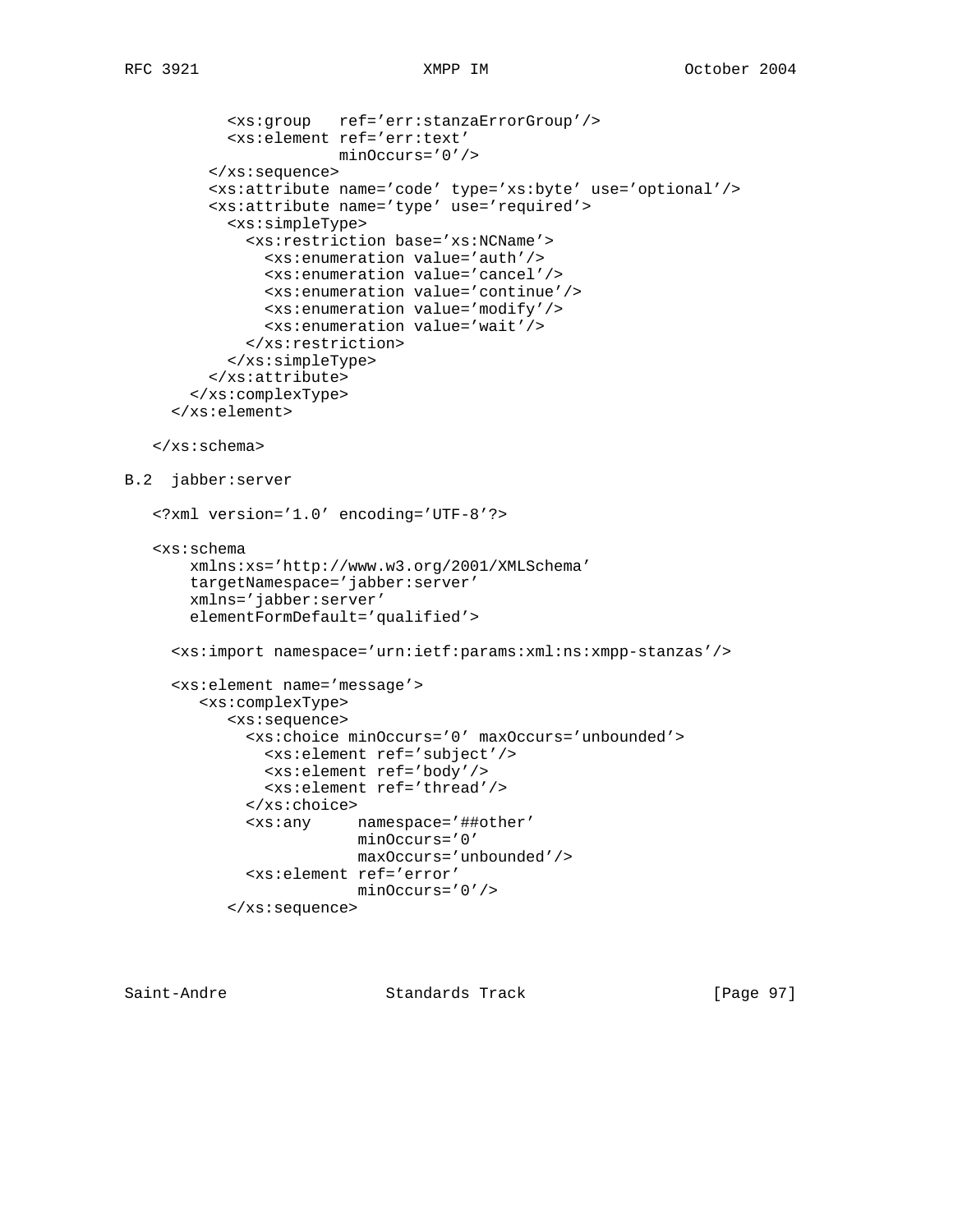```
          <xs:group   ref='err:stanzaErrorGroup'/>
          <xs:element ref='err:text'
                      minOccurs='0'/>
        </xs:sequence>
        <xs:attribute name='code' type='xs:byte' use='optional'/>
        <xs:attribute name='type' use='required'>
          <xs:simpleType>
            <xs:restriction base='xs:NCName'>
              <xs:enumeration value='auth'/>
              <xs:enumeration value='cancel'/>
              <xs:enumeration value='continue'/>
              <xs:enumeration value='modify'/>
              <xs:enumeration value='wait'/>
            </xs:restriction>
          </xs:simpleType>
        </xs:attribute>
      </xs:complexType>
    </xs:element>

  </xs:schema>
```

## B.2 jabber:server

```
  <?xml version='1.0' encoding='UTF-8'?>

  <xs:schema
      xmlns:xs='http://www.w3.org/2001/XMLSchema'
      targetNamespace='jabber:server'
      xmlns='jabber:server'
      elementFormDefault='qualified'>

    <xs:import namespace='urn:ietf:params:xml:ns:xmpp-stanzas'/>

    <xs:element name='message'>
       <xs:complexType>
          <xs:sequence>
            <xs:choice minOccurs='0' maxOccurs='unbounded'>
              <xs:element ref='subject'/>
              <xs:element ref='body'/>
              <xs:element ref='thread'/>
            </xs:choice>
            <xs:any     namespace='##other'
                        minOccurs='0'
                        maxOccurs='unbounded'/>
            <xs:element ref='error'
                        minOccurs='0'/>
          </xs:sequence>
```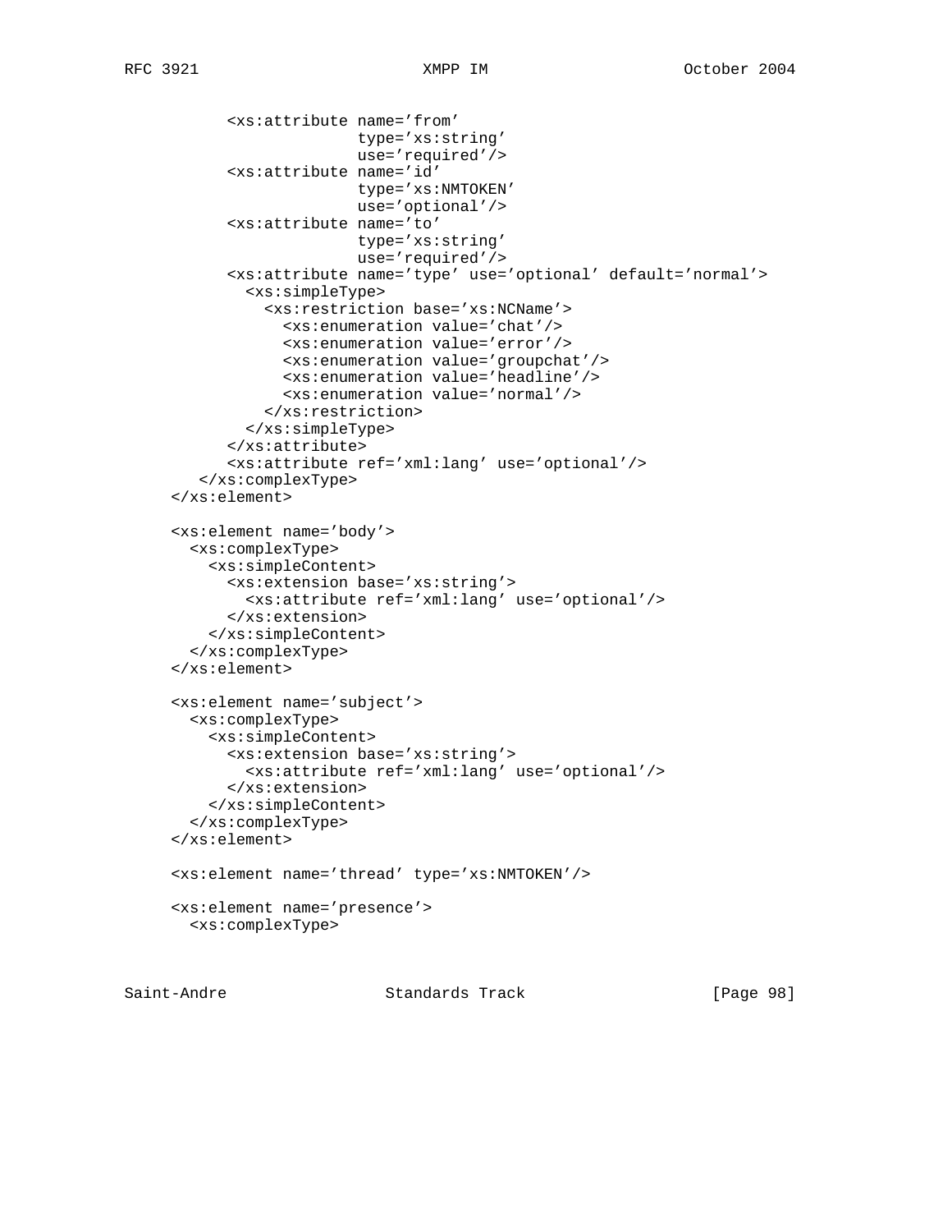```
          <xs:attribute name='from'
                        type='xs:string'
                        use='required'/>
          <xs:attribute name='id'
                        type='xs:NMTOKEN'
                        use='optional'/>
          <xs:attribute name='to'
                        type='xs:string'
                        use='required'/>
          <xs:attribute name='type' use='optional' default='normal'>
            <xs:simpleType>
              <xs:restriction base='xs:NCName'>
                <xs:enumeration value='chat'/>
                <xs:enumeration value='error'/>
                <xs:enumeration value='groupchat'/>
                <xs:enumeration value='headline'/>
                <xs:enumeration value='normal'/>
              </xs:restriction>
            </xs:simpleType>
          </xs:attribute>
          <xs:attribute ref='xml:lang' use='optional'/>
       </xs:complexType>
    </xs:element>

    <xs:element name='body'>
      <xs:complexType>
        <xs:simpleContent>
          <xs:extension base='xs:string'>
            <xs:attribute ref='xml:lang' use='optional'/>
          </xs:extension>
        </xs:simpleContent>
      </xs:complexType>
    </xs:element>

    <xs:element name='subject'>
      <xs:complexType>
        <xs:simpleContent>
          <xs:extension base='xs:string'>
            <xs:attribute ref='xml:lang' use='optional'/>
          </xs:extension>
        </xs:simpleContent>
      </xs:complexType>
    </xs:element>

    <xs:element name='thread' type='xs:NMTOKEN'/>

    <xs:element name='presence'>
      <xs:complexType>
```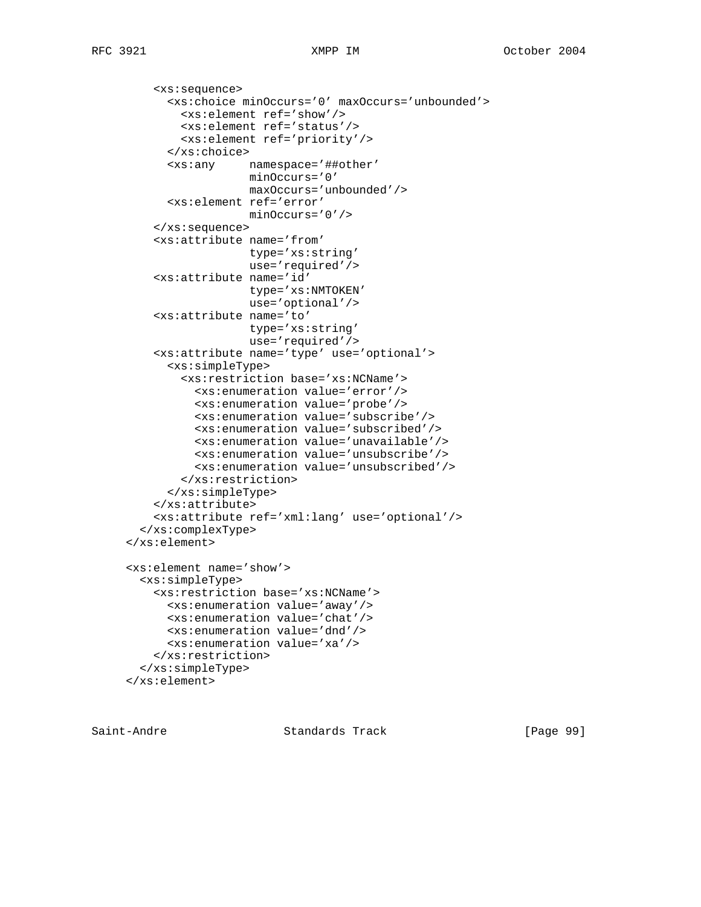```
      <xs:sequence>
        <xs:choice minOccurs='0' maxOccurs='unbounded'>
          <xs:element ref='show'/>
          <xs:element ref='status'/>
          <xs:element ref='priority'/>
        </xs:choice>
        <xs:any     namespace='##other'
                    minOccurs='0'
                    maxOccurs='unbounded'/>
        <xs:element ref='error'
                    minOccurs='0'/>
      </xs:sequence>
      <xs:attribute name='from'
                    type='xs:string'
                    use='required'/>
      <xs:attribute name='id'
                    type='xs:NMTOKEN'
                    use='optional'/>
      <xs:attribute name='to'
                    type='xs:string'
                    use='required'/>
      <xs:attribute name='type' use='optional'>
        <xs:simpleType>
          <xs:restriction base='xs:NCName'>
            <xs:enumeration value='error'/>
            <xs:enumeration value='probe'/>
            <xs:enumeration value='subscribe'/>
            <xs:enumeration value='subscribed'/>
            <xs:enumeration value='unavailable'/>
            <xs:enumeration value='unsubscribe'/>
            <xs:enumeration value='unsubscribed'/>
          </xs:restriction>
        </xs:simpleType>
      </xs:attribute>
      <xs:attribute ref='xml:lang' use='optional'/>
    </xs:complexType>
  </xs:element>

  <xs:element name='show'>
    <xs:simpleType>
      <xs:restriction base='xs:NCName'>
        <xs:enumeration value='away'/>
        <xs:enumeration value='chat'/>
        <xs:enumeration value='dnd'/>
        <xs:enumeration value='xa'/>
      </xs:restriction>
    </xs:simpleType>
  </xs:element>
```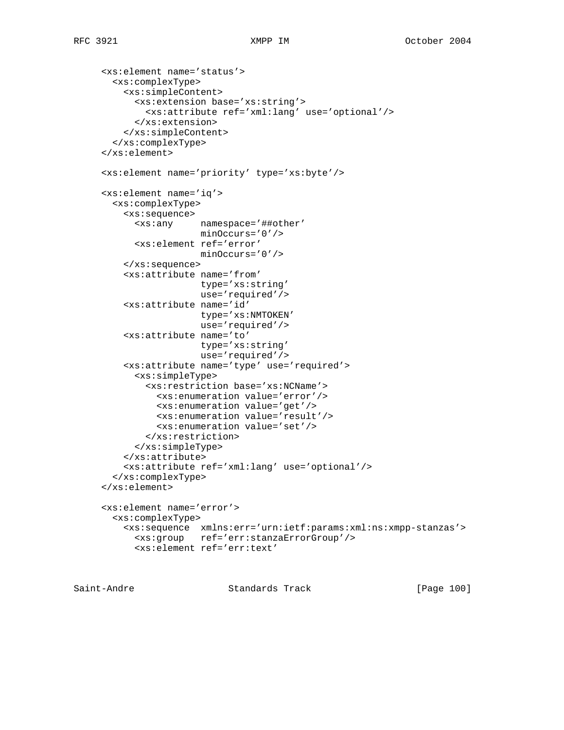```
<xs:element name='status'>
  <xs:complexType>
    <xs:simpleContent>
      <xs:extension base='xs:string'>
        <xs:attribute ref='xml:lang' use='optional'/>
      </xs:extension>
    </xs:simpleContent>
  </xs:complexType>
</xs:element>

<xs:element name='priority' type='xs:byte'/>

<xs:element name='iq'>
  <xs:complexType>
    <xs:sequence>
      <xs:any     namespace='##other'
                  minOccurs='0'/>
      <xs:element ref='error'
                  minOccurs='0'/>
    </xs:sequence>
    <xs:attribute name='from'
                  type='xs:string'
                  use='required'/>
    <xs:attribute name='id'
                  type='xs:NMTOKEN'
                  use='required'/>
    <xs:attribute name='to'
                  type='xs:string'
                  use='required'/>
    <xs:attribute name='type' use='required'>
      <xs:simpleType>
        <xs:restriction base='xs:NCName'>
          <xs:enumeration value='error'/>
          <xs:enumeration value='get'/>
          <xs:enumeration value='result'/>
          <xs:enumeration value='set'/>
        </xs:restriction>
      </xs:simpleType>
    </xs:attribute>
    <xs:attribute ref='xml:lang' use='optional'/>
  </xs:complexType>
</xs:element>

<xs:element name='error'>
  <xs:complexType>
    <xs:sequence  xmlns:err='urn:ietf:params:xml:ns:xmpp-stanzas'>
      <xs:group   ref='err:stanzaErrorGroup'/>
      <xs:element ref='err:text'
```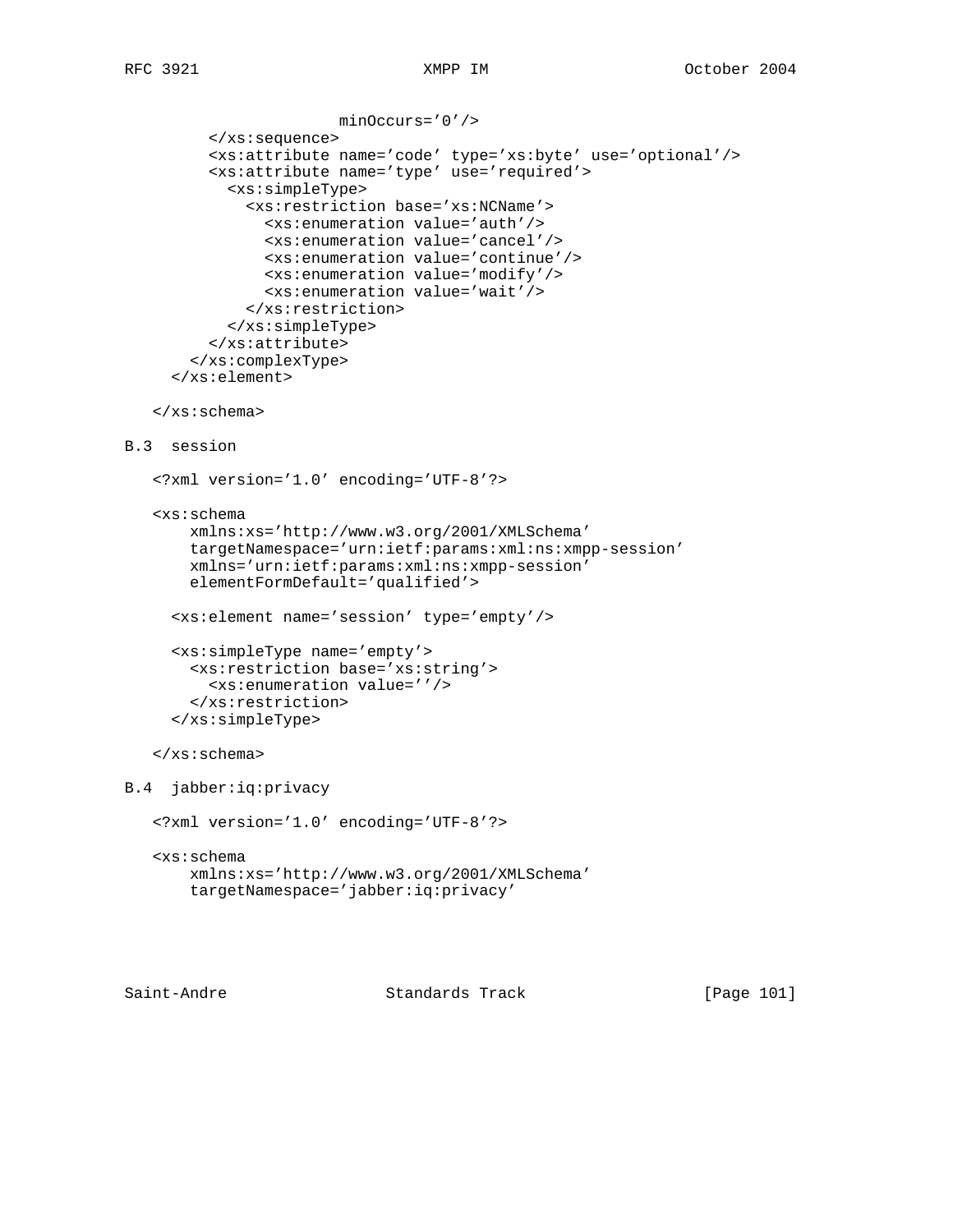```
                    minOccurs='0'/>
      </xs:sequence>
      <xs:attribute name='code' type='xs:byte' use='optional'/>
      <xs:attribute name='type' use='required'>
        <xs:simpleType>
          <xs:restriction base='xs:NCName'>
            <xs:enumeration value='auth'/>
            <xs:enumeration value='cancel'/>
            <xs:enumeration value='continue'/>
            <xs:enumeration value='modify'/>
            <xs:enumeration value='wait'/>
          </xs:restriction>
        </xs:simpleType>
      </xs:attribute>
    </xs:complexType>
  </xs:element>

</xs:schema>
```

## B.3 session

```
<?xml version='1.0' encoding='UTF-8'?>

<xs:schema
    xmlns:xs='http://www.w3.org/2001/XMLSchema'
    targetNamespace='urn:ietf:params:xml:ns:xmpp-session'
    xmlns='urn:ietf:params:xml:ns:xmpp-session'
    elementFormDefault='qualified'>

  <xs:element name='session' type='empty'/>

  <xs:simpleType name='empty'>
    <xs:restriction base='xs:string'>
      <xs:enumeration value=''/>
    </xs:restriction>
  </xs:simpleType>

</xs:schema>
```

## B.4 jabber:iq:privacy

```
<?xml version='1.0' encoding='UTF-8'?>

<xs:schema
    xmlns:xs='http://www.w3.org/2001/XMLSchema'
    targetNamespace='jabber:iq:privacy'
```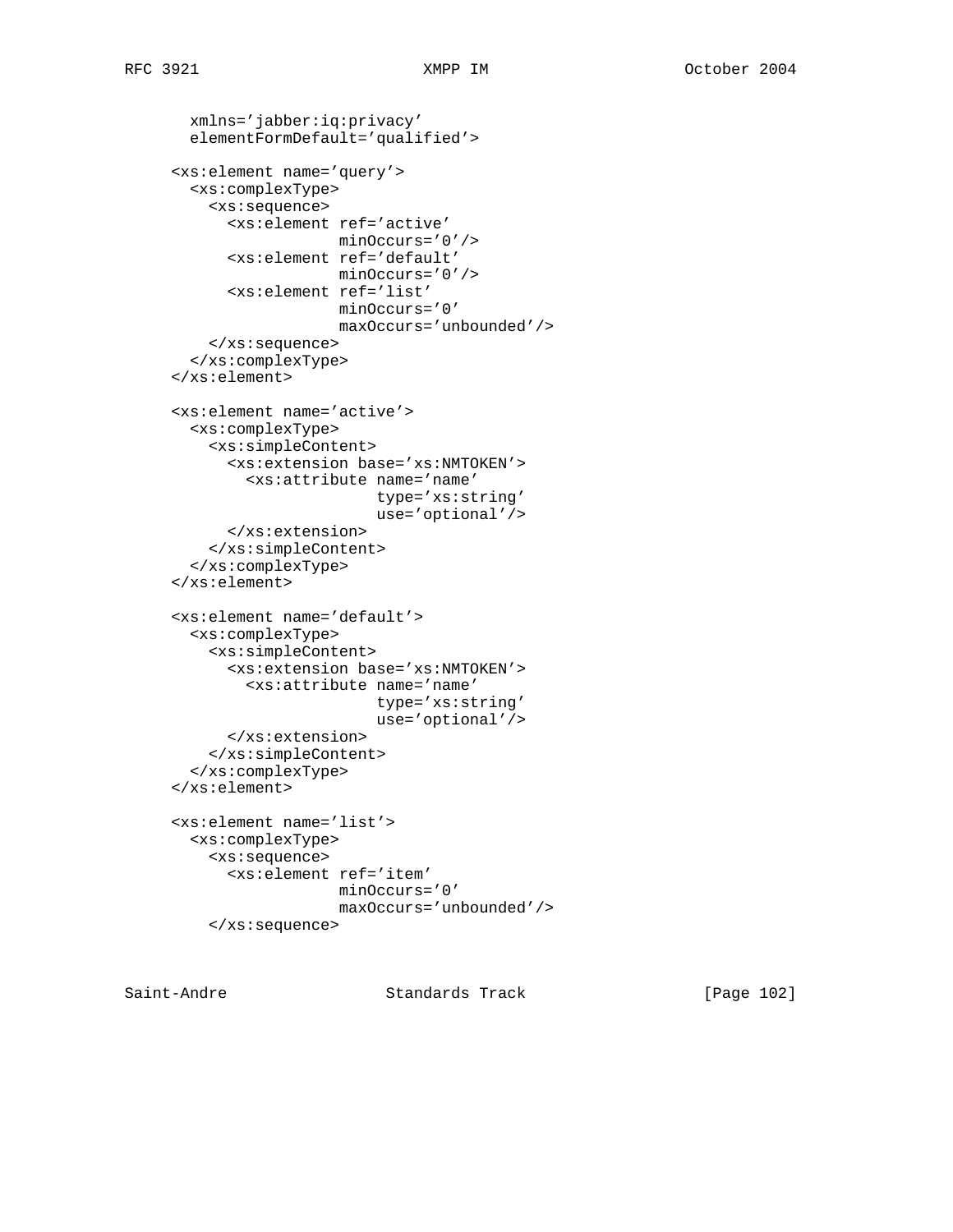```
       xmlns='jabber:iq:privacy'
       elementFormDefault='qualified'>

     <xs:element name='query'>
       <xs:complexType>
         <xs:sequence>
           <xs:element ref='active'
                       minOccurs='0'/>
           <xs:element ref='default'
                       minOccurs='0'/>
           <xs:element ref='list'
                       minOccurs='0'
                       maxOccurs='unbounded'/>
         </xs:sequence>
       </xs:complexType>
     </xs:element>

     <xs:element name='active'>
       <xs:complexType>
         <xs:simpleContent>
           <xs:extension base='xs:NMTOKEN'>
             <xs:attribute name='name'
                           type='xs:string'
                           use='optional'/>
           </xs:extension>
         </xs:simpleContent>
       </xs:complexType>
     </xs:element>

     <xs:element name='default'>
       <xs:complexType>
         <xs:simpleContent>
           <xs:extension base='xs:NMTOKEN'>
             <xs:attribute name='name'
                           type='xs:string'
                           use='optional'/>
           </xs:extension>
         </xs:simpleContent>
       </xs:complexType>
     </xs:element>

     <xs:element name='list'>
       <xs:complexType>
         <xs:sequence>
           <xs:element ref='item'
                       minOccurs='0'
                       maxOccurs='unbounded'/>
         </xs:sequence>
```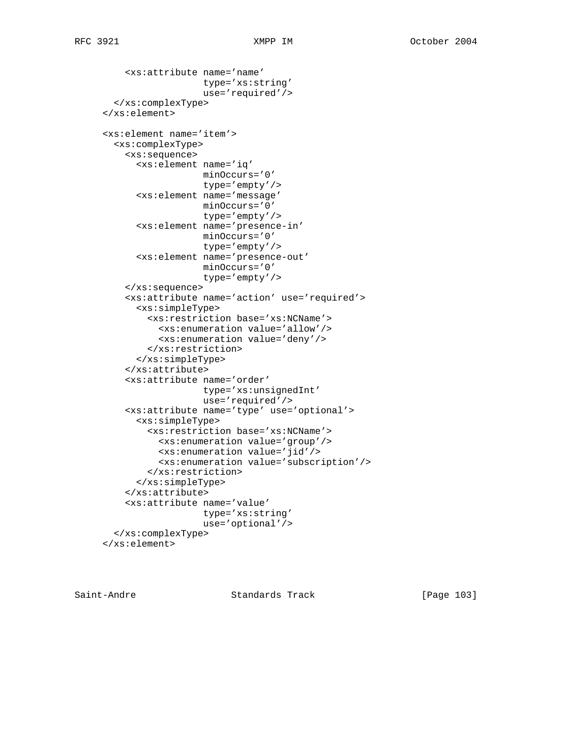```
        <xs:attribute name='name'
                      type='xs:string'
                      use='required'/>
      </xs:complexType>
    </xs:element>

    <xs:element name='item'>
      <xs:complexType>
        <xs:sequence>
          <xs:element name='iq'
                      minOccurs='0'
                      type='empty'/>
          <xs:element name='message'
                      minOccurs='0'
                      type='empty'/>
          <xs:element name='presence-in'
                      minOccurs='0'
                      type='empty'/>
          <xs:element name='presence-out'
                      minOccurs='0'
                      type='empty'/>
        </xs:sequence>
        <xs:attribute name='action' use='required'>
          <xs:simpleType>
            <xs:restriction base='xs:NCName'>
              <xs:enumeration value='allow'/>
              <xs:enumeration value='deny'/>
            </xs:restriction>
          </xs:simpleType>
        </xs:attribute>
        <xs:attribute name='order'
                      type='xs:unsignedInt'
                      use='required'/>
        <xs:attribute name='type' use='optional'>
          <xs:simpleType>
            <xs:restriction base='xs:NCName'>
              <xs:enumeration value='group'/>
              <xs:enumeration value='jid'/>
              <xs:enumeration value='subscription'/>
            </xs:restriction>
          </xs:simpleType>
        </xs:attribute>
        <xs:attribute name='value'
                      type='xs:string'
                      use='optional'/>
      </xs:complexType>
    </xs:element>
```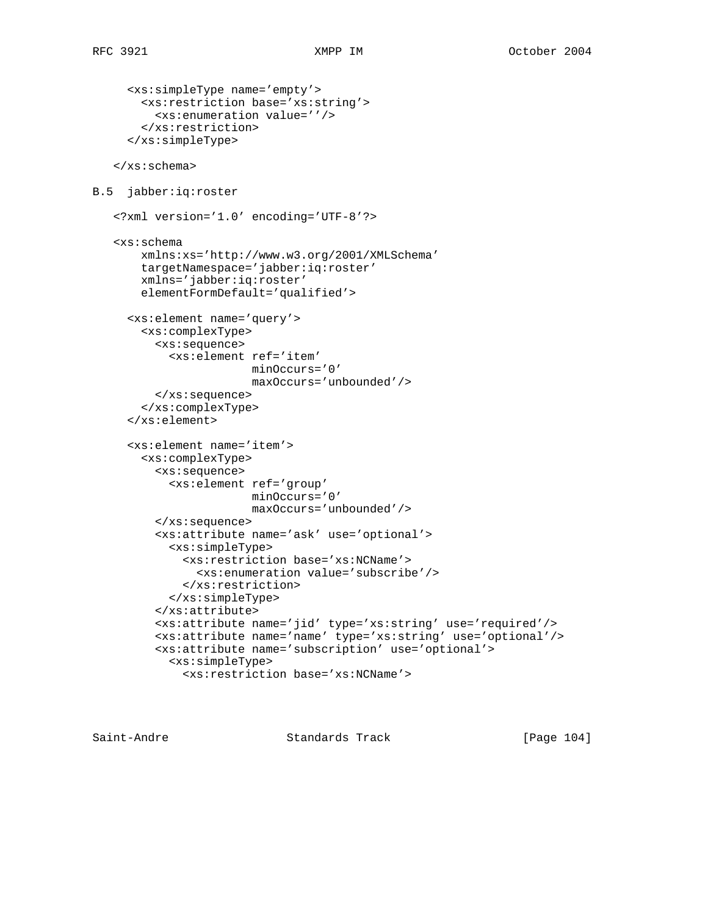```
  <xs:simpleType name='empty'>
    <xs:restriction base='xs:string'>
      <xs:enumeration value=''/>
    </xs:restriction>
  </xs:simpleType>

</xs:schema>
```

### B.5 jabber:iq:roster

```
<?xml version='1.0' encoding='UTF-8'?>

<xs:schema
    xmlns:xs='http://www.w3.org/2001/XMLSchema'
    targetNamespace='jabber:iq:roster'
    xmlns='jabber:iq:roster'
    elementFormDefault='qualified'>

  <xs:element name='query'>
    <xs:complexType>
      <xs:sequence>
        <xs:element ref='item'
                    minOccurs='0'
                    maxOccurs='unbounded'/>
      </xs:sequence>
    </xs:complexType>
  </xs:element>

  <xs:element name='item'>
    <xs:complexType>
      <xs:sequence>
        <xs:element ref='group'
                    minOccurs='0'
                    maxOccurs='unbounded'/>
      </xs:sequence>
      <xs:attribute name='ask' use='optional'>
        <xs:simpleType>
          <xs:restriction base='xs:NCName'>
            <xs:enumeration value='subscribe'/>
          </xs:restriction>
        </xs:simpleType>
      </xs:attribute>
      <xs:attribute name='jid' type='xs:string' use='required'/>
      <xs:attribute name='name' type='xs:string' use='optional'/>
      <xs:attribute name='subscription' use='optional'>
        <xs:simpleType>
          <xs:restriction base='xs:NCName'>
```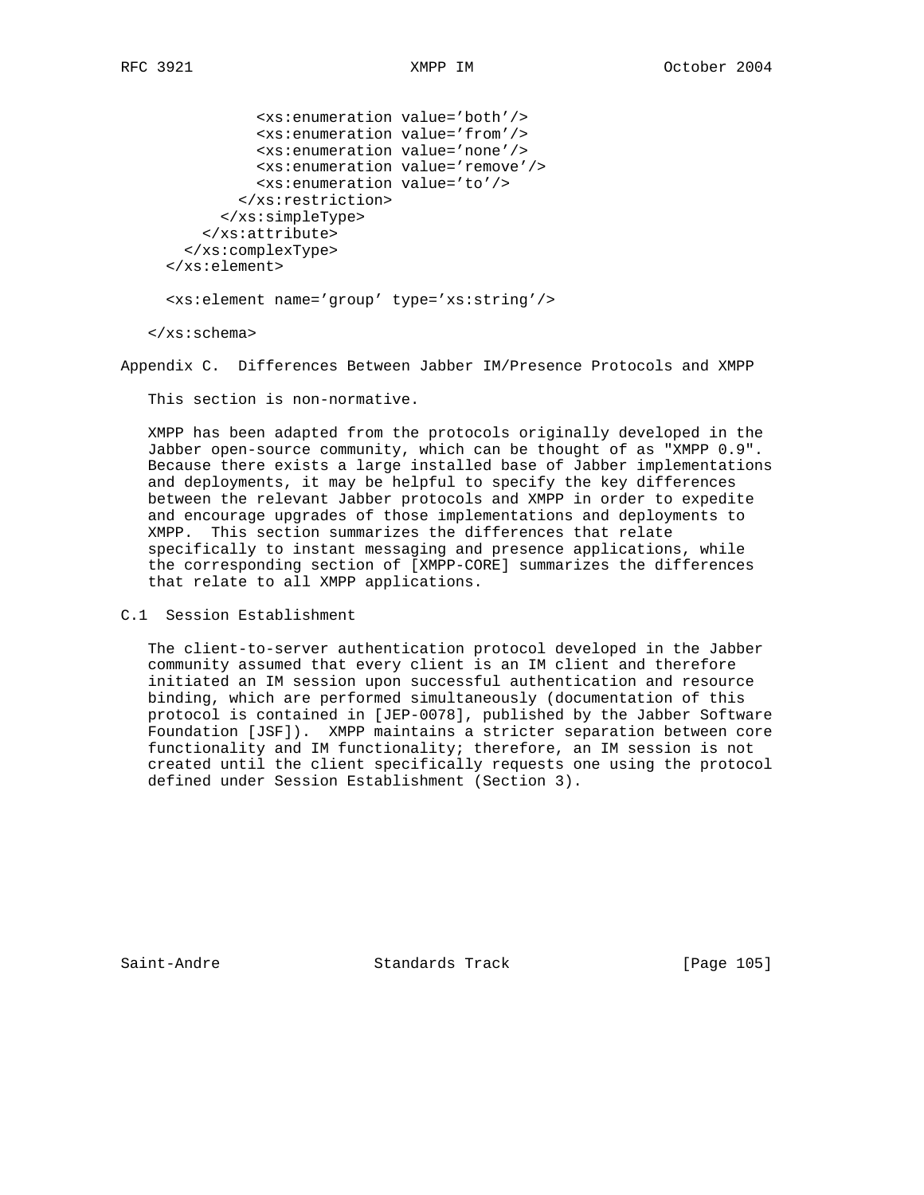```
              <xs:enumeration value='both'/>
              <xs:enumeration value='from'/>
              <xs:enumeration value='none'/>
              <xs:enumeration value='remove'/>
              <xs:enumeration value='to'/>
            </xs:restriction>
          </xs:simpleType>
        </xs:attribute>
      </xs:complexType>
    </xs:element>

    <xs:element name='group' type='xs:string'/>

  </xs:schema>
```

## Appendix C. Differences Between Jabber IM/Presence Protocols and XMPP

This section is non-normative.

XMPP has been adapted from the protocols originally developed in the Jabber open-source community, which can be thought of as "XMPP 0.9". Because there exists a large installed base of Jabber implementations and deployments, it may be helpful to specify the key differences between the relevant Jabber protocols and XMPP in order to expedite and encourage upgrades of those implementations and deployments to XMPP. This section summarizes the differences that relate specifically to instant messaging and presence applications, while the corresponding section of [XMPP-CORE] summarizes the differences that relate to all XMPP applications.

### C.1 Session Establishment

The client-to-server authentication protocol developed in the Jabber community assumed that every client is an IM client and therefore initiated an IM session upon successful authentication and resource binding, which are performed simultaneously (documentation of this protocol is contained in [JEP-0078], published by the Jabber Software Foundation [JSF]). XMPP maintains a stricter separation between core functionality and IM functionality; therefore, an IM session is not created until the client specifically requests one using the protocol defined under Session Establishment (Section 3).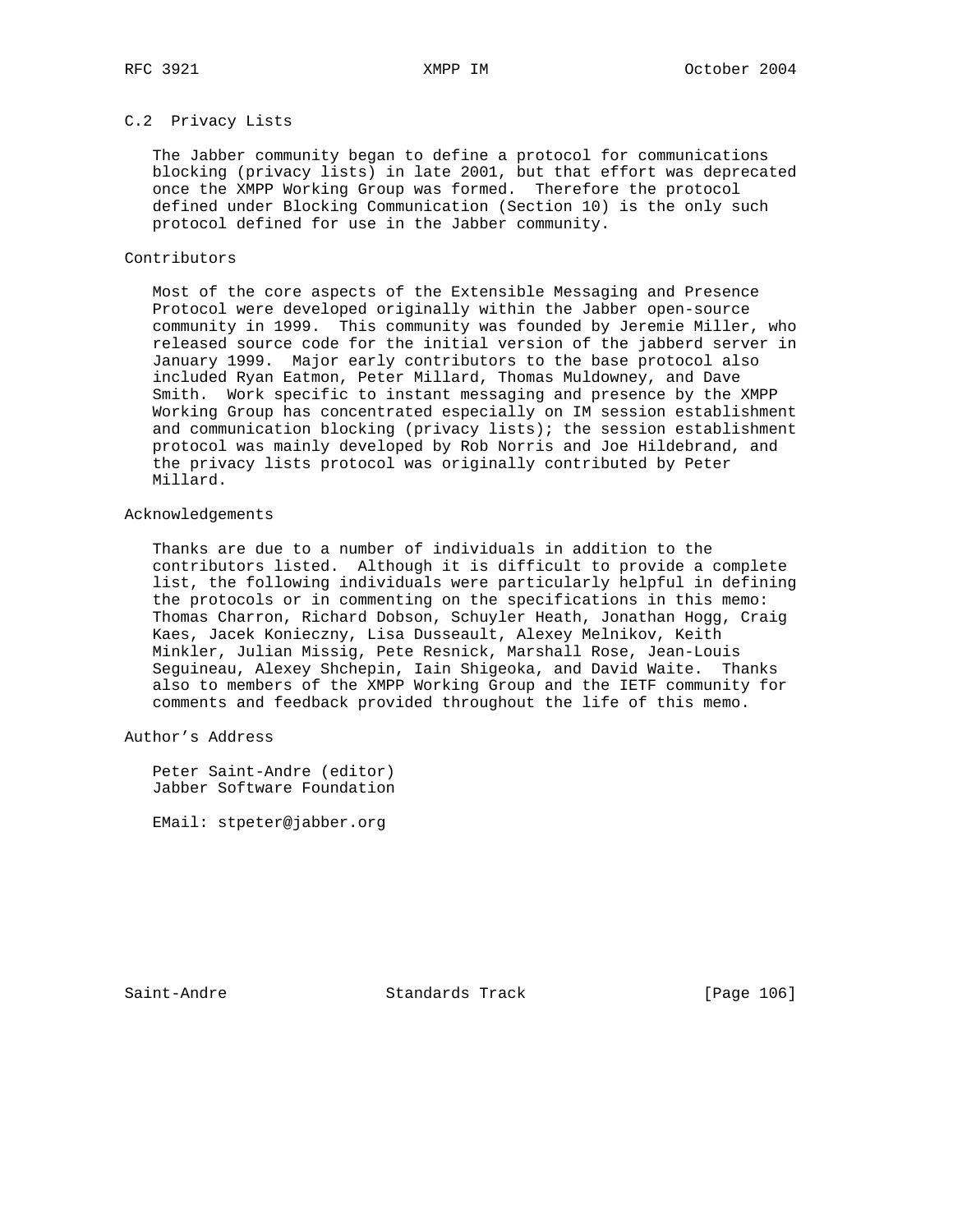### C.2 Privacy Lists

The Jabber community began to define a protocol for communications blocking (privacy lists) in late 2001, but that effort was deprecated once the XMPP Working Group was formed. Therefore the protocol defined under Blocking Communication (Section 10) is the only such protocol defined for use in the Jabber community.

## Contributors

Most of the core aspects of the Extensible Messaging and Presence Protocol were developed originally within the Jabber open-source community in 1999. This community was founded by Jeremie Miller, who released source code for the initial version of the jabberd server in January 1999. Major early contributors to the base protocol also included Ryan Eatmon, Peter Millard, Thomas Muldowney, and Dave Smith. Work specific to instant messaging and presence by the XMPP Working Group has concentrated especially on IM session establishment and communication blocking (privacy lists); the session establishment protocol was mainly developed by Rob Norris and Joe Hildebrand, and the privacy lists protocol was originally contributed by Peter Millard.

## Acknowledgements

Thanks are due to a number of individuals in addition to the contributors listed. Although it is difficult to provide a complete list, the following individuals were particularly helpful in defining the protocols or in commenting on the specifications in this memo: Thomas Charron, Richard Dobson, Schuyler Heath, Jonathan Hogg, Craig Kaes, Jacek Konieczny, Lisa Dusseault, Alexey Melnikov, Keith Minkler, Julian Missig, Pete Resnick, Marshall Rose, Jean-Louis Seguineau, Alexey Shchepin, Iain Shigeoka, and David Waite. Thanks also to members of the XMPP Working Group and the IETF community for comments and feedback provided throughout the life of this memo.

## Author's Address

Peter Saint-Andre (editor)
Jabber Software Foundation

EMail: stpeter@jabber.org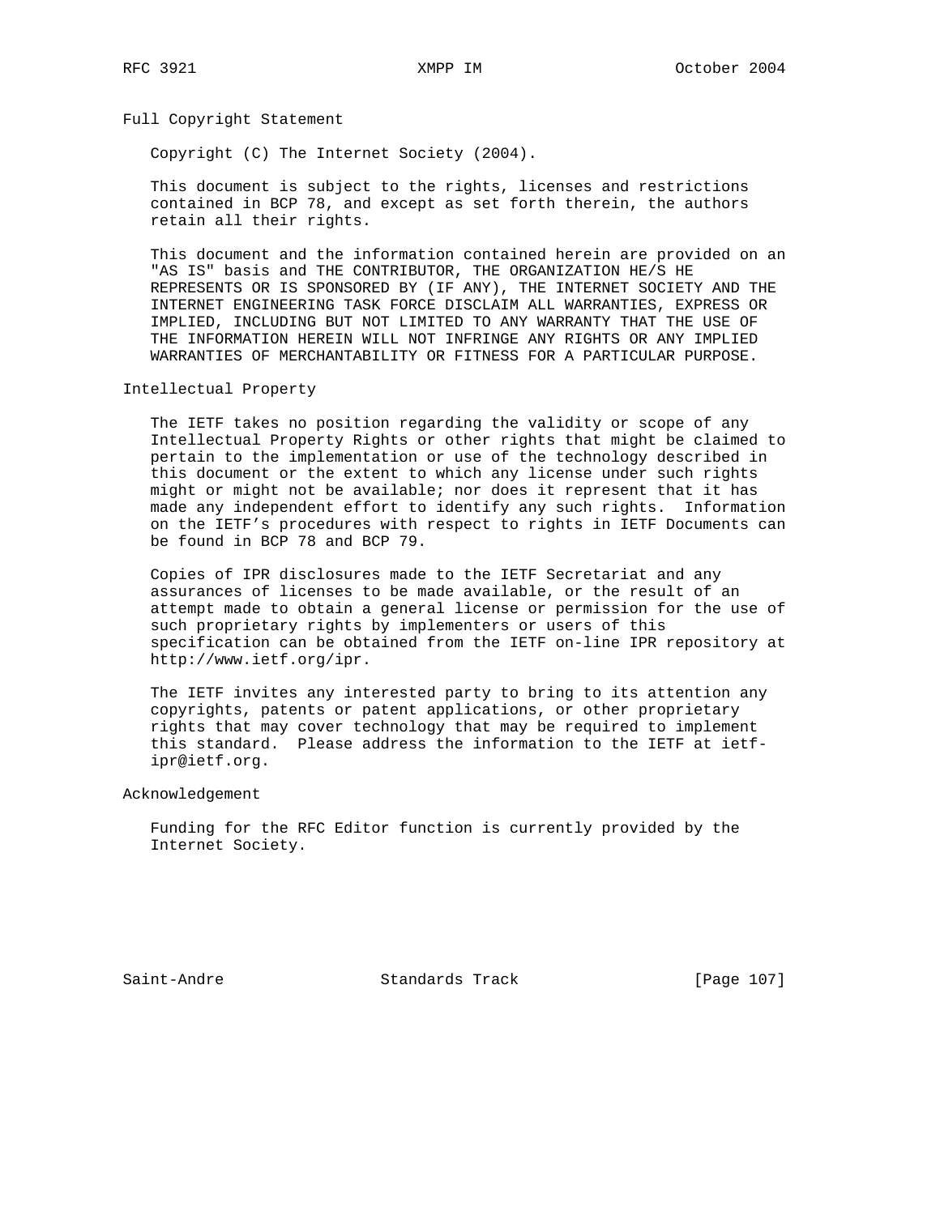## Full Copyright Statement

Copyright (C) The Internet Society (2004).

This document is subject to the rights, licenses and restrictions contained in BCP 78, and except as set forth therein, the authors retain all their rights.

This document and the information contained herein are provided on an "AS IS" basis and THE CONTRIBUTOR, THE ORGANIZATION HE/S HE REPRESENTS OR IS SPONSORED BY (IF ANY), THE INTERNET SOCIETY AND THE INTERNET ENGINEERING TASK FORCE DISCLAIM ALL WARRANTIES, EXPRESS OR IMPLIED, INCLUDING BUT NOT LIMITED TO ANY WARRANTY THAT THE USE OF THE INFORMATION HEREIN WILL NOT INFRINGE ANY RIGHTS OR ANY IMPLIED WARRANTIES OF MERCHANTABILITY OR FITNESS FOR A PARTICULAR PURPOSE.

## Intellectual Property

The IETF takes no position regarding the validity or scope of any Intellectual Property Rights or other rights that might be claimed to pertain to the implementation or use of the technology described in this document or the extent to which any license under such rights might or might not be available; nor does it represent that it has made any independent effort to identify any such rights. Information on the IETF's procedures with respect to rights in IETF Documents can be found in BCP 78 and BCP 79.

Copies of IPR disclosures made to the IETF Secretariat and any assurances of licenses to be made available, or the result of an attempt made to obtain a general license or permission for the use of such proprietary rights by implementers or users of this specification can be obtained from the IETF on-line IPR repository at http://www.ietf.org/ipr.

The IETF invites any interested party to bring to its attention any copyrights, patents or patent applications, or other proprietary rights that may cover technology that may be required to implement this standard. Please address the information to the IETF at ietf-ipr@ietf.org.

## Acknowledgement

Funding for the RFC Editor function is currently provided by the Internet Society.